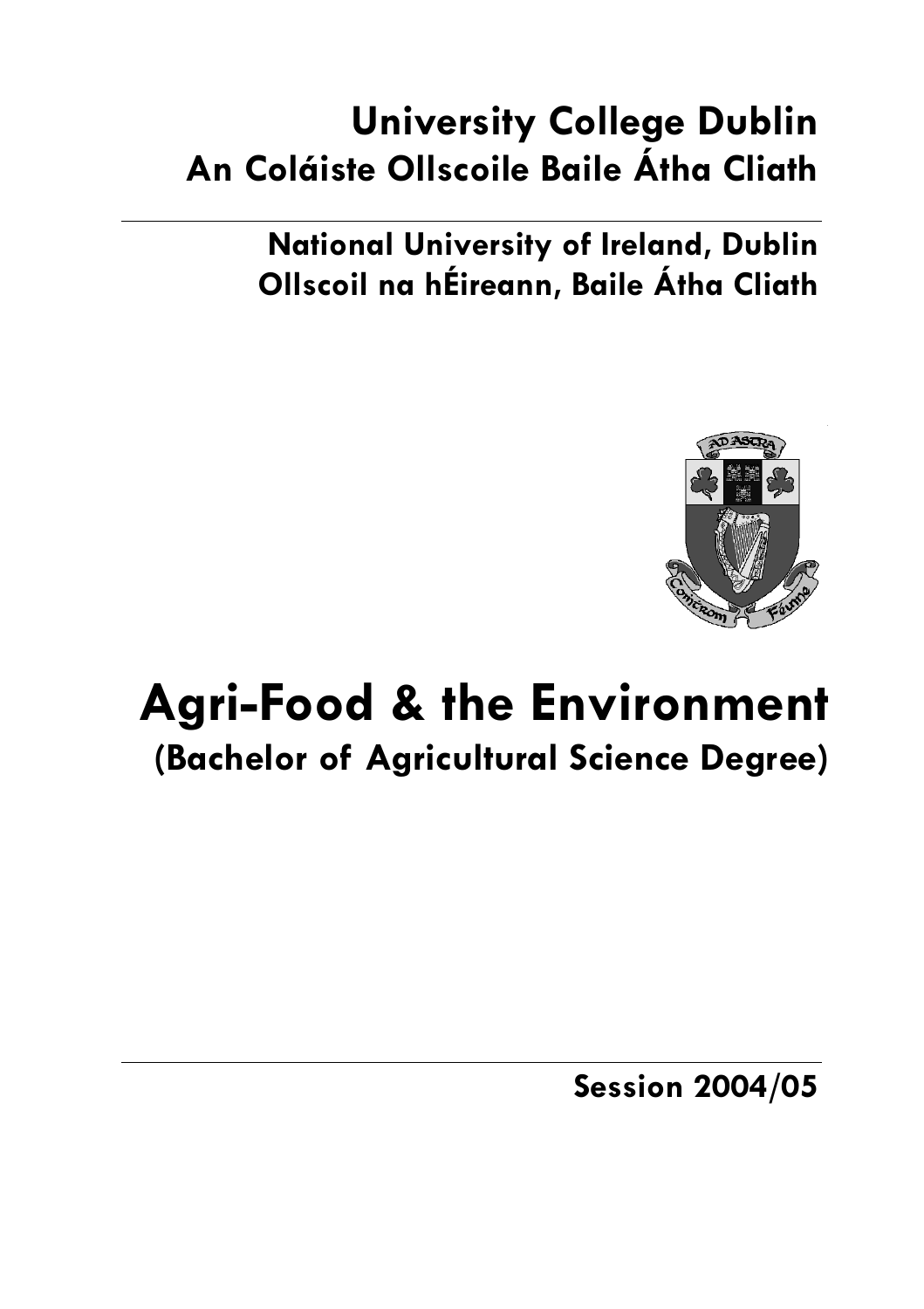# University College Dublin
## An Coláiste Ollscoile Baile Átha Cliath

**National University of Ireland, Dublin**
**Ollscoil na hÉireann, Baile Átha Cliath**

# Agri-Food & the Environment
## (Bachelor of Agricultural Science Degree)

**Session 2004/05**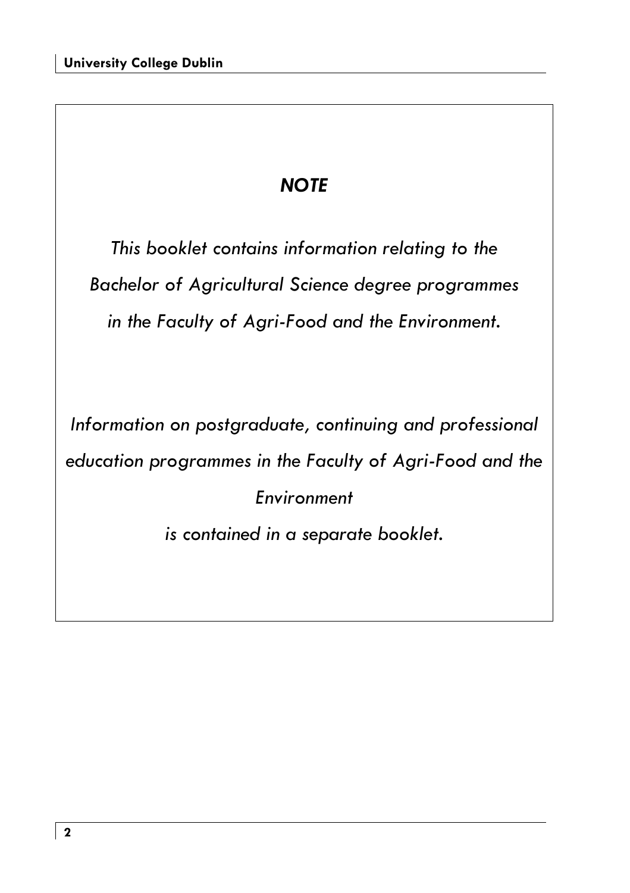## *NOTE*

*This booklet contains information relating to the Bachelor of Agricultural Science degree programmes in the Faculty of Agri-Food and the Environment.*

*Information on postgraduate, continuing and professional education programmes in the Faculty of Agri-Food and the Environment is contained in a separate booklet.*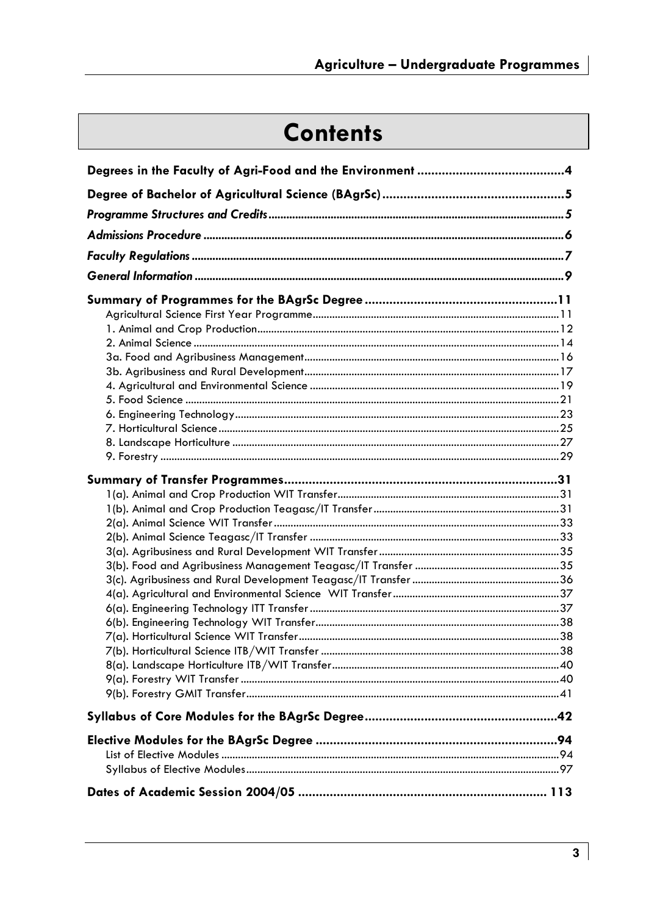# Contents

**Degrees in the Faculty of Agri-Food and the Environment ........................................4**

**Degree of Bachelor of Agricultural Science (BAgrSc)..................................................5**

***Programme Structures and Credits.........................................................................................5***

***Admissions Procedure.............................................................................................................6***

***Faculty Regulations...................................................................................................................7***

***General Information...................................................................................................................9***

**Summary of Programmes for the BAgrSc Degree.....................................................11**

Agricultural Science First Year Programme.......................................................................11
1. Animal and Crop Production...........................................................................................12
2. Animal Science.................................................................................................................14
3a. Food and Agribusiness Management...........................................................................16
3b. Agribusiness and Rural Development...........................................................................17
4. Agricultural and Environmental Science........................................................................19
5. Food Science.....................................................................................................................21
6. Engineering Technology...................................................................................................23
7. Horticultural Science........................................................................................................25
8. Landscape Horticulture....................................................................................................27
9. Forestry.............................................................................................................................29

**Summary of Transfer Programmes...........................................................................31**

1(a). Animal and Crop Production WIT Transfer...............................................................31
1(b). Animal and Crop Production Teagasc/IT Transfer....................................................31
2(a). Animal Science WIT Transfer......................................................................................33
2(b). Animal Science Teagasc/IT Transfer.........................................................................33
3(a). Agribusiness and Rural Development WIT Transfer..................................................35
3(b). Food and Agribusiness Management Teagasc/IT Transfer.......................................35
3(c). Agribusiness and Rural Development Teagasc/IT Transfer......................................36
4(a). Agricultural and Environmental Science WIT Transfer.............................................37
6(a). Engineering Technology ITT Transfer.........................................................................37
6(b). Engineering Technology WIT Transfer.......................................................................38
7(a). Horticultural Science WIT Transfer.............................................................................38
7(b). Horticultural Science ITB/WIT Transfer.....................................................................38
8(a). Landscape Horticulture ITB/WIT Transfer.................................................................40
9(a). Forestry WIT Transfer.................................................................................................40
9(b). Forestry GMIT Transfer...............................................................................................41

**Syllabus of Core Modules for the BAgrSc Degree.....................................................42**

**Elective Modules for the BAgrSc Degree...................................................................94**

List of Elective Modules.......................................................................................................94
Syllabus of Elective Modules...............................................................................................97

**Dates of Academic Session 2004/05.......................................................................113**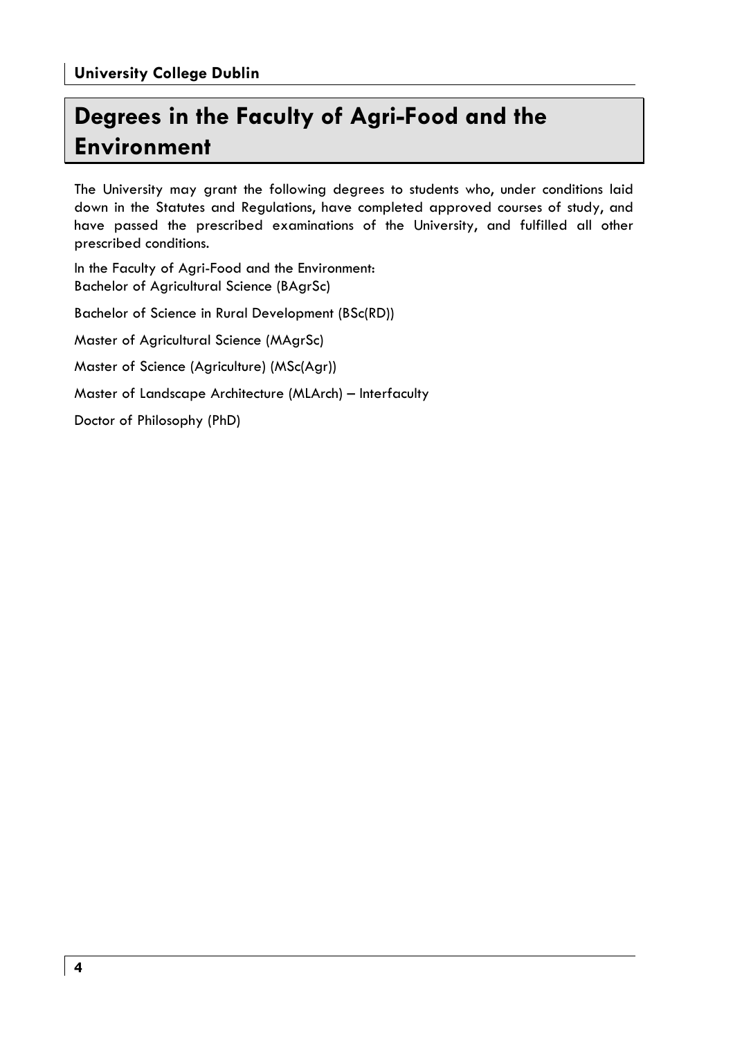# Degrees in the Faculty of Agri-Food and the Environment

The University may grant the following degrees to students who, under conditions laid down in the Statutes and Regulations, have completed approved courses of study, and have passed the prescribed examinations of the University, and fulfilled all other prescribed conditions.

In the Faculty of Agri-Food and the Environment:
Bachelor of Agricultural Science (BAgrSc)

Bachelor of Science in Rural Development (BSc(RD))

Master of Agricultural Science (MAgrSc)

Master of Science (Agriculture) (MSc(Agr))

Master of Landscape Architecture (MLArch) – Interfaculty

Doctor of Philosophy (PhD)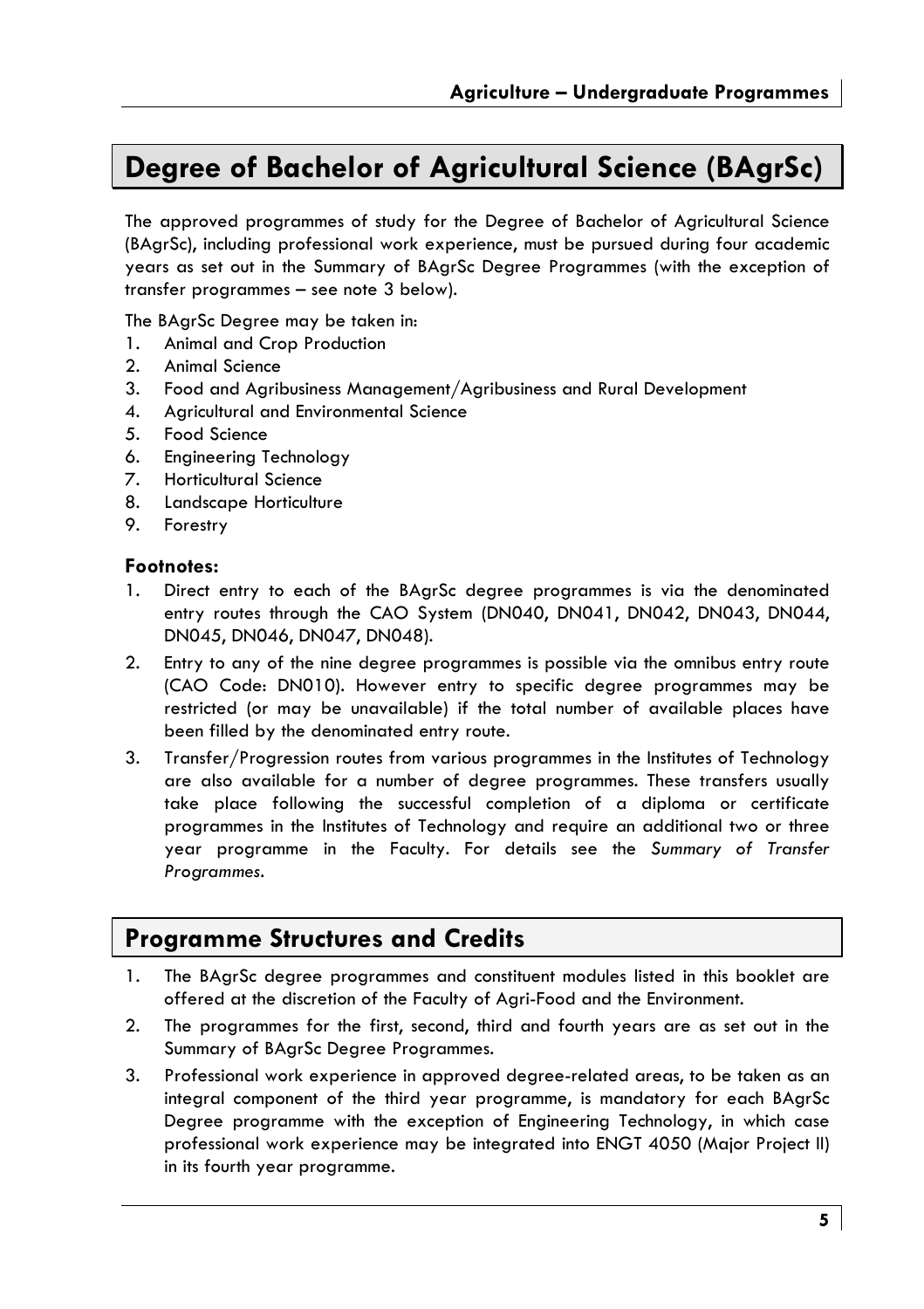# Degree of Bachelor of Agricultural Science (BAgrSc)

The approved programmes of study for the Degree of Bachelor of Agricultural Science (BAgrSc), including professional work experience, must be pursued during four academic years as set out in the Summary of BAgrSc Degree Programmes (with the exception of transfer programmes – see note 3 below).

The BAgrSc Degree may be taken in:

1. Animal and Crop Production
2. Animal Science
3. Food and Agribusiness Management/Agribusiness and Rural Development
4. Agricultural and Environmental Science
5. Food Science
6. Engineering Technology
7. Horticultural Science
8. Landscape Horticulture
9. Forestry

### Footnotes:

1. Direct entry to each of the BAgrSc degree programmes is via the denominated entry routes through the CAO System (DN040, DN041, DN042, DN043, DN044, DN045, DN046, DN047, DN048).
2. Entry to any of the nine degree programmes is possible via the omnibus entry route (CAO Code: DN010). However entry to specific degree programmes may be restricted (or may be unavailable) if the total number of available places have been filled by the denominated entry route.
3. Transfer/Progression routes from various programmes in the Institutes of Technology are also available for a number of degree programmes. These transfers usually take place following the successful completion of a diploma or certificate programmes in the Institutes of Technology and require an additional two or three year programme in the Faculty. For details see the *Summary of Transfer Programmes*.

## Programme Structures and Credits

1. The BAgrSc degree programmes and constituent modules listed in this booklet are offered at the discretion of the Faculty of Agri-Food and the Environment.
2. The programmes for the first, second, third and fourth years are as set out in the Summary of BAgrSc Degree Programmes.
3. Professional work experience in approved degree-related areas, to be taken as an integral component of the third year programme, is mandatory for each BAgrSc Degree programme with the exception of Engineering Technology, in which case professional work experience may be integrated into ENGT 4050 (Major Project II) in its fourth year programme.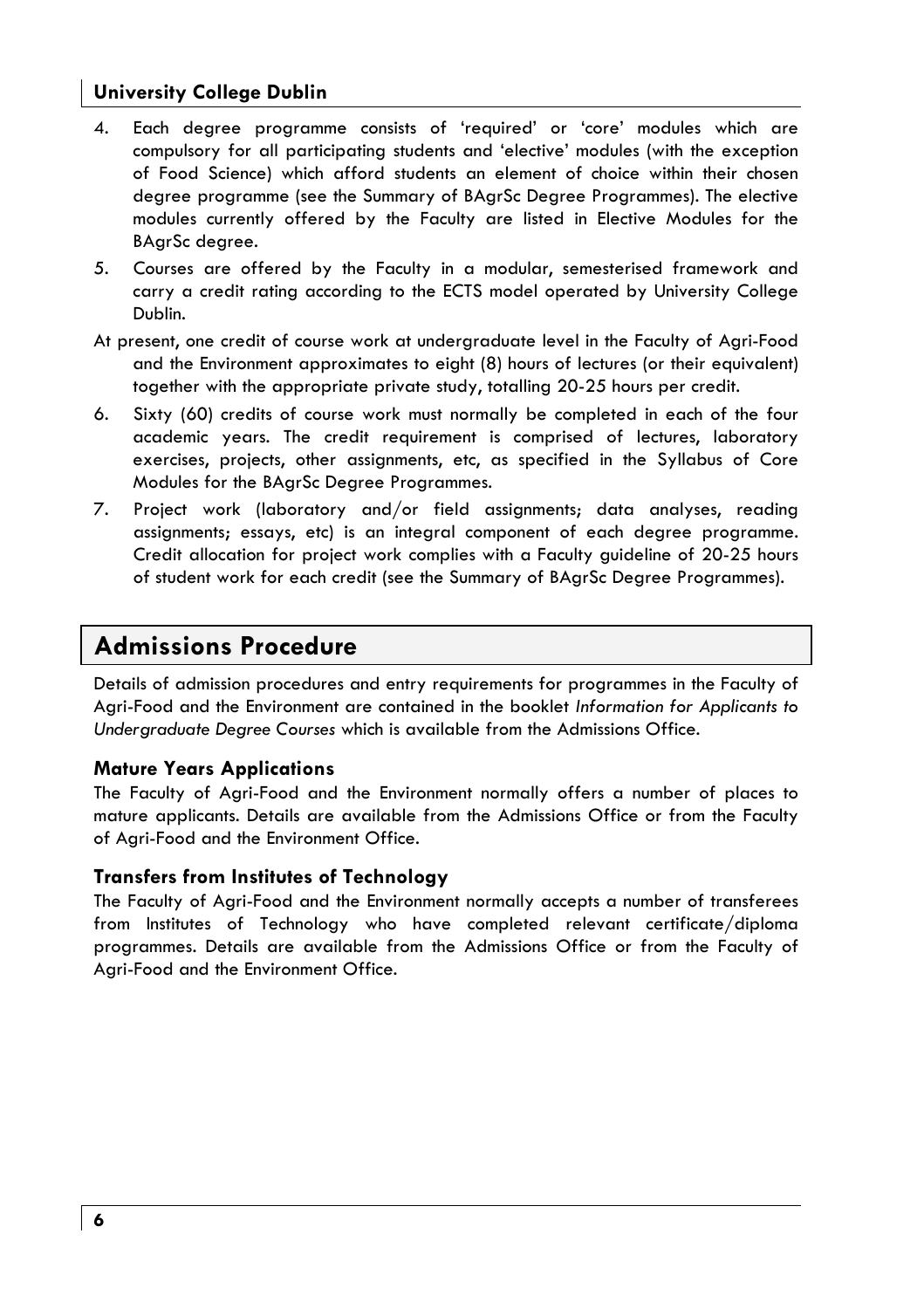4. Each degree programme consists of 'required' or 'core' modules which are compulsory for all participating students and 'elective' modules (with the exception of Food Science) which afford students an element of choice within their chosen degree programme (see the Summary of BAgrSc Degree Programmes). The elective modules currently offered by the Faculty are listed in Elective Modules for the BAgrSc degree.
5. Courses are offered by the Faculty in a modular, semesterised framework and carry a credit rating according to the ECTS model operated by University College Dublin.

At present, one credit of course work at undergraduate level in the Faculty of Agri-Food and the Environment approximates to eight (8) hours of lectures (or their equivalent) together with the appropriate private study, totalling 20-25 hours per credit.

6. Sixty (60) credits of course work must normally be completed in each of the four academic years. The credit requirement is comprised of lectures, laboratory exercises, projects, other assignments, etc, as specified in the Syllabus of Core Modules for the BAgrSc Degree Programmes.
7. Project work (laboratory and/or field assignments; data analyses, reading assignments; essays, etc) is an integral component of each degree programme. Credit allocation for project work complies with a Faculty guideline of 20-25 hours of student work for each credit (see the Summary of BAgrSc Degree Programmes).

## Admissions Procedure

Details of admission procedures and entry requirements for programmes in the Faculty of Agri-Food and the Environment are contained in the booklet *Information for Applicants to Undergraduate Degree Courses* which is available from the Admissions Office.

### Mature Years Applications

The Faculty of Agri-Food and the Environment normally offers a number of places to mature applicants. Details are available from the Admissions Office or from the Faculty of Agri-Food and the Environment Office.

### Transfers from Institutes of Technology

The Faculty of Agri-Food and the Environment normally accepts a number of transferees from Institutes of Technology who have completed relevant certificate/diploma programmes. Details are available from the Admissions Office or from the Faculty of Agri-Food and the Environment Office.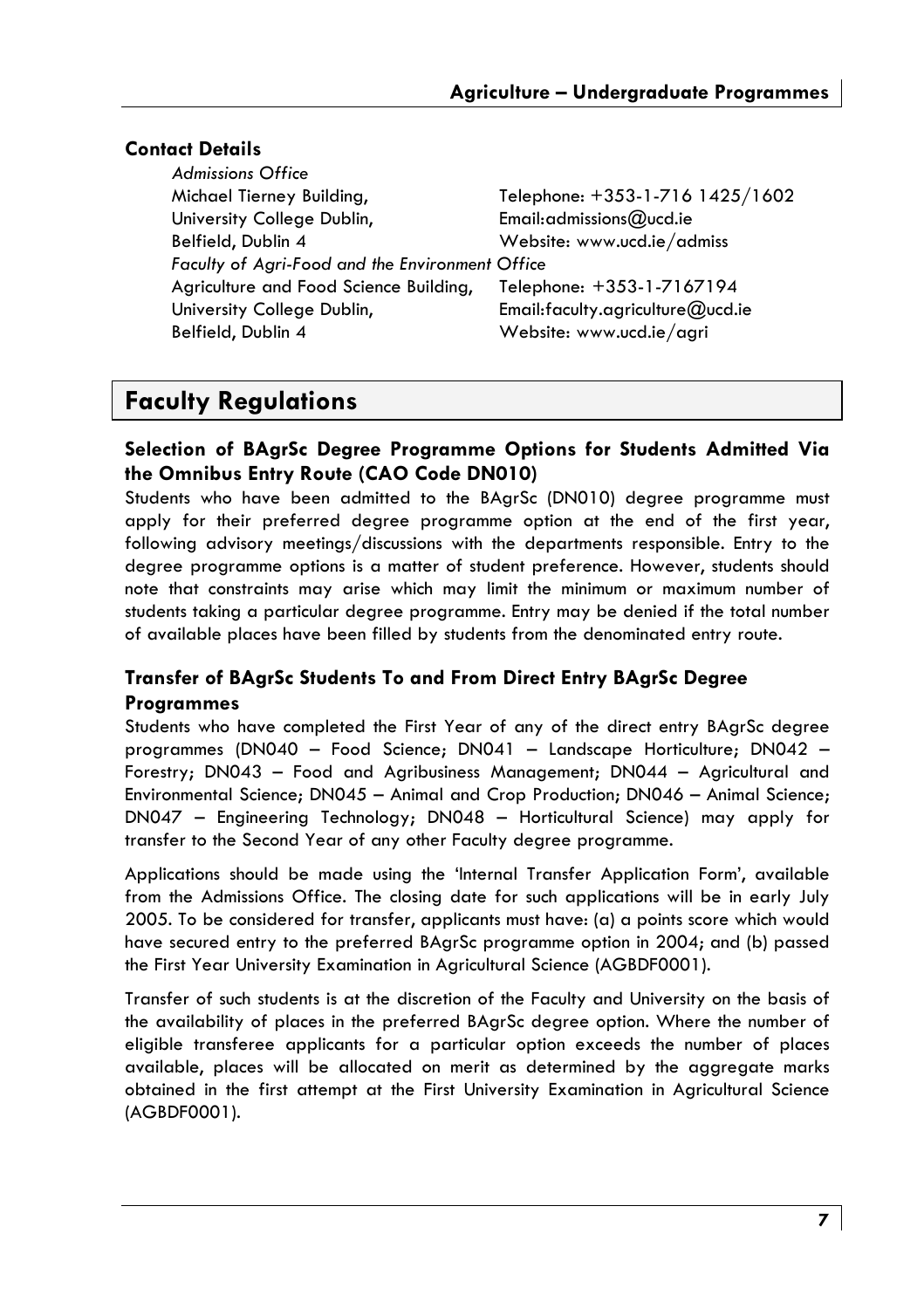## Contact Details

*Admissions Office*
Michael Tierney Building,
University College Dublin,
Belfield, Dublin 4
Telephone: +353-1-716 1425/1602
Email:admissions@ucd.ie
Website: www.ucd.ie/admiss

*Faculty of Agri-Food and the Environment Office*
Agriculture and Food Science Building,
University College Dublin,
Belfield, Dublin 4
Telephone: +353-1-7167194
Email:faculty.agriculture@ucd.ie
Website: www.ucd.ie/agri

# Faculty Regulations

### Selection of BAgrSc Degree Programme Options for Students Admitted Via the Omnibus Entry Route (CAO Code DN010)

Students who have been admitted to the BAgrSc (DN010) degree programme must apply for their preferred degree programme option at the end of the first year, following advisory meetings/discussions with the departments responsible. Entry to the degree programme options is a matter of student preference. However, students should note that constraints may arise which may limit the minimum or maximum number of students taking a particular degree programme. Entry may be denied if the total number of available places have been filled by students from the denominated entry route.

### Transfer of BAgrSc Students To and From Direct Entry BAgrSc Degree Programmes

Students who have completed the First Year of any of the direct entry BAgrSc degree programmes (DN040 – Food Science; DN041 – Landscape Horticulture; DN042 – Forestry; DN043 – Food and Agribusiness Management; DN044 – Agricultural and Environmental Science; DN045 – Animal and Crop Production; DN046 – Animal Science; DN047 – Engineering Technology; DN048 – Horticultural Science) may apply for transfer to the Second Year of any other Faculty degree programme.

Applications should be made using the 'Internal Transfer Application Form', available from the Admissions Office. The closing date for such applications will be in early July 2005. To be considered for transfer, applicants must have: (a) a points score which would have secured entry to the preferred BAgrSc programme option in 2004; and (b) passed the First Year University Examination in Agricultural Science (AGBDF0001).

Transfer of such students is at the discretion of the Faculty and University on the basis of the availability of places in the preferred BAgrSc degree option. Where the number of eligible transferee applicants for a particular option exceeds the number of places available, places will be allocated on merit as determined by the aggregate marks obtained in the first attempt at the First University Examination in Agricultural Science (AGBDF0001).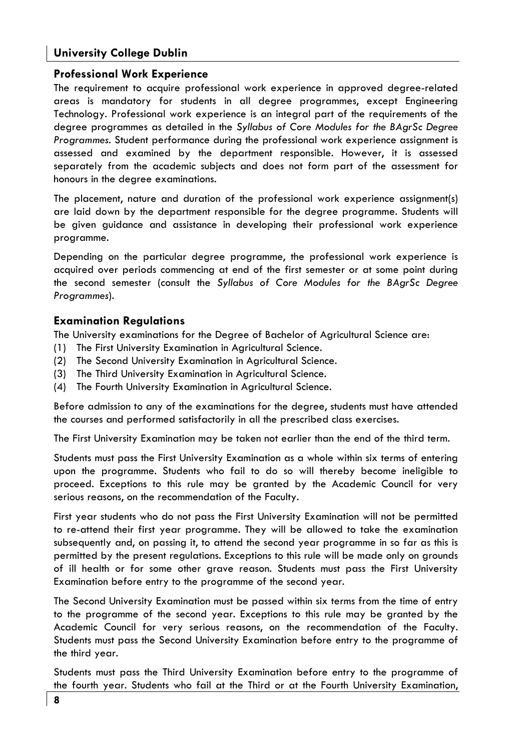## Professional Work Experience

The requirement to acquire professional work experience in approved degree-related areas is mandatory for students in all degree programmes, except Engineering Technology. Professional work experience is an integral part of the requirements of the degree programmes as detailed in the *Syllabus of Core Modules for the BAgrSc Degree Programmes*. Student performance during the professional work experience assignment is assessed and examined by the department responsible. However, it is assessed separately from the academic subjects and does not form part of the assessment for honours in the degree examinations.

The placement, nature and duration of the professional work experience assignment(s) are laid down by the department responsible for the degree programme. Students will be given guidance and assistance in developing their professional work experience programme.

Depending on the particular degree programme, the professional work experience is acquired over periods commencing at end of the first semester or at some point during the second semester (consult the *Syllabus of Core Modules for the BAgrSc Degree Programmes*).

## Examination Regulations

The University examinations for the Degree of Bachelor of Agricultural Science are:

(1) The First University Examination in Agricultural Science.
(2) The Second University Examination in Agricultural Science.
(3) The Third University Examination in Agricultural Science.
(4) The Fourth University Examination in Agricultural Science.

Before admission to any of the examinations for the degree, students must have attended the courses and performed satisfactorily in all the prescribed class exercises.

The First University Examination may be taken not earlier than the end of the third term.

Students must pass the First University Examination as a whole within six terms of entering upon the programme. Students who fail to do so will thereby become ineligible to proceed. Exceptions to this rule may be granted by the Academic Council for very serious reasons, on the recommendation of the Faculty.

First year students who do not pass the First University Examination will not be permitted to re-attend their first year programme. They will be allowed to take the examination subsequently and, on passing it, to attend the second year programme in so far as this is permitted by the present regulations. Exceptions to this rule will be made only on grounds of ill health or for some other grave reason. Students must pass the First University Examination before entry to the programme of the second year.

The Second University Examination must be passed within six terms from the time of entry to the programme of the second year. Exceptions to this rule may be granted by the Academic Council for very serious reasons, on the recommendation of the Faculty. Students must pass the Second University Examination before entry to the programme of the third year.

Students must pass the Third University Examination before entry to the programme of the fourth year. Students who fail at the Third or at the Fourth University Examination,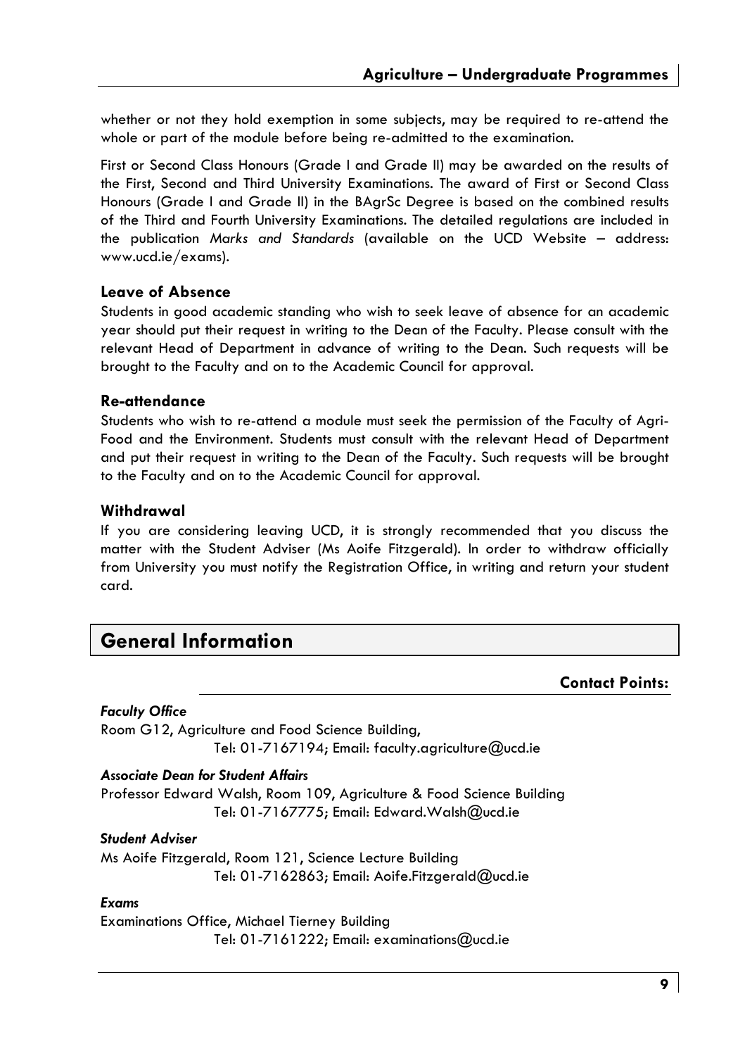whether or not they hold exemption in some subjects, may be required to re-attend the whole or part of the module before being re-admitted to the examination.

First or Second Class Honours (Grade I and Grade II) may be awarded on the results of the First, Second and Third University Examinations. The award of First or Second Class Honours (Grade I and Grade II) in the BAgrSc Degree is based on the combined results of the Third and Fourth University Examinations. The detailed regulations are included in the publication *Marks and Standards* (available on the UCD Website – address: www.ucd.ie/exams).

### Leave of Absence

Students in good academic standing who wish to seek leave of absence for an academic year should put their request in writing to the Dean of the Faculty. Please consult with the relevant Head of Department in advance of writing to the Dean. Such requests will be brought to the Faculty and on to the Academic Council for approval.

### Re-attendance

Students who wish to re-attend a module must seek the permission of the Faculty of Agri-Food and the Environment. Students must consult with the relevant Head of Department and put their request in writing to the Dean of the Faculty. Such requests will be brought to the Faculty and on to the Academic Council for approval.

### Withdrawal

If you are considering leaving UCD, it is strongly recommended that you discuss the matter with the Student Adviser (Ms Aoife Fitzgerald). In order to withdraw officially from University you must notify the Registration Office, in writing and return your student card.

## General Information

### Contact Points:

***Faculty Office***

Room G12, Agriculture and Food Science Building,
Tel: 01-7167194; Email: faculty.agriculture@ucd.ie

***Associate Dean for Student Affairs***

Professor Edward Walsh, Room 109, Agriculture & Food Science Building
Tel: 01-7167775; Email: Edward.Walsh@ucd.ie

***Student Adviser***

Ms Aoife Fitzgerald, Room 121, Science Lecture Building
Tel: 01-7162863; Email: Aoife.Fitzgerald@ucd.ie

***Exams***

Examinations Office, Michael Tierney Building
Tel: 01-7161222; Email: examinations@ucd.ie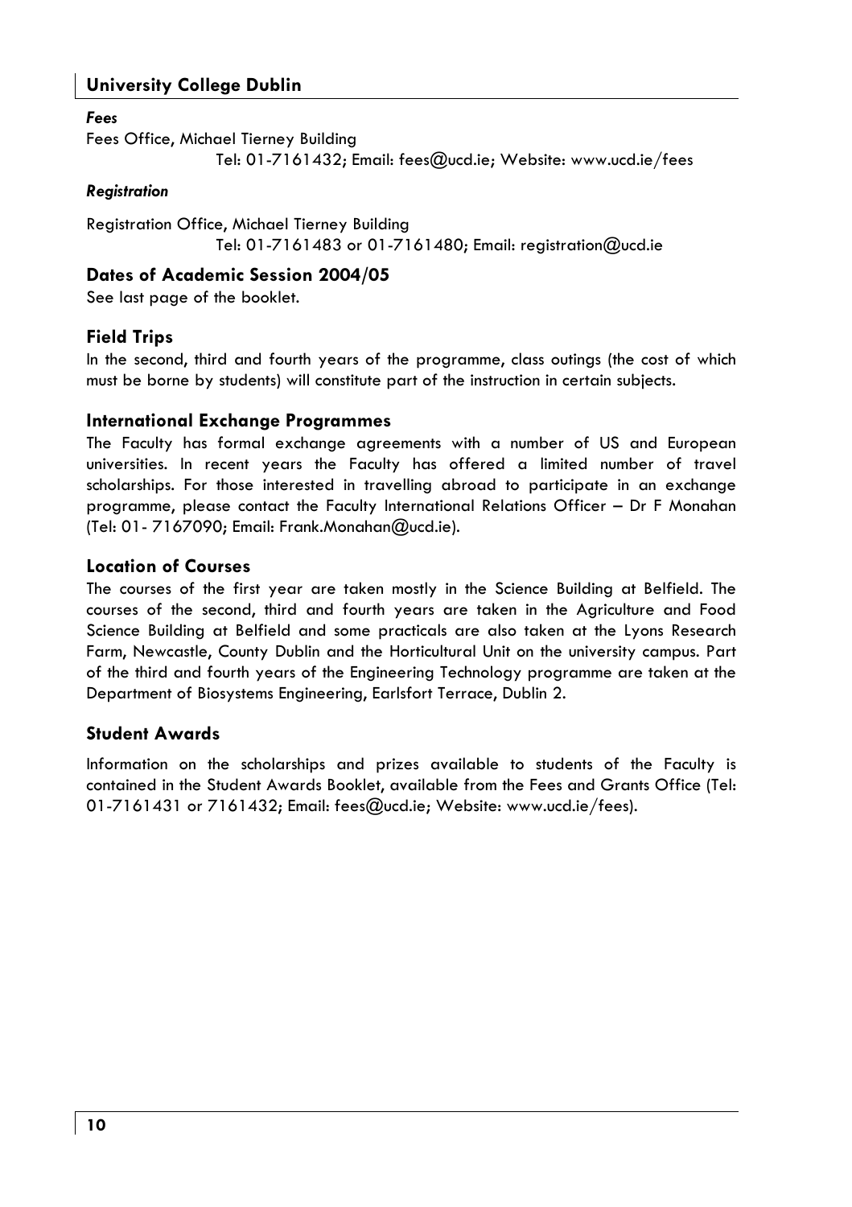*Fees*

Fees Office, Michael Tierney Building
Tel: 01-7161432; Email: fees@ucd.ie; Website: www.ucd.ie/fees

*Registration*

Registration Office, Michael Tierney Building
Tel: 01-7161483 or 01-7161480; Email: registration@ucd.ie

## Dates of Academic Session 2004/05

See last page of the booklet.

## Field Trips

In the second, third and fourth years of the programme, class outings (the cost of which must be borne by students) will constitute part of the instruction in certain subjects.

## International Exchange Programmes

The Faculty has formal exchange agreements with a number of US and European universities. In recent years the Faculty has offered a limited number of travel scholarships. For those interested in travelling abroad to participate in an exchange programme, please contact the Faculty International Relations Officer – Dr F Monahan (Tel: 01- 7167090; Email: Frank.Monahan@ucd.ie).

## Location of Courses

The courses of the first year are taken mostly in the Science Building at Belfield. The courses of the second, third and fourth years are taken in the Agriculture and Food Science Building at Belfield and some practicals are also taken at the Lyons Research Farm, Newcastle, County Dublin and the Horticultural Unit on the university campus. Part of the third and fourth years of the Engineering Technology programme are taken at the Department of Biosystems Engineering, Earlsfort Terrace, Dublin 2.

## Student Awards

Information on the scholarships and prizes available to students of the Faculty is contained in the Student Awards Booklet, available from the Fees and Grants Office (Tel: 01-7161431 or 7161432; Email: fees@ucd.ie; Website: www.ucd.ie/fees).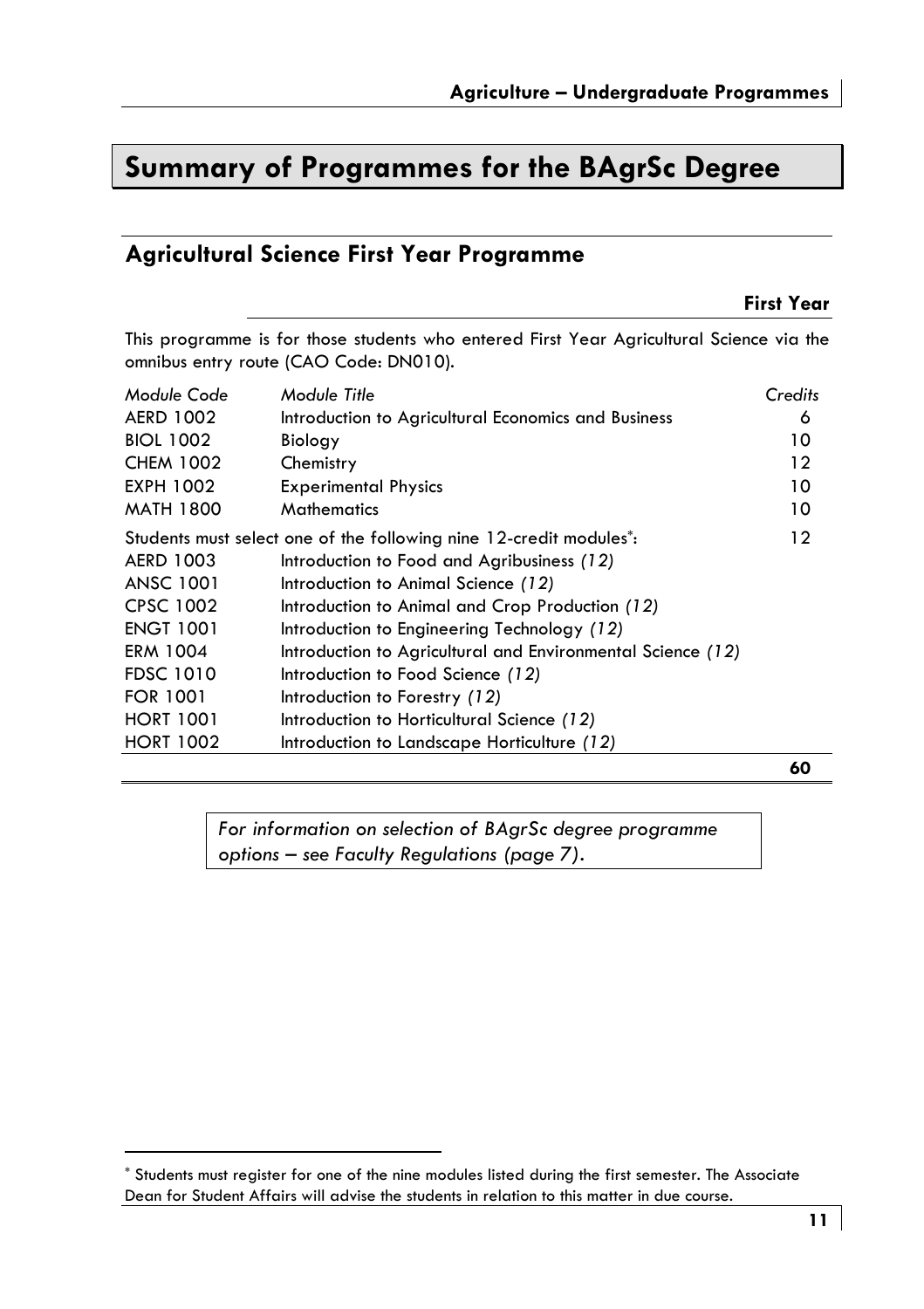# Summary of Programmes for the BAgrSc Degree

## Agricultural Science First Year Programme

### First Year

This programme is for those students who entered First Year Agricultural Science via the omnibus entry route (CAO Code: DN010).

| *Module Code* | *Module Title* | *Credits* |
|---|---|---|
| AERD 1002 | Introduction to Agricultural Economics and Business | 6 |
| BIOL 1002 | Biology | 10 |
| CHEM 1002 | Chemistry | 12 |
| EXPH 1002 | Experimental Physics | 10 |
| MATH 1800 | Mathematics | 10 |
| Students must select one of the following nine 12-credit modules[*]: | | 12 |
| AERD 1003 | Introduction to Food and Agribusiness *(12)* | |
| ANSC 1001 | Introduction to Animal Science *(12)* | |
| CPSC 1002 | Introduction to Animal and Crop Production *(12)* | |
| ENGT 1001 | Introduction to Engineering Technology *(12)* | |
| ERM 1004 | Introduction to Agricultural and Environmental Science *(12)* | |
| FDSC 1010 | Introduction to Food Science *(12)* | |
| FOR 1001 | Introduction to Forestry *(12)* | |
| HORT 1001 | Introduction to Horticultural Science *(12)* | |
| HORT 1002 | Introduction to Landscape Horticulture *(12)* | |
| | | **60** |

*For information on selection of BAgrSc degree programme options – see Faculty Regulations (page 7).*

[*] Students must register for one of the nine modules listed during the first semester. The Associate Dean for Student Affairs will advise the students in relation to this matter in due course.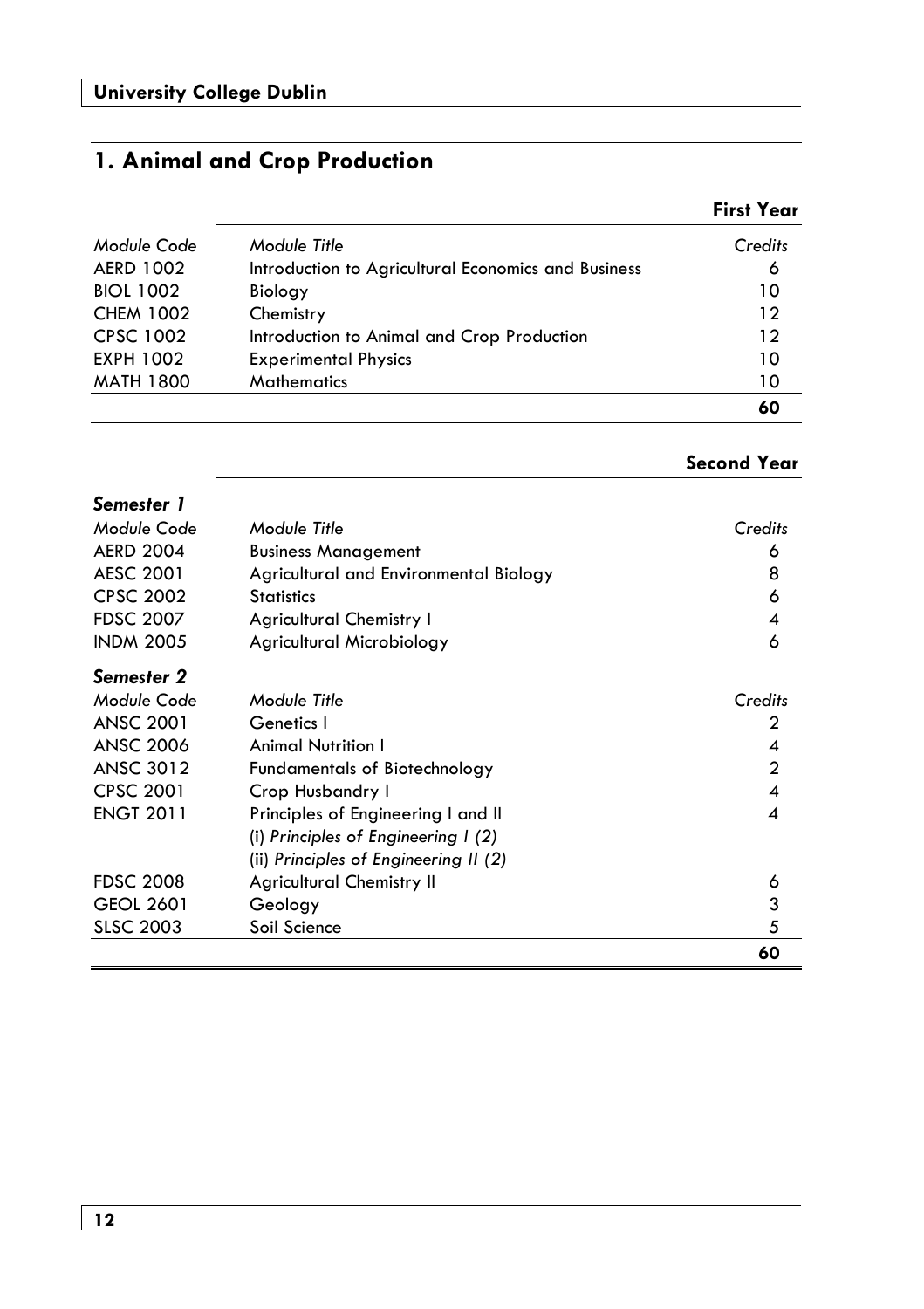## 1. Animal and Crop Production

### First Year

| *Module Code* | *Module Title* | *Credits* |
|---|---|---|
| AERD 1002 | Introduction to Agricultural Economics and Business | 6 |
| BIOL 1002 | Biology | 10 |
| CHEM 1002 | Chemistry | 12 |
| CPSC 1002 | Introduction to Animal and Crop Production | 12 |
| EXPH 1002 | Experimental Physics | 10 |
| MATH 1800 | Mathematics | 10 |
| | | **60** |

### Second Year

| ***Semester 1*** | | |
|---|---|---|
| *Module Code* | *Module Title* | *Credits* |
| AERD 2004 | Business Management | 6 |
| AESC 2001 | Agricultural and Environmental Biology | 8 |
| CPSC 2002 | Statistics | 6 |
| FDSC 2007 | Agricultural Chemistry I | 4 |
| INDM 2005 | Agricultural Microbiology | 6 |
| ***Semester 2*** | | |
| *Module Code* | *Module Title* | *Credits* |
| ANSC 2001 | Genetics I | 2 |
| ANSC 2006 | Animal Nutrition I | 4 |
| ANSC 3012 | Fundamentals of Biotechnology | 2 |
| CPSC 2001 | Crop Husbandry I | 4 |
| ENGT 2011 | Principles of Engineering I and II | 4 |
| | (i) *Principles of Engineering I (2)* | |
| | (ii) *Principles of Engineering II (2)* | |
| FDSC 2008 | Agricultural Chemistry II | 6 |
| GEOL 2601 | Geology | 3 |
| SLSC 2003 | Soil Science | 5 |
| | | **60** |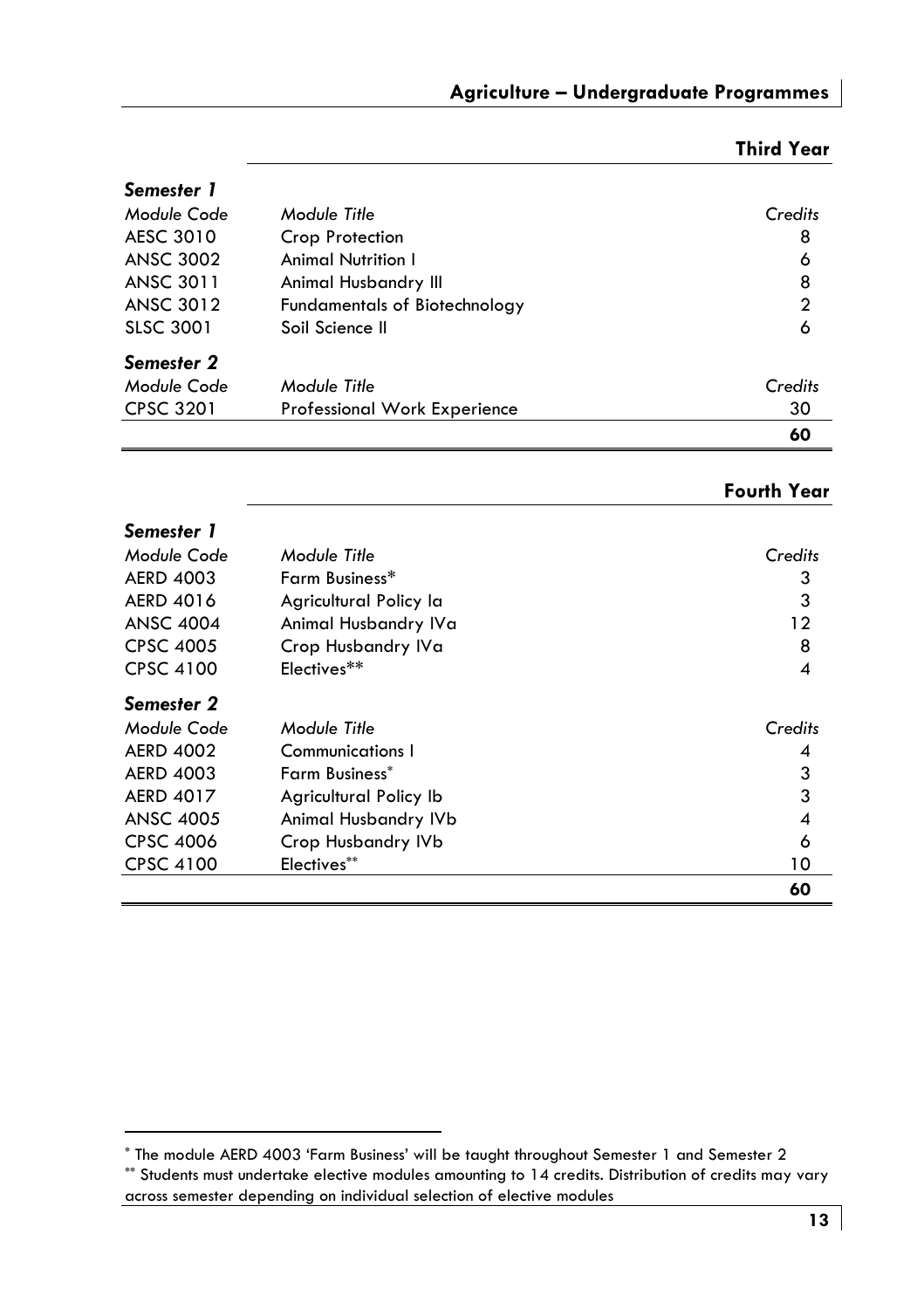## Third Year

### Semester 1

| Module Code | Module Title | Credits |
|---|---|---|
| AESC 3010 | Crop Protection | 8 |
| ANSC 3002 | Animal Nutrition I | 6 |
| ANSC 3011 | Animal Husbandry III | 8 |
| ANSC 3012 | Fundamentals of Biotechnology | 2 |
| SLSC 3001 | Soil Science II | 6 |

### Semester 2

| Module Code | Module Title | Credits |
|---|---|---|
| CPSC 3201 | Professional Work Experience | 30 |
| | | **60** |

## Fourth Year

### Semester 1

| Module Code | Module Title | Credits |
|---|---|---|
| AERD 4003 | Farm Business* | 3 |
| AERD 4016 | Agricultural Policy Ia | 3 |
| ANSC 4004 | Animal Husbandry IVa | 12 |
| CPSC 4005 | Crop Husbandry IVa | 8 |
| CPSC 4100 | Electives** | 4 |

### Semester 2

| Module Code | Module Title | Credits |
|---|---|---|
| AERD 4002 | Communications I | 4 |
| AERD 4003 | Farm Business* | 3 |
| AERD 4017 | Agricultural Policy Ib | 3 |
| ANSC 4005 | Animal Husbandry IVb | 4 |
| CPSC 4006 | Crop Husbandry IVb | 6 |
| CPSC 4100 | Electives** | 10 |
| | | **60** |

---

* The module AERD 4003 'Farm Business' will be taught throughout Semester 1 and Semester 2

** Students must undertake elective modules amounting to 14 credits. Distribution of credits may vary across semester depending on individual selection of elective modules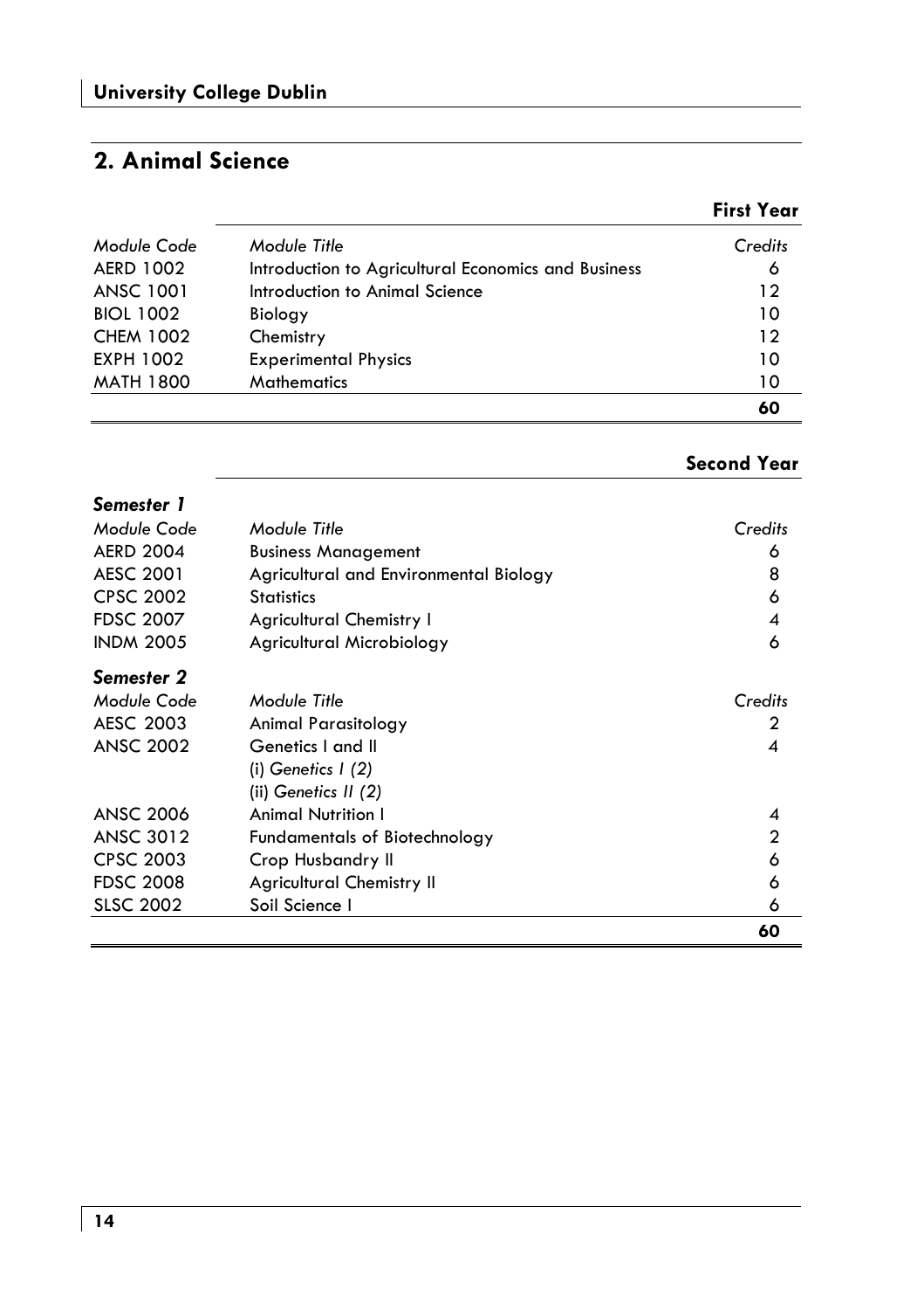## 2. Animal Science

### First Year

| Module Code | Module Title | Credits |
|---|---|---|
| AERD 1002 | Introduction to Agricultural Economics and Business | 6 |
| ANSC 1001 | Introduction to Animal Science | 12 |
| BIOL 1002 | Biology | 10 |
| CHEM 1002 | Chemistry | 12 |
| EXPH 1002 | Experimental Physics | 10 |
| MATH 1800 | Mathematics | 10 |
| | | **60** |

### Second Year

***Semester 1***

| Module Code | Module Title | Credits |
|---|---|---|
| AERD 2004 | Business Management | 6 |
| AESC 2001 | Agricultural and Environmental Biology | 8 |
| CPSC 2002 | Statistics | 6 |
| FDSC 2007 | Agricultural Chemistry I | 4 |
| INDM 2005 | Agricultural Microbiology | 6 |

***Semester 2***

| Module Code | Module Title | Credits |
|---|---|---|
| AESC 2003 | Animal Parasitology | 2 |
| ANSC 2002 | Genetics I and II<br>(i) *Genetics I (2)*<br>(ii) *Genetics II (2)* | 4 |
| ANSC 2006 | Animal Nutrition I | 4 |
| ANSC 3012 | Fundamentals of Biotechnology | 2 |
| CPSC 2003 | Crop Husbandry II | 6 |
| FDSC 2008 | Agricultural Chemistry II | 6 |
| SLSC 2002 | Soil Science I | 6 |
| | | **60** |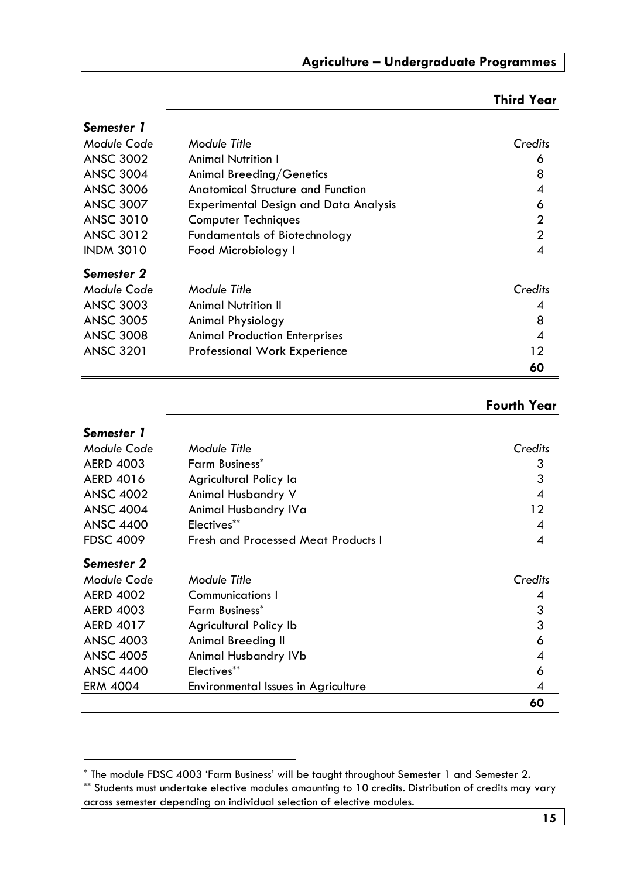## Third Year

| *Semester 1* | | |
|---|---|---|
| *Module Code* | *Module Title* | *Credits* |
| ANSC 3002 | Animal Nutrition I | 6 |
| ANSC 3004 | Animal Breeding/Genetics | 8 |
| ANSC 3006 | Anatomical Structure and Function | 4 |
| ANSC 3007 | Experimental Design and Data Analysis | 6 |
| ANSC 3010 | Computer Techniques | 2 |
| ANSC 3012 | Fundamentals of Biotechnology | 2 |
| INDM 3010 | Food Microbiology I | 4 |
| ***Semester 2*** | | |
| *Module Code* | *Module Title* | *Credits* |
| ANSC 3003 | Animal Nutrition II | 4 |
| ANSC 3005 | Animal Physiology | 8 |
| ANSC 3008 | Animal Production Enterprises | 4 |
| ANSC 3201 | Professional Work Experience | 12 |
| | | **60** |

## Fourth Year

| *Semester 1* | | |
|---|---|---|
| *Module Code* | *Module Title* | *Credits* |
| AERD 4003 | Farm Business* | 3 |
| AERD 4016 | Agricultural Policy Ia | 3 |
| ANSC 4002 | Animal Husbandry V | 4 |
| ANSC 4004 | Animal Husbandry IVa | 12 |
| ANSC 4400 | Electives** | 4 |
| FDSC 4009 | Fresh and Processed Meat Products I | 4 |
| ***Semester 2*** | | |
| *Module Code* | *Module Title* | *Credits* |
| AERD 4002 | Communications I | 4 |
| AERD 4003 | Farm Business* | 3 |
| AERD 4017 | Agricultural Policy Ib | 3 |
| ANSC 4003 | Animal Breeding II | 6 |
| ANSC 4005 | Animal Husbandry IVb | 4 |
| ANSC 4400 | Electives** | 6 |
| ERM 4004 | Environmental Issues in Agriculture | 4 |
| | | **60** |

* The module FDSC 4003 'Farm Business' will be taught throughout Semester 1 and Semester 2.

** Students must undertake elective modules amounting to 10 credits. Distribution of credits may vary across semester depending on individual selection of elective modules.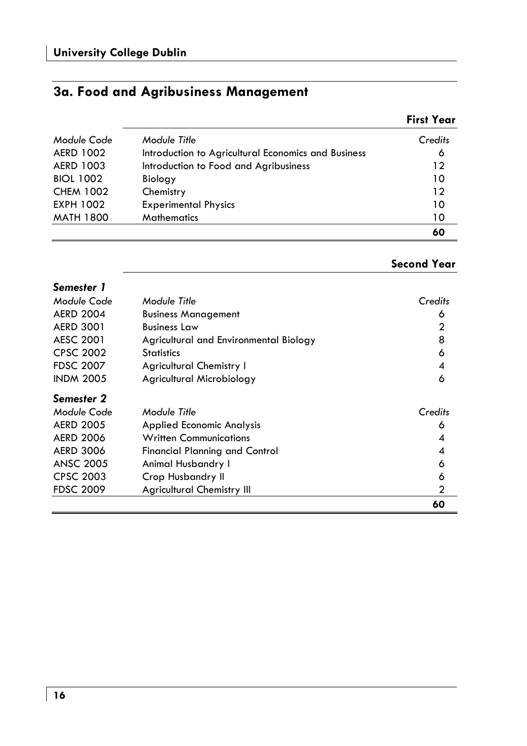## 3a. Food and Agribusiness Management

### First Year

| *Module Code* | *Module Title* | *Credits* |
|---|---|---|
| AERD 1002 | Introduction to Agricultural Economics and Business | 6 |
| AERD 1003 | Introduction to Food and Agribusiness | 12 |
| BIOL 1002 | Biology | 10 |
| CHEM 1002 | Chemistry | 12 |
| EXPH 1002 | Experimental Physics | 10 |
| MATH 1800 | Mathematics | 10 |
| | | **60** |

### Second Year

***Semester 1***

| *Module Code* | *Module Title* | *Credits* |
|---|---|---|
| AERD 2004 | Business Management | 6 |
| AERD 3001 | Business Law | 2 |
| AESC 2001 | Agricultural and Environmental Biology | 8 |
| CPSC 2002 | Statistics | 6 |
| FDSC 2007 | Agricultural Chemistry I | 4 |
| INDM 2005 | Agricultural Microbiology | 6 |

***Semester 2***

| *Module Code* | *Module Title* | *Credits* |
|---|---|---|
| AERD 2005 | Applied Economic Analysis | 6 |
| AERD 2006 | Written Communications | 4 |
| AERD 3006 | Financial Planning and Control | 4 |
| ANSC 2005 | Animal Husbandry I | 6 |
| CPSC 2003 | Crop Husbandry II | 6 |
| FDSC 2009 | Agricultural Chemistry III | 2 |
| | | **60** |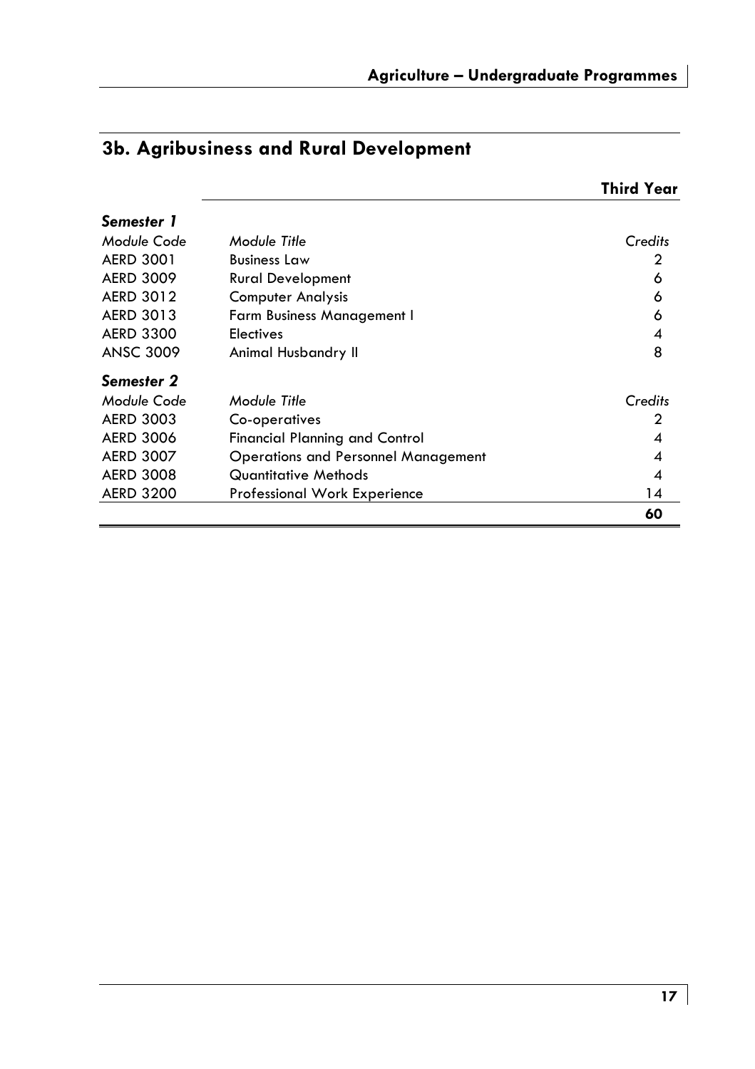## 3b. Agribusiness and Rural Development

**Third Year**

***Semester 1***

| *Module Code* | *Module Title* | *Credits* |
|---|---|---|
| AERD 3001 | Business Law | 2 |
| AERD 3009 | Rural Development | 6 |
| AERD 3012 | Computer Analysis | 6 |
| AERD 3013 | Farm Business Management I | 6 |
| AERD 3300 | Electives | 4 |
| ANSC 3009 | Animal Husbandry II | 8 |

***Semester 2***

| *Module Code* | *Module Title* | *Credits* |
|---|---|---|
| AERD 3003 | Co-operatives | 2 |
| AERD 3006 | Financial Planning and Control | 4 |
| AERD 3007 | Operations and Personnel Management | 4 |
| AERD 3008 | Quantitative Methods | 4 |
| AERD 3200 | Professional Work Experience | 14 |
| | | **60** |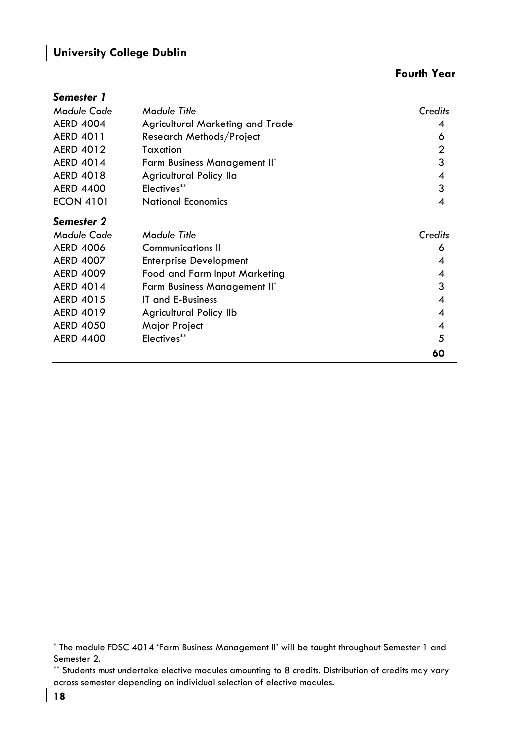## Fourth Year

### Semester 1

| Module Code | Module Title | Credits |
|---|---|---|
| AERD 4004 | Agricultural Marketing and Trade | 4 |
| AERD 4011 | Research Methods/Project | 6 |
| AERD 4012 | Taxation | 2 |
| AERD 4014 | Farm Business Management II* | 3 |
| AERD 4018 | Agricultural Policy IIa | 4 |
| AERD 4400 | Electives** | 3 |
| ECON 4101 | National Economics | 4 |

### Semester 2

| Module Code | Module Title | Credits |
|---|---|---|
| AERD 4006 | Communications II | 6 |
| AERD 4007 | Enterprise Development | 4 |
| AERD 4009 | Food and Farm Input Marketing | 4 |
| AERD 4014 | Farm Business Management II* | 3 |
| AERD 4015 | IT and E-Business | 4 |
| AERD 4019 | Agricultural Policy IIb | 4 |
| AERD 4050 | Major Project | 4 |
| AERD 4400 | Electives** | 5 |
| | | **60** |

---

* The module FDSC 4014 'Farm Business Management II' will be taught throughout Semester 1 and Semester 2.

** Students must undertake elective modules amounting to 8 credits. Distribution of credits may vary across semester depending on individual selection of elective modules.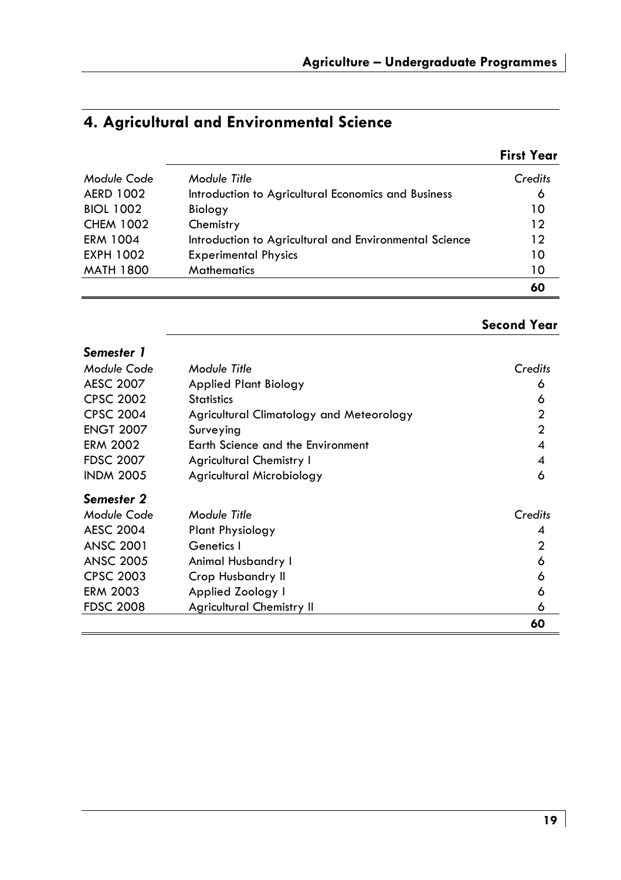## 4. Agricultural and Environmental Science

### First Year

| Module Code | Module Title | Credits |
|---|---|---|
| AERD 1002 | Introduction to Agricultural Economics and Business | 6 |
| BIOL 1002 | Biology | 10 |
| CHEM 1002 | Chemistry | 12 |
| ERM 1004 | Introduction to Agricultural and Environmental Science | 12 |
| EXPH 1002 | Experimental Physics | 10 |
| MATH 1800 | Mathematics | 10 |
| | | **60** |

### Second Year

***Semester 1***

| Module Code | Module Title | Credits |
|---|---|---|
| AESC 2007 | Applied Plant Biology | 6 |
| CPSC 2002 | Statistics | 6 |
| CPSC 2004 | Agricultural Climatology and Meteorology | 2 |
| ENGT 2007 | Surveying | 2 |
| ERM 2002 | Earth Science and the Environment | 4 |
| FDSC 2007 | Agricultural Chemistry I | 4 |
| INDM 2005 | Agricultural Microbiology | 6 |

***Semester 2***

| Module Code | Module Title | Credits |
|---|---|---|
| AESC 2004 | Plant Physiology | 4 |
| ANSC 2001 | Genetics I | 2 |
| ANSC 2005 | Animal Husbandry I | 6 |
| CPSC 2003 | Crop Husbandry II | 6 |
| ERM 2003 | Applied Zoology I | 6 |
| FDSC 2008 | Agricultural Chemistry II | 6 |
| | | **60** |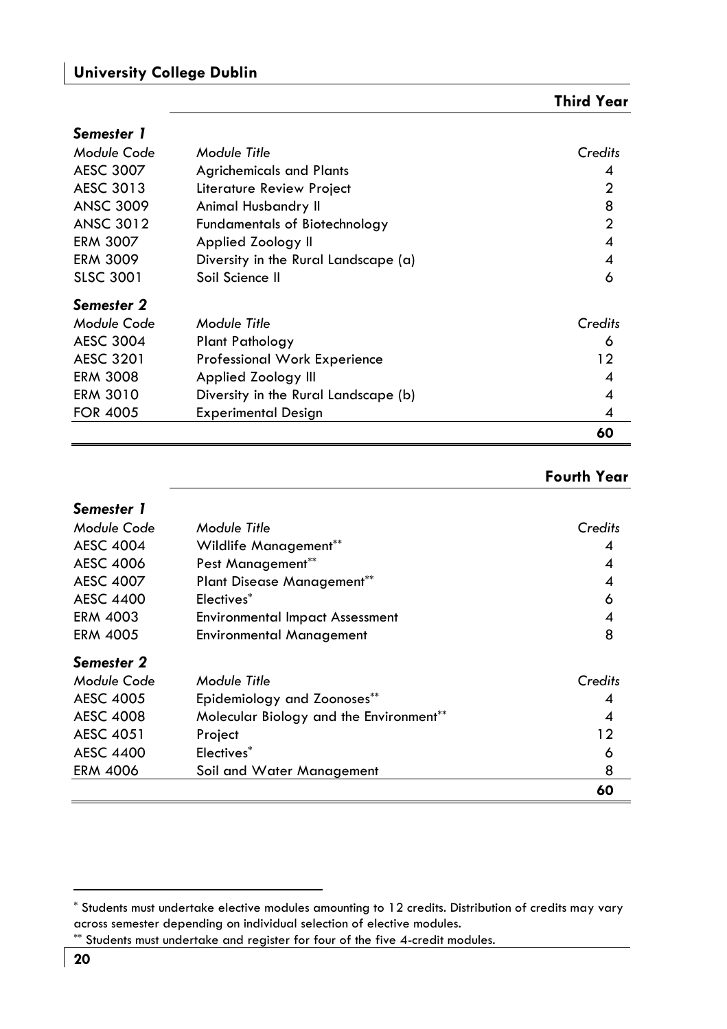## Third Year

### Semester 1

| Module Code | Module Title | Credits |
|---|---|---|
| AESC 3007 | Agrichemicals and Plants | 4 |
| AESC 3013 | Literature Review Project | 2 |
| ANSC 3009 | Animal Husbandry II | 8 |
| ANSC 3012 | Fundamentals of Biotechnology | 2 |
| ERM 3007 | Applied Zoology II | 4 |
| ERM 3009 | Diversity in the Rural Landscape (a) | 4 |
| SLSC 3001 | Soil Science II | 6 |

### Semester 2

| Module Code | Module Title | Credits |
|---|---|---|
| AESC 3004 | Plant Pathology | 6 |
| AESC 3201 | Professional Work Experience | 12 |
| ERM 3008 | Applied Zoology III | 4 |
| ERM 3010 | Diversity in the Rural Landscape (b) | 4 |
| FOR 4005 | Experimental Design | 4 |
| | | **60** |

## Fourth Year

### Semester 1

| Module Code | Module Title | Credits |
|---|---|---|
| AESC 4004 | Wildlife Management** | 4 |
| AESC 4006 | Pest Management** | 4 |
| AESC 4007 | Plant Disease Management** | 4 |
| AESC 4400 | Electives* | 6 |
| ERM 4003 | Environmental Impact Assessment | 4 |
| ERM 4005 | Environmental Management | 8 |

### Semester 2

| Module Code | Module Title | Credits |
|---|---|---|
| AESC 4005 | Epidemiology and Zoonoses** | 4 |
| AESC 4008 | Molecular Biology and the Environment** | 4 |
| AESC 4051 | Project | 12 |
| AESC 4400 | Electives* | 6 |
| ERM 4006 | Soil and Water Management | 8 |
| | | **60** |

---

* Students must undertake elective modules amounting to 12 credits. Distribution of credits may vary across semester depending on individual selection of elective modules.

** Students must undertake and register for four of the five 4-credit modules.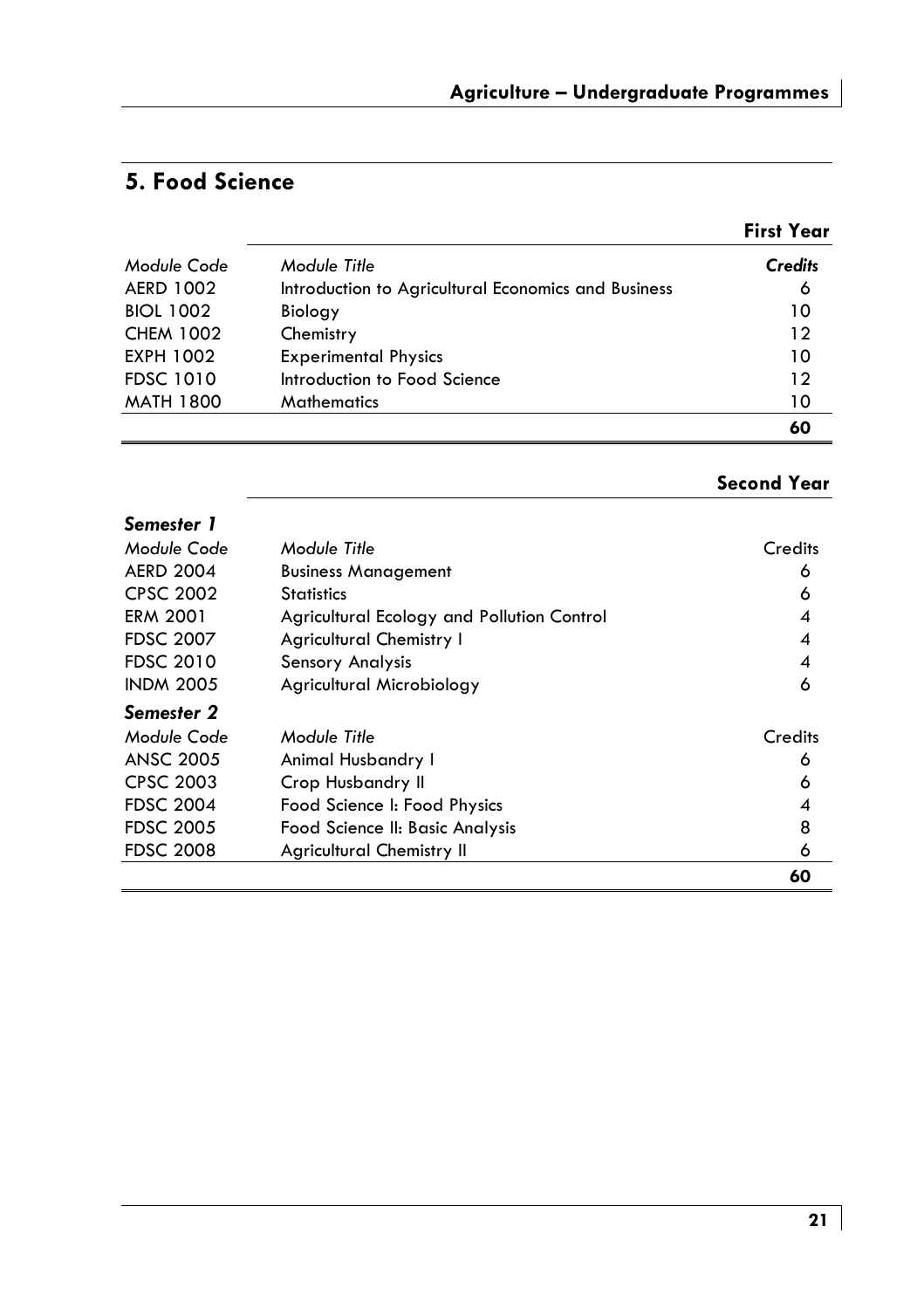## 5. Food Science

### First Year

| *Module Code* | *Module Title* | ***Credits*** |
|---|---|---|
| AERD 1002 | Introduction to Agricultural Economics and Business | 6 |
| BIOL 1002 | Biology | 10 |
| CHEM 1002 | Chemistry | 12 |
| EXPH 1002 | Experimental Physics | 10 |
| FDSC 1010 | Introduction to Food Science | 12 |
| MATH 1800 | Mathematics | 10 |
| | | **60** |

### Second Year

| ***Semester 1*** | | |
|---|---|---|
| *Module Code* | *Module Title* | Credits |
| AERD 2004 | Business Management | 6 |
| CPSC 2002 | Statistics | 6 |
| ERM 2001 | Agricultural Ecology and Pollution Control | 4 |
| FDSC 2007 | Agricultural Chemistry I | 4 |
| FDSC 2010 | Sensory Analysis | 4 |
| INDM 2005 | Agricultural Microbiology | 6 |
| ***Semester 2*** | | |
| *Module Code* | *Module Title* | Credits |
| ANSC 2005 | Animal Husbandry I | 6 |
| CPSC 2003 | Crop Husbandry II | 6 |
| FDSC 2004 | Food Science I: Food Physics | 4 |
| FDSC 2005 | Food Science II: Basic Analysis | 8 |
| FDSC 2008 | Agricultural Chemistry II | 6 |
| | | **60** |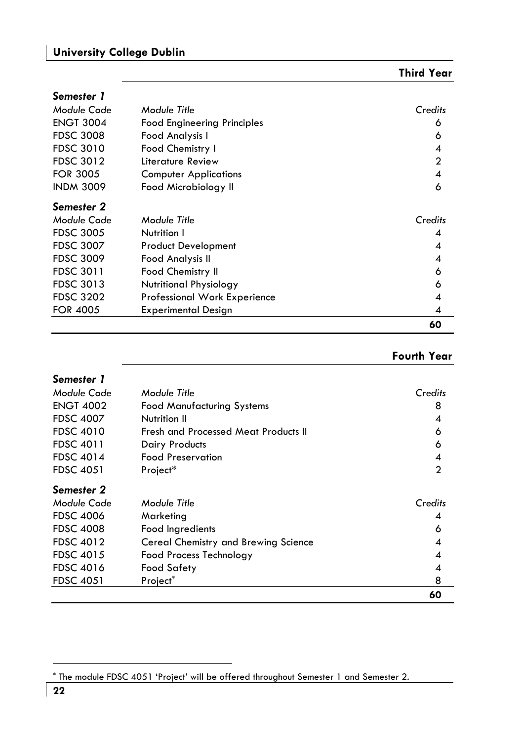## Third Year

### Semester 1

| Module Code | Module Title | Credits |
|---|---|---|
| ENGT 3004 | Food Engineering Principles | 6 |
| FDSC 3008 | Food Analysis I | 6 |
| FDSC 3010 | Food Chemistry I | 4 |
| FDSC 3012 | Literature Review | 2 |
| FOR 3005 | Computer Applications | 4 |
| INDM 3009 | Food Microbiology II | 6 |

### Semester 2

| Module Code | Module Title | Credits |
|---|---|---|
| FDSC 3005 | Nutrition I | 4 |
| FDSC 3007 | Product Development | 4 |
| FDSC 3009 | Food Analysis II | 4 |
| FDSC 3011 | Food Chemistry II | 6 |
| FDSC 3013 | Nutritional Physiology | 6 |
| FDSC 3202 | Professional Work Experience | 4 |
| FOR 4005 | Experimental Design | 4 |
| | | **60** |

## Fourth Year

### Semester 1

| Module Code | Module Title | Credits |
|---|---|---|
| ENGT 4002 | Food Manufacturing Systems | 8 |
| FDSC 4007 | Nutrition II | 4 |
| FDSC 4010 | Fresh and Processed Meat Products II | 6 |
| FDSC 4011 | Dairy Products | 6 |
| FDSC 4014 | Food Preservation | 4 |
| FDSC 4051 | Project* | 2 |

### Semester 2

| Module Code | Module Title | Credits |
|---|---|---|
| FDSC 4006 | Marketing | 4 |
| FDSC 4008 | Food Ingredients | 6 |
| FDSC 4012 | Cereal Chemistry and Brewing Science | 4 |
| FDSC 4015 | Food Process Technology | 4 |
| FDSC 4016 | Food Safety | 4 |
| FDSC 4051 | Project* | 8 |
| | | **60** |

* The module FDSC 4051 'Project' will be offered throughout Semester 1 and Semester 2.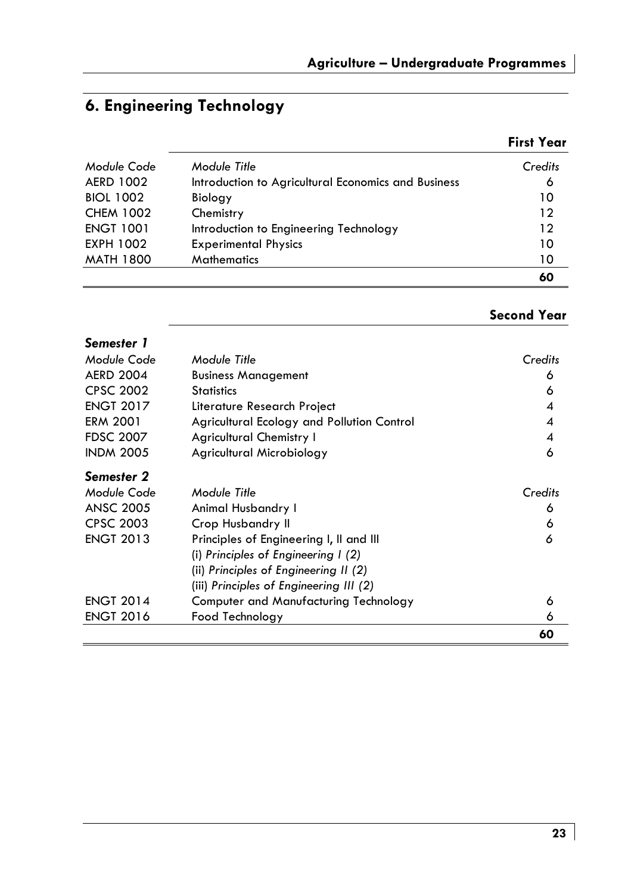## 6. Engineering Technology

### First Year

| Module Code | Module Title | Credits |
|---|---|---|
| AERD 1002 | Introduction to Agricultural Economics and Business | 6 |
| BIOL 1002 | Biology | 10 |
| CHEM 1002 | Chemistry | 12 |
| ENGT 1001 | Introduction to Engineering Technology | 12 |
| EXPH 1002 | Experimental Physics | 10 |
| MATH 1800 | Mathematics | 10 |
| | | **60** |

### Second Year

***Semester 1***

| Module Code | Module Title | Credits |
|---|---|---|
| AERD 2004 | Business Management | 6 |
| CPSC 2002 | Statistics | 6 |
| ENGT 2017 | Literature Research Project | 4 |
| ERM 2001 | Agricultural Ecology and Pollution Control | 4 |
| FDSC 2007 | Agricultural Chemistry I | 4 |
| INDM 2005 | Agricultural Microbiology | 6 |

***Semester 2***

| Module Code | Module Title | Credits |
|---|---|---|
| ANSC 2005 | Animal Husbandry I | 6 |
| CPSC 2003 | Crop Husbandry II | 6 |
| ENGT 2013 | Principles of Engineering I, II and III<br>(i) *Principles of Engineering I (2)*<br>(ii) *Principles of Engineering II (2)*<br>(iii) *Principles of Engineering III (2)* | 6 |
| ENGT 2014 | Computer and Manufacturing Technology | 6 |
| ENGT 2016 | Food Technology | 6 |
| | | **60** |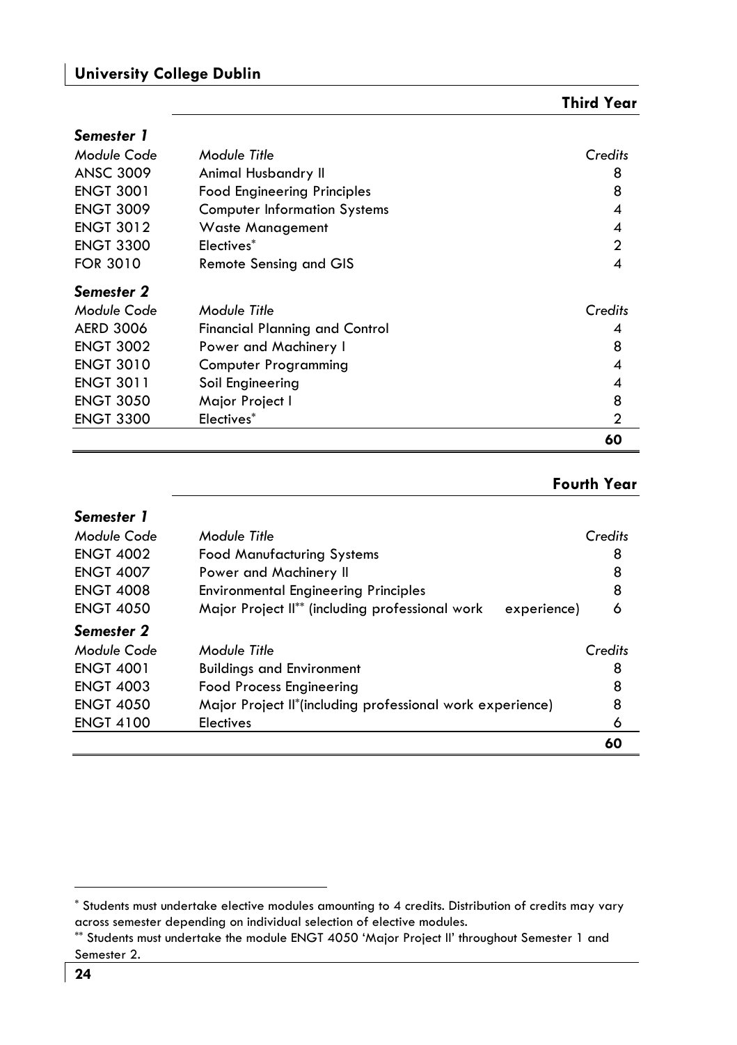## Third Year

### *Semester 1*

| *Module Code* | *Module Title* | *Credits* |
|---|---|---|
| ANSC 3009 | Animal Husbandry II | 8 |
| ENGT 3001 | Food Engineering Principles | 8 |
| ENGT 3009 | Computer Information Systems | 4 |
| ENGT 3012 | Waste Management | 4 |
| ENGT 3300 | Electives* | 2 |
| FOR 3010 | Remote Sensing and GIS | 4 |

### *Semester 2*

| *Module Code* | *Module Title* | *Credits* |
|---|---|---|
| AERD 3006 | Financial Planning and Control | 4 |
| ENGT 3002 | Power and Machinery I | 8 |
| ENGT 3010 | Computer Programming | 4 |
| ENGT 3011 | Soil Engineering | 4 |
| ENGT 3050 | Major Project I | 8 |
| ENGT 3300 | Electives* | 2 |
| | | **60** |

## Fourth Year

### *Semester 1*

| *Module Code* | *Module Title* | *Credits* |
|---|---|---|
| ENGT 4002 | Food Manufacturing Systems | 8 |
| ENGT 4007 | Power and Machinery II | 8 |
| ENGT 4008 | Environmental Engineering Principles | 8 |
| ENGT 4050 | Major Project II** (including professional work experience) | 6 |

### *Semester 2*

| *Module Code* | *Module Title* | *Credits* |
|---|---|---|
| ENGT 4001 | Buildings and Environment | 8 |
| ENGT 4003 | Food Process Engineering | 8 |
| ENGT 4050 | Major Project II*(including professional work experience) | 8 |
| ENGT 4100 | Electives | 6 |
| | | **60** |

---

\* Students must undertake elective modules amounting to 4 credits. Distribution of credits may vary across semester depending on individual selection of elective modules.

\** Students must undertake the module ENGT 4050 'Major Project II' throughout Semester 1 and Semester 2.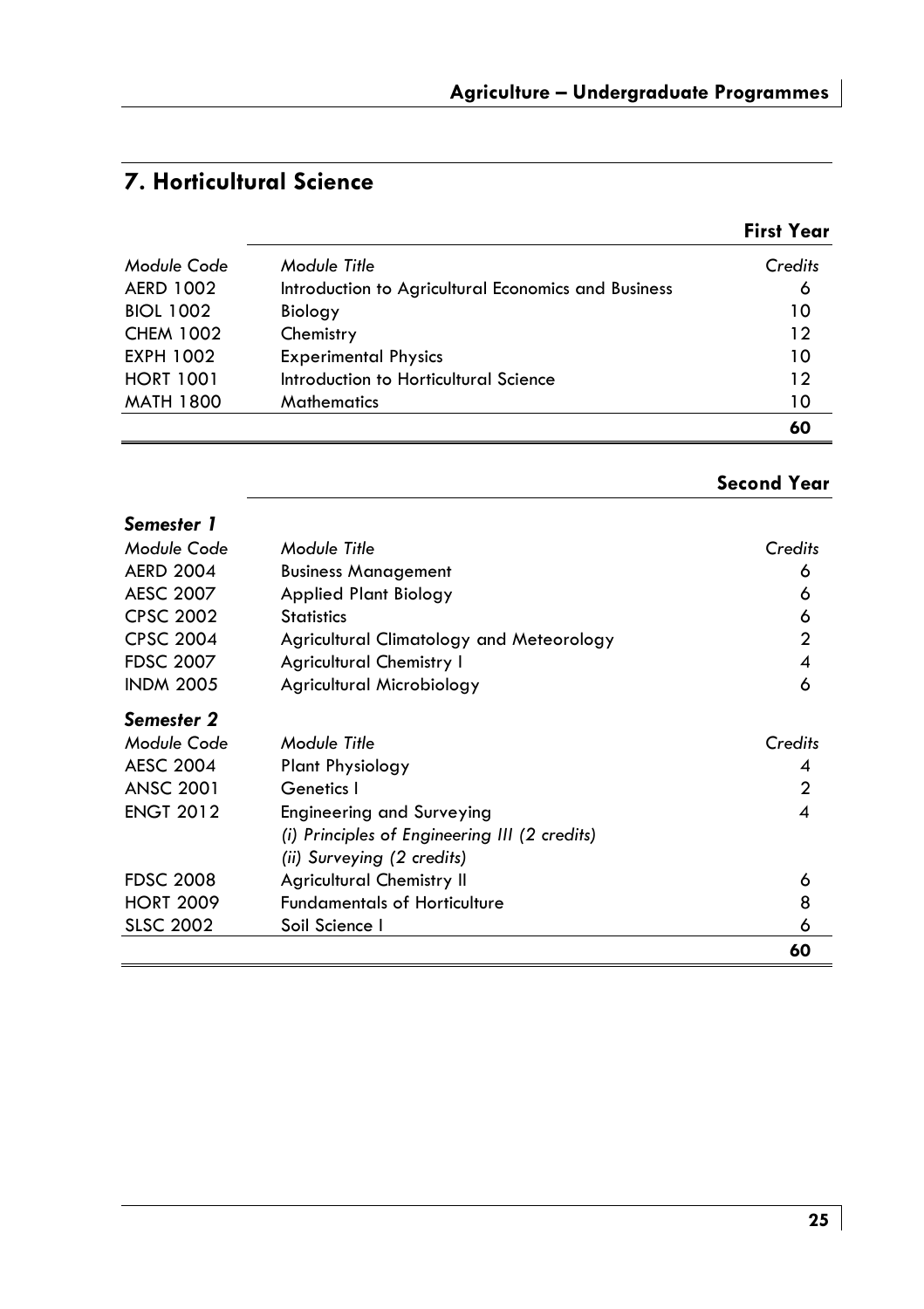## 7. Horticultural Science

### First Year

| *Module Code* | *Module Title* | *Credits* |
|---|---|---|
| AERD 1002 | Introduction to Agricultural Economics and Business | 6 |
| BIOL 1002 | Biology | 10 |
| CHEM 1002 | Chemistry | 12 |
| EXPH 1002 | Experimental Physics | 10 |
| HORT 1001 | Introduction to Horticultural Science | 12 |
| MATH 1800 | Mathematics | 10 |
| | | **60** |

### Second Year

***Semester 1***

| *Module Code* | *Module Title* | *Credits* |
|---|---|---|
| AERD 2004 | Business Management | 6 |
| AESC 2007 | Applied Plant Biology | 6 |
| CPSC 2002 | Statistics | 6 |
| CPSC 2004 | Agricultural Climatology and Meteorology | 2 |
| FDSC 2007 | Agricultural Chemistry I | 4 |
| INDM 2005 | Agricultural Microbiology | 6 |

***Semester 2***

| *Module Code* | *Module Title* | *Credits* |
|---|---|---|
| AESC 2004 | Plant Physiology | 4 |
| ANSC 2001 | Genetics I | 2 |
| ENGT 2012 | Engineering and Surveying<br>*(i) Principles of Engineering III (2 credits)*<br>*(ii) Surveying (2 credits)* | 4 |
| FDSC 2008 | Agricultural Chemistry II | 6 |
| HORT 2009 | Fundamentals of Horticulture | 8 |
| SLSC 2002 | Soil Science I | 6 |
| | | **60** |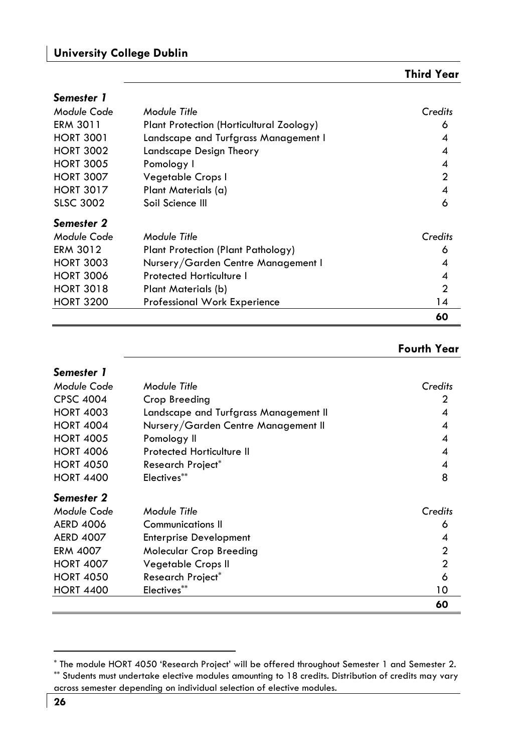## Third Year

### Semester 1

| Module Code | Module Title | Credits |
|---|---|---|
| ERM 3011 | Plant Protection (Horticultural Zoology) | 6 |
| HORT 3001 | Landscape and Turfgrass Management I | 4 |
| HORT 3002 | Landscape Design Theory | 4 |
| HORT 3005 | Pomology I | 4 |
| HORT 3007 | Vegetable Crops I | 2 |
| HORT 3017 | Plant Materials (a) | 4 |
| SLSC 3002 | Soil Science III | 6 |

### Semester 2

| Module Code | Module Title | Credits |
|---|---|---|
| ERM 3012 | Plant Protection (Plant Pathology) | 6 |
| HORT 3003 | Nursery/Garden Centre Management I | 4 |
| HORT 3006 | Protected Horticulture I | 4 |
| HORT 3018 | Plant Materials (b) | 2 |
| HORT 3200 | Professional Work Experience | 14 |
| | | **60** |

## Fourth Year

### Semester 1

| Module Code | Module Title | Credits |
|---|---|---|
| CPSC 4004 | Crop Breeding | 2 |
| HORT 4003 | Landscape and Turfgrass Management II | 4 |
| HORT 4004 | Nursery/Garden Centre Management II | 4 |
| HORT 4005 | Pomology II | 4 |
| HORT 4006 | Protected Horticulture II | 4 |
| HORT 4050 | Research Project* | 4 |
| HORT 4400 | Electives** | 8 |

### Semester 2

| Module Code | Module Title | Credits |
|---|---|---|
| AERD 4006 | Communications II | 6 |
| AERD 4007 | Enterprise Development | 4 |
| ERM 4007 | Molecular Crop Breeding | 2 |
| HORT 4007 | Vegetable Crops II | 2 |
| HORT 4050 | Research Project* | 6 |
| HORT 4400 | Electives** | 10 |
| | | **60** |

\* The module HORT 4050 'Research Project' will be offered throughout Semester 1 and Semester 2.

\*\* Students must undertake elective modules amounting to 18 credits. Distribution of credits may vary across semester depending on individual selection of elective modules.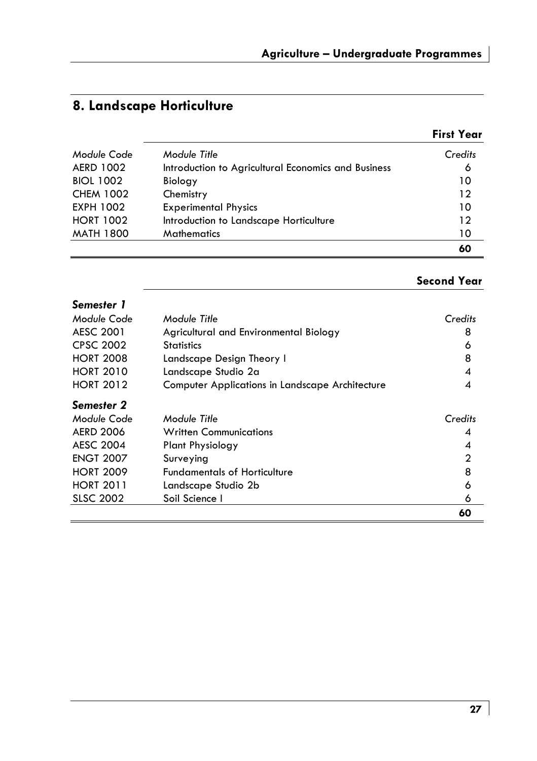## 8. Landscape Horticulture

### First Year

| Module Code | Module Title | Credits |
|---|---|---|
| AERD 1002 | Introduction to Agricultural Economics and Business | 6 |
| BIOL 1002 | Biology | 10 |
| CHEM 1002 | Chemistry | 12 |
| EXPH 1002 | Experimental Physics | 10 |
| HORT 1002 | Introduction to Landscape Horticulture | 12 |
| MATH 1800 | Mathematics | 10 |
| | | **60** |

### Second Year

***Semester 1***

| Module Code | Module Title | Credits |
|---|---|---|
| AESC 2001 | Agricultural and Environmental Biology | 8 |
| CPSC 2002 | Statistics | 6 |
| HORT 2008 | Landscape Design Theory I | 8 |
| HORT 2010 | Landscape Studio 2a | 4 |
| HORT 2012 | Computer Applications in Landscape Architecture | 4 |

***Semester 2***

| Module Code | Module Title | Credits |
|---|---|---|
| AERD 2006 | Written Communications | 4 |
| AESC 2004 | Plant Physiology | 4 |
| ENGT 2007 | Surveying | 2 |
| HORT 2009 | Fundamentals of Horticulture | 8 |
| HORT 2011 | Landscape Studio 2b | 6 |
| SLSC 2002 | Soil Science I | 6 |
| | | **60** |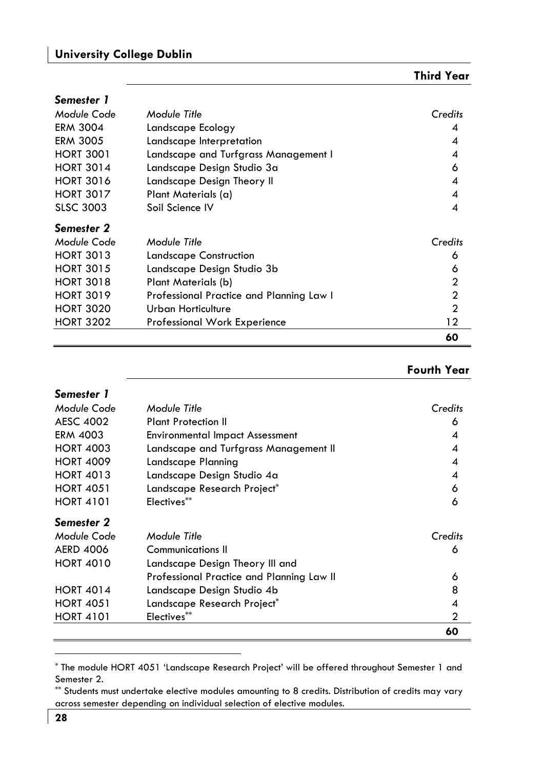## Third Year

### Semester 1

| Module Code | Module Title | Credits |
|---|---|---|
| ERM 3004 | Landscape Ecology | 4 |
| ERM 3005 | Landscape Interpretation | 4 |
| HORT 3001 | Landscape and Turfgrass Management I | 4 |
| HORT 3014 | Landscape Design Studio 3a | 6 |
| HORT 3016 | Landscape Design Theory II | 4 |
| HORT 3017 | Plant Materials (a) | 4 |
| SLSC 3003 | Soil Science IV | 4 |

### Semester 2

| Module Code | Module Title | Credits |
|---|---|---|
| HORT 3013 | Landscape Construction | 6 |
| HORT 3015 | Landscape Design Studio 3b | 6 |
| HORT 3018 | Plant Materials (b) | 2 |
| HORT 3019 | Professional Practice and Planning Law I | 2 |
| HORT 3020 | Urban Horticulture | 2 |
| HORT 3202 | Professional Work Experience | 12 |
| | | **60** |

## Fourth Year

### Semester 1

| Module Code | Module Title | Credits |
|---|---|---|
| AESC 4002 | Plant Protection II | 6 |
| ERM 4003 | Environmental Impact Assessment | 4 |
| HORT 4003 | Landscape and Turfgrass Management II | 4 |
| HORT 4009 | Landscape Planning | 4 |
| HORT 4013 | Landscape Design Studio 4a | 4 |
| HORT 4051 | Landscape Research Project* | 6 |
| HORT 4101 | Electives** | 6 |

### Semester 2

| Module Code | Module Title | Credits |
|---|---|---|
| AERD 4006 | Communications II | 6 |
| HORT 4010 | Landscape Design Theory III and Professional Practice and Planning Law II | 6 |
| HORT 4014 | Landscape Design Studio 4b | 8 |
| HORT 4051 | Landscape Research Project* | 4 |
| HORT 4101 | Electives** | 2 |
| | | **60** |

* The module HORT 4051 'Landscape Research Project' will be offered throughout Semester 1 and Semester 2.

** Students must undertake elective modules amounting to 8 credits. Distribution of credits may vary across semester depending on individual selection of elective modules.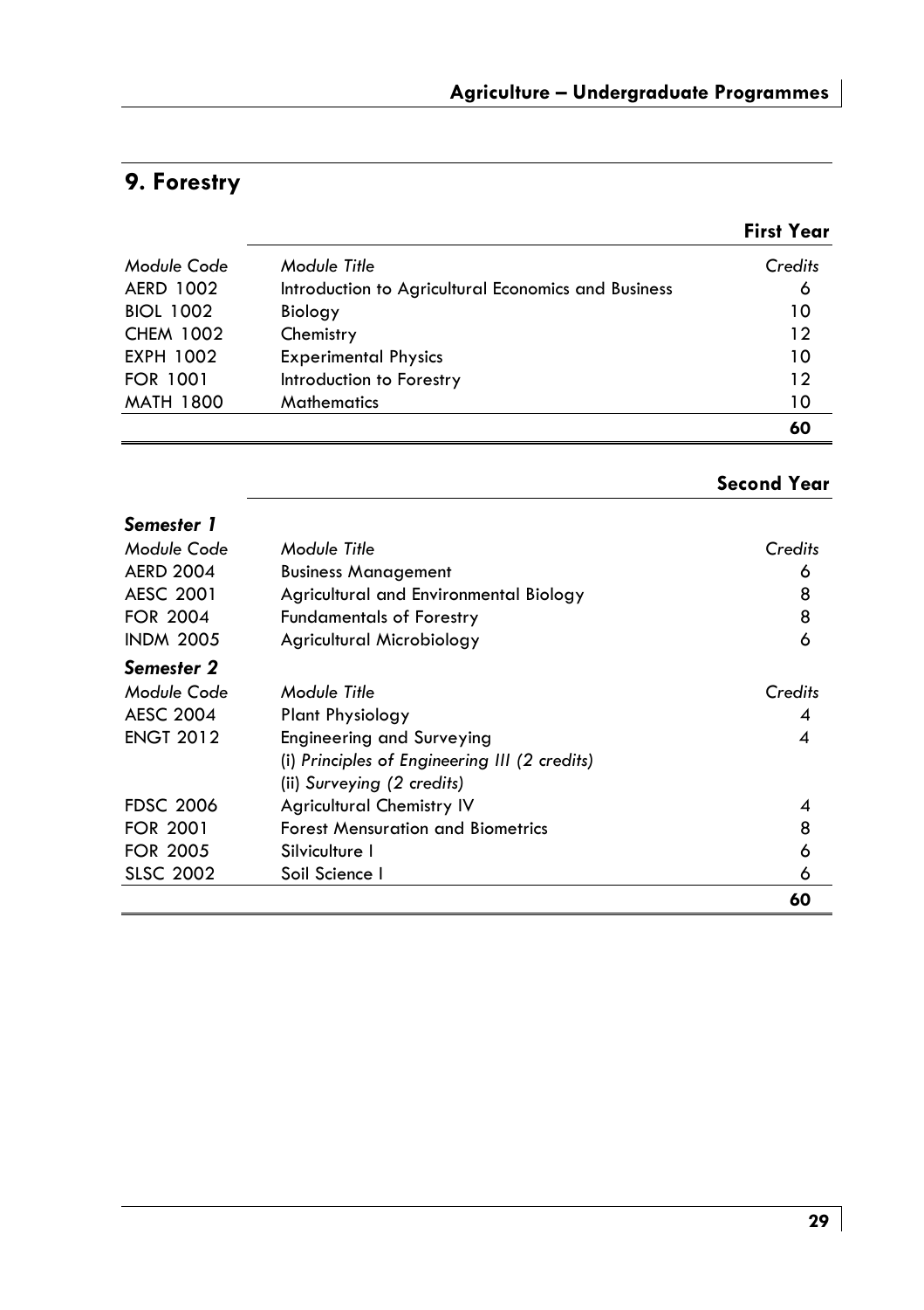## 9. Forestry

### First Year

| *Module Code* | *Module Title* | *Credits* |
|---|---|---|
| AERD 1002 | Introduction to Agricultural Economics and Business | 6 |
| BIOL 1002 | Biology | 10 |
| CHEM 1002 | Chemistry | 12 |
| EXPH 1002 | Experimental Physics | 10 |
| FOR 1001 | Introduction to Forestry | 12 |
| MATH 1800 | Mathematics | 10 |
| | | **60** |

### Second Year

***Semester 1***

| *Module Code* | *Module Title* | *Credits* |
|---|---|---|
| AERD 2004 | Business Management | 6 |
| AESC 2001 | Agricultural and Environmental Biology | 8 |
| FOR 2004 | Fundamentals of Forestry | 8 |
| INDM 2005 | Agricultural Microbiology | 6 |

***Semester 2***

| *Module Code* | *Module Title* | *Credits* |
|---|---|---|
| AESC 2004 | Plant Physiology | 4 |
| ENGT 2012 | Engineering and Surveying<br>(i) *Principles of Engineering III (2 credits)*<br>(ii) *Surveying (2 credits)* | 4 |
| FDSC 2006 | Agricultural Chemistry IV | 4 |
| FOR 2001 | Forest Mensuration and Biometrics | 8 |
| FOR 2005 | Silviculture I | 6 |
| SLSC 2002 | Soil Science I | 6 |
| | | **60** |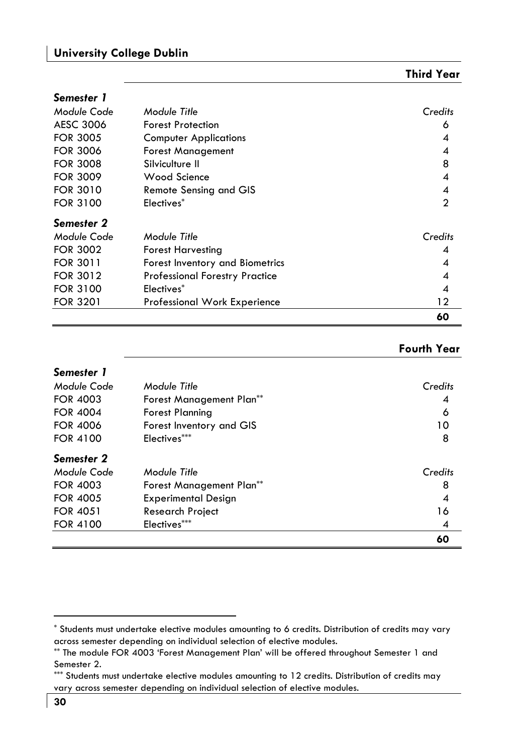## Third Year

### *Semester 1*

| *Module Code* | *Module Title* | *Credits* |
|---|---|---|
| AESC 3006 | Forest Protection | 6 |
| FOR 3005 | Computer Applications | 4 |
| FOR 3006 | Forest Management | 4 |
| FOR 3008 | Silviculture II | 8 |
| FOR 3009 | Wood Science | 4 |
| FOR 3010 | Remote Sensing and GIS | 4 |
| FOR 3100 | Electives* | 2 |

### *Semester 2*

| *Module Code* | *Module Title* | *Credits* |
|---|---|---|
| FOR 3002 | Forest Harvesting | 4 |
| FOR 3011 | Forest Inventory and Biometrics | 4 |
| FOR 3012 | Professional Forestry Practice | 4 |
| FOR 3100 | Electives* | 4 |
| FOR 3201 | Professional Work Experience | 12 |
| | | **60** |

## Fourth Year

### *Semester 1*

| *Module Code* | *Module Title* | *Credits* |
|---|---|---|
| FOR 4003 | Forest Management Plan** | 4 |
| FOR 4004 | Forest Planning | 6 |
| FOR 4006 | Forest Inventory and GIS | 10 |
| FOR 4100 | Electives*** | 8 |

### *Semester 2*

| *Module Code* | *Module Title* | *Credits* |
|---|---|---|
| FOR 4003 | Forest Management Plan** | 8 |
| FOR 4005 | Experimental Design | 4 |
| FOR 4051 | Research Project | 16 |
| FOR 4100 | Electives*** | 4 |
| | | **60** |

---

* Students must undertake elective modules amounting to 6 credits. Distribution of credits may vary across semester depending on individual selection of elective modules.

** The module FOR 4003 'Forest Management Plan' will be offered throughout Semester 1 and Semester 2.

*** Students must undertake elective modules amounting to 12 credits. Distribution of credits may vary across semester depending on individual selection of elective modules.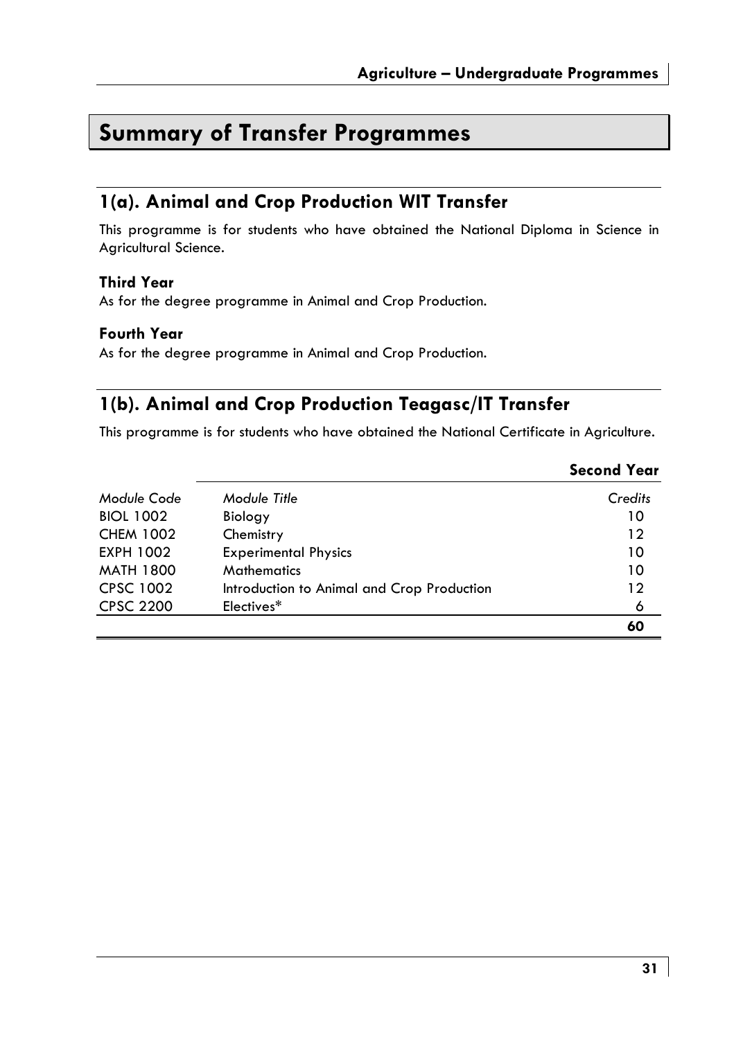# Summary of Transfer Programmes

## 1(a). Animal and Crop Production WIT Transfer

This programme is for students who have obtained the National Diploma in Science in Agricultural Science.

### Third Year

As for the degree programme in Animal and Crop Production.

### Fourth Year

As for the degree programme in Animal and Crop Production.

## 1(b). Animal and Crop Production Teagasc/IT Transfer

This programme is for students who have obtained the National Certificate in Agriculture.

**Second Year**

| *Module Code* | *Module Title* | *Credits* |
|---|---|---|
| BIOL 1002 | Biology | 10 |
| CHEM 1002 | Chemistry | 12 |
| EXPH 1002 | Experimental Physics | 10 |
| MATH 1800 | Mathematics | 10 |
| CPSC 1002 | Introduction to Animal and Crop Production | 12 |
| CPSC 2200 | Electives* | 6 |
| | | **60** |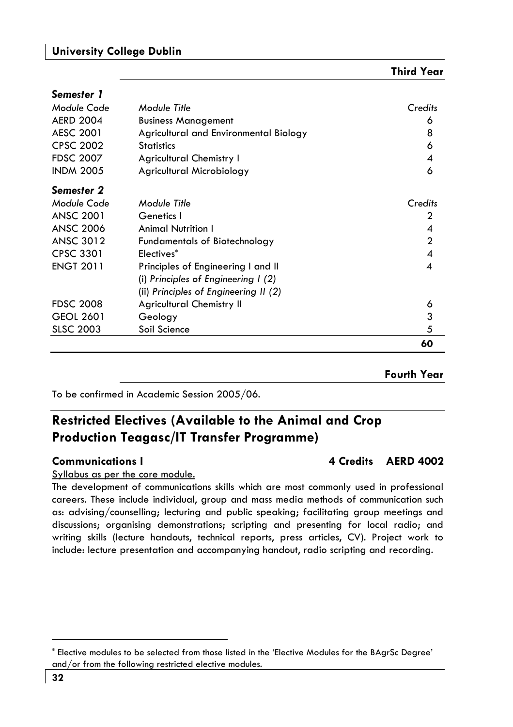## Third Year

| Module Code | Module Title | Credits |
| --- | --- | --- |
| ***Semester 1*** | | |
| AERD 2004 | Business Management | 6 |
| AESC 2001 | Agricultural and Environmental Biology | 8 |
| CPSC 2002 | Statistics | 6 |
| FDSC 2007 | Agricultural Chemistry I | 4 |
| INDM 2005 | Agricultural Microbiology | 6 |
| ***Semester 2*** | | |
| ANSC 2001 | Genetics I | 2 |
| ANSC 2006 | Animal Nutrition I | 4 |
| ANSC 3012 | Fundamentals of Biotechnology | 2 |
| CPSC 3301 | Electives* | 4 |
| ENGT 2011 | Principles of Engineering I and II<br>(i) *Principles of Engineering I (2)*<br>(ii) *Principles of Engineering II (2)* | 4 |
| FDSC 2008 | Agricultural Chemistry II | 6 |
| GEOL 2601 | Geology | 3 |
| SLSC 2003 | Soil Science | 5 |
| | | **60** |

## Fourth Year

To be confirmed in Academic Session 2005/06.

## Restricted Electives (Available to the Animal and Crop Production Teagasc/IT Transfer Programme)

### Communications I — 4 Credits — AERD 4002

Syllabus as per the core module.

The development of communications skills which are most commonly used in professional careers. These include individual, group and mass media methods of communication such as: advising/counselling; lecturing and public speaking; facilitating group meetings and discussions; organising demonstrations; scripting and presenting for local radio; and writing skills (lecture handouts, technical reports, press articles, CV). Project work to include: lecture presentation and accompanying handout, radio scripting and recording.

---

\* Elective modules to be selected from those listed in the 'Elective Modules for the BAgrSc Degree' and/or from the following restricted elective modules.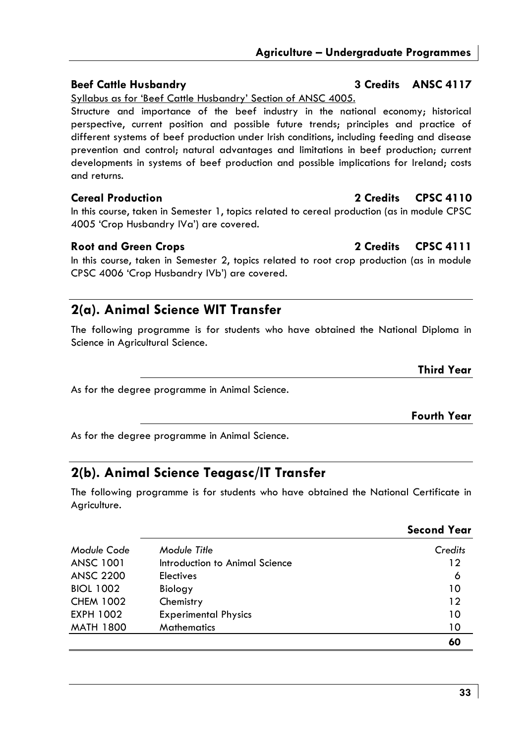### Beef Cattle Husbandry — 3 Credits — ANSC 4117

Syllabus as for 'Beef Cattle Husbandry' Section of ANSC 4005.

Structure and importance of the beef industry in the national economy; historical perspective, current position and possible future trends; principles and practice of different systems of beef production under Irish conditions, including feeding and disease prevention and control; natural advantages and limitations in beef production; current developments in systems of beef production and possible implications for Ireland; costs and returns.

### Cereal Production — 2 Credits — CPSC 4110

In this course, taken in Semester 1, topics related to cereal production (as in module CPSC 4005 'Crop Husbandry IVa') are covered.

### Root and Green Crops — 2 Credits — CPSC 4111

In this course, taken in Semester 2, topics related to root crop production (as in module CPSC 4006 'Crop Husbandry IVb') are covered.

## 2(a). Animal Science WIT Transfer

The following programme is for students who have obtained the National Diploma in Science in Agricultural Science.

**Third Year**

As for the degree programme in Animal Science.

**Fourth Year**

As for the degree programme in Animal Science.

## 2(b). Animal Science Teagasc/IT Transfer

The following programme is for students who have obtained the National Certificate in Agriculture.

**Second Year**

| *Module Code* | *Module Title* | *Credits* |
|---|---|---|
| ANSC 1001 | Introduction to Animal Science | 12 |
| ANSC 2200 | Electives | 6 |
| BIOL 1002 | Biology | 10 |
| CHEM 1002 | Chemistry | 12 |
| EXPH 1002 | Experimental Physics | 10 |
| MATH 1800 | Mathematics | 10 |
| | | **60** |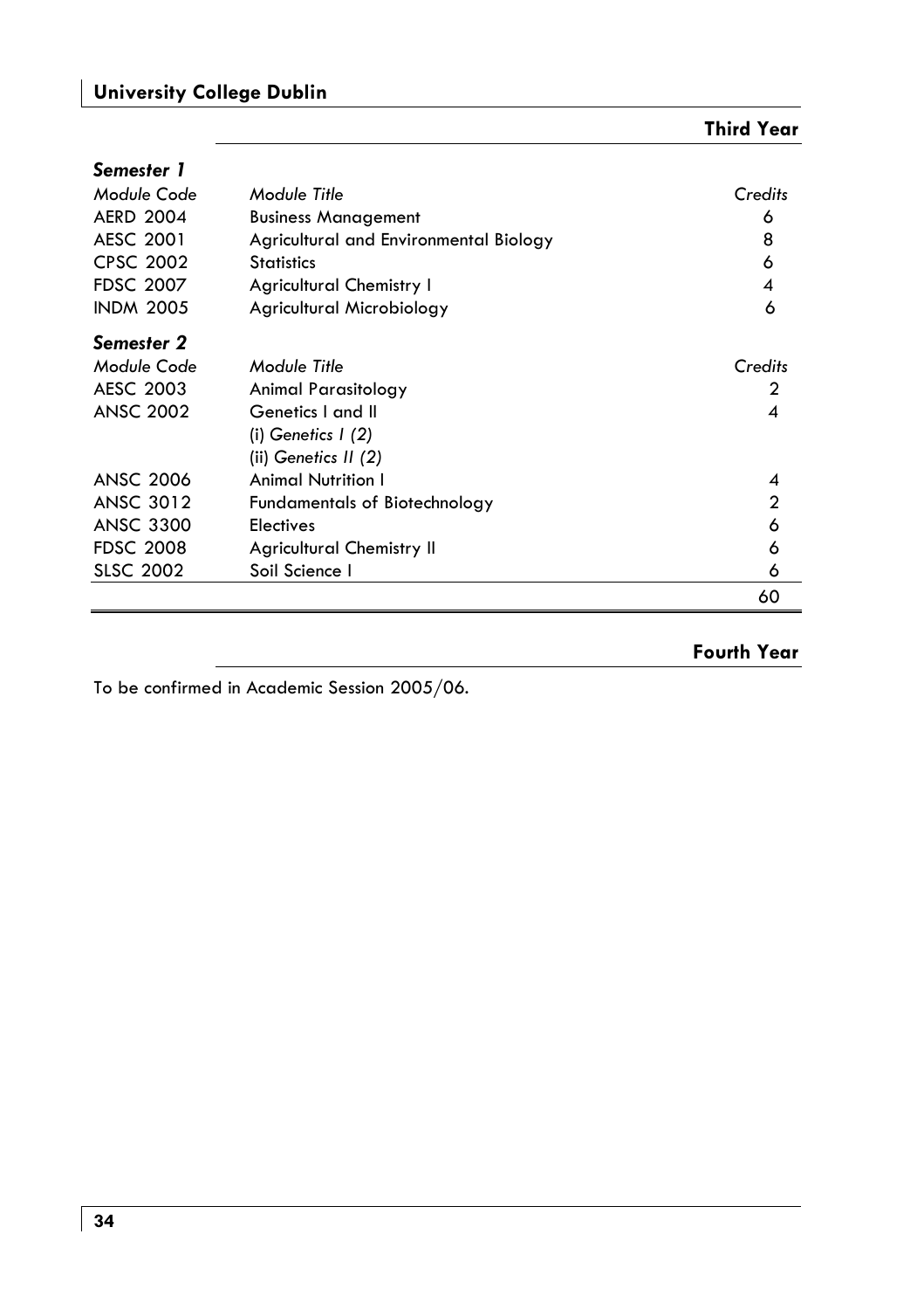## Third Year

### *Semester 1*

| *Module Code* | *Module Title* | *Credits* |
|---|---|---|
| AERD 2004 | Business Management | 6 |
| AESC 2001 | Agricultural and Environmental Biology | 8 |
| CPSC 2002 | Statistics | 6 |
| FDSC 2007 | Agricultural Chemistry I | 4 |
| INDM 2005 | Agricultural Microbiology | 6 |

### *Semester 2*

| *Module Code* | *Module Title* | *Credits* |
|---|---|---|
| AESC 2003 | Animal Parasitology | 2 |
| ANSC 2002 | Genetics I and II<br>(i) *Genetics I (2)*<br>(ii) *Genetics II (2)* | 4 |
| ANSC 2006 | Animal Nutrition I | 4 |
| ANSC 3012 | Fundamentals of Biotechnology | 2 |
| ANSC 3300 | Electives | 6 |
| FDSC 2008 | Agricultural Chemistry II | 6 |
| SLSC 2002 | Soil Science I | 6 |
| | | 60 |

## Fourth Year

To be confirmed in Academic Session 2005/06.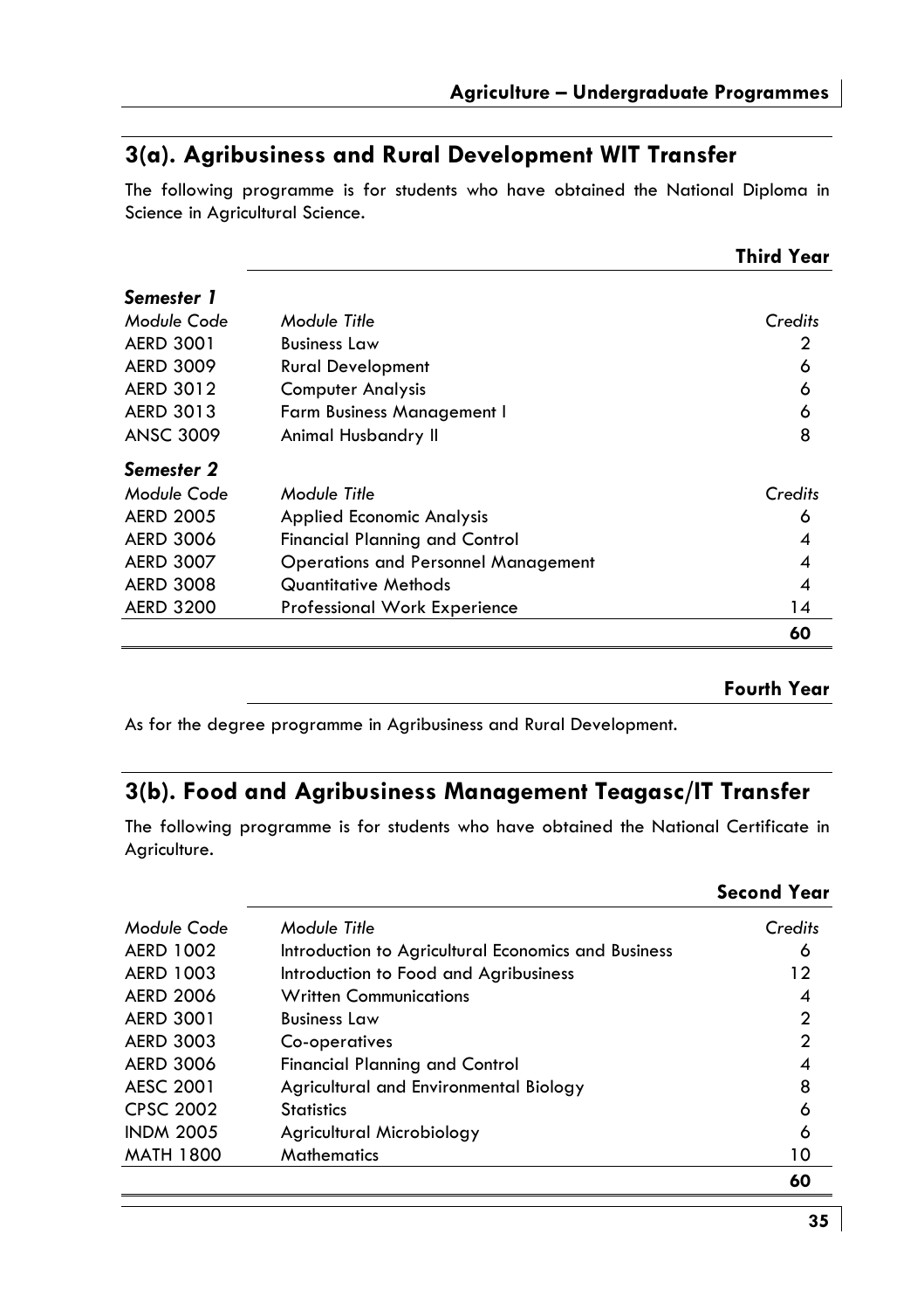## 3(a). Agribusiness and Rural Development WIT Transfer

The following programme is for students who have obtained the National Diploma in Science in Agricultural Science.

**Third Year**

***Semester 1***

| *Module Code* | *Module Title* | *Credits* |
|---|---|---|
| AERD 3001 | Business Law | 2 |
| AERD 3009 | Rural Development | 6 |
| AERD 3012 | Computer Analysis | 6 |
| AERD 3013 | Farm Business Management I | 6 |
| ANSC 3009 | Animal Husbandry II | 8 |

***Semester 2***

| *Module Code* | *Module Title* | *Credits* |
|---|---|---|
| AERD 2005 | Applied Economic Analysis | 6 |
| AERD 3006 | Financial Planning and Control | 4 |
| AERD 3007 | Operations and Personnel Management | 4 |
| AERD 3008 | Quantitative Methods | 4 |
| AERD 3200 | Professional Work Experience | 14 |
| | | **60** |

**Fourth Year**

As for the degree programme in Agribusiness and Rural Development.

## 3(b). Food and Agribusiness Management Teagasc/IT Transfer

The following programme is for students who have obtained the National Certificate in Agriculture.

**Second Year**

| *Module Code* | *Module Title* | *Credits* |
|---|---|---|
| AERD 1002 | Introduction to Agricultural Economics and Business | 6 |
| AERD 1003 | Introduction to Food and Agribusiness | 12 |
| AERD 2006 | Written Communications | 4 |
| AERD 3001 | Business Law | 2 |
| AERD 3003 | Co-operatives | 2 |
| AERD 3006 | Financial Planning and Control | 4 |
| AESC 2001 | Agricultural and Environmental Biology | 8 |
| CPSC 2002 | Statistics | 6 |
| INDM 2005 | Agricultural Microbiology | 6 |
| MATH 1800 | Mathematics | 10 |
| | | **60** |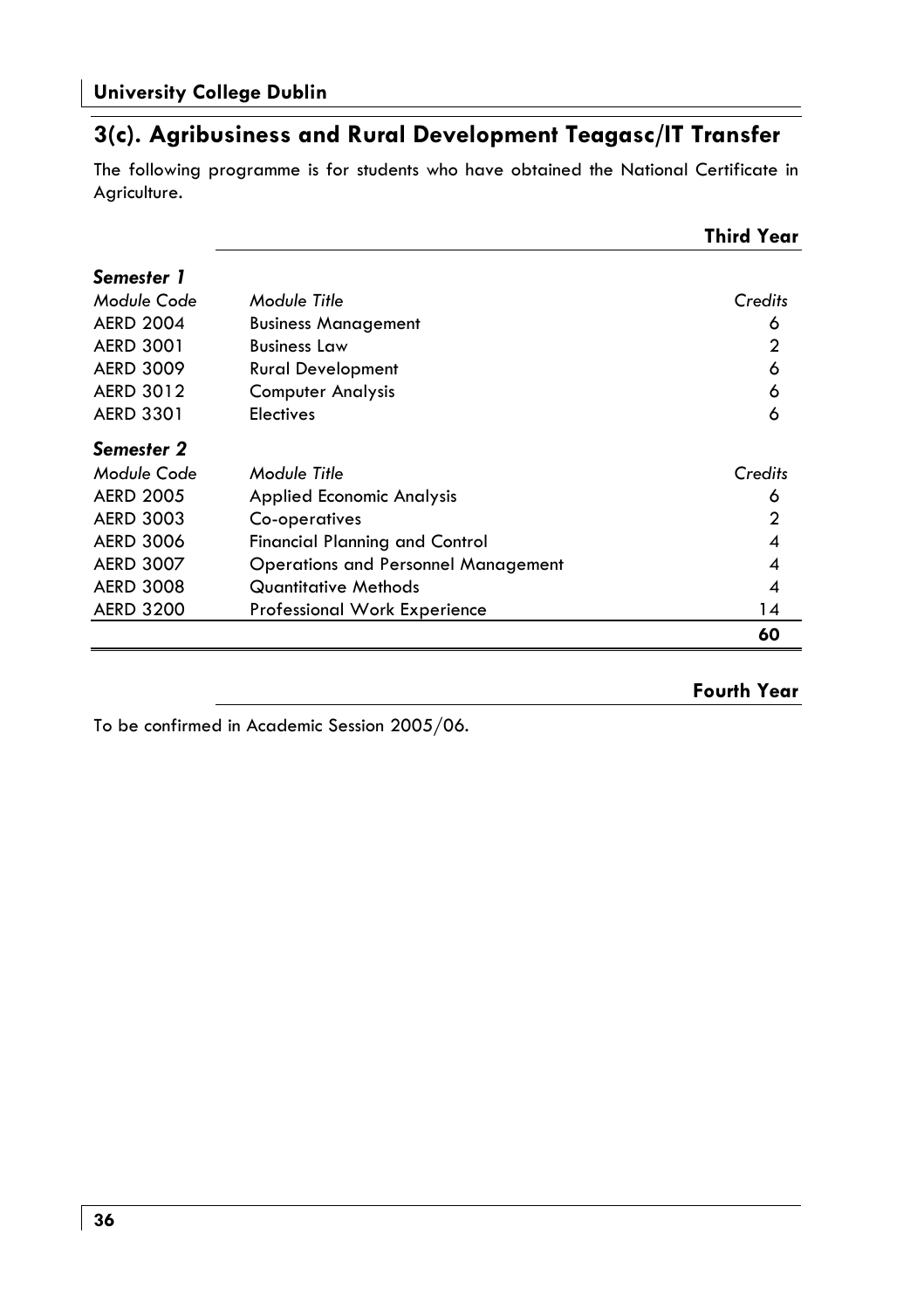## 3(c). Agribusiness and Rural Development Teagasc/IT Transfer

The following programme is for students who have obtained the National Certificate in Agriculture.

### Third Year

| *Semester 1* | | |
|---|---|---|
| *Module Code* | *Module Title* | *Credits* |
| AERD 2004 | Business Management | 6 |
| AERD 3001 | Business Law | 2 |
| AERD 3009 | Rural Development | 6 |
| AERD 3012 | Computer Analysis | 6 |
| AERD 3301 | Electives | 6 |
| ***Semester 2*** | | |
| *Module Code* | *Module Title* | *Credits* |
| AERD 2005 | Applied Economic Analysis | 6 |
| AERD 3003 | Co-operatives | 2 |
| AERD 3006 | Financial Planning and Control | 4 |
| AERD 3007 | Operations and Personnel Management | 4 |
| AERD 3008 | Quantitative Methods | 4 |
| AERD 3200 | Professional Work Experience | 14 |
| | | **60** |

### Fourth Year

To be confirmed in Academic Session 2005/06.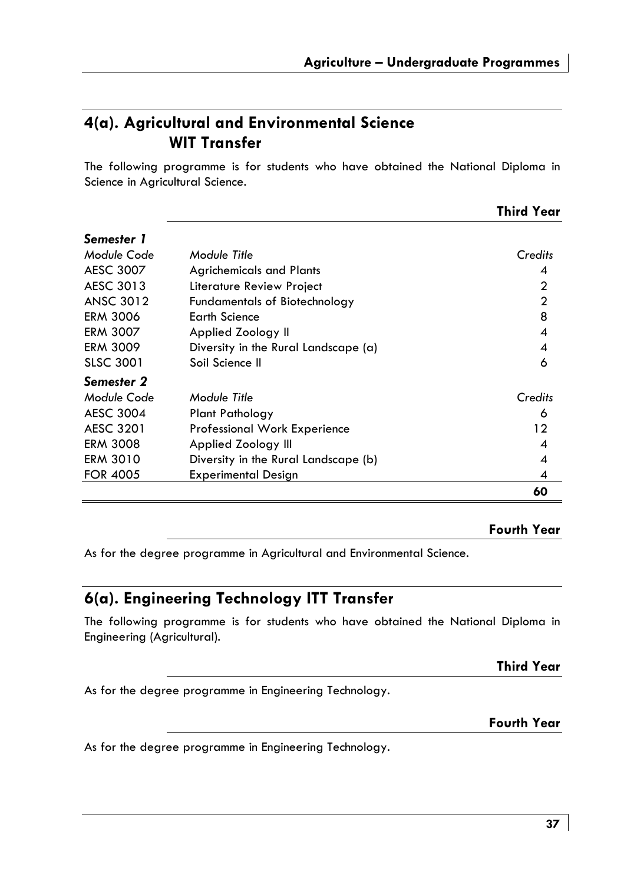## 4(a). Agricultural and Environmental Science WIT Transfer

The following programme is for students who have obtained the National Diploma in Science in Agricultural Science.

### Third Year

| Module Code | Module Title | Credits |
|---|---|---|
| ***Semester 1*** | | |
| AESC 3007 | Agrichemicals and Plants | 4 |
| AESC 3013 | Literature Review Project | 2 |
| ANSC 3012 | Fundamentals of Biotechnology | 2 |
| ERM 3006 | Earth Science | 8 |
| ERM 3007 | Applied Zoology II | 4 |
| ERM 3009 | Diversity in the Rural Landscape (a) | 4 |
| SLSC 3001 | Soil Science II | 6 |
| ***Semester 2*** | | |
| AESC 3004 | Plant Pathology | 6 |
| AESC 3201 | Professional Work Experience | 12 |
| ERM 3008 | Applied Zoology III | 4 |
| ERM 3010 | Diversity in the Rural Landscape (b) | 4 |
| FOR 4005 | Experimental Design | 4 |
| | | **60** |

### Fourth Year

As for the degree programme in Agricultural and Environmental Science.

## 6(a). Engineering Technology ITT Transfer

The following programme is for students who have obtained the National Diploma in Engineering (Agricultural).

### Third Year

As for the degree programme in Engineering Technology.

### Fourth Year

As for the degree programme in Engineering Technology.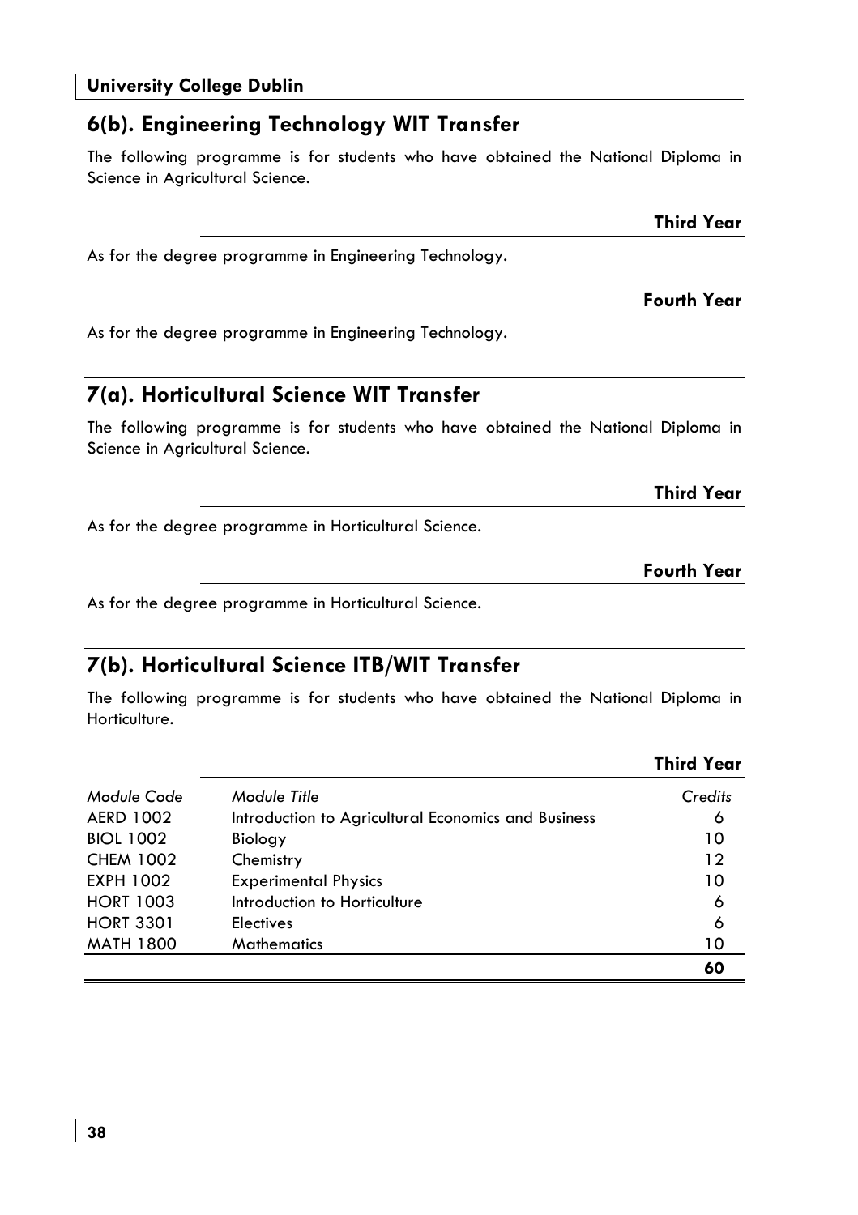## 6(b). Engineering Technology WIT Transfer

The following programme is for students who have obtained the National Diploma in Science in Agricultural Science.

### Third Year

As for the degree programme in Engineering Technology.

### Fourth Year

As for the degree programme in Engineering Technology.

## 7(a). Horticultural Science WIT Transfer

The following programme is for students who have obtained the National Diploma in Science in Agricultural Science.

### Third Year

As for the degree programme in Horticultural Science.

### Fourth Year

As for the degree programme in Horticultural Science.

## 7(b). Horticultural Science ITB/WIT Transfer

The following programme is for students who have obtained the National Diploma in Horticulture.

### Third Year

| *Module Code* | *Module Title* | *Credits* |
|---|---|---|
| AERD 1002 | Introduction to Agricultural Economics and Business | 6 |
| BIOL 1002 | Biology | 10 |
| CHEM 1002 | Chemistry | 12 |
| EXPH 1002 | Experimental Physics | 10 |
| HORT 1003 | Introduction to Horticulture | 6 |
| HORT 3301 | Electives | 6 |
| MATH 1800 | Mathematics | 10 |
| | | **60** |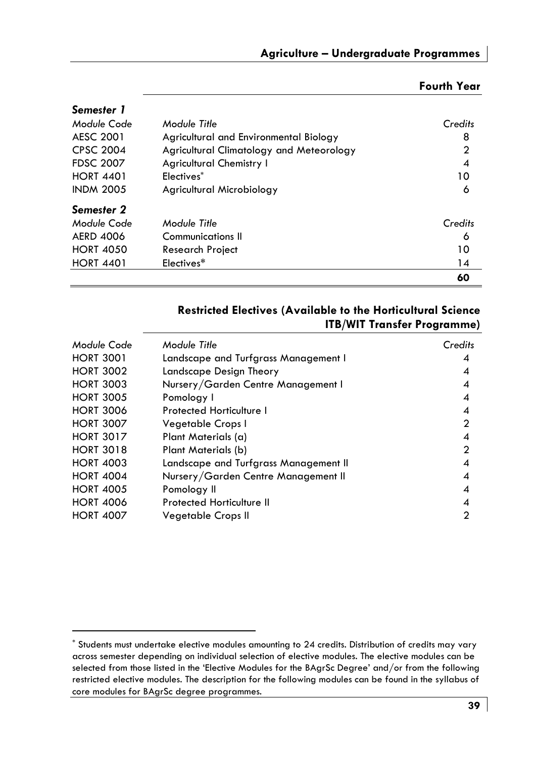## Fourth Year

### *Semester 1*

| *Module Code* | *Module Title* | *Credits* |
|---|---|---|
| AESC 2001 | Agricultural and Environmental Biology | 8 |
| CPSC 2004 | Agricultural Climatology and Meteorology | 2 |
| FDSC 2007 | Agricultural Chemistry I | 4 |
| HORT 4401 | Electives* | 10 |
| INDM 2005 | Agricultural Microbiology | 6 |

### *Semester 2*

| *Module Code* | *Module Title* | *Credits* |
|---|---|---|
| AERD 4006 | Communications II | 6 |
| HORT 4050 | Research Project | 10 |
| HORT 4401 | Electives* | 14 |
| | | **60** |

## Restricted Electives (Available to the Horticultural Science ITB/WIT Transfer Programme)

| *Module Code* | *Module Title* | *Credits* |
|---|---|---|
| HORT 3001 | Landscape and Turfgrass Management I | 4 |
| HORT 3002 | Landscape Design Theory | 4 |
| HORT 3003 | Nursery/Garden Centre Management I | 4 |
| HORT 3005 | Pomology I | 4 |
| HORT 3006 | Protected Horticulture I | 4 |
| HORT 3007 | Vegetable Crops I | 2 |
| HORT 3017 | Plant Materials (a) | 4 |
| HORT 3018 | Plant Materials (b) | 2 |
| HORT 4003 | Landscape and Turfgrass Management II | 4 |
| HORT 4004 | Nursery/Garden Centre Management II | 4 |
| HORT 4005 | Pomology II | 4 |
| HORT 4006 | Protected Horticulture II | 4 |
| HORT 4007 | Vegetable Crops II | 2 |

* Students must undertake elective modules amounting to 24 credits. Distribution of credits may vary across semester depending on individual selection of elective modules. The elective modules can be selected from those listed in the 'Elective Modules for the BAgrSc Degree' and/or from the following restricted elective modules. The description for the following modules can be found in the syllabus of core modules for BAgrSc degree programmes.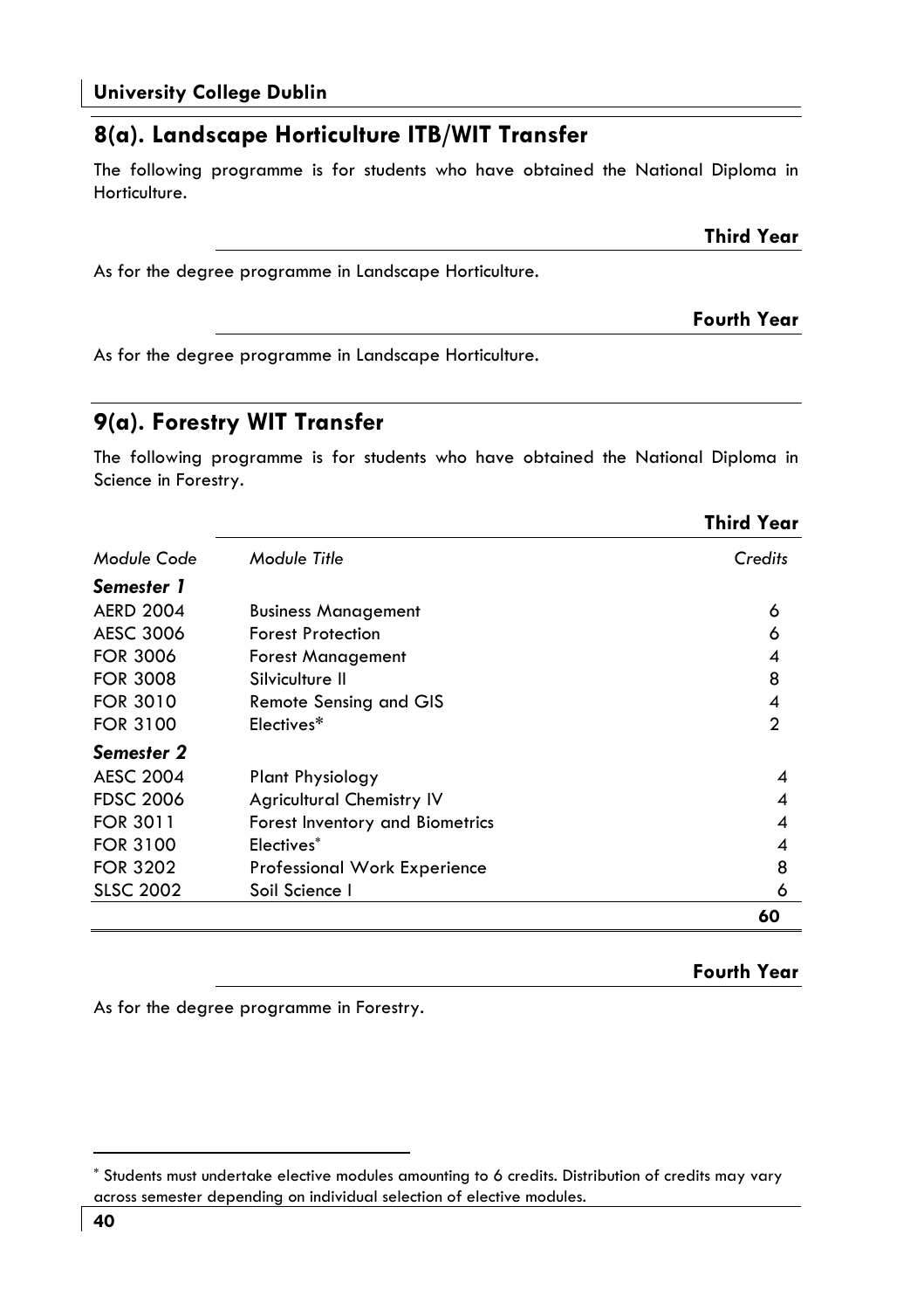## 8(a). Landscape Horticulture ITB/WIT Transfer

The following programme is for students who have obtained the National Diploma in Horticulture.

### Third Year

As for the degree programme in Landscape Horticulture.

### Fourth Year

As for the degree programme in Landscape Horticulture.

## 9(a). Forestry WIT Transfer

The following programme is for students who have obtained the National Diploma in Science in Forestry.

### Third Year

| *Module Code* | *Module Title* | *Credits* |
|---|---|---|
| ***Semester 1*** | | |
| AERD 2004 | Business Management | 6 |
| AESC 3006 | Forest Protection | 6 |
| FOR 3006 | Forest Management | 4 |
| FOR 3008 | Silviculture II | 8 |
| FOR 3010 | Remote Sensing and GIS | 4 |
| FOR 3100 | Electives* | 2 |
| ***Semester 2*** | | |
| AESC 2004 | Plant Physiology | 4 |
| FDSC 2006 | Agricultural Chemistry IV | 4 |
| FOR 3011 | Forest Inventory and Biometrics | 4 |
| FOR 3100 | Electives* | 4 |
| FOR 3202 | Professional Work Experience | 8 |
| SLSC 2002 | Soil Science I | 6 |
| | | **60** |

### Fourth Year

As for the degree programme in Forestry.

* Students must undertake elective modules amounting to 6 credits. Distribution of credits may vary across semester depending on individual selection of elective modules.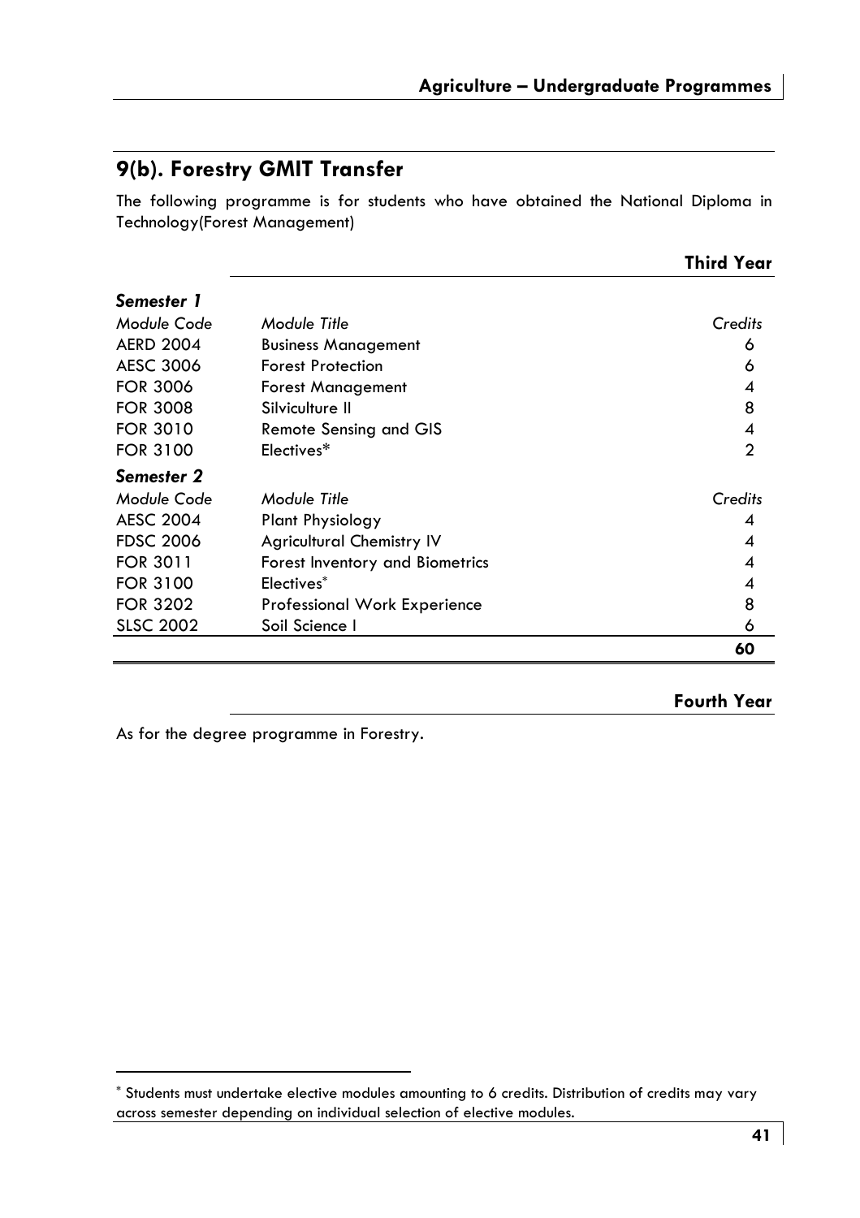## 9(b). Forestry GMIT Transfer

The following programme is for students who have obtained the National Diploma in Technology(Forest Management)

### Third Year

| *Module Code* | *Module Title* | *Credits* |
|---|---|---|
| ***Semester 1*** | | |
| AERD 2004 | Business Management | 6 |
| AESC 3006 | Forest Protection | 6 |
| FOR 3006 | Forest Management | 4 |
| FOR 3008 | Silviculture II | 8 |
| FOR 3010 | Remote Sensing and GIS | 4 |
| FOR 3100 | Electives* | 2 |
| ***Semester 2*** | | |
| AESC 2004 | Plant Physiology | 4 |
| FDSC 2006 | Agricultural Chemistry IV | 4 |
| FOR 3011 | Forest Inventory and Biometrics | 4 |
| FOR 3100 | Electives* | 4 |
| FOR 3202 | Professional Work Experience | 8 |
| SLSC 2002 | Soil Science I | 6 |
| | | **60** |

### Fourth Year

As for the degree programme in Forestry.

* Students must undertake elective modules amounting to 6 credits. Distribution of credits may vary across semester depending on individual selection of elective modules.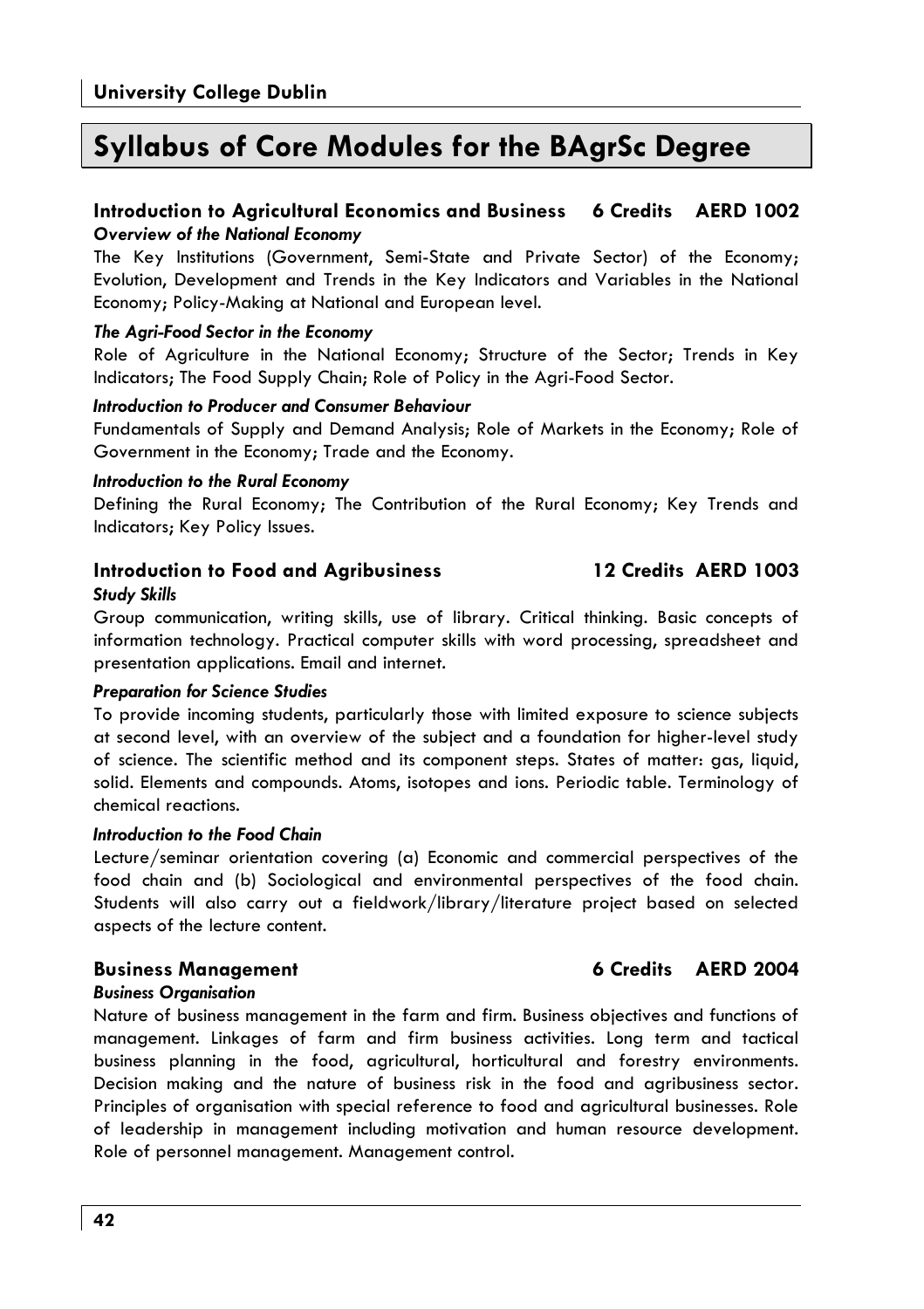# Syllabus of Core Modules for the BAgrSc Degree

## Introduction to Agricultural Economics and Business 6 Credits AERD 1002

***Overview of the National Economy***

The Key Institutions (Government, Semi-State and Private Sector) of the Economy; Evolution, Development and Trends in the Key Indicators and Variables in the National Economy; Policy-Making at National and European level.

***The Agri-Food Sector in the Economy***

Role of Agriculture in the National Economy; Structure of the Sector; Trends in Key Indicators; The Food Supply Chain; Role of Policy in the Agri-Food Sector.

***Introduction to Producer and Consumer Behaviour***

Fundamentals of Supply and Demand Analysis; Role of Markets in the Economy; Role of Government in the Economy; Trade and the Economy.

***Introduction to the Rural Economy***

Defining the Rural Economy; The Contribution of the Rural Economy; Key Trends and Indicators; Key Policy Issues.

## Introduction to Food and Agribusiness 12 Credits AERD 1003

***Study Skills***

Group communication, writing skills, use of library. Critical thinking. Basic concepts of information technology. Practical computer skills with word processing, spreadsheet and presentation applications. Email and internet.

***Preparation for Science Studies***

To provide incoming students, particularly those with limited exposure to science subjects at second level, with an overview of the subject and a foundation for higher-level study of science. The scientific method and its component steps. States of matter: gas, liquid, solid. Elements and compounds. Atoms, isotopes and ions. Periodic table. Terminology of chemical reactions.

***Introduction to the Food Chain***

Lecture/seminar orientation covering (a) Economic and commercial perspectives of the food chain and (b) Sociological and environmental perspectives of the food chain. Students will also carry out a fieldwork/library/literature project based on selected aspects of the lecture content.

## Business Management 6 Credits AERD 2004

***Business Organisation***

Nature of business management in the farm and firm. Business objectives and functions of management. Linkages of farm and firm business activities. Long term and tactical business planning in the food, agricultural, horticultural and forestry environments. Decision making and the nature of business risk in the food and agribusiness sector. Principles of organisation with special reference to food and agricultural businesses. Role of leadership in management including motivation and human resource development. Role of personnel management. Management control.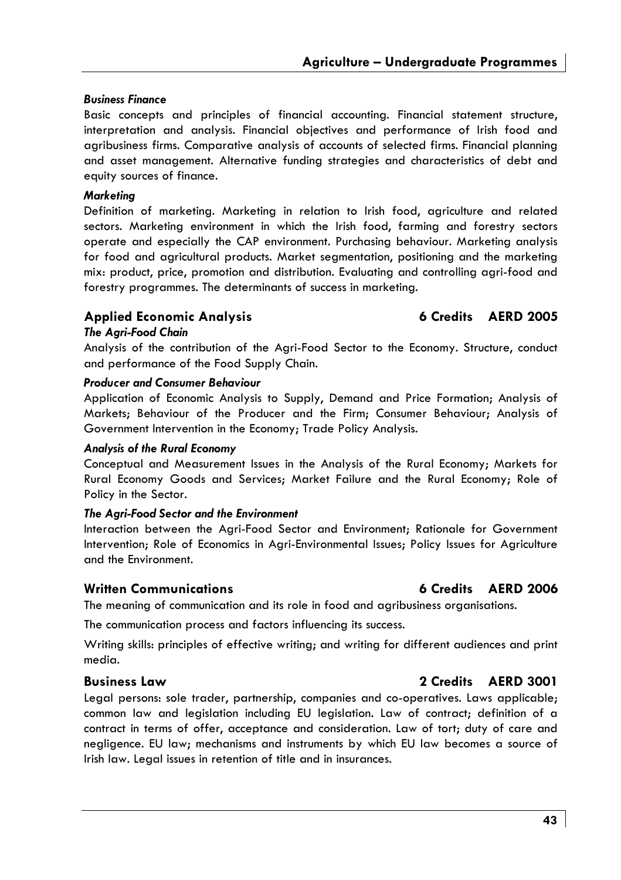*Business Finance*

Basic concepts and principles of financial accounting. Financial statement structure, interpretation and analysis. Financial objectives and performance of Irish food and agribusiness firms. Comparative analysis of accounts of selected firms. Financial planning and asset management. Alternative funding strategies and characteristics of debt and equity sources of finance.

*Marketing*

Definition of marketing. Marketing in relation to Irish food, agriculture and related sectors. Marketing environment in which the Irish food, farming and forestry sectors operate and especially the CAP environment. Purchasing behaviour. Marketing analysis for food and agricultural products. Market segmentation, positioning and the marketing mix: product, price, promotion and distribution. Evaluating and controlling agri-food and forestry programmes. The determinants of success in marketing.

### Applied Economic Analysis — 6 Credits — AERD 2005

*The Agri-Food Chain*

Analysis of the contribution of the Agri-Food Sector to the Economy. Structure, conduct and performance of the Food Supply Chain.

*Producer and Consumer Behaviour*

Application of Economic Analysis to Supply, Demand and Price Formation; Analysis of Markets; Behaviour of the Producer and the Firm; Consumer Behaviour; Analysis of Government Intervention in the Economy; Trade Policy Analysis.

*Analysis of the Rural Economy*

Conceptual and Measurement Issues in the Analysis of the Rural Economy; Markets for Rural Economy Goods and Services; Market Failure and the Rural Economy; Role of Policy in the Sector.

*The Agri-Food Sector and the Environment*

Interaction between the Agri-Food Sector and Environment; Rationale for Government Intervention; Role of Economics in Agri-Environmental Issues; Policy Issues for Agriculture and the Environment.

### Written Communications — 6 Credits — AERD 2006

The meaning of communication and its role in food and agribusiness organisations.

The communication process and factors influencing its success.

Writing skills: principles of effective writing; and writing for different audiences and print media.

### Business Law — 2 Credits — AERD 3001

Legal persons: sole trader, partnership, companies and co-operatives. Laws applicable; common law and legislation including EU legislation. Law of contract; definition of a contract in terms of offer, acceptance and consideration. Law of tort; duty of care and negligence. EU law; mechanisms and instruments by which EU law becomes a source of Irish law. Legal issues in retention of title and in insurances.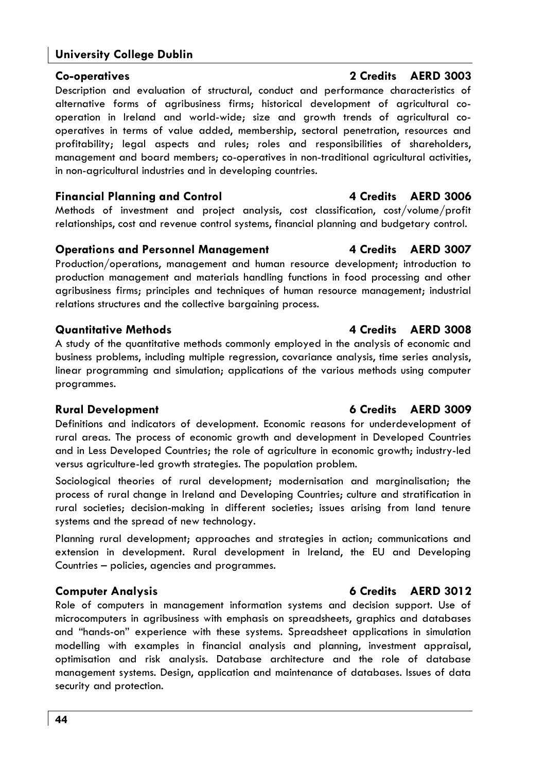### Co-operatives 2 Credits AERD 3003

Description and evaluation of structural, conduct and performance characteristics of alternative forms of agribusiness firms; historical development of agricultural co-operation in Ireland and world-wide; size and growth trends of agricultural co-operatives in terms of value added, membership, sectoral penetration, resources and profitability; legal aspects and rules; roles and responsibilities of shareholders, management and board members; co-operatives in non-traditional agricultural activities, in non-agricultural industries and in developing countries.

### Financial Planning and Control 4 Credits AERD 3006

Methods of investment and project analysis, cost classification, cost/volume/profit relationships, cost and revenue control systems, financial planning and budgetary control.

### Operations and Personnel Management 4 Credits AERD 3007

Production/operations, management and human resource development; introduction to production management and materials handling functions in food processing and other agribusiness firms; principles and techniques of human resource management; industrial relations structures and the collective bargaining process.

### Quantitative Methods 4 Credits AERD 3008

A study of the quantitative methods commonly employed in the analysis of economic and business problems, including multiple regression, covariance analysis, time series analysis, linear programming and simulation; applications of the various methods using computer programmes.

### Rural Development 6 Credits AERD 3009

Definitions and indicators of development. Economic reasons for underdevelopment of rural areas. The process of economic growth and development in Developed Countries and in Less Developed Countries; the role of agriculture in economic growth; industry-led versus agriculture-led growth strategies. The population problem.

Sociological theories of rural development; modernisation and marginalisation; the process of rural change in Ireland and Developing Countries; culture and stratification in rural societies; decision-making in different societies; issues arising from land tenure systems and the spread of new technology.

Planning rural development; approaches and strategies in action; communications and extension in development. Rural development in Ireland, the EU and Developing Countries – policies, agencies and programmes.

### Computer Analysis 6 Credits AERD 3012

Role of computers in management information systems and decision support. Use of microcomputers in agribusiness with emphasis on spreadsheets, graphics and databases and "hands-on" experience with these systems. Spreadsheet applications in simulation modelling with examples in financial analysis and planning, investment appraisal, optimisation and risk analysis. Database architecture and the role of database management systems. Design, application and maintenance of databases. Issues of data security and protection.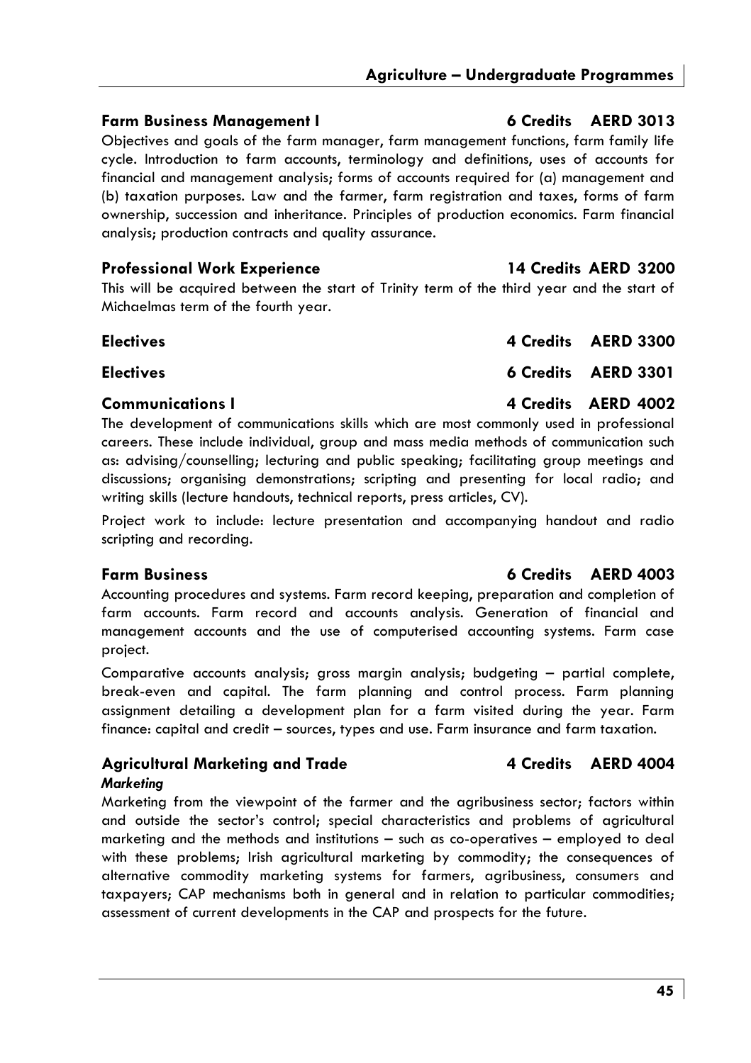### Farm Business Management I — 6 Credits — AERD 3013

Objectives and goals of the farm manager, farm management functions, farm family life cycle. Introduction to farm accounts, terminology and definitions, uses of accounts for financial and management analysis; forms of accounts required for (a) management and (b) taxation purposes. Law and the farmer, farm registration and taxes, forms of farm ownership, succession and inheritance. Principles of production economics. Farm financial analysis; production contracts and quality assurance.

### Professional Work Experience — 14 Credits — AERD 3200

This will be acquired between the start of Trinity term of the third year and the start of Michaelmas term of the fourth year.

### Electives — 4 Credits — AERD 3300

### Electives — 6 Credits — AERD 3301

### Communications I — 4 Credits — AERD 4002

The development of communications skills which are most commonly used in professional careers. These include individual, group and mass media methods of communication such as: advising/counselling; lecturing and public speaking; facilitating group meetings and discussions; organising demonstrations; scripting and presenting for local radio; and writing skills (lecture handouts, technical reports, press articles, CV).

Project work to include: lecture presentation and accompanying handout and radio scripting and recording.

### Farm Business — 6 Credits — AERD 4003

Accounting procedures and systems. Farm record keeping, preparation and completion of farm accounts. Farm record and accounts analysis. Generation of financial and management accounts and the use of computerised accounting systems. Farm case project.

Comparative accounts analysis; gross margin analysis; budgeting – partial complete, break-even and capital. The farm planning and control process. Farm planning assignment detailing a development plan for a farm visited during the year. Farm finance: capital and credit – sources, types and use. Farm insurance and farm taxation.

### Agricultural Marketing and Trade — 4 Credits — AERD 4004

***Marketing***

Marketing from the viewpoint of the farmer and the agribusiness sector; factors within and outside the sector's control; special characteristics and problems of agricultural marketing and the methods and institutions – such as co-operatives – employed to deal with these problems; Irish agricultural marketing by commodity; the consequences of alternative commodity marketing systems for farmers, agribusiness, consumers and taxpayers; CAP mechanisms both in general and in relation to particular commodities; assessment of current developments in the CAP and prospects for the future.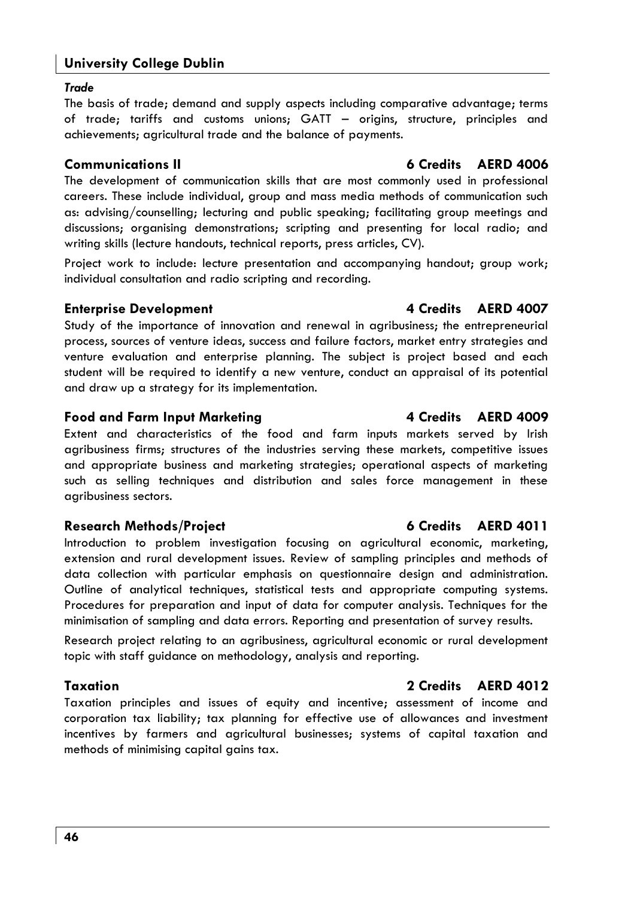*Trade*

The basis of trade; demand and supply aspects including comparative advantage; terms of trade; tariffs and customs unions; GATT – origins, structure, principles and achievements; agricultural trade and the balance of payments.

### Communications II — 6 Credits — AERD 4006

The development of communication skills that are most commonly used in professional careers. These include individual, group and mass media methods of communication such as: advising/counselling; lecturing and public speaking; facilitating group meetings and discussions; organising demonstrations; scripting and presenting for local radio; and writing skills (lecture handouts, technical reports, press articles, CV).

Project work to include: lecture presentation and accompanying handout; group work; individual consultation and radio scripting and recording.

### Enterprise Development — 4 Credits — AERD 4007

Study of the importance of innovation and renewal in agribusiness; the entrepreneurial process, sources of venture ideas, success and failure factors, market entry strategies and venture evaluation and enterprise planning. The subject is project based and each student will be required to identify a new venture, conduct an appraisal of its potential and draw up a strategy for its implementation.

### Food and Farm Input Marketing — 4 Credits — AERD 4009

Extent and characteristics of the food and farm inputs markets served by Irish agribusiness firms; structures of the industries serving these markets, competitive issues and appropriate business and marketing strategies; operational aspects of marketing such as selling techniques and distribution and sales force management in these agribusiness sectors.

### Research Methods/Project — 6 Credits — AERD 4011

Introduction to problem investigation focusing on agricultural economic, marketing, extension and rural development issues. Review of sampling principles and methods of data collection with particular emphasis on questionnaire design and administration. Outline of analytical techniques, statistical tests and appropriate computing systems. Procedures for preparation and input of data for computer analysis. Techniques for the minimisation of sampling and data errors. Reporting and presentation of survey results.

Research project relating to an agribusiness, agricultural economic or rural development topic with staff guidance on methodology, analysis and reporting.

### Taxation — 2 Credits — AERD 4012

Taxation principles and issues of equity and incentive; assessment of income and corporation tax liability; tax planning for effective use of allowances and investment incentives by farmers and agricultural businesses; systems of capital taxation and methods of minimising capital gains tax.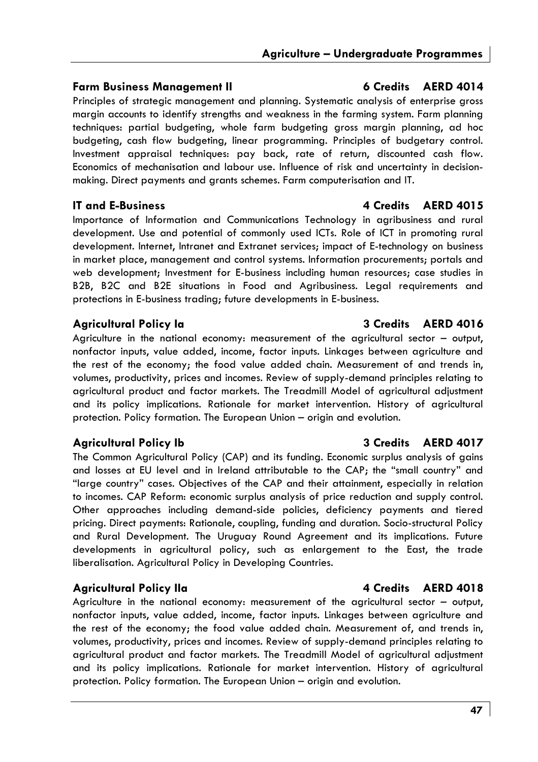### Farm Business Management II — 6 Credits — AERD 4014

Principles of strategic management and planning. Systematic analysis of enterprise gross margin accounts to identify strengths and weakness in the farming system. Farm planning techniques: partial budgeting, whole farm budgeting gross margin planning, ad hoc budgeting, cash flow budgeting, linear programming. Principles of budgetary control. Investment appraisal techniques: pay back, rate of return, discounted cash flow. Economics of mechanisation and labour use. Influence of risk and uncertainty in decision-making. Direct payments and grants schemes. Farm computerisation and IT.

### IT and E-Business — 4 Credits — AERD 4015

Importance of Information and Communications Technology in agribusiness and rural development. Use and potential of commonly used ICTs. Role of ICT in promoting rural development. Internet, Intranet and Extranet services; impact of E-technology on business in market place, management and control systems. Information procurements; portals and web development; Investment for E-business including human resources; case studies in B2B, B2C and B2E situations in Food and Agribusiness. Legal requirements and protections in E-business trading; future developments in E-business.

### Agricultural Policy Ia — 3 Credits — AERD 4016

Agriculture in the national economy: measurement of the agricultural sector – output, nonfactor inputs, value added, income, factor inputs. Linkages between agriculture and the rest of the economy; the food value added chain. Measurement of and trends in, volumes, productivity, prices and incomes. Review of supply-demand principles relating to agricultural product and factor markets. The Treadmill Model of agricultural adjustment and its policy implications. Rationale for market intervention. History of agricultural protection. Policy formation. The European Union – origin and evolution.

### Agricultural Policy Ib — 3 Credits — AERD 4017

The Common Agricultural Policy (CAP) and its funding. Economic surplus analysis of gains and losses at EU level and in Ireland attributable to the CAP; the "small country" and "large country" cases. Objectives of the CAP and their attainment, especially in relation to incomes. CAP Reform: economic surplus analysis of price reduction and supply control. Other approaches including demand-side policies, deficiency payments and tiered pricing. Direct payments: Rationale, coupling, funding and duration. Socio-structural Policy and Rural Development. The Uruguay Round Agreement and its implications. Future developments in agricultural policy, such as enlargement to the East, the trade liberalisation. Agricultural Policy in Developing Countries.

### Agricultural Policy IIa — 4 Credits — AERD 4018

Agriculture in the national economy: measurement of the agricultural sector – output, nonfactor inputs, value added, income, factor inputs. Linkages between agriculture and the rest of the economy; the food value added chain. Measurement of, and trends in, volumes, productivity, prices and incomes. Review of supply-demand principles relating to agricultural product and factor markets. The Treadmill Model of agricultural adjustment and its policy implications. Rationale for market intervention. History of agricultural protection. Policy formation. The European Union – origin and evolution.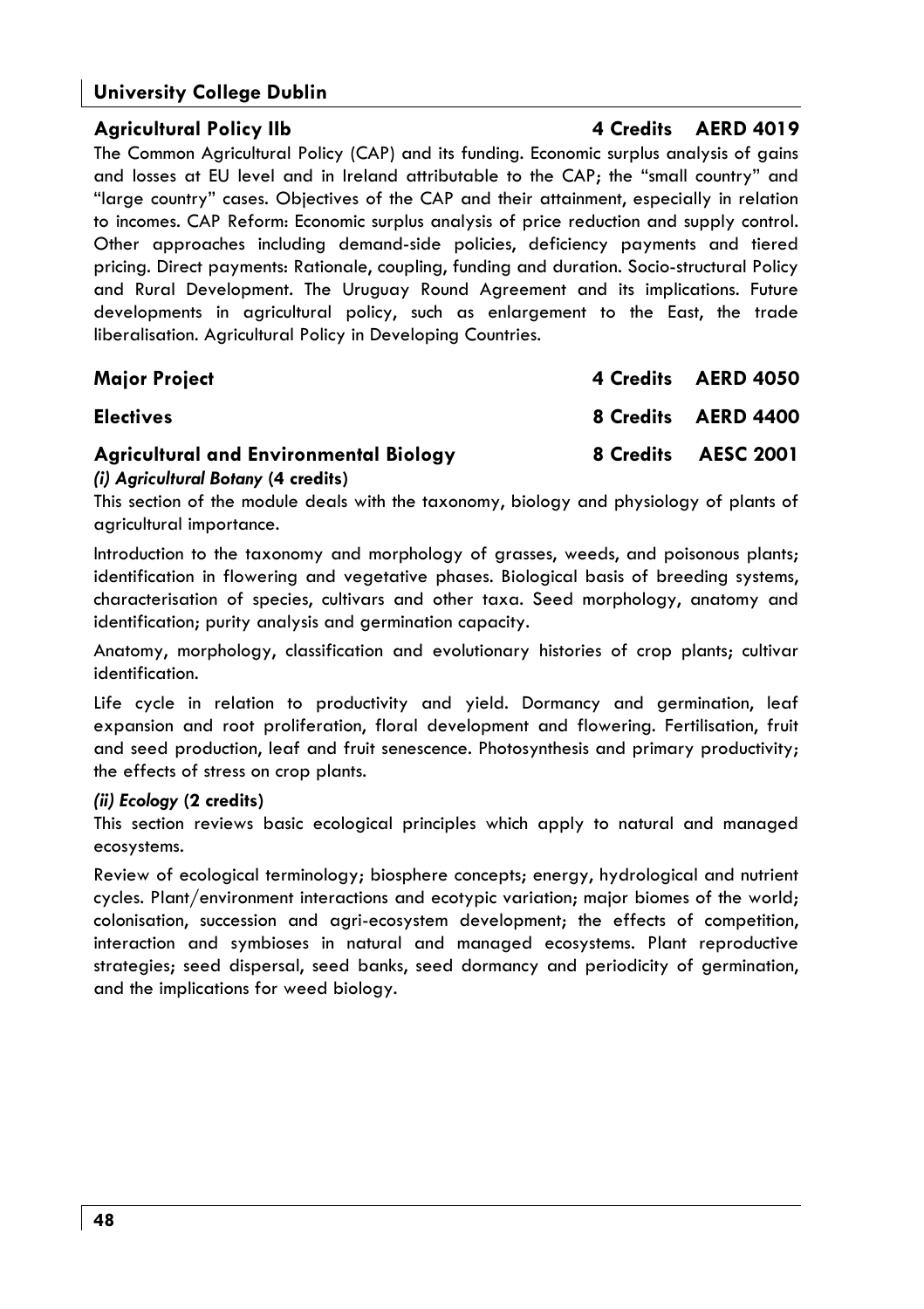**Agricultural Policy IIb** **4 Credits AERD 4019**

The Common Agricultural Policy (CAP) and its funding. Economic surplus analysis of gains and losses at EU level and in Ireland attributable to the CAP; the "small country" and "large country" cases. Objectives of the CAP and their attainment, especially in relation to incomes. CAP Reform: Economic surplus analysis of price reduction and supply control. Other approaches including demand-side policies, deficiency payments and tiered pricing. Direct payments: Rationale, coupling, funding and duration. Socio-structural Policy and Rural Development. The Uruguay Round Agreement and its implications. Future developments in agricultural policy, such as enlargement to the East, the trade liberalisation. Agricultural Policy in Developing Countries.

**Major Project** **4 Credits AERD 4050**

**Electives** **8 Credits AERD 4400**

**Agricultural and Environmental Biology** **8 Credits AESC 2001**

***(i) Agricultural Botany* (4 credits)**

This section of the module deals with the taxonomy, biology and physiology of plants of agricultural importance.

Introduction to the taxonomy and morphology of grasses, weeds, and poisonous plants; identification in flowering and vegetative phases. Biological basis of breeding systems, characterisation of species, cultivars and other taxa. Seed morphology, anatomy and identification; purity analysis and germination capacity.

Anatomy, morphology, classification and evolutionary histories of crop plants; cultivar identification.

Life cycle in relation to productivity and yield. Dormancy and germination, leaf expansion and root proliferation, floral development and flowering. Fertilisation, fruit and seed production, leaf and fruit senescence. Photosynthesis and primary productivity; the effects of stress on crop plants.

***(ii) Ecology* (2 credits)**

This section reviews basic ecological principles which apply to natural and managed ecosystems.

Review of ecological terminology; biosphere concepts; energy, hydrological and nutrient cycles. Plant/environment interactions and ecotypic variation; major biomes of the world; colonisation, succession and agri-ecosystem development; the effects of competition, interaction and symbioses in natural and managed ecosystems. Plant reproductive strategies; seed dispersal, seed banks, seed dormancy and periodicity of germination, and the implications for weed biology.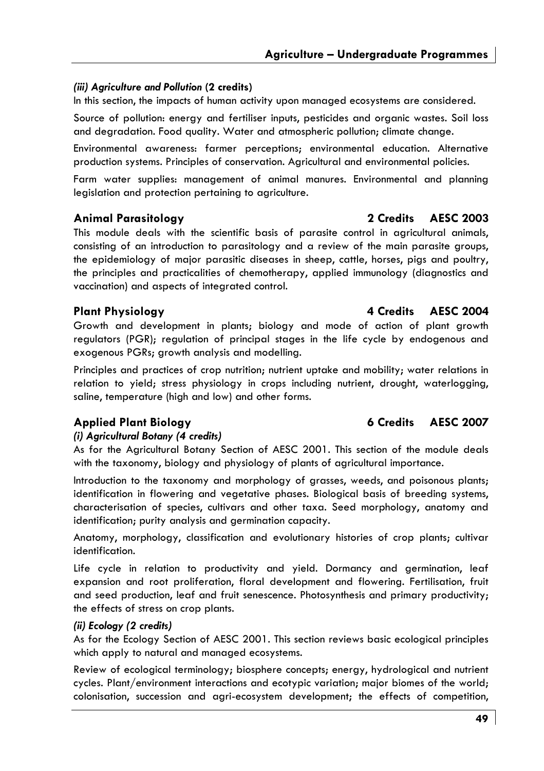### *(iii) Agriculture and Pollution* (2 credits)

In this section, the impacts of human activity upon managed ecosystems are considered.

Source of pollution: energy and fertiliser inputs, pesticides and organic wastes. Soil loss and degradation. Food quality. Water and atmospheric pollution; climate change.

Environmental awareness: farmer perceptions; environmental education. Alternative production systems. Principles of conservation. Agricultural and environmental policies.

Farm water supplies: management of animal manures. Environmental and planning legislation and protection pertaining to agriculture.

## Animal Parasitology — 2 Credits — AESC 2003

This module deals with the scientific basis of parasite control in agricultural animals, consisting of an introduction to parasitology and a review of the main parasite groups, the epidemiology of major parasitic diseases in sheep, cattle, horses, pigs and poultry, the principles and practicalities of chemotherapy, applied immunology (diagnostics and vaccination) and aspects of integrated control.

## Plant Physiology — 4 Credits — AESC 2004

Growth and development in plants; biology and mode of action of plant growth regulators (PGR); regulation of principal stages in the life cycle by endogenous and exogenous PGRs; growth analysis and modelling.

Principles and practices of crop nutrition; nutrient uptake and mobility; water relations in relation to yield; stress physiology in crops including nutrient, drought, waterlogging, saline, temperature (high and low) and other forms.

## Applied Plant Biology — 6 Credits — AESC 2007

### *(i) Agricultural Botany (4 credits)*

As for the Agricultural Botany Section of AESC 2001. This section of the module deals with the taxonomy, biology and physiology of plants of agricultural importance.

Introduction to the taxonomy and morphology of grasses, weeds, and poisonous plants; identification in flowering and vegetative phases. Biological basis of breeding systems, characterisation of species, cultivars and other taxa. Seed morphology, anatomy and identification; purity analysis and germination capacity.

Anatomy, morphology, classification and evolutionary histories of crop plants; cultivar identification.

Life cycle in relation to productivity and yield. Dormancy and germination, leaf expansion and root proliferation, floral development and flowering. Fertilisation, fruit and seed production, leaf and fruit senescence. Photosynthesis and primary productivity; the effects of stress on crop plants.

### *(ii) Ecology (2 credits)*

As for the Ecology Section of AESC 2001. This section reviews basic ecological principles which apply to natural and managed ecosystems.

Review of ecological terminology; biosphere concepts; energy, hydrological and nutrient cycles. Plant/environment interactions and ecotypic variation; major biomes of the world; colonisation, succession and agri-ecosystem development; the effects of competition,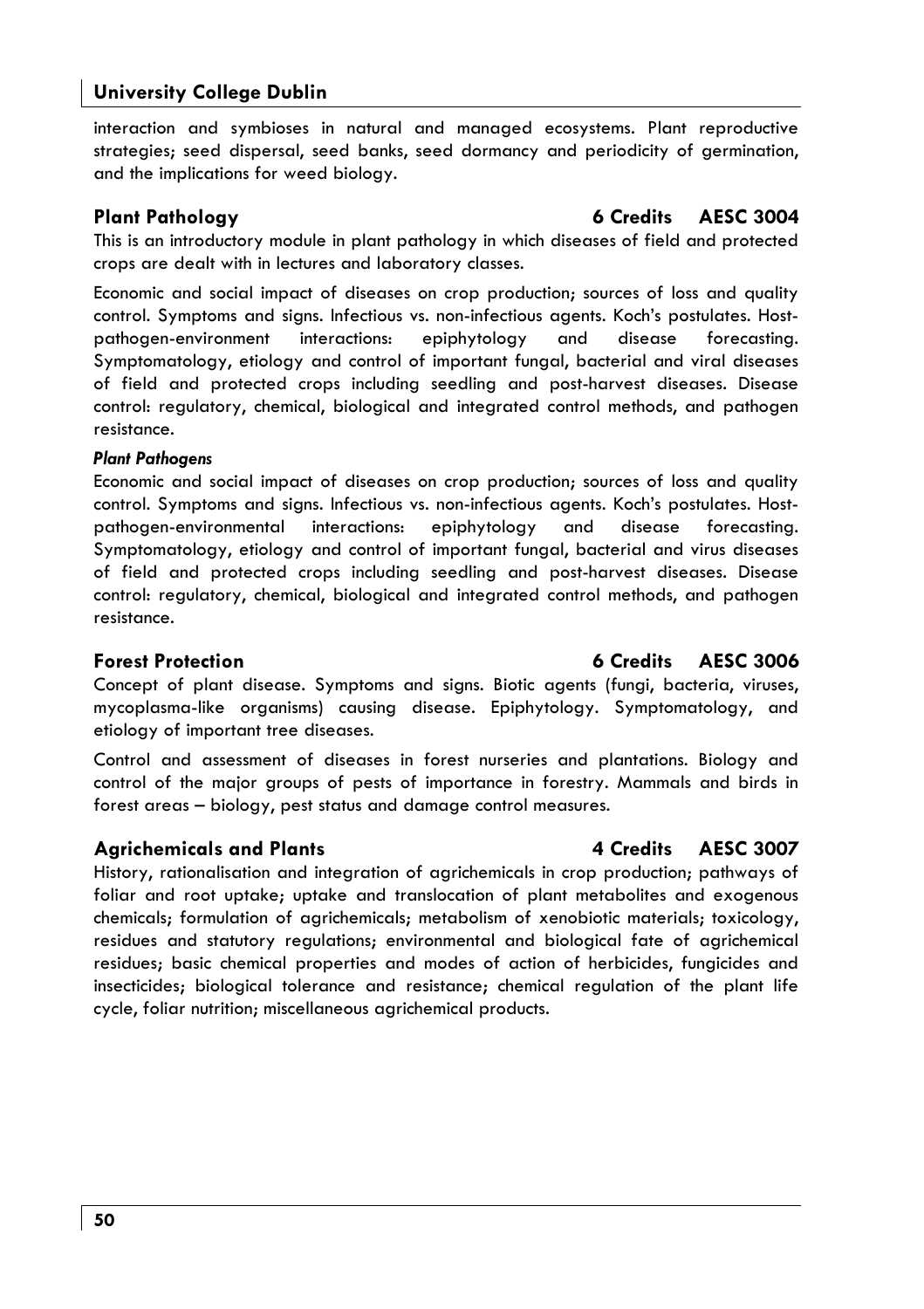interaction and symbioses in natural and managed ecosystems. Plant reproductive strategies; seed dispersal, seed banks, seed dormancy and periodicity of germination, and the implications for weed biology.

### Plant Pathology — 6 Credits — AESC 3004

This is an introductory module in plant pathology in which diseases of field and protected crops are dealt with in lectures and laboratory classes.

Economic and social impact of diseases on crop production; sources of loss and quality control. Symptoms and signs. Infectious vs. non-infectious agents. Koch's postulates. Host-pathogen-environment interactions: epiphytology and disease forecasting. Symptomatology, etiology and control of important fungal, bacterial and viral diseases of field and protected crops including seedling and post-harvest diseases. Disease control: regulatory, chemical, biological and integrated control methods, and pathogen resistance.

#### *Plant Pathogens*

Economic and social impact of diseases on crop production; sources of loss and quality control. Symptoms and signs. Infectious vs. non-infectious agents. Koch's postulates. Host-pathogen-environmental interactions: epiphytology and disease forecasting. Symptomatology, etiology and control of important fungal, bacterial and virus diseases of field and protected crops including seedling and post-harvest diseases. Disease control: regulatory, chemical, biological and integrated control methods, and pathogen resistance.

### Forest Protection — 6 Credits — AESC 3006

Concept of plant disease. Symptoms and signs. Biotic agents (fungi, bacteria, viruses, mycoplasma-like organisms) causing disease. Epiphytology. Symptomatology, and etiology of important tree diseases.

Control and assessment of diseases in forest nurseries and plantations. Biology and control of the major groups of pests of importance in forestry. Mammals and birds in forest areas – biology, pest status and damage control measures.

### Agrichemicals and Plants — 4 Credits — AESC 3007

History, rationalisation and integration of agrichemicals in crop production; pathways of foliar and root uptake; uptake and translocation of plant metabolites and exogenous chemicals; formulation of agrichemicals; metabolism of xenobiotic materials; toxicology, residues and statutory regulations; environmental and biological fate of agrichemical residues; basic chemical properties and modes of action of herbicides, fungicides and insecticides; biological tolerance and resistance; chemical regulation of the plant life cycle, foliar nutrition; miscellaneous agrichemical products.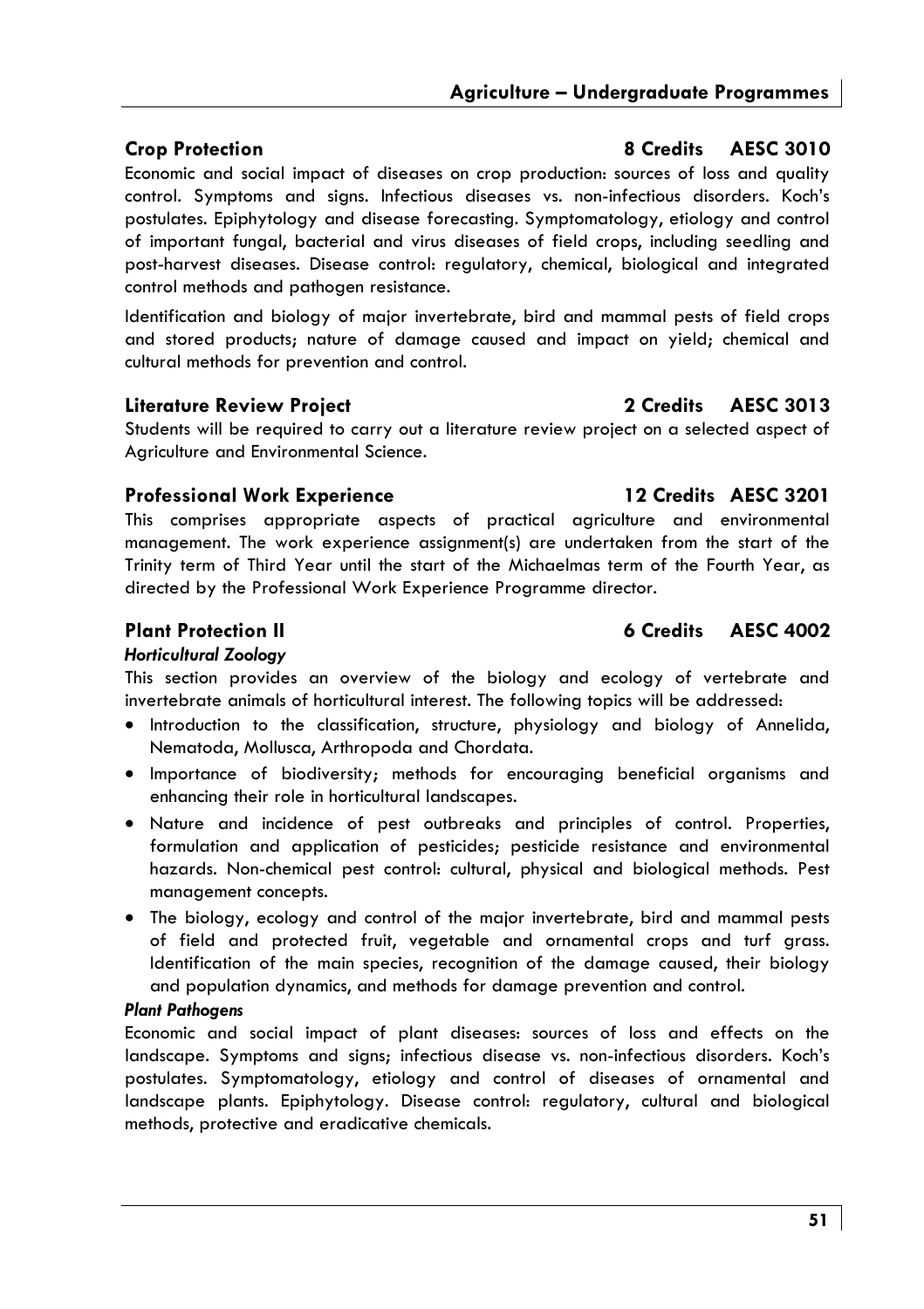### Crop Protection — 8 Credits — AESC 3010

Economic and social impact of diseases on crop production: sources of loss and quality control. Symptoms and signs. Infectious diseases vs. non-infectious disorders. Koch's postulates. Epiphytology and disease forecasting. Symptomatology, etiology and control of important fungal, bacterial and virus diseases of field crops, including seedling and post-harvest diseases. Disease control: regulatory, chemical, biological and integrated control methods and pathogen resistance.

Identification and biology of major invertebrate, bird and mammal pests of field crops and stored products; nature of damage caused and impact on yield; chemical and cultural methods for prevention and control.

### Literature Review Project — 2 Credits — AESC 3013

Students will be required to carry out a literature review project on a selected aspect of Agriculture and Environmental Science.

### Professional Work Experience — 12 Credits — AESC 3201

This comprises appropriate aspects of practical agriculture and environmental management. The work experience assignment(s) are undertaken from the start of the Trinity term of Third Year until the start of the Michaelmas term of the Fourth Year, as directed by the Professional Work Experience Programme director.

### Plant Protection II — 6 Credits — AESC 4002

***Horticultural Zoology***

This section provides an overview of the biology and ecology of vertebrate and invertebrate animals of horticultural interest. The following topics will be addressed:

- Introduction to the classification, structure, physiology and biology of Annelida, Nematoda, Mollusca, Arthropoda and Chordata.
- Importance of biodiversity; methods for encouraging beneficial organisms and enhancing their role in horticultural landscapes.
- Nature and incidence of pest outbreaks and principles of control. Properties, formulation and application of pesticides; pesticide resistance and environmental hazards. Non-chemical pest control: cultural, physical and biological methods. Pest management concepts.
- The biology, ecology and control of the major invertebrate, bird and mammal pests of field and protected fruit, vegetable and ornamental crops and turf grass. Identification of the main species, recognition of the damage caused, their biology and population dynamics, and methods for damage prevention and control.

***Plant Pathogens***

Economic and social impact of plant diseases: sources of loss and effects on the landscape. Symptoms and signs; infectious disease vs. non-infectious disorders. Koch's postulates. Symptomatology, etiology and control of diseases of ornamental and landscape plants. Epiphytology. Disease control: regulatory, cultural and biological methods, protective and eradicative chemicals.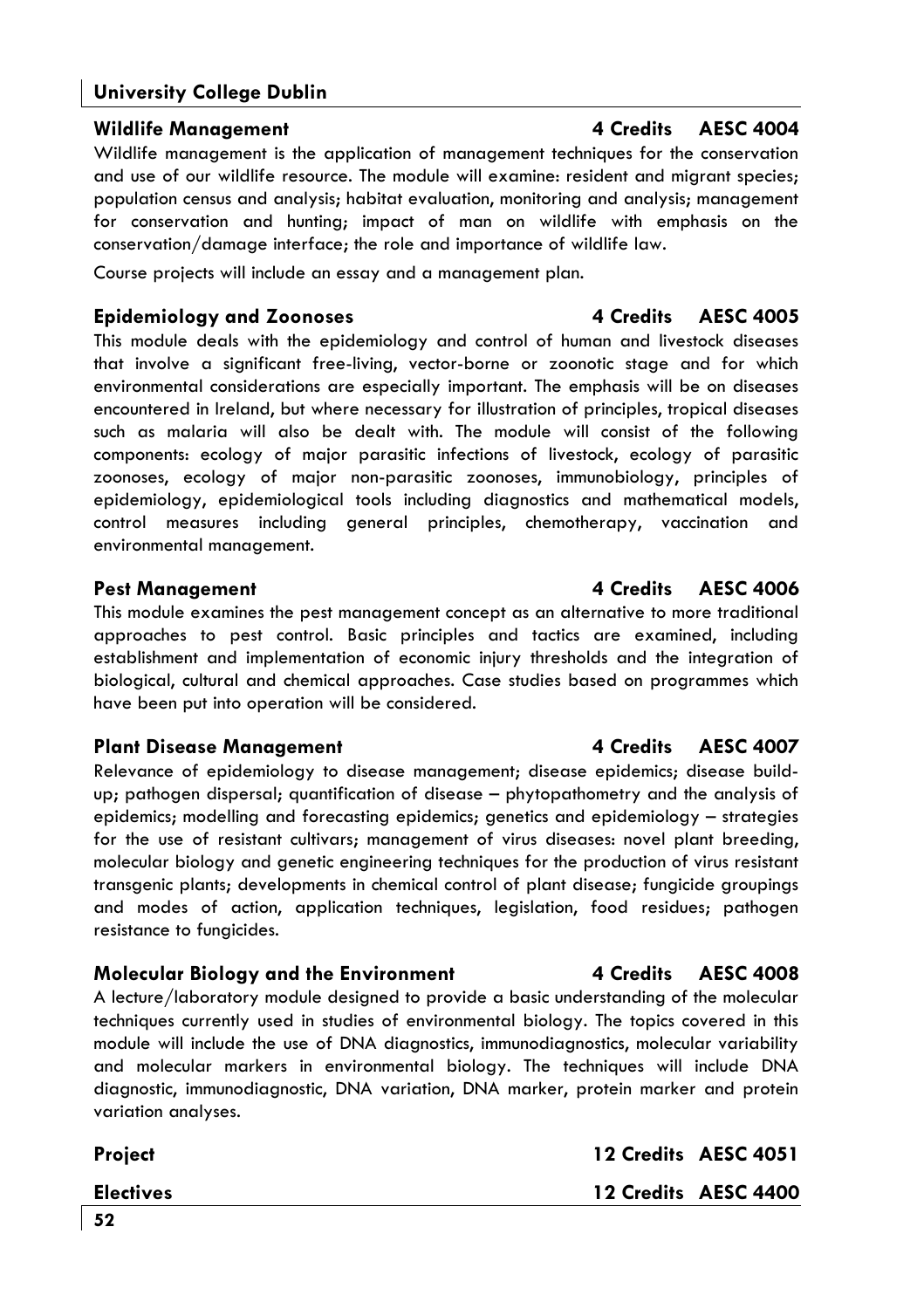### Wildlife Management — 4 Credits — AESC 4004

Wildlife management is the application of management techniques for the conservation and use of our wildlife resource. The module will examine: resident and migrant species; population census and analysis; habitat evaluation, monitoring and analysis; management for conservation and hunting; impact of man on wildlife with emphasis on the conservation/damage interface; the role and importance of wildlife law.

Course projects will include an essay and a management plan.

### Epidemiology and Zoonoses — 4 Credits — AESC 4005

This module deals with the epidemiology and control of human and livestock diseases that involve a significant free-living, vector-borne or zoonotic stage and for which environmental considerations are especially important. The emphasis will be on diseases encountered in Ireland, but where necessary for illustration of principles, tropical diseases such as malaria will also be dealt with. The module will consist of the following components: ecology of major parasitic infections of livestock, ecology of parasitic zoonoses, ecology of major non-parasitic zoonoses, immunobiology, principles of epidemiology, epidemiological tools including diagnostics and mathematical models, control measures including general principles, chemotherapy, vaccination and environmental management.

### Pest Management — 4 Credits — AESC 4006

This module examines the pest management concept as an alternative to more traditional approaches to pest control. Basic principles and tactics are examined, including establishment and implementation of economic injury thresholds and the integration of biological, cultural and chemical approaches. Case studies based on programmes which have been put into operation will be considered.

### Plant Disease Management — 4 Credits — AESC 4007

Relevance of epidemiology to disease management; disease epidemics; disease build-up; pathogen dispersal; quantification of disease – phytopathometry and the analysis of epidemics; modelling and forecasting epidemics; genetics and epidemiology – strategies for the use of resistant cultivars; management of virus diseases: novel plant breeding, molecular biology and genetic engineering techniques for the production of virus resistant transgenic plants; developments in chemical control of plant disease; fungicide groupings and modes of action, application techniques, legislation, food residues; pathogen resistance to fungicides.

### Molecular Biology and the Environment — 4 Credits — AESC 4008

A lecture/laboratory module designed to provide a basic understanding of the molecular techniques currently used in studies of environmental biology. The topics covered in this module will include the use of DNA diagnostics, immunodiagnostics, molecular variability and molecular markers in environmental biology. The techniques will include DNA diagnostic, immunodiagnostic, DNA variation, DNA marker, protein marker and protein variation analyses.

### Project — 12 Credits — AESC 4051

### Electives — 12 Credits — AESC 4400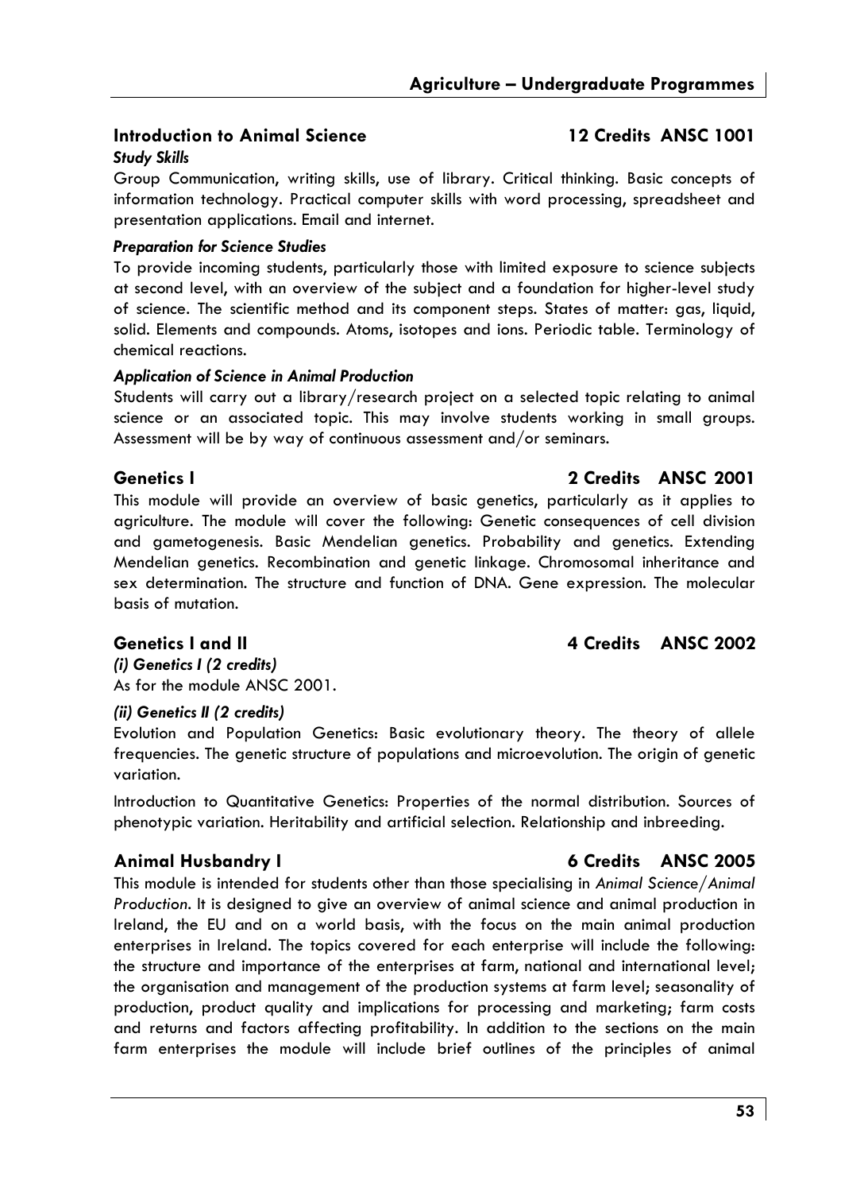## Introduction to Animal Science 12 Credits ANSC 1001

***Study Skills***

Group Communication, writing skills, use of library. Critical thinking. Basic concepts of information technology. Practical computer skills with word processing, spreadsheet and presentation applications. Email and internet.

***Preparation for Science Studies***

To provide incoming students, particularly those with limited exposure to science subjects at second level, with an overview of the subject and a foundation for higher-level study of science. The scientific method and its component steps. States of matter: gas, liquid, solid. Elements and compounds. Atoms, isotopes and ions. Periodic table. Terminology of chemical reactions.

***Application of Science in Animal Production***

Students will carry out a library/research project on a selected topic relating to animal science or an associated topic. This may involve students working in small groups. Assessment will be by way of continuous assessment and/or seminars.

## Genetics I 2 Credits ANSC 2001

This module will provide an overview of basic genetics, particularly as it applies to agriculture. The module will cover the following: Genetic consequences of cell division and gametogenesis. Basic Mendelian genetics. Probability and genetics. Extending Mendelian genetics. Recombination and genetic linkage. Chromosomal inheritance and sex determination. The structure and function of DNA. Gene expression. The molecular basis of mutation.

## Genetics I and II 4 Credits ANSC 2002

***(i) Genetics I (2 credits)***

As for the module ANSC 2001.

***(ii) Genetics II (2 credits)***

Evolution and Population Genetics: Basic evolutionary theory. The theory of allele frequencies. The genetic structure of populations and microevolution. The origin of genetic variation.

Introduction to Quantitative Genetics: Properties of the normal distribution. Sources of phenotypic variation. Heritability and artificial selection. Relationship and inbreeding.

## Animal Husbandry I 6 Credits ANSC 2005

This module is intended for students other than those specialising in *Animal Science/Animal Production*. It is designed to give an overview of animal science and animal production in Ireland, the EU and on a world basis, with the focus on the main animal production enterprises in Ireland. The topics covered for each enterprise will include the following: the structure and importance of the enterprises at farm, national and international level; the organisation and management of the production systems at farm level; seasonality of production, product quality and implications for processing and marketing; farm costs and returns and factors affecting profitability. In addition to the sections on the main farm enterprises the module will include brief outlines of the principles of animal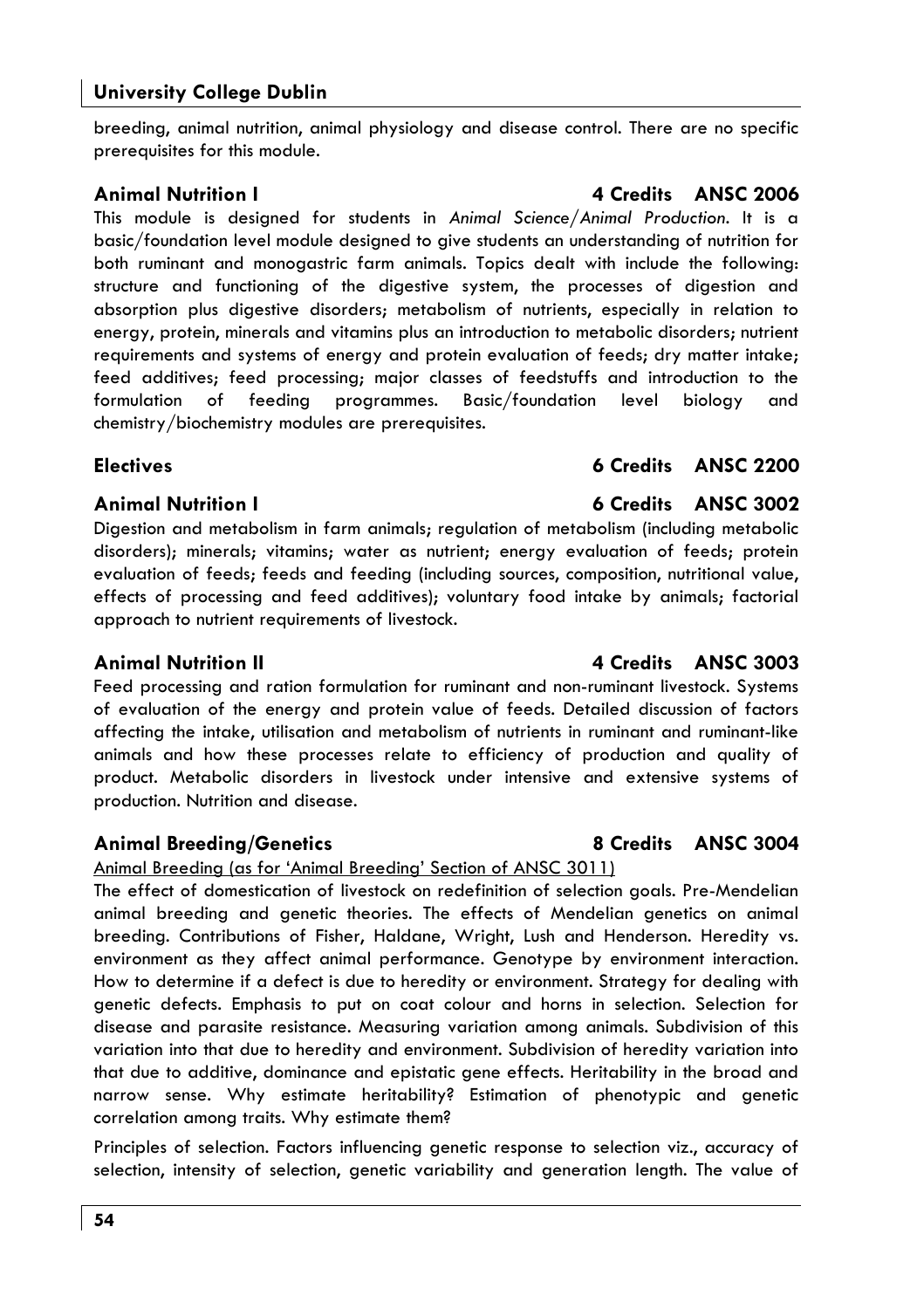breeding, animal nutrition, animal physiology and disease control. There are no specific prerequisites for this module.

### Animal Nutrition I — 4 Credits — ANSC 2006

This module is designed for students in *Animal Science/Animal Production*. It is a basic/foundation level module designed to give students an understanding of nutrition for both ruminant and monogastric farm animals. Topics dealt with include the following: structure and functioning of the digestive system, the processes of digestion and absorption plus digestive disorders; metabolism of nutrients, especially in relation to energy, protein, minerals and vitamins plus an introduction to metabolic disorders; nutrient requirements and systems of energy and protein evaluation of feeds; dry matter intake; feed additives; feed processing; major classes of feedstuffs and introduction to the formulation of feeding programmes. Basic/foundation level biology and chemistry/biochemistry modules are prerequisites.

### Electives — 6 Credits — ANSC 2200

### Animal Nutrition I — 6 Credits — ANSC 3002

Digestion and metabolism in farm animals; regulation of metabolism (including metabolic disorders); minerals; vitamins; water as nutrient; energy evaluation of feeds; protein evaluation of feeds; feeds and feeding (including sources, composition, nutritional value, effects of processing and feed additives); voluntary food intake by animals; factorial approach to nutrient requirements of livestock.

### Animal Nutrition II — 4 Credits — ANSC 3003

Feed processing and ration formulation for ruminant and non-ruminant livestock. Systems of evaluation of the energy and protein value of feeds. Detailed discussion of factors affecting the intake, utilisation and metabolism of nutrients in ruminant and ruminant-like animals and how these processes relate to efficiency of production and quality of product. Metabolic disorders in livestock under intensive and extensive systems of production. Nutrition and disease.

### Animal Breeding/Genetics — 8 Credits — ANSC 3004

Animal Breeding (as for 'Animal Breeding' Section of ANSC 3011)

The effect of domestication of livestock on redefinition of selection goals. Pre-Mendelian animal breeding and genetic theories. The effects of Mendelian genetics on animal breeding. Contributions of Fisher, Haldane, Wright, Lush and Henderson. Heredity vs. environment as they affect animal performance. Genotype by environment interaction. How to determine if a defect is due to heredity or environment. Strategy for dealing with genetic defects. Emphasis to put on coat colour and horns in selection. Selection for disease and parasite resistance. Measuring variation among animals. Subdivision of this variation into that due to heredity and environment. Subdivision of heredity variation into that due to additive, dominance and epistatic gene effects. Heritability in the broad and narrow sense. Why estimate heritability? Estimation of phenotypic and genetic correlation among traits. Why estimate them?

Principles of selection. Factors influencing genetic response to selection viz., accuracy of selection, intensity of selection, genetic variability and generation length. The value of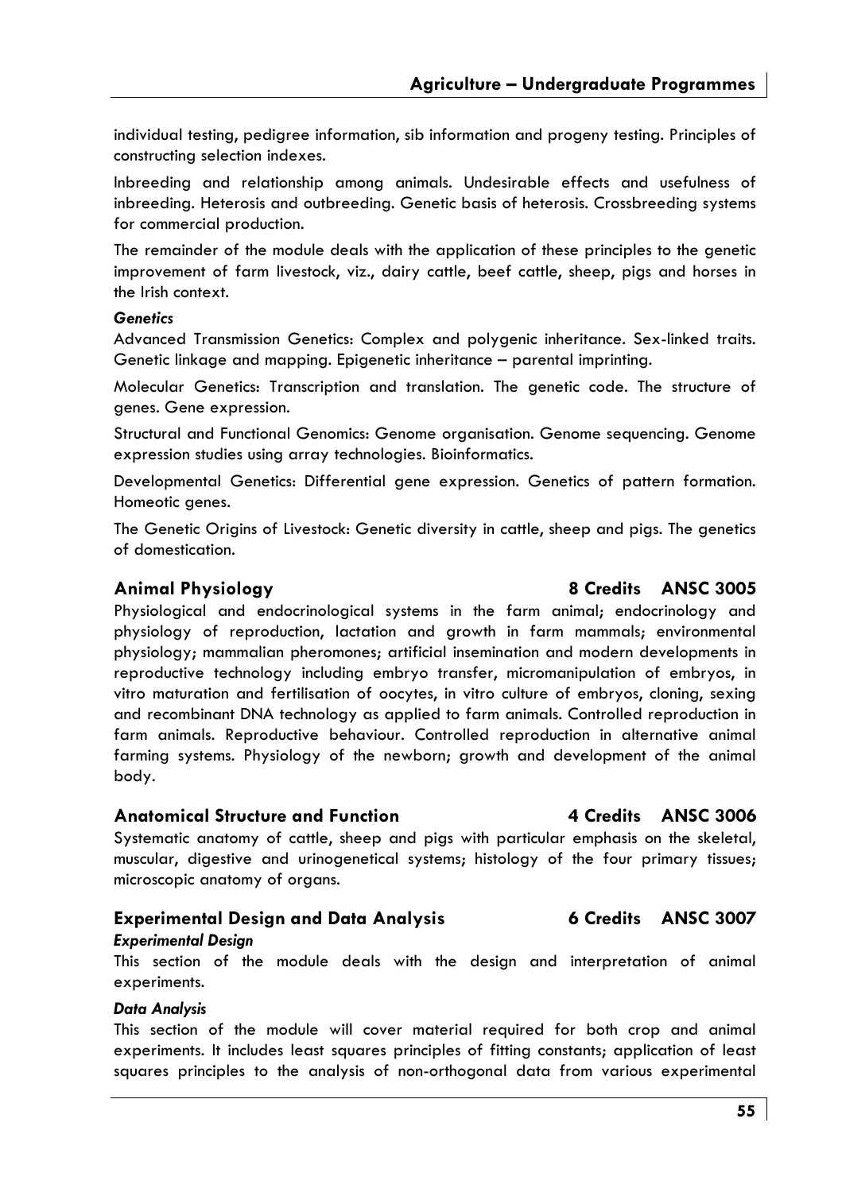individual testing, pedigree information, sib information and progeny testing. Principles of constructing selection indexes.

Inbreeding and relationship among animals. Undesirable effects and usefulness of inbreeding. Heterosis and outbreeding. Genetic basis of heterosis. Crossbreeding systems for commercial production.

The remainder of the module deals with the application of these principles to the genetic improvement of farm livestock, viz., dairy cattle, beef cattle, sheep, pigs and horses in the Irish context.

***Genetics***

Advanced Transmission Genetics: Complex and polygenic inheritance. Sex-linked traits. Genetic linkage and mapping. Epigenetic inheritance – parental imprinting.

Molecular Genetics: Transcription and translation. The genetic code. The structure of genes. Gene expression.

Structural and Functional Genomics: Genome organisation. Genome sequencing. Genome expression studies using array technologies. Bioinformatics.

Developmental Genetics: Differential gene expression. Genetics of pattern formation. Homeotic genes.

The Genetic Origins of Livestock: Genetic diversity in cattle, sheep and pigs. The genetics of domestication.

## Animal Physiology — 8 Credits — ANSC 3005

Physiological and endocrinological systems in the farm animal; endocrinology and physiology of reproduction, lactation and growth in farm mammals; environmental physiology; mammalian pheromones; artificial insemination and modern developments in reproductive technology including embryo transfer, micromanipulation of embryos, in vitro maturation and fertilisation of oocytes, in vitro culture of embryos, cloning, sexing and recombinant DNA technology as applied to farm animals. Controlled reproduction in farm animals. Reproductive behaviour. Controlled reproduction in alternative animal farming systems. Physiology of the newborn; growth and development of the animal body.

## Anatomical Structure and Function — 4 Credits — ANSC 3006

Systematic anatomy of cattle, sheep and pigs with particular emphasis on the skeletal, muscular, digestive and urinogenetical systems; histology of the four primary tissues; microscopic anatomy of organs.

## Experimental Design and Data Analysis — 6 Credits — ANSC 3007

***Experimental Design***

This section of the module deals with the design and interpretation of animal experiments.

***Data Analysis***

This section of the module will cover material required for both crop and animal experiments. It includes least squares principles of fitting constants; application of least squares principles to the analysis of non-orthogonal data from various experimental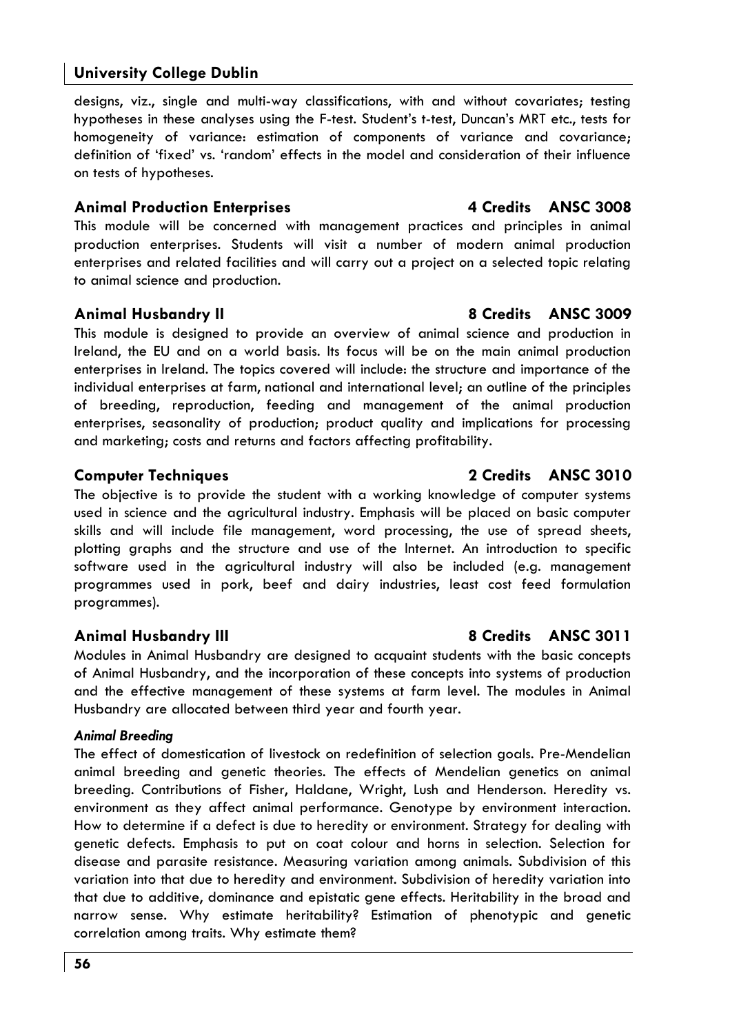designs, viz., single and multi-way classifications, with and without covariates; testing hypotheses in these analyses using the F-test. Student's t-test, Duncan's MRT etc., tests for homogeneity of variance: estimation of components of variance and covariance; definition of 'fixed' vs. 'random' effects in the model and consideration of their influence on tests of hypotheses.

### Animal Production Enterprises — 4 Credits — ANSC 3008

This module will be concerned with management practices and principles in animal production enterprises. Students will visit a number of modern animal production enterprises and related facilities and will carry out a project on a selected topic relating to animal science and production.

### Animal Husbandry II — 8 Credits — ANSC 3009

This module is designed to provide an overview of animal science and production in Ireland, the EU and on a world basis. Its focus will be on the main animal production enterprises in Ireland. The topics covered will include: the structure and importance of the individual enterprises at farm, national and international level; an outline of the principles of breeding, reproduction, feeding and management of the animal production enterprises, seasonality of production; product quality and implications for processing and marketing; costs and returns and factors affecting profitability.

### Computer Techniques — 2 Credits — ANSC 3010

The objective is to provide the student with a working knowledge of computer systems used in science and the agricultural industry. Emphasis will be placed on basic computer skills and will include file management, word processing, the use of spread sheets, plotting graphs and the structure and use of the Internet. An introduction to specific software used in the agricultural industry will also be included (e.g. management programmes used in pork, beef and dairy industries, least cost feed formulation programmes).

### Animal Husbandry III — 8 Credits — ANSC 3011

Modules in Animal Husbandry are designed to acquaint students with the basic concepts of Animal Husbandry, and the incorporation of these concepts into systems of production and the effective management of these systems at farm level. The modules in Animal Husbandry are allocated between third year and fourth year.

#### *Animal Breeding*

The effect of domestication of livestock on redefinition of selection goals. Pre-Mendelian animal breeding and genetic theories. The effects of Mendelian genetics on animal breeding. Contributions of Fisher, Haldane, Wright, Lush and Henderson. Heredity vs. environment as they affect animal performance. Genotype by environment interaction. How to determine if a defect is due to heredity or environment. Strategy for dealing with genetic defects. Emphasis to put on coat colour and horns in selection. Selection for disease and parasite resistance. Measuring variation among animals. Subdivision of this variation into that due to heredity and environment. Subdivision of heredity variation into that due to additive, dominance and epistatic gene effects. Heritability in the broad and narrow sense. Why estimate heritability? Estimation of phenotypic and genetic correlation among traits. Why estimate them?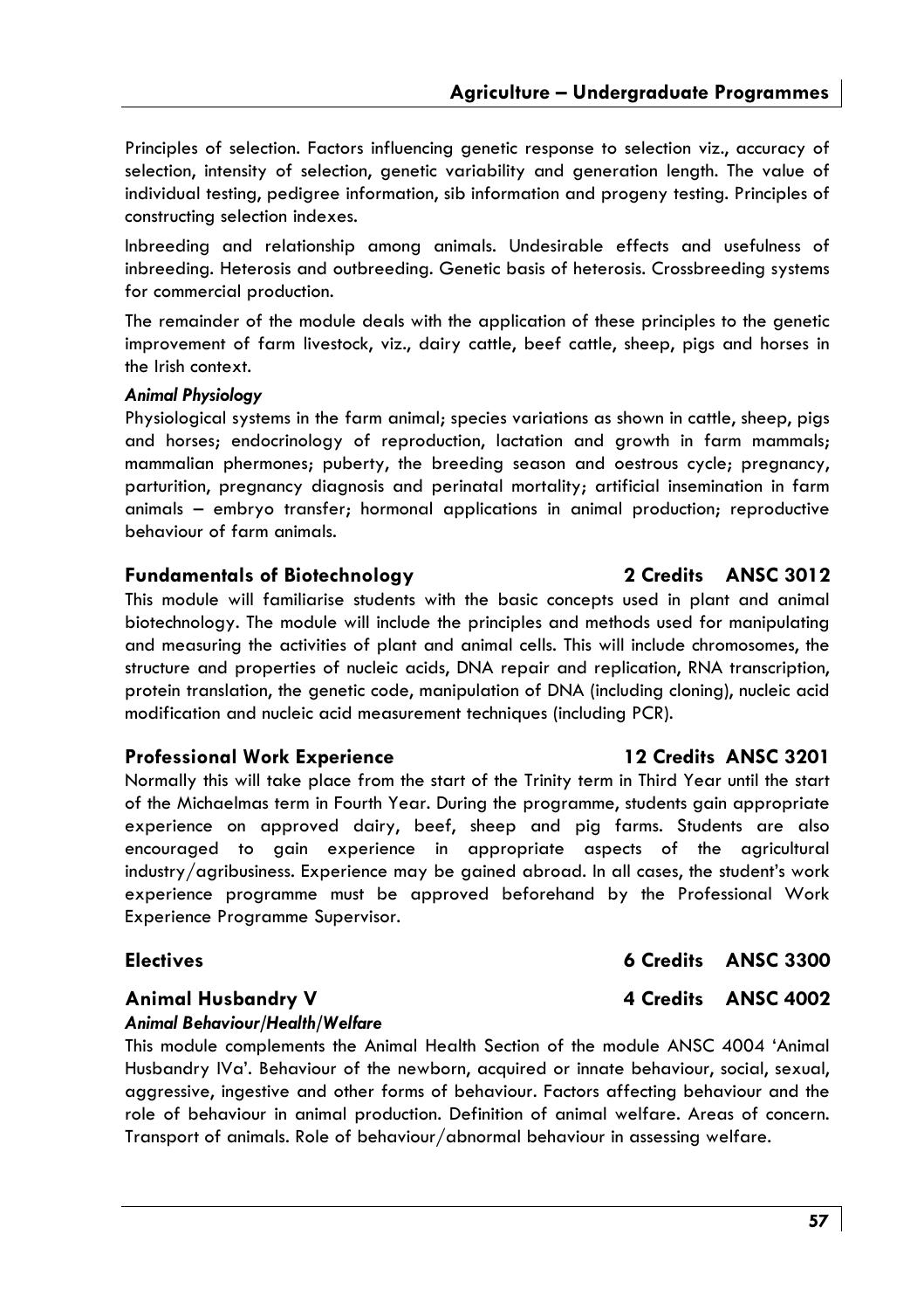Principles of selection. Factors influencing genetic response to selection viz., accuracy of selection, intensity of selection, genetic variability and generation length. The value of individual testing, pedigree information, sib information and progeny testing. Principles of constructing selection indexes.

Inbreeding and relationship among animals. Undesirable effects and usefulness of inbreeding. Heterosis and outbreeding. Genetic basis of heterosis. Crossbreeding systems for commercial production.

The remainder of the module deals with the application of these principles to the genetic improvement of farm livestock, viz., dairy cattle, beef cattle, sheep, pigs and horses in the Irish context.

***Animal Physiology***

Physiological systems in the farm animal; species variations as shown in cattle, sheep, pigs and horses; endocrinology of reproduction, lactation and growth in farm mammals; mammalian phermones; puberty, the breeding season and oestrous cycle; pregnancy, parturition, pregnancy diagnosis and perinatal mortality; artificial insemination in farm animals – embryo transfer; hormonal applications in animal production; reproductive behaviour of farm animals.

### Fundamentals of Biotechnology — 2 Credits — ANSC 3012

This module will familiarise students with the basic concepts used in plant and animal biotechnology. The module will include the principles and methods used for manipulating and measuring the activities of plant and animal cells. This will include chromosomes, the structure and properties of nucleic acids, DNA repair and replication, RNA transcription, protein translation, the genetic code, manipulation of DNA (including cloning), nucleic acid modification and nucleic acid measurement techniques (including PCR).

### Professional Work Experience — 12 Credits — ANSC 3201

Normally this will take place from the start of the Trinity term in Third Year until the start of the Michaelmas term in Fourth Year. During the programme, students gain appropriate experience on approved dairy, beef, sheep and pig farms. Students are also encouraged to gain experience in appropriate aspects of the agricultural industry/agribusiness. Experience may be gained abroad. In all cases, the student's work experience programme must be approved beforehand by the Professional Work Experience Programme Supervisor.

### Electives — 6 Credits — ANSC 3300

### Animal Husbandry V — 4 Credits — ANSC 4002

***Animal Behaviour/Health/Welfare***

This module complements the Animal Health Section of the module ANSC 4004 'Animal Husbandry IVa'. Behaviour of the newborn, acquired or innate behaviour, social, sexual, aggressive, ingestive and other forms of behaviour. Factors affecting behaviour and the role of behaviour in animal production. Definition of animal welfare. Areas of concern. Transport of animals. Role of behaviour/abnormal behaviour in assessing welfare.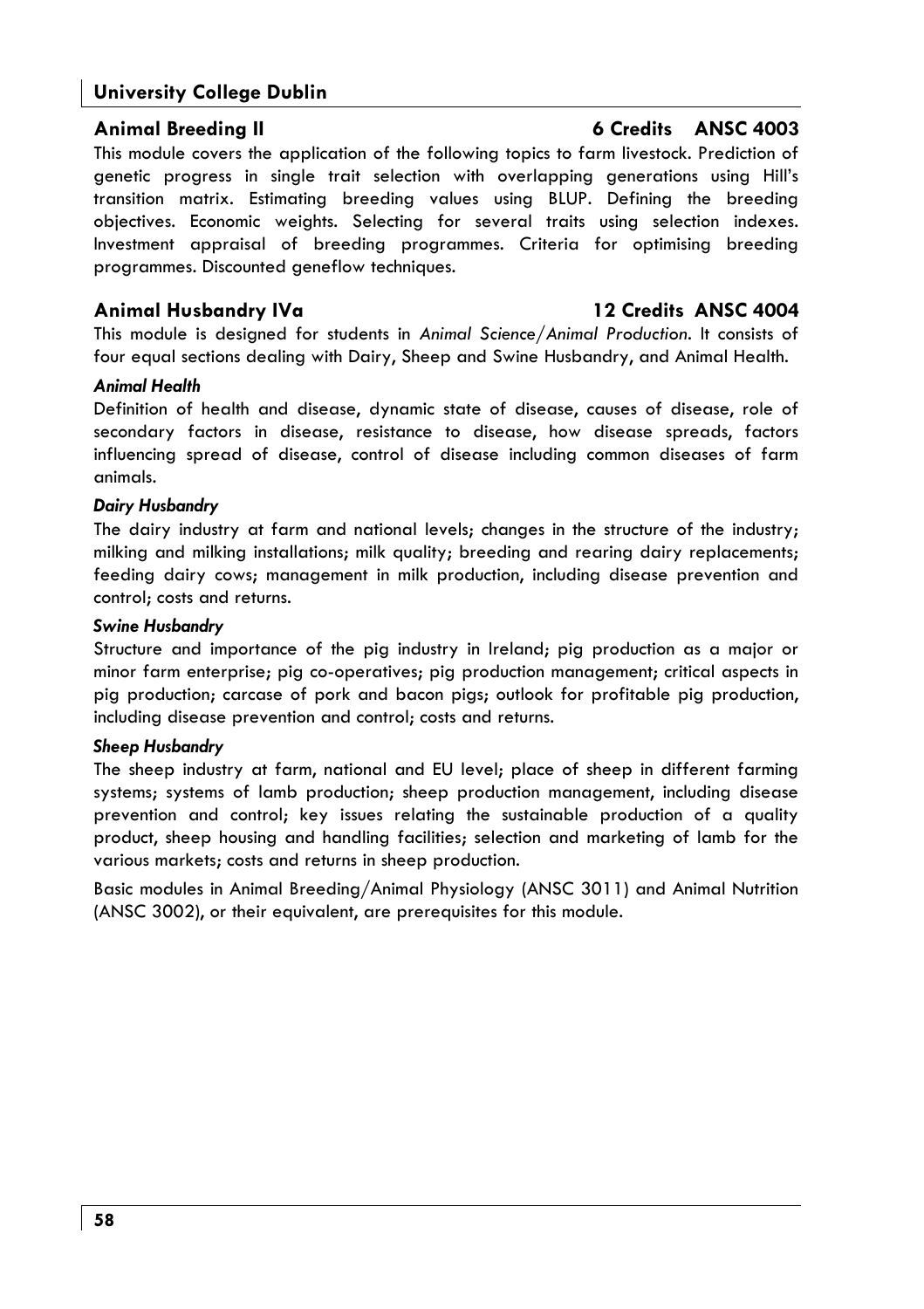## Animal Breeding II — 6 Credits — ANSC 4003

This module covers the application of the following topics to farm livestock. Prediction of genetic progress in single trait selection with overlapping generations using Hill's transition matrix. Estimating breeding values using BLUP. Defining the breeding objectives. Economic weights. Selecting for several traits using selection indexes. Investment appraisal of breeding programmes. Criteria for optimising breeding programmes. Discounted geneflow techniques.

## Animal Husbandry IVa — 12 Credits — ANSC 4004

This module is designed for students in *Animal Science/Animal Production*. It consists of four equal sections dealing with Dairy, Sheep and Swine Husbandry, and Animal Health.

### *Animal Health*

Definition of health and disease, dynamic state of disease, causes of disease, role of secondary factors in disease, resistance to disease, how disease spreads, factors influencing spread of disease, control of disease including common diseases of farm animals.

### *Dairy Husbandry*

The dairy industry at farm and national levels; changes in the structure of the industry; milking and milking installations; milk quality; breeding and rearing dairy replacements; feeding dairy cows; management in milk production, including disease prevention and control; costs and returns.

### *Swine Husbandry*

Structure and importance of the pig industry in Ireland; pig production as a major or minor farm enterprise; pig co-operatives; pig production management; critical aspects in pig production; carcase of pork and bacon pigs; outlook for profitable pig production, including disease prevention and control; costs and returns.

### *Sheep Husbandry*

The sheep industry at farm, national and EU level; place of sheep in different farming systems; systems of lamb production; sheep production management, including disease prevention and control; key issues relating the sustainable production of a quality product, sheep housing and handling facilities; selection and marketing of lamb for the various markets; costs and returns in sheep production.

Basic modules in Animal Breeding/Animal Physiology (ANSC 3011) and Animal Nutrition (ANSC 3002), or their equivalent, are prerequisites for this module.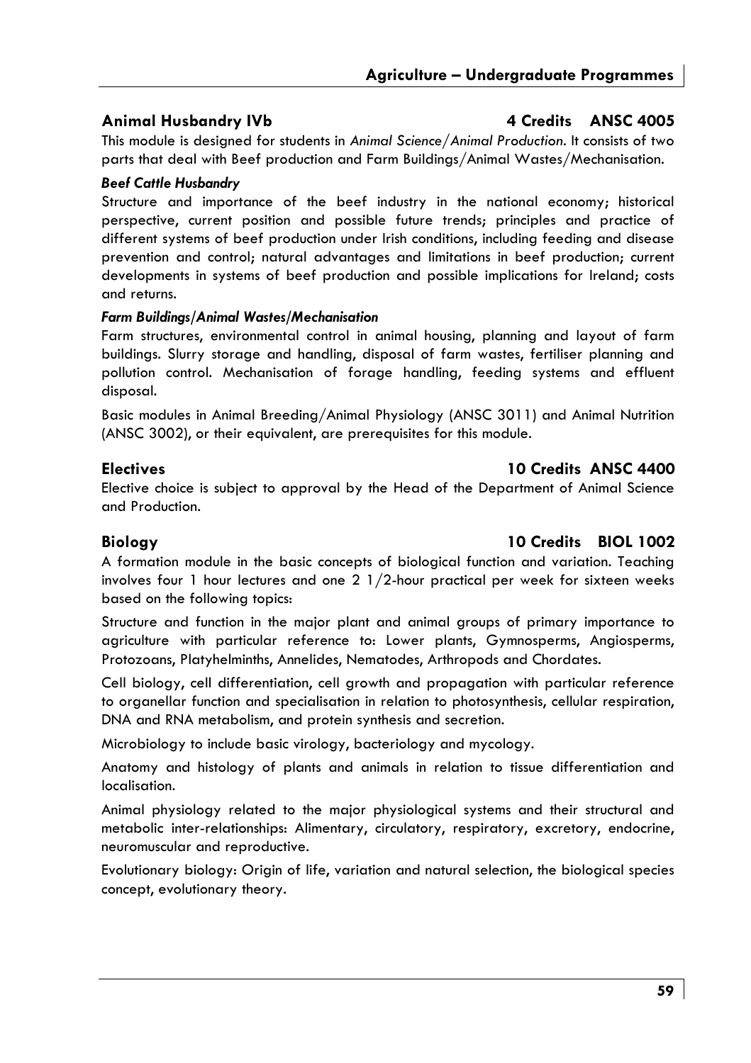## Animal Husbandry IVb 4 Credits ANSC 4005

This module is designed for students in *Animal Science/Animal Production*. It consists of two parts that deal with Beef production and Farm Buildings/Animal Wastes/Mechanisation.

***Beef Cattle Husbandry***

Structure and importance of the beef industry in the national economy; historical perspective, current position and possible future trends; principles and practice of different systems of beef production under Irish conditions, including feeding and disease prevention and control; natural advantages and limitations in beef production; current developments in systems of beef production and possible implications for Ireland; costs and returns.

***Farm Buildings/Animal Wastes/Mechanisation***

Farm structures, environmental control in animal housing, planning and layout of farm buildings. Slurry storage and handling, disposal of farm wastes, fertiliser planning and pollution control. Mechanisation of forage handling, feeding systems and effluent disposal.

Basic modules in Animal Breeding/Animal Physiology (ANSC 3011) and Animal Nutrition (ANSC 3002), or their equivalent, are prerequisites for this module.

## Electives 10 Credits ANSC 4400

Elective choice is subject to approval by the Head of the Department of Animal Science and Production.

## Biology 10 Credits BIOL 1002

A formation module in the basic concepts of biological function and variation. Teaching involves four 1 hour lectures and one 2 1/2-hour practical per week for sixteen weeks based on the following topics:

Structure and function in the major plant and animal groups of primary importance to agriculture with particular reference to: Lower plants, Gymnosperms, Angiosperms, Protozoans, Platyhelminths, Annelides, Nematodes, Arthropods and Chordates.

Cell biology, cell differentiation, cell growth and propagation with particular reference to organellar function and specialisation in relation to photosynthesis, cellular respiration, DNA and RNA metabolism, and protein synthesis and secretion.

Microbiology to include basic virology, bacteriology and mycology.

Anatomy and histology of plants and animals in relation to tissue differentiation and localisation.

Animal physiology related to the major physiological systems and their structural and metabolic inter-relationships: Alimentary, circulatory, respiratory, excretory, endocrine, neuromuscular and reproductive.

Evolutionary biology: Origin of life, variation and natural selection, the biological species concept, evolutionary theory.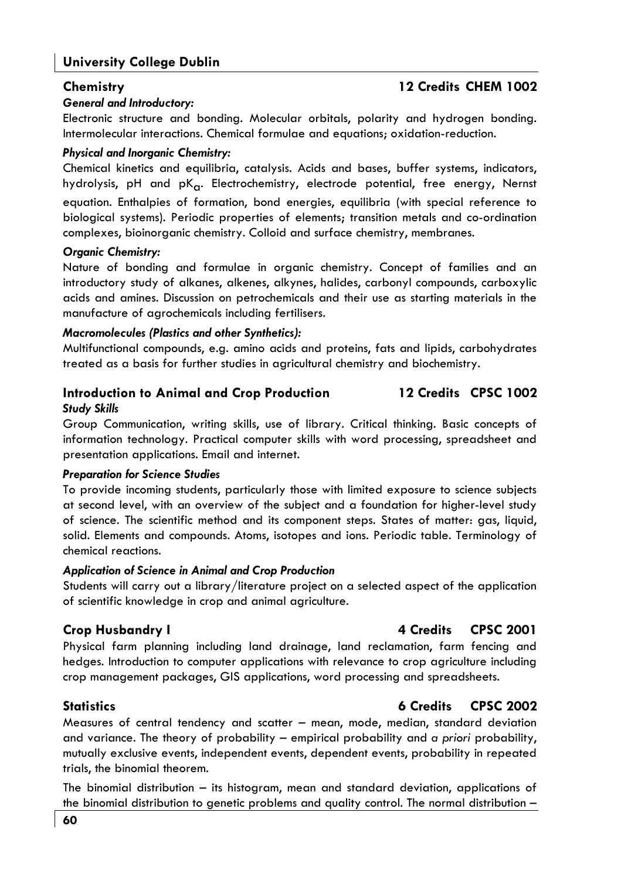## Chemistry 12 Credits CHEM 1002

***General and Introductory:***

Electronic structure and bonding. Molecular orbitals, polarity and hydrogen bonding. Intermolecular interactions. Chemical formulae and equations; oxidation-reduction.

***Physical and Inorganic Chemistry:***

Chemical kinetics and equilibria, catalysis. Acids and bases, buffer systems, indicators, hydrolysis, pH and $pK_a$. Electrochemistry, electrode potential, free energy, Nernst equation. Enthalpies of formation, bond energies, equilibria (with special reference to biological systems). Periodic properties of elements; transition metals and co-ordination complexes, bioinorganic chemistry. Colloid and surface chemistry, membranes.

***Organic Chemistry:***

Nature of bonding and formulae in organic chemistry. Concept of families and an introductory study of alkanes, alkenes, alkynes, halides, carbonyl compounds, carboxylic acids and amines. Discussion on petrochemicals and their use as starting materials in the manufacture of agrochemicals including fertilisers.

***Macromolecules (Plastics and other Synthetics):***

Multifunctional compounds, e.g. amino acids and proteins, fats and lipids, carbohydrates treated as a basis for further studies in agricultural chemistry and biochemistry.

## Introduction to Animal and Crop Production 12 Credits CPSC 1002

***Study Skills***

Group Communication, writing skills, use of library. Critical thinking. Basic concepts of information technology. Practical computer skills with word processing, spreadsheet and presentation applications. Email and internet.

***Preparation for Science Studies***

To provide incoming students, particularly those with limited exposure to science subjects at second level, with an overview of the subject and a foundation for higher-level study of science. The scientific method and its component steps. States of matter: gas, liquid, solid. Elements and compounds. Atoms, isotopes and ions. Periodic table. Terminology of chemical reactions.

***Application of Science in Animal and Crop Production***

Students will carry out a library/literature project on a selected aspect of the application of scientific knowledge in crop and animal agriculture.

## Crop Husbandry I 4 Credits CPSC 2001

Physical farm planning including land drainage, land reclamation, farm fencing and hedges. Introduction to computer applications with relevance to crop agriculture including crop management packages, GIS applications, word processing and spreadsheets.

## Statistics 6 Credits CPSC 2002

Measures of central tendency and scatter – mean, mode, median, standard deviation and variance. The theory of probability – empirical probability and *a priori* probability, mutually exclusive events, independent events, dependent events, probability in repeated trials, the binomial theorem.

The binomial distribution – its histogram, mean and standard deviation, applications of the binomial distribution to genetic problems and quality control. The normal distribution –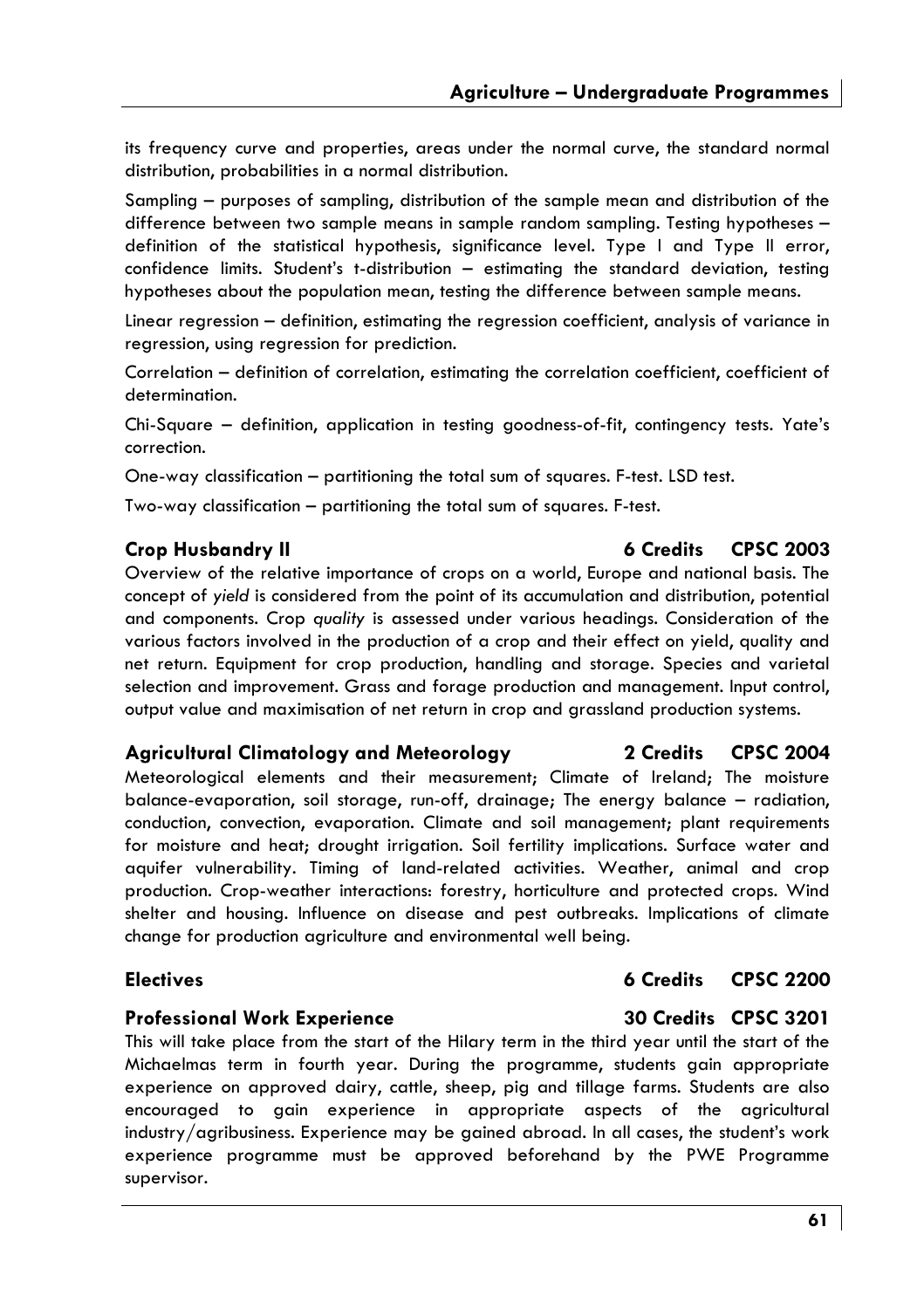its frequency curve and properties, areas under the normal curve, the standard normal distribution, probabilities in a normal distribution.

Sampling – purposes of sampling, distribution of the sample mean and distribution of the difference between two sample means in sample random sampling. Testing hypotheses – definition of the statistical hypothesis, significance level. Type I and Type II error, confidence limits. Student's t-distribution – estimating the standard deviation, testing hypotheses about the population mean, testing the difference between sample means.

Linear regression – definition, estimating the regression coefficient, analysis of variance in regression, using regression for prediction.

Correlation – definition of correlation, estimating the correlation coefficient, coefficient of determination.

Chi-Square – definition, application in testing goodness-of-fit, contingency tests. Yate's correction.

One-way classification – partitioning the total sum of squares. F-test. LSD test.

Two-way classification – partitioning the total sum of squares. F-test.

### Crop Husbandry II — 6 Credits — CPSC 2003

Overview of the relative importance of crops on a world, Europe and national basis. The concept of *yield* is considered from the point of its accumulation and distribution, potential and components. Crop *quality* is assessed under various headings. Consideration of the various factors involved in the production of a crop and their effect on yield, quality and net return. Equipment for crop production, handling and storage. Species and varietal selection and improvement. Grass and forage production and management. Input control, output value and maximisation of net return in crop and grassland production systems.

### Agricultural Climatology and Meteorology — 2 Credits — CPSC 2004

Meteorological elements and their measurement; Climate of Ireland; The moisture balance-evaporation, soil storage, run-off, drainage; The energy balance – radiation, conduction, convection, evaporation. Climate and soil management; plant requirements for moisture and heat; drought irrigation. Soil fertility implications. Surface water and aquifer vulnerability. Timing of land-related activities. Weather, animal and crop production. Crop-weather interactions: forestry, horticulture and protected crops. Wind shelter and housing. Influence on disease and pest outbreaks. Implications of climate change for production agriculture and environmental well being.

### Electives — 6 Credits — CPSC 2200

### Professional Work Experience — 30 Credits — CPSC 3201

This will take place from the start of the Hilary term in the third year until the start of the Michaelmas term in fourth year. During the programme, students gain appropriate experience on approved dairy, cattle, sheep, pig and tillage farms. Students are also encouraged to gain experience in appropriate aspects of the agricultural industry/agribusiness. Experience may be gained abroad. In all cases, the student's work experience programme must be approved beforehand by the PWE Programme supervisor.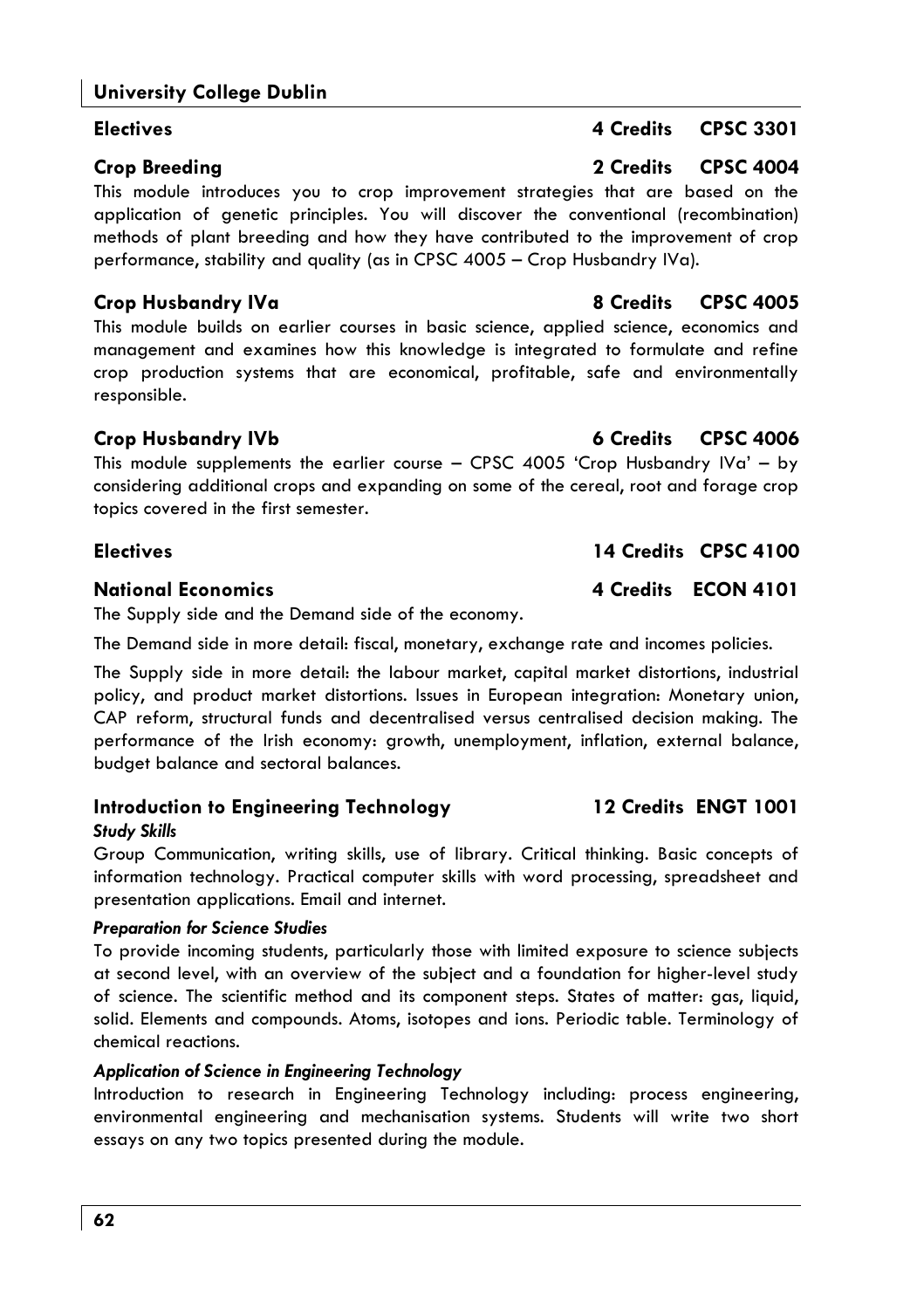### Electives — 4 Credits — CPSC 3301

### Crop Breeding — 2 Credits — CPSC 4004

This module introduces you to crop improvement strategies that are based on the application of genetic principles. You will discover the conventional (recombination) methods of plant breeding and how they have contributed to the improvement of crop performance, stability and quality (as in CPSC 4005 – Crop Husbandry IVa).

### Crop Husbandry IVa — 8 Credits — CPSC 4005

This module builds on earlier courses in basic science, applied science, economics and management and examines how this knowledge is integrated to formulate and refine crop production systems that are economical, profitable, safe and environmentally responsible.

### Crop Husbandry IVb — 6 Credits — CPSC 4006

This module supplements the earlier course – CPSC 4005 'Crop Husbandry IVa' – by considering additional crops and expanding on some of the cereal, root and forage crop topics covered in the first semester.

### Electives — 14 Credits — CPSC 4100

### National Economics — 4 Credits — ECON 4101

The Supply side and the Demand side of the economy.

The Demand side in more detail: fiscal, monetary, exchange rate and incomes policies.

The Supply side in more detail: the labour market, capital market distortions, industrial policy, and product market distortions. Issues in European integration: Monetary union, CAP reform, structural funds and decentralised versus centralised decision making. The performance of the Irish economy: growth, unemployment, inflation, external balance, budget balance and sectoral balances.

### Introduction to Engineering Technology — 12 Credits — ENGT 1001

***Study Skills***

Group Communication, writing skills, use of library. Critical thinking. Basic concepts of information technology. Practical computer skills with word processing, spreadsheet and presentation applications. Email and internet.

***Preparation for Science Studies***

To provide incoming students, particularly those with limited exposure to science subjects at second level, with an overview of the subject and a foundation for higher-level study of science. The scientific method and its component steps. States of matter: gas, liquid, solid. Elements and compounds. Atoms, isotopes and ions. Periodic table. Terminology of chemical reactions.

***Application of Science in Engineering Technology***

Introduction to research in Engineering Technology including: process engineering, environmental engineering and mechanisation systems. Students will write two short essays on any two topics presented during the module.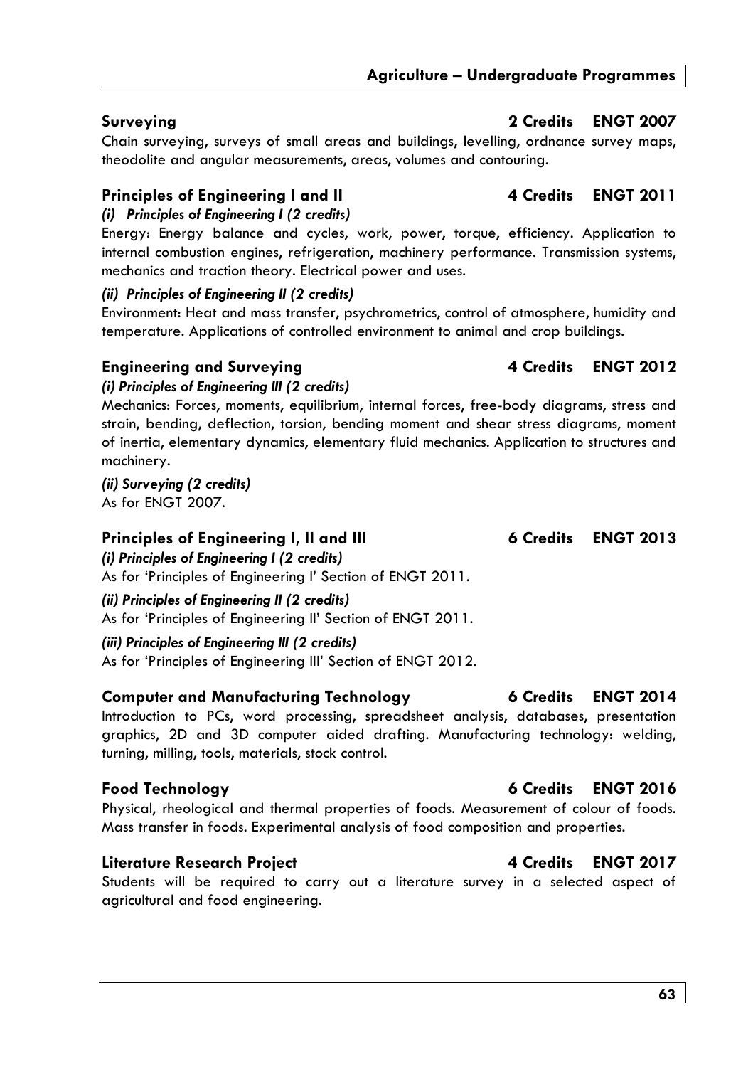### Surveying — 2 Credits — ENGT 2007

Chain surveying, surveys of small areas and buildings, levelling, ordnance survey maps, theodolite and angular measurements, areas, volumes and contouring.

### Principles of Engineering I and II — 4 Credits — ENGT 2011

***(i) Principles of Engineering I (2 credits)***

Energy: Energy balance and cycles, work, power, torque, efficiency. Application to internal combustion engines, refrigeration, machinery performance. Transmission systems, mechanics and traction theory. Electrical power and uses.

***(ii) Principles of Engineering II (2 credits)***

Environment: Heat and mass transfer, psychrometrics, control of atmosphere, humidity and temperature. Applications of controlled environment to animal and crop buildings.

### Engineering and Surveying — 4 Credits — ENGT 2012

***(i) Principles of Engineering III (2 credits)***

Mechanics: Forces, moments, equilibrium, internal forces, free-body diagrams, stress and strain, bending, deflection, torsion, bending moment and shear stress diagrams, moment of inertia, elementary dynamics, elementary fluid mechanics. Application to structures and machinery.

***(ii) Surveying (2 credits)***

As for ENGT 2007.

### Principles of Engineering I, II and III — 6 Credits — ENGT 2013

***(i) Principles of Engineering I (2 credits)***

As for 'Principles of Engineering I' Section of ENGT 2011.

***(ii) Principles of Engineering II (2 credits)***

As for 'Principles of Engineering II' Section of ENGT 2011.

***(iii) Principles of Engineering III (2 credits)***

As for 'Principles of Engineering III' Section of ENGT 2012.

### Computer and Manufacturing Technology — 6 Credits — ENGT 2014

Introduction to PCs, word processing, spreadsheet analysis, databases, presentation graphics, 2D and 3D computer aided drafting. Manufacturing technology: welding, turning, milling, tools, materials, stock control.

### Food Technology — 6 Credits — ENGT 2016

Physical, rheological and thermal properties of foods. Measurement of colour of foods. Mass transfer in foods. Experimental analysis of food composition and properties.

### Literature Research Project — 4 Credits — ENGT 2017

Students will be required to carry out a literature survey in a selected aspect of agricultural and food engineering.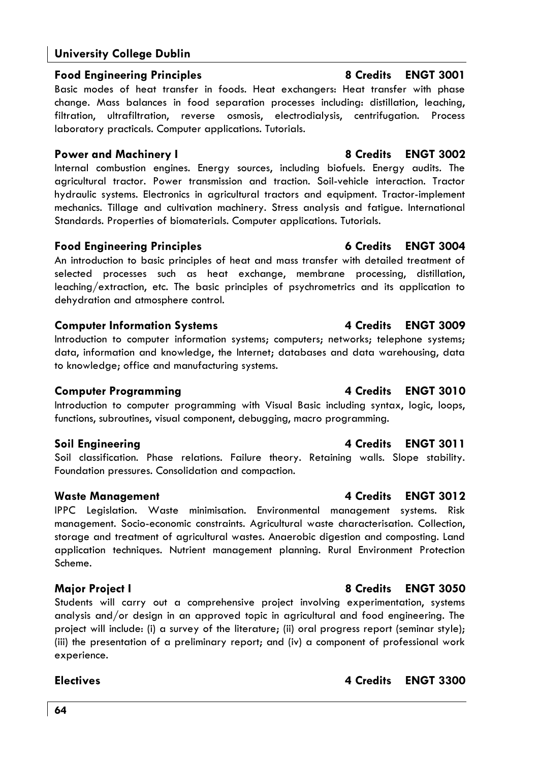### Food Engineering Principles — 8 Credits — ENGT 3001

Basic modes of heat transfer in foods. Heat exchangers: Heat transfer with phase change. Mass balances in food separation processes including: distillation, leaching, filtration, ultrafiltration, reverse osmosis, electrodialysis, centrifugation. Process laboratory practicals. Computer applications. Tutorials.

### Power and Machinery I — 8 Credits — ENGT 3002

Internal combustion engines. Energy sources, including biofuels. Energy audits. The agricultural tractor. Power transmission and traction. Soil-vehicle interaction. Tractor hydraulic systems. Electronics in agricultural tractors and equipment. Tractor-implement mechanics. Tillage and cultivation machinery. Stress analysis and fatigue. International Standards. Properties of biomaterials. Computer applications. Tutorials.

### Food Engineering Principles — 6 Credits — ENGT 3004

An introduction to basic principles of heat and mass transfer with detailed treatment of selected processes such as heat exchange, membrane processing, distillation, leaching/extraction, etc. The basic principles of psychrometrics and its application to dehydration and atmosphere control.

### Computer Information Systems — 4 Credits — ENGT 3009

Introduction to computer information systems; computers; networks; telephone systems; data, information and knowledge, the Internet; databases and data warehousing, data to knowledge; office and manufacturing systems.

### Computer Programming — 4 Credits — ENGT 3010

Introduction to computer programming with Visual Basic including syntax, logic, loops, functions, subroutines, visual component, debugging, macro programming.

### Soil Engineering — 4 Credits — ENGT 3011

Soil classification. Phase relations. Failure theory. Retaining walls. Slope stability. Foundation pressures. Consolidation and compaction.

### Waste Management — 4 Credits — ENGT 3012

IPPC Legislation. Waste minimisation. Environmental management systems. Risk management. Socio-economic constraints. Agricultural waste characterisation. Collection, storage and treatment of agricultural wastes. Anaerobic digestion and composting. Land application techniques. Nutrient management planning. Rural Environment Protection Scheme.

### Major Project I — 8 Credits — ENGT 3050

Students will carry out a comprehensive project involving experimentation, systems analysis and/or design in an approved topic in agricultural and food engineering. The project will include: (i) a survey of the literature; (ii) oral progress report (seminar style); (iii) the presentation of a preliminary report; and (iv) a component of professional work experience.

### Electives — 4 Credits — ENGT 3300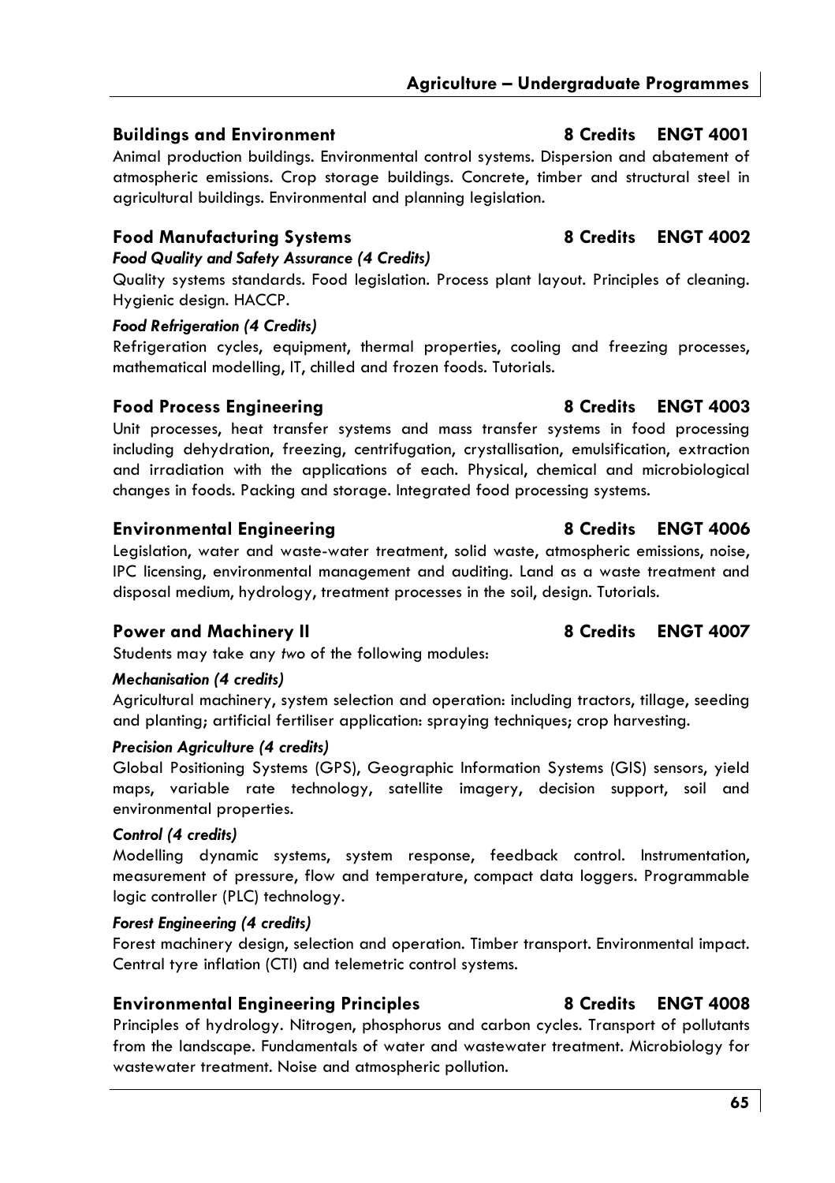### Buildings and Environment — 8 Credits — ENGT 4001

Animal production buildings. Environmental control systems. Dispersion and abatement of atmospheric emissions. Crop storage buildings. Concrete, timber and structural steel in agricultural buildings. Environmental and planning legislation.

### Food Manufacturing Systems — 8 Credits — ENGT 4002

***Food Quality and Safety Assurance (4 Credits)***

Quality systems standards. Food legislation. Process plant layout. Principles of cleaning. Hygienic design. HACCP.

***Food Refrigeration (4 Credits)***

Refrigeration cycles, equipment, thermal properties, cooling and freezing processes, mathematical modelling, IT, chilled and frozen foods. Tutorials.

### Food Process Engineering — 8 Credits — ENGT 4003

Unit processes, heat transfer systems and mass transfer systems in food processing including dehydration, freezing, centrifugation, crystallisation, emulsification, extraction and irradiation with the applications of each. Physical, chemical and microbiological changes in foods. Packing and storage. Integrated food processing systems.

### Environmental Engineering — 8 Credits — ENGT 4006

Legislation, water and waste-water treatment, solid waste, atmospheric emissions, noise, IPC licensing, environmental management and auditing. Land as a waste treatment and disposal medium, hydrology, treatment processes in the soil, design. Tutorials.

### Power and Machinery II — 8 Credits — ENGT 4007

Students may take any *two* of the following modules:

***Mechanisation (4 credits)***

Agricultural machinery, system selection and operation: including tractors, tillage, seeding and planting; artificial fertiliser application: spraying techniques; crop harvesting.

***Precision Agriculture (4 credits)***

Global Positioning Systems (GPS), Geographic Information Systems (GIS) sensors, yield maps, variable rate technology, satellite imagery, decision support, soil and environmental properties.

***Control (4 credits)***

Modelling dynamic systems, system response, feedback control. Instrumentation, measurement of pressure, flow and temperature, compact data loggers. Programmable logic controller (PLC) technology.

***Forest Engineering (4 credits)***

Forest machinery design, selection and operation. Timber transport. Environmental impact. Central tyre inflation (CTI) and telemetric control systems.

### Environmental Engineering Principles — 8 Credits — ENGT 4008

Principles of hydrology. Nitrogen, phosphorus and carbon cycles. Transport of pollutants from the landscape. Fundamentals of water and wastewater treatment. Microbiology for wastewater treatment. Noise and atmospheric pollution.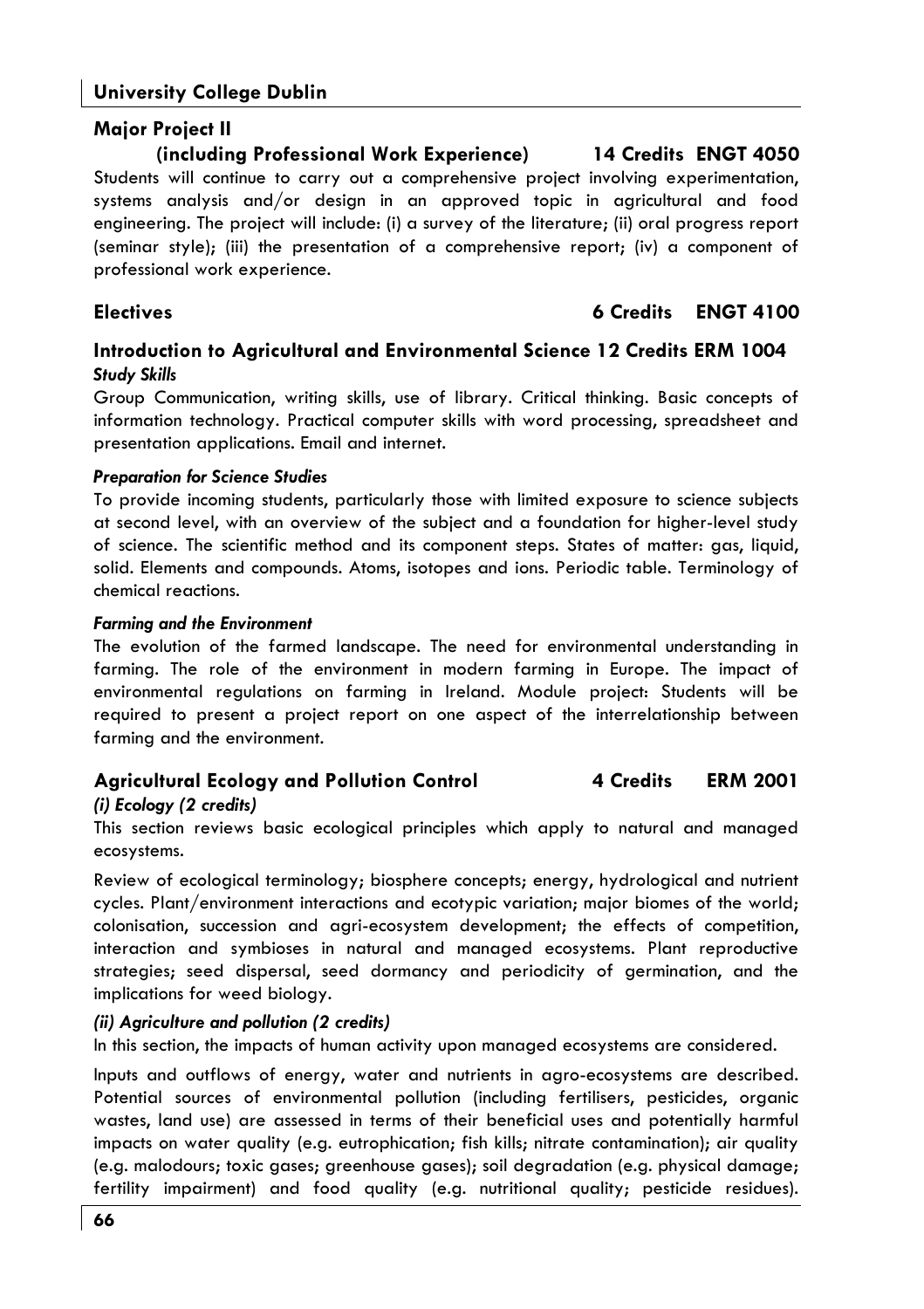### Major Project II (including Professional Work Experience) 14 Credits ENGT 4050

Students will continue to carry out a comprehensive project involving experimentation, systems analysis and/or design in an approved topic in agricultural and food engineering. The project will include: (i) a survey of the literature; (ii) oral progress report (seminar style); (iii) the presentation of a comprehensive report; (iv) a component of professional work experience.

### Electives 6 Credits ENGT 4100

### Introduction to Agricultural and Environmental Science 12 Credits ERM 1004

***Study Skills***

Group Communication, writing skills, use of library. Critical thinking. Basic concepts of information technology. Practical computer skills with word processing, spreadsheet and presentation applications. Email and internet.

***Preparation for Science Studies***

To provide incoming students, particularly those with limited exposure to science subjects at second level, with an overview of the subject and a foundation for higher-level study of science. The scientific method and its component steps. States of matter: gas, liquid, solid. Elements and compounds. Atoms, isotopes and ions. Periodic table. Terminology of chemical reactions.

***Farming and the Environment***

The evolution of the farmed landscape. The need for environmental understanding in farming. The role of the environment in modern farming in Europe. The impact of environmental regulations on farming in Ireland. Module project: Students will be required to present a project report on one aspect of the interrelationship between farming and the environment.

### Agricultural Ecology and Pollution Control 4 Credits ERM 2001

***(i) Ecology (2 credits)***

This section reviews basic ecological principles which apply to natural and managed ecosystems.

Review of ecological terminology; biosphere concepts; energy, hydrological and nutrient cycles. Plant/environment interactions and ecotypic variation; major biomes of the world; colonisation, succession and agri-ecosystem development; the effects of competition, interaction and symbioses in natural and managed ecosystems. Plant reproductive strategies; seed dispersal, seed dormancy and periodicity of germination, and the implications for weed biology.

***(ii) Agriculture and pollution (2 credits)***

In this section, the impacts of human activity upon managed ecosystems are considered.

Inputs and outflows of energy, water and nutrients in agro-ecosystems are described. Potential sources of environmental pollution (including fertilisers, pesticides, organic wastes, land use) are assessed in terms of their beneficial uses and potentially harmful impacts on water quality (e.g. eutrophication; fish kills; nitrate contamination); air quality (e.g. malodours; toxic gases; greenhouse gases); soil degradation (e.g. physical damage; fertility impairment) and food quality (e.g. nutritional quality; pesticide residues).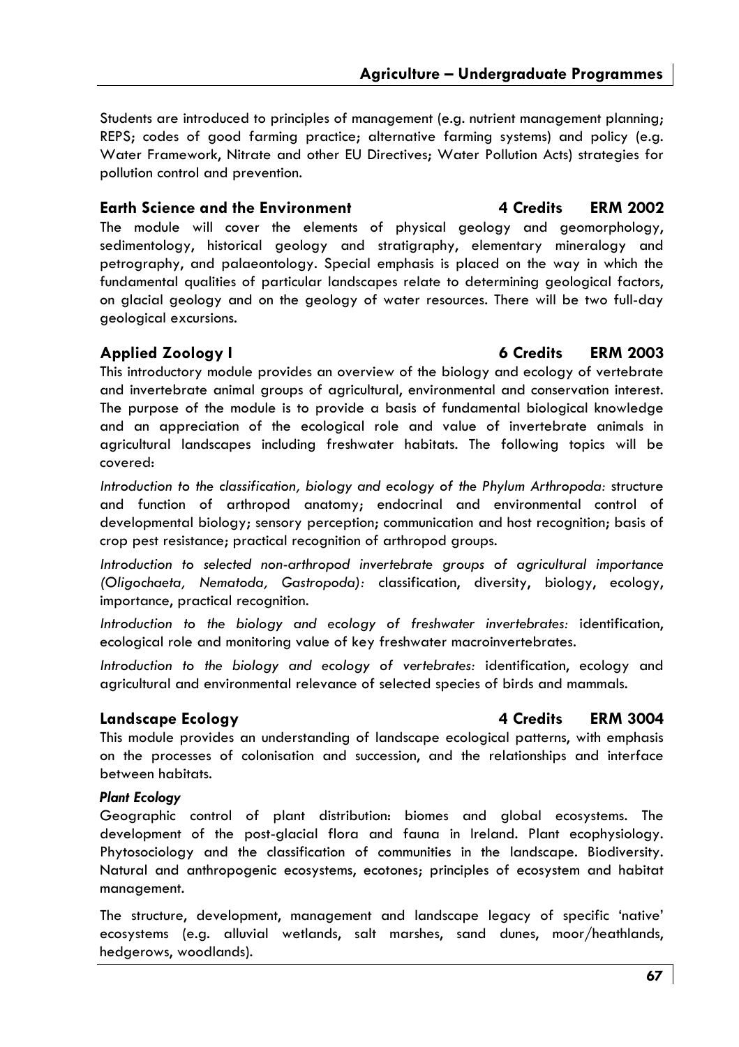Students are introduced to principles of management (e.g. nutrient management planning; REPS; codes of good farming practice; alternative farming systems) and policy (e.g. Water Framework, Nitrate and other EU Directives; Water Pollution Acts) strategies for pollution control and prevention.

### Earth Science and the Environment — 4 Credits — ERM 2002

The module will cover the elements of physical geology and geomorphology, sedimentology, historical geology and stratigraphy, elementary mineralogy and petrography, and palaeontology. Special emphasis is placed on the way in which the fundamental qualities of particular landscapes relate to determining geological factors, on glacial geology and on the geology of water resources. There will be two full-day geological excursions.

### Applied Zoology I — 6 Credits — ERM 2003

This introductory module provides an overview of the biology and ecology of vertebrate and invertebrate animal groups of agricultural, environmental and conservation interest. The purpose of the module is to provide a basis of fundamental biological knowledge and an appreciation of the ecological role and value of invertebrate animals in agricultural landscapes including freshwater habitats. The following topics will be covered:

*Introduction to the classification, biology and ecology of the Phylum Arthropoda:* structure and function of arthropod anatomy; endocrinal and environmental control of developmental biology; sensory perception; communication and host recognition; basis of crop pest resistance; practical recognition of arthropod groups.

*Introduction to selected non-arthropod invertebrate groups of agricultural importance (Oligochaeta, Nematoda, Gastropoda):* classification, diversity, biology, ecology, importance, practical recognition.

*Introduction to the biology and ecology of freshwater invertebrates:* identification, ecological role and monitoring value of key freshwater macroinvertebrates.

*Introduction to the biology and ecology of vertebrates:* identification, ecology and agricultural and environmental relevance of selected species of birds and mammals.

### Landscape Ecology — 4 Credits — ERM 3004

This module provides an understanding of landscape ecological patterns, with emphasis on the processes of colonisation and succession, and the relationships and interface between habitats.

***Plant Ecology***

Geographic control of plant distribution: biomes and global ecosystems. The development of the post-glacial flora and fauna in Ireland. Plant ecophysiology. Phytosociology and the classification of communities in the landscape. Biodiversity. Natural and anthropogenic ecosystems, ecotones; principles of ecosystem and habitat management.

The structure, development, management and landscape legacy of specific 'native' ecosystems (e.g. alluvial wetlands, salt marshes, sand dunes, moor/heathlands, hedgerows, woodlands).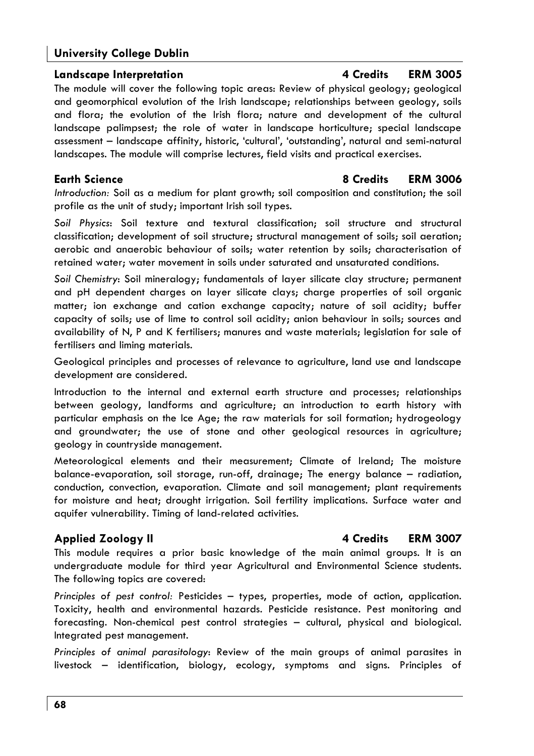### Landscape Interpretation 4 Credits ERM 3005

The module will cover the following topic areas: Review of physical geology; geological and geomorphical evolution of the Irish landscape; relationships between geology, soils and flora; the evolution of the Irish flora; nature and development of the cultural landscape palimpsest; the role of water in landscape horticulture; special landscape assessment – landscape affinity, historic, 'cultural', 'outstanding', natural and semi-natural landscapes. The module will comprise lectures, field visits and practical exercises.

### Earth Science 8 Credits ERM 3006

*Introduction:* Soil as a medium for plant growth; soil composition and constitution; the soil profile as the unit of study; important Irish soil types.

*Soil Physics*: Soil texture and textural classification; soil structure and structural classification; development of soil structure; structural management of soils; soil aeration; aerobic and anaerobic behaviour of soils; water retention by soils; characterisation of retained water; water movement in soils under saturated and unsaturated conditions.

*Soil Chemistry*: Soil mineralogy; fundamentals of layer silicate clay structure; permanent and pH dependent charges on layer silicate clays; charge properties of soil organic matter; ion exchange and cation exchange capacity; nature of soil acidity; buffer capacity of soils; use of lime to control soil acidity; anion behaviour in soils; sources and availability of N, P and K fertilisers; manures and waste materials; legislation for sale of fertilisers and liming materials.

Geological principles and processes of relevance to agriculture, land use and landscape development are considered.

Introduction to the internal and external earth structure and processes; relationships between geology, landforms and agriculture; an introduction to earth history with particular emphasis on the Ice Age; the raw materials for soil formation; hydrogeology and groundwater; the use of stone and other geological resources in agriculture; geology in countryside management.

Meteorological elements and their measurement; Climate of Ireland; The moisture balance-evaporation, soil storage, run-off, drainage; The energy balance – radiation, conduction, convection, evaporation. Climate and soil management; plant requirements for moisture and heat; drought irrigation. Soil fertility implications. Surface water and aquifer vulnerability. Timing of land-related activities.

### Applied Zoology II 4 Credits ERM 3007

This module requires a prior basic knowledge of the main animal groups. It is an undergraduate module for third year Agricultural and Environmental Science students. The following topics are covered:

*Principles of pest control:* Pesticides – types, properties, mode of action, application. Toxicity, health and environmental hazards. Pesticide resistance. Pest monitoring and forecasting. Non-chemical pest control strategies – cultural, physical and biological. Integrated pest management.

*Principles of animal parasitology*: Review of the main groups of animal parasites in livestock – identification, biology, ecology, symptoms and signs. Principles of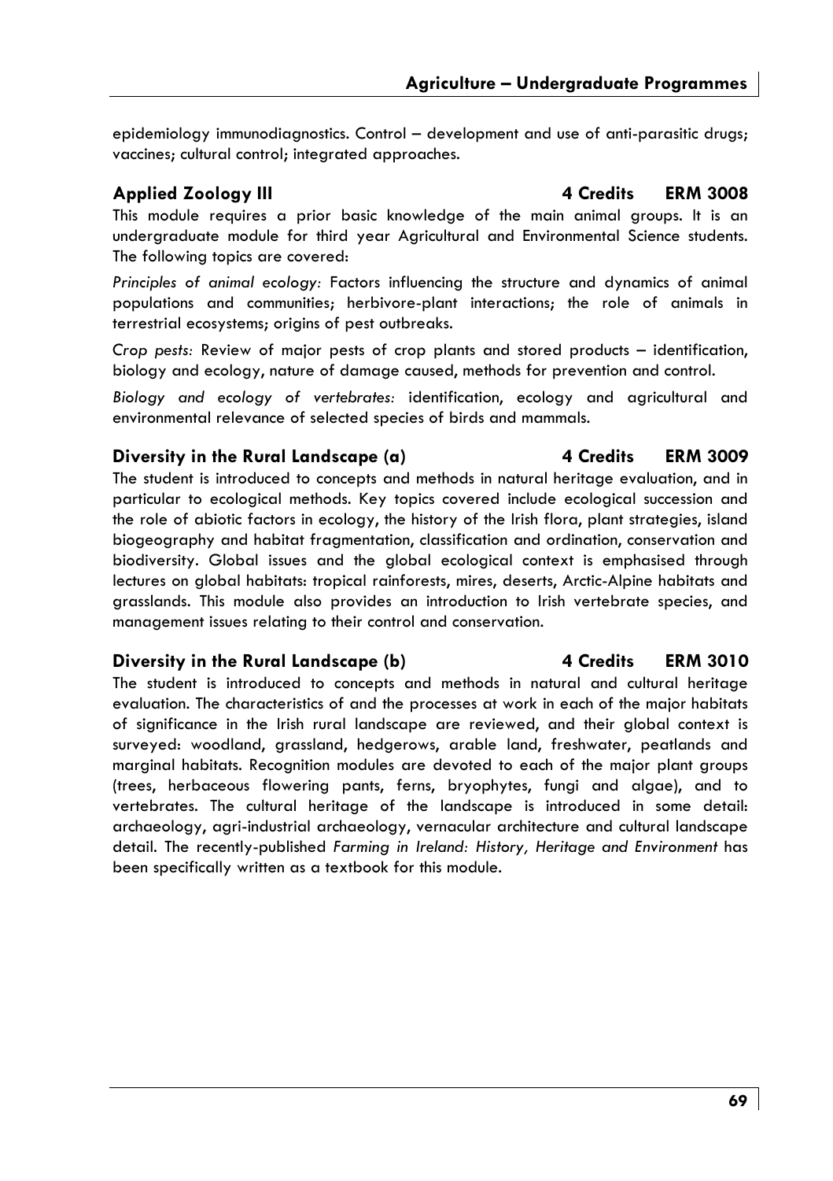epidemiology immunodiagnostics. Control – development and use of anti-parasitic drugs; vaccines; cultural control; integrated approaches.

### Applied Zoology III 4 Credits ERM 3008

This module requires a prior basic knowledge of the main animal groups. It is an undergraduate module for third year Agricultural and Environmental Science students. The following topics are covered:

*Principles of animal ecology:* Factors influencing the structure and dynamics of animal populations and communities; herbivore-plant interactions; the role of animals in terrestrial ecosystems; origins of pest outbreaks.

*Crop pests:* Review of major pests of crop plants and stored products – identification, biology and ecology, nature of damage caused, methods for prevention and control.

*Biology and ecology of vertebrates:* identification, ecology and agricultural and environmental relevance of selected species of birds and mammals.

### Diversity in the Rural Landscape (a) 4 Credits ERM 3009

The student is introduced to concepts and methods in natural heritage evaluation, and in particular to ecological methods. Key topics covered include ecological succession and the role of abiotic factors in ecology, the history of the Irish flora, plant strategies, island biogeography and habitat fragmentation, classification and ordination, conservation and biodiversity. Global issues and the global ecological context is emphasised through lectures on global habitats: tropical rainforests, mires, deserts, Arctic-Alpine habitats and grasslands. This module also provides an introduction to Irish vertebrate species, and management issues relating to their control and conservation.

### Diversity in the Rural Landscape (b) 4 Credits ERM 3010

The student is introduced to concepts and methods in natural and cultural heritage evaluation. The characteristics of and the processes at work in each of the major habitats of significance in the Irish rural landscape are reviewed, and their global context is surveyed: woodland, grassland, hedgerows, arable land, freshwater, peatlands and marginal habitats. Recognition modules are devoted to each of the major plant groups (trees, herbaceous flowering pants, ferns, bryophytes, fungi and algae), and to vertebrates. The cultural heritage of the landscape is introduced in some detail: archaeology, agri-industrial archaeology, vernacular architecture and cultural landscape detail. The recently-published *Farming in Ireland: History, Heritage and Environment* has been specifically written as a textbook for this module.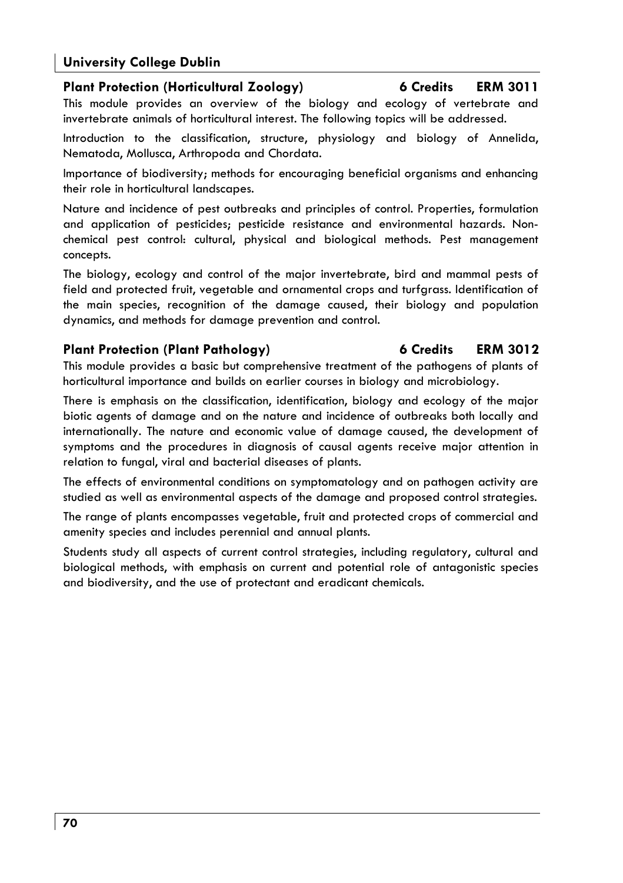## Plant Protection (Horticultural Zoology) 6 Credits ERM 3011

This module provides an overview of the biology and ecology of vertebrate and invertebrate animals of horticultural interest. The following topics will be addressed.

Introduction to the classification, structure, physiology and biology of Annelida, Nematoda, Mollusca, Arthropoda and Chordata.

Importance of biodiversity; methods for encouraging beneficial organisms and enhancing their role in horticultural landscapes.

Nature and incidence of pest outbreaks and principles of control. Properties, formulation and application of pesticides; pesticide resistance and environmental hazards. Non-chemical pest control: cultural, physical and biological methods. Pest management concepts.

The biology, ecology and control of the major invertebrate, bird and mammal pests of field and protected fruit, vegetable and ornamental crops and turfgrass. Identification of the main species, recognition of the damage caused, their biology and population dynamics, and methods for damage prevention and control.

## Plant Protection (Plant Pathology) 6 Credits ERM 3012

This module provides a basic but comprehensive treatment of the pathogens of plants of horticultural importance and builds on earlier courses in biology and microbiology.

There is emphasis on the classification, identification, biology and ecology of the major biotic agents of damage and on the nature and incidence of outbreaks both locally and internationally. The nature and economic value of damage caused, the development of symptoms and the procedures in diagnosis of causal agents receive major attention in relation to fungal, viral and bacterial diseases of plants.

The effects of environmental conditions on symptomatology and on pathogen activity are studied as well as environmental aspects of the damage and proposed control strategies.

The range of plants encompasses vegetable, fruit and protected crops of commercial and amenity species and includes perennial and annual plants.

Students study all aspects of current control strategies, including regulatory, cultural and biological methods, with emphasis on current and potential role of antagonistic species and biodiversity, and the use of protectant and eradicant chemicals.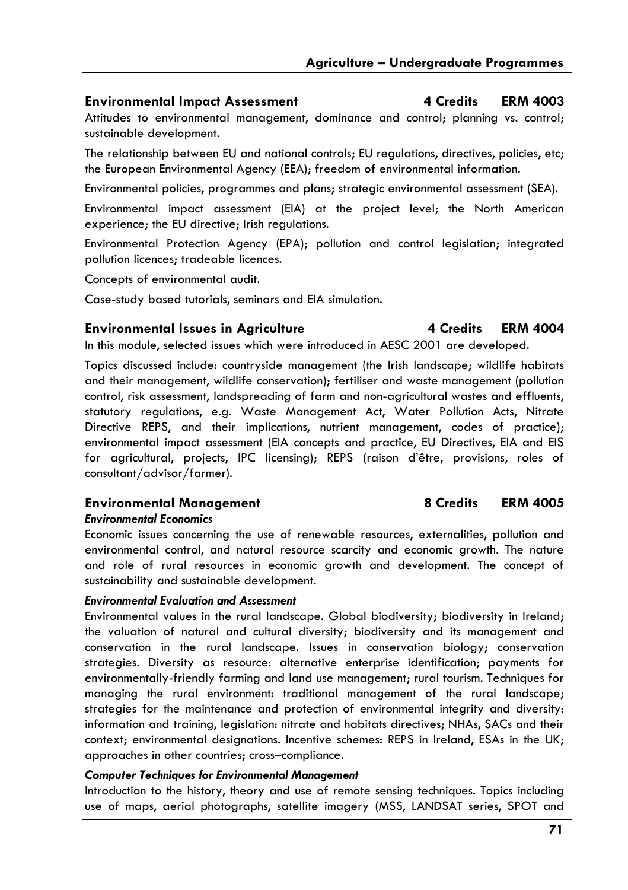## Environmental Impact Assessment 4 Credits ERM 4003

Attitudes to environmental management, dominance and control; planning vs. control; sustainable development.

The relationship between EU and national controls; EU regulations, directives, policies, etc; the European Environmental Agency (EEA); freedom of environmental information.

Environmental policies, programmes and plans; strategic environmental assessment (SEA).

Environmental impact assessment (EIA) at the project level; the North American experience; the EU directive; Irish regulations.

Environmental Protection Agency (EPA); pollution and control legislation; integrated pollution licences; tradeable licences.

Concepts of environmental audit.

Case-study based tutorials, seminars and EIA simulation.

## Environmental Issues in Agriculture 4 Credits ERM 4004

In this module, selected issues which were introduced in AESC 2001 are developed.

Topics discussed include: countryside management (the Irish landscape; wildlife habitats and their management, wildlife conservation); fertiliser and waste management (pollution control, risk assessment, landspreading of farm and non-agricultural wastes and effluents, statutory regulations, e.g. Waste Management Act, Water Pollution Acts, Nitrate Directive REPS, and their implications, nutrient management, codes of practice); environmental impact assessment (EIA concepts and practice, EU Directives, EIA and EIS for agricultural, projects, IPC licensing); REPS (raison d'être, provisions, roles of consultant/advisor/farmer).

## Environmental Management 8 Credits ERM 4005

***Environmental Economics***

Economic issues concerning the use of renewable resources, externalities, pollution and environmental control, and natural resource scarcity and economic growth. The nature and role of rural resources in economic growth and development. The concept of sustainability and sustainable development.

***Environmental Evaluation and Assessment***

Environmental values in the rural landscape. Global biodiversity; biodiversity in Ireland; the valuation of natural and cultural diversity; biodiversity and its management and conservation in the rural landscape. Issues in conservation biology; conservation strategies. Diversity as resource: alternative enterprise identification; payments for environmentally-friendly farming and land use management; rural tourism. Techniques for managing the rural environment: traditional management of the rural landscape; strategies for the maintenance and protection of environmental integrity and diversity: information and training, legislation: nitrate and habitats directives; NHAs, SACs and their context; environmental designations. Incentive schemes: REPS in Ireland, ESAs in the UK; approaches in other countries; cross–compliance.

***Computer Techniques for Environmental Management***

Introduction to the history, theory and use of remote sensing techniques. Topics including use of maps, aerial photographs, satellite imagery (MSS, LANDSAT series, SPOT and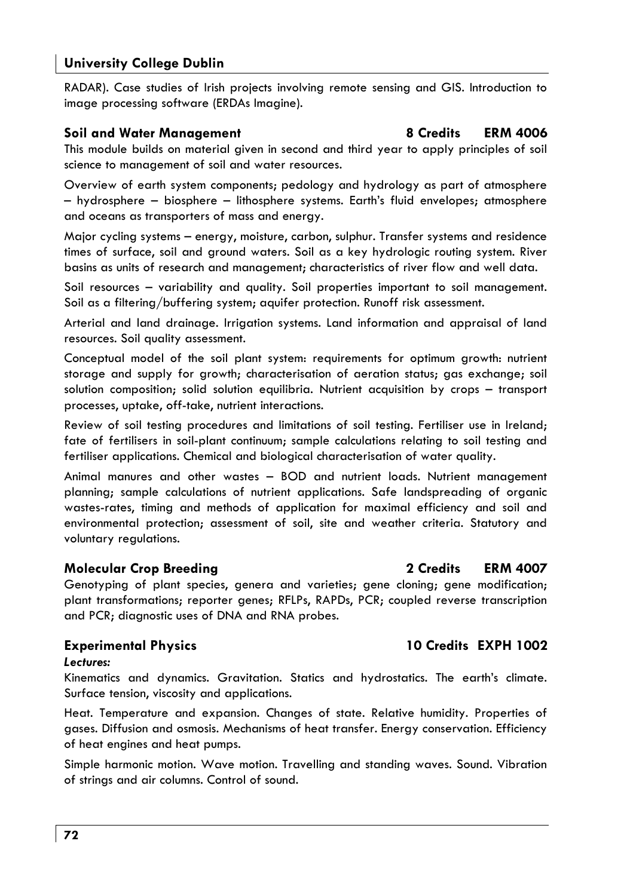RADAR). Case studies of Irish projects involving remote sensing and GIS. Introduction to image processing software (ERDAs Imagine).

### Soil and Water Management — 8 Credits — ERM 4006

This module builds on material given in second and third year to apply principles of soil science to management of soil and water resources.

Overview of earth system components; pedology and hydrology as part of atmosphere – hydrosphere – biosphere – lithosphere systems. Earth's fluid envelopes; atmosphere and oceans as transporters of mass and energy.

Major cycling systems – energy, moisture, carbon, sulphur. Transfer systems and residence times of surface, soil and ground waters. Soil as a key hydrologic routing system. River basins as units of research and management; characteristics of river flow and well data.

Soil resources – variability and quality. Soil properties important to soil management. Soil as a filtering/buffering system; aquifer protection. Runoff risk assessment.

Arterial and land drainage. Irrigation systems. Land information and appraisal of land resources. Soil quality assessment.

Conceptual model of the soil plant system: requirements for optimum growth: nutrient storage and supply for growth; characterisation of aeration status; gas exchange; soil solution composition; solid solution equilibria. Nutrient acquisition by crops – transport processes, uptake, off-take, nutrient interactions.

Review of soil testing procedures and limitations of soil testing. Fertiliser use in Ireland; fate of fertilisers in soil-plant continuum; sample calculations relating to soil testing and fertiliser applications. Chemical and biological characterisation of water quality.

Animal manures and other wastes – BOD and nutrient loads. Nutrient management planning; sample calculations of nutrient applications. Safe landspreading of organic wastes-rates, timing and methods of application for maximal efficiency and soil and environmental protection; assessment of soil, site and weather criteria. Statutory and voluntary regulations.

### Molecular Crop Breeding — 2 Credits — ERM 4007

Genotyping of plant species, genera and varieties; gene cloning; gene modification; plant transformations; reporter genes; RFLPs, RAPDs, PCR; coupled reverse transcription and PCR; diagnostic uses of DNA and RNA probes.

### Experimental Physics — 10 Credits — EXPH 1002

***Lectures:***

Kinematics and dynamics. Gravitation. Statics and hydrostatics. The earth's climate. Surface tension, viscosity and applications.

Heat. Temperature and expansion. Changes of state. Relative humidity. Properties of gases. Diffusion and osmosis. Mechanisms of heat transfer. Energy conservation. Efficiency of heat engines and heat pumps.

Simple harmonic motion. Wave motion. Travelling and standing waves. Sound. Vibration of strings and air columns. Control of sound.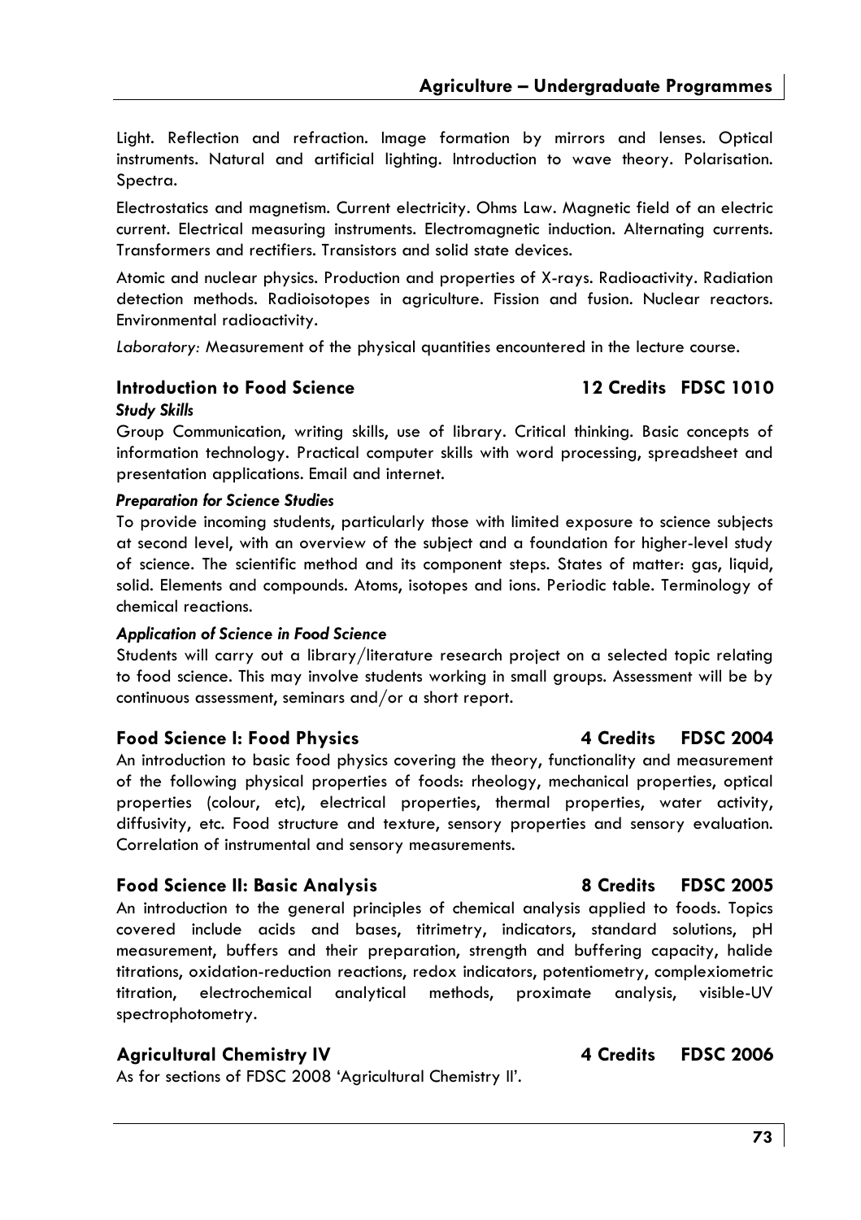Light. Reflection and refraction. Image formation by mirrors and lenses. Optical instruments. Natural and artificial lighting. Introduction to wave theory. Polarisation. Spectra.

Electrostatics and magnetism. Current electricity. Ohms Law. Magnetic field of an electric current. Electrical measuring instruments. Electromagnetic induction. Alternating currents. Transformers and rectifiers. Transistors and solid state devices.

Atomic and nuclear physics. Production and properties of X-rays. Radioactivity. Radiation detection methods. Radioisotopes in agriculture. Fission and fusion. Nuclear reactors. Environmental radioactivity.

*Laboratory:* Measurement of the physical quantities encountered in the lecture course.

### Introduction to Food Science — 12 Credits — FDSC 1010

***Study Skills***

Group Communication, writing skills, use of library. Critical thinking. Basic concepts of information technology. Practical computer skills with word processing, spreadsheet and presentation applications. Email and internet.

***Preparation for Science Studies***

To provide incoming students, particularly those with limited exposure to science subjects at second level, with an overview of the subject and a foundation for higher-level study of science. The scientific method and its component steps. States of matter: gas, liquid, solid. Elements and compounds. Atoms, isotopes and ions. Periodic table. Terminology of chemical reactions.

***Application of Science in Food Science***

Students will carry out a library/literature research project on a selected topic relating to food science. This may involve students working in small groups. Assessment will be by continuous assessment, seminars and/or a short report.

### Food Science I: Food Physics — 4 Credits — FDSC 2004

An introduction to basic food physics covering the theory, functionality and measurement of the following physical properties of foods: rheology, mechanical properties, optical properties (colour, etc), electrical properties, thermal properties, water activity, diffusivity, etc. Food structure and texture, sensory properties and sensory evaluation. Correlation of instrumental and sensory measurements.

### Food Science II: Basic Analysis — 8 Credits — FDSC 2005

An introduction to the general principles of chemical analysis applied to foods. Topics covered include acids and bases, titrimetry, indicators, standard solutions, pH measurement, buffers and their preparation, strength and buffering capacity, halide titrations, oxidation-reduction reactions, redox indicators, potentiometry, complexiometric titration, electrochemical analytical methods, proximate analysis, visible-UV spectrophotometry.

### Agricultural Chemistry IV — 4 Credits — FDSC 2006

As for sections of FDSC 2008 'Agricultural Chemistry II'.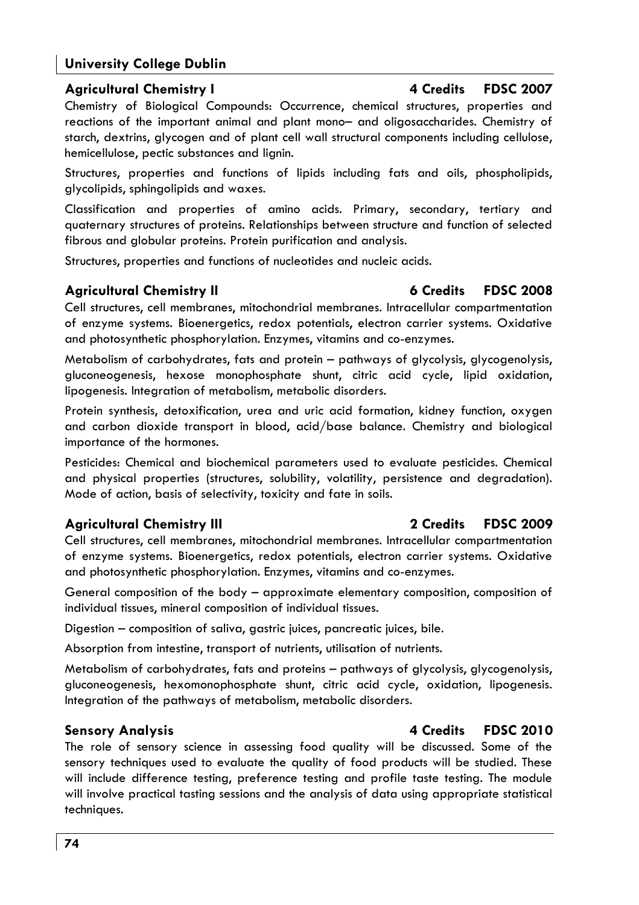## University College Dublin

### Agricultural Chemistry I 4 Credits FDSC 2007

Chemistry of Biological Compounds: Occurrence, chemical structures, properties and reactions of the important animal and plant mono– and oligosaccharides. Chemistry of starch, dextrins, glycogen and of plant cell wall structural components including cellulose, hemicellulose, pectic substances and lignin.

Structures, properties and functions of lipids including fats and oils, phospholipids, glycolipids, sphingolipids and waxes.

Classification and properties of amino acids. Primary, secondary, tertiary and quaternary structures of proteins. Relationships between structure and function of selected fibrous and globular proteins. Protein purification and analysis.

Structures, properties and functions of nucleotides and nucleic acids.

### Agricultural Chemistry II 6 Credits FDSC 2008

Cell structures, cell membranes, mitochondrial membranes. Intracellular compartmentation of enzyme systems. Bioenergetics, redox potentials, electron carrier systems. Oxidative and photosynthetic phosphorylation. Enzymes, vitamins and co-enzymes.

Metabolism of carbohydrates, fats and protein – pathways of glycolysis, glycogenolysis, gluconeogenesis, hexose monophosphate shunt, citric acid cycle, lipid oxidation, lipogenesis. Integration of metabolism, metabolic disorders.

Protein synthesis, detoxification, urea and uric acid formation, kidney function, oxygen and carbon dioxide transport in blood, acid/base balance. Chemistry and biological importance of the hormones.

Pesticides: Chemical and biochemical parameters used to evaluate pesticides. Chemical and physical properties (structures, solubility, volatility, persistence and degradation). Mode of action, basis of selectivity, toxicity and fate in soils.

### Agricultural Chemistry III 2 Credits FDSC 2009

Cell structures, cell membranes, mitochondrial membranes. Intracellular compartmentation of enzyme systems. Bioenergetics, redox potentials, electron carrier systems. Oxidative and photosynthetic phosphorylation. Enzymes, vitamins and co-enzymes.

General composition of the body – approximate elementary composition, composition of individual tissues, mineral composition of individual tissues.

Digestion – composition of saliva, gastric juices, pancreatic juices, bile.

Absorption from intestine, transport of nutrients, utilisation of nutrients.

Metabolism of carbohydrates, fats and proteins – pathways of glycolysis, glycogenolysis, gluconeogenesis, hexomonophosphate shunt, citric acid cycle, oxidation, lipogenesis. Integration of the pathways of metabolism, metabolic disorders.

### Sensory Analysis 4 Credits FDSC 2010

The role of sensory science in assessing food quality will be discussed. Some of the sensory techniques used to evaluate the quality of food products will be studied. These will include difference testing, preference testing and profile taste testing. The module will involve practical tasting sessions and the analysis of data using appropriate statistical techniques.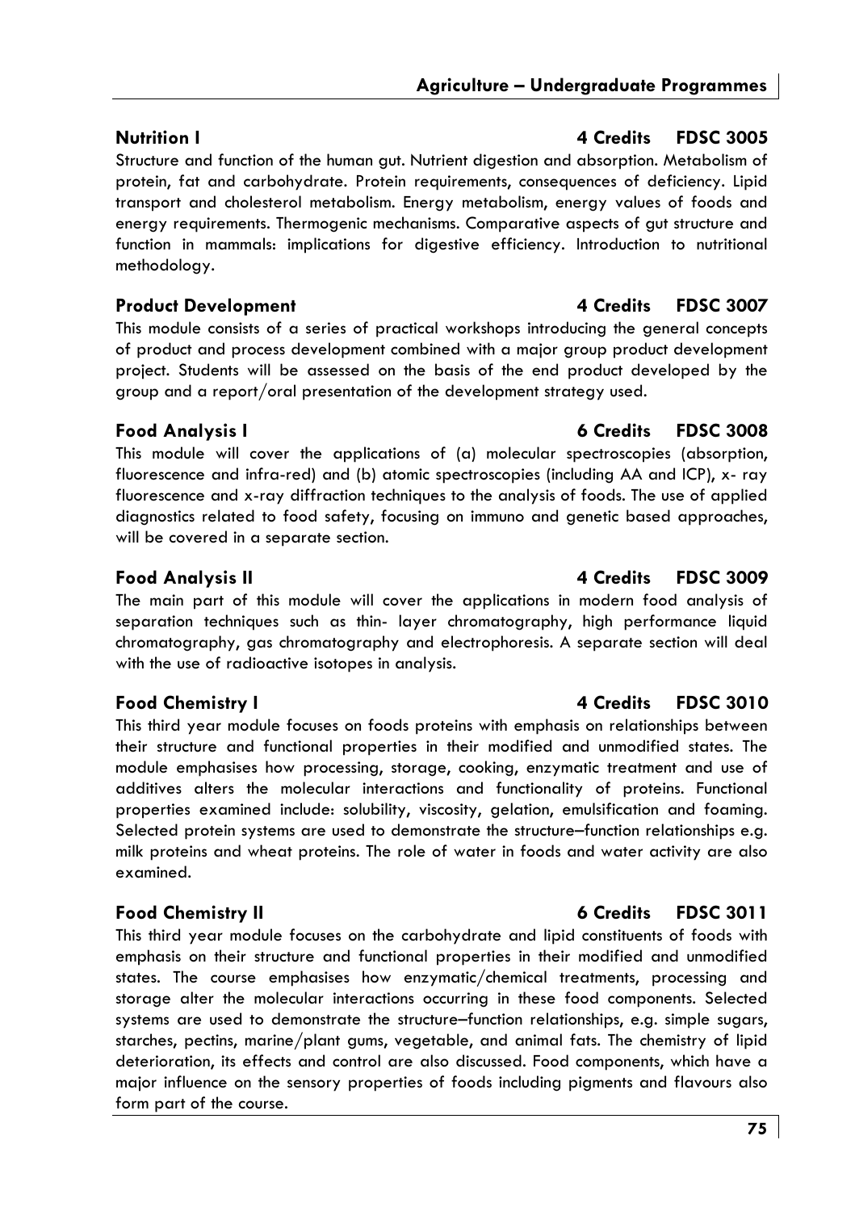### Nutrition I 4 Credits FDSC 3005

Structure and function of the human gut. Nutrient digestion and absorption. Metabolism of protein, fat and carbohydrate. Protein requirements, consequences of deficiency. Lipid transport and cholesterol metabolism. Energy metabolism, energy values of foods and energy requirements. Thermogenic mechanisms. Comparative aspects of gut structure and function in mammals: implications for digestive efficiency. Introduction to nutritional methodology.

### Product Development 4 Credits FDSC 3007

This module consists of a series of practical workshops introducing the general concepts of product and process development combined with a major group product development project. Students will be assessed on the basis of the end product developed by the group and a report/oral presentation of the development strategy used.

### Food Analysis I 6 Credits FDSC 3008

This module will cover the applications of (a) molecular spectroscopies (absorption, fluorescence and infra-red) and (b) atomic spectroscopies (including AA and ICP), x- ray fluorescence and x-ray diffraction techniques to the analysis of foods. The use of applied diagnostics related to food safety, focusing on immuno and genetic based approaches, will be covered in a separate section.

### Food Analysis II 4 Credits FDSC 3009

The main part of this module will cover the applications in modern food analysis of separation techniques such as thin- layer chromatography, high performance liquid chromatography, gas chromatography and electrophoresis. A separate section will deal with the use of radioactive isotopes in analysis.

### Food Chemistry I 4 Credits FDSC 3010

This third year module focuses on foods proteins with emphasis on relationships between their structure and functional properties in their modified and unmodified states. The module emphasises how processing, storage, cooking, enzymatic treatment and use of additives alters the molecular interactions and functionality of proteins. Functional properties examined include: solubility, viscosity, gelation, emulsification and foaming. Selected protein systems are used to demonstrate the structure–function relationships e.g. milk proteins and wheat proteins. The role of water in foods and water activity are also examined.

### Food Chemistry II 6 Credits FDSC 3011

This third year module focuses on the carbohydrate and lipid constituents of foods with emphasis on their structure and functional properties in their modified and unmodified states. The course emphasises how enzymatic/chemical treatments, processing and storage alter the molecular interactions occurring in these food components. Selected systems are used to demonstrate the structure–function relationships, e.g. simple sugars, starches, pectins, marine/plant gums, vegetable, and animal fats. The chemistry of lipid deterioration, its effects and control are also discussed. Food components, which have a major influence on the sensory properties of foods including pigments and flavours also form part of the course.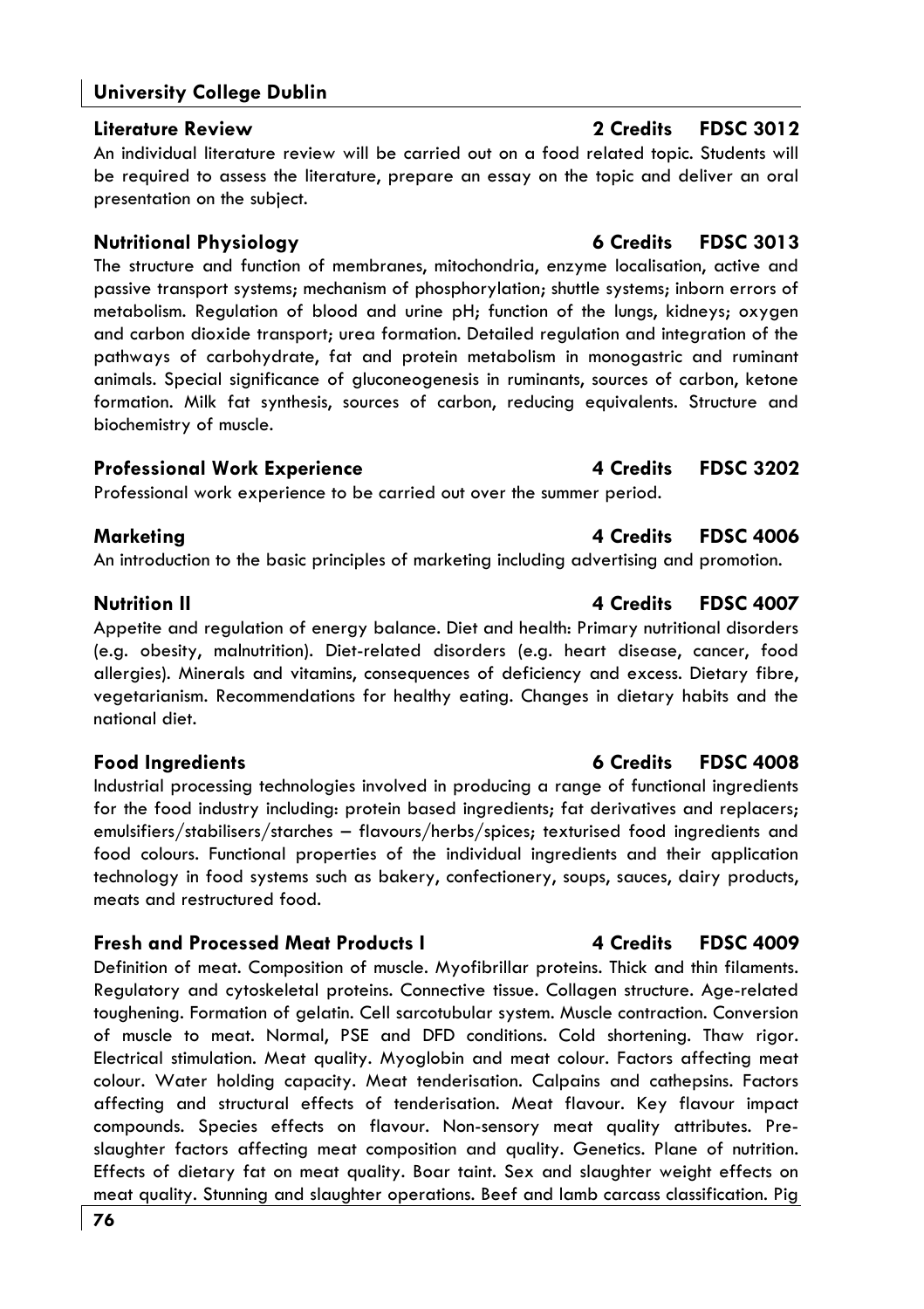### Literature Review — 2 Credits — FDSC 3012

An individual literature review will be carried out on a food related topic. Students will be required to assess the literature, prepare an essay on the topic and deliver an oral presentation on the subject.

### Nutritional Physiology — 6 Credits — FDSC 3013

The structure and function of membranes, mitochondria, enzyme localisation, active and passive transport systems; mechanism of phosphorylation; shuttle systems; inborn errors of metabolism. Regulation of blood and urine pH; function of the lungs, kidneys; oxygen and carbon dioxide transport; urea formation. Detailed regulation and integration of the pathways of carbohydrate, fat and protein metabolism in monogastric and ruminant animals. Special significance of gluconeogenesis in ruminants, sources of carbon, ketone formation. Milk fat synthesis, sources of carbon, reducing equivalents. Structure and biochemistry of muscle.

### Professional Work Experience — 4 Credits — FDSC 3202

Professional work experience to be carried out over the summer period.

### Marketing — 4 Credits — FDSC 4006

An introduction to the basic principles of marketing including advertising and promotion.

### Nutrition II — 4 Credits — FDSC 4007

Appetite and regulation of energy balance. Diet and health: Primary nutritional disorders (e.g. obesity, malnutrition). Diet-related disorders (e.g. heart disease, cancer, food allergies). Minerals and vitamins, consequences of deficiency and excess. Dietary fibre, vegetarianism. Recommendations for healthy eating. Changes in dietary habits and the national diet.

### Food Ingredients — 6 Credits — FDSC 4008

Industrial processing technologies involved in producing a range of functional ingredients for the food industry including: protein based ingredients; fat derivatives and replacers; emulsifiers/stabilisers/starches – flavours/herbs/spices; texturised food ingredients and food colours. Functional properties of the individual ingredients and their application technology in food systems such as bakery, confectionery, soups, sauces, dairy products, meats and restructured food.

### Fresh and Processed Meat Products I — 4 Credits — FDSC 4009

Definition of meat. Composition of muscle. Myofibrillar proteins. Thick and thin filaments. Regulatory and cytoskeletal proteins. Connective tissue. Collagen structure. Age-related toughening. Formation of gelatin. Cell sarcotubular system. Muscle contraction. Conversion of muscle to meat. Normal, PSE and DFD conditions. Cold shortening. Thaw rigor. Electrical stimulation. Meat quality. Myoglobin and meat colour. Factors affecting meat colour. Water holding capacity. Meat tenderisation. Calpains and cathepsins. Factors affecting and structural effects of tenderisation. Meat flavour. Key flavour impact compounds. Species effects on flavour. Non-sensory meat quality attributes. Pre-slaughter factors affecting meat composition and quality. Genetics. Plane of nutrition. Effects of dietary fat on meat quality. Boar taint. Sex and slaughter weight effects on meat quality. Stunning and slaughter operations. Beef and lamb carcass classification. Pig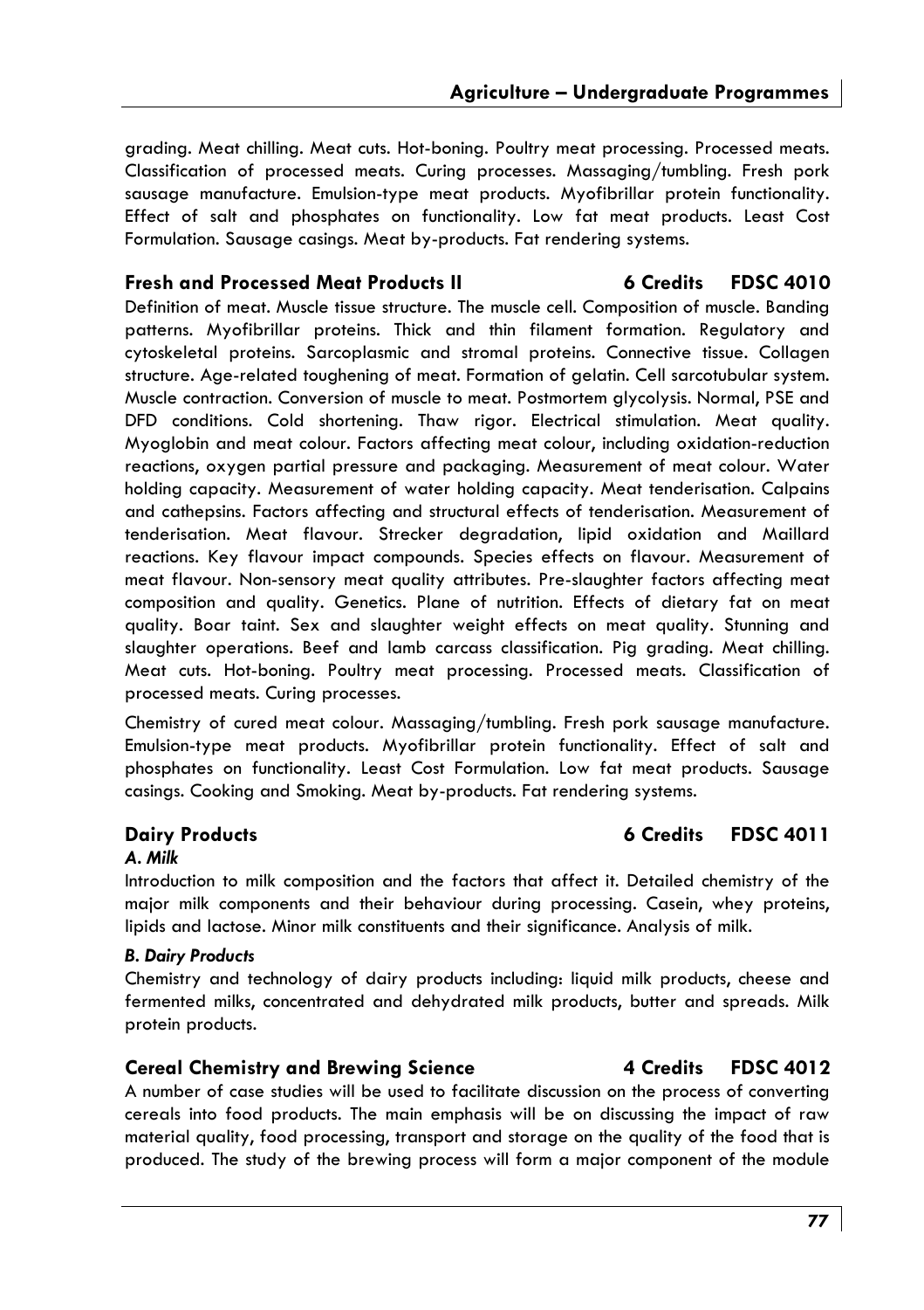grading. Meat chilling. Meat cuts. Hot-boning. Poultry meat processing. Processed meats. Classification of processed meats. Curing processes. Massaging/tumbling. Fresh pork sausage manufacture. Emulsion-type meat products. Myofibrillar protein functionality. Effect of salt and phosphates on functionality. Low fat meat products. Least Cost Formulation. Sausage casings. Meat by-products. Fat rendering systems.

### Fresh and Processed Meat Products II — 6 Credits — FDSC 4010

Definition of meat. Muscle tissue structure. The muscle cell. Composition of muscle. Banding patterns. Myofibrillar proteins. Thick and thin filament formation. Regulatory and cytoskeletal proteins. Sarcoplasmic and stromal proteins. Connective tissue. Collagen structure. Age-related toughening of meat. Formation of gelatin. Cell sarcotubular system. Muscle contraction. Conversion of muscle to meat. Postmortem glycolysis. Normal, PSE and DFD conditions. Cold shortening. Thaw rigor. Electrical stimulation. Meat quality. Myoglobin and meat colour. Factors affecting meat colour, including oxidation-reduction reactions, oxygen partial pressure and packaging. Measurement of meat colour. Water holding capacity. Measurement of water holding capacity. Meat tenderisation. Calpains and cathepsins. Factors affecting and structural effects of tenderisation. Measurement of tenderisation. Meat flavour. Strecker degradation, lipid oxidation and Maillard reactions. Key flavour impact compounds. Species effects on flavour. Measurement of meat flavour. Non-sensory meat quality attributes. Pre-slaughter factors affecting meat composition and quality. Genetics. Plane of nutrition. Effects of dietary fat on meat quality. Boar taint. Sex and slaughter weight effects on meat quality. Stunning and slaughter operations. Beef and lamb carcass classification. Pig grading. Meat chilling. Meat cuts. Hot-boning. Poultry meat processing. Processed meats. Classification of processed meats. Curing processes.

Chemistry of cured meat colour. Massaging/tumbling. Fresh pork sausage manufacture. Emulsion-type meat products. Myofibrillar protein functionality. Effect of salt and phosphates on functionality. Least Cost Formulation. Low fat meat products. Sausage casings. Cooking and Smoking. Meat by-products. Fat rendering systems.

### Dairy Products — 6 Credits — FDSC 4011

***A. Milk***

Introduction to milk composition and the factors that affect it. Detailed chemistry of the major milk components and their behaviour during processing. Casein, whey proteins, lipids and lactose. Minor milk constituents and their significance. Analysis of milk.

***B. Dairy Products***

Chemistry and technology of dairy products including: liquid milk products, cheese and fermented milks, concentrated and dehydrated milk products, butter and spreads. Milk protein products.

### Cereal Chemistry and Brewing Science — 4 Credits — FDSC 4012

A number of case studies will be used to facilitate discussion on the process of converting cereals into food products. The main emphasis will be on discussing the impact of raw material quality, food processing, transport and storage on the quality of the food that is produced. The study of the brewing process will form a major component of the module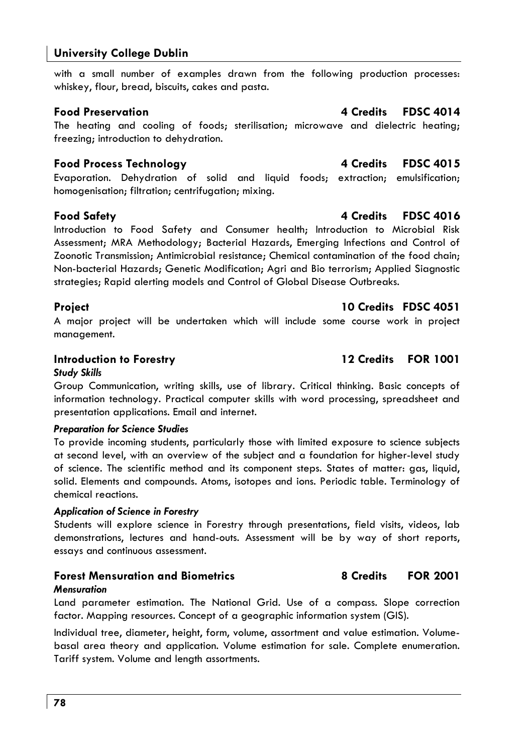with a small number of examples drawn from the following production processes: whiskey, flour, bread, biscuits, cakes and pasta.

### Food Preservation 4 Credits FDSC 4014

The heating and cooling of foods; sterilisation; microwave and dielectric heating; freezing; introduction to dehydration.

### Food Process Technology 4 Credits FDSC 4015

Evaporation. Dehydration of solid and liquid foods; extraction; emulsification; homogenisation; filtration; centrifugation; mixing.

### Food Safety 4 Credits FDSC 4016

Introduction to Food Safety and Consumer health; Introduction to Microbial Risk Assessment; MRA Methodology; Bacterial Hazards, Emerging Infections and Control of Zoonotic Transmission; Antimicrobial resistance; Chemical contamination of the food chain; Non-bacterial Hazards; Genetic Modification; Agri and Bio terrorism; Applied Siagnostic strategies; Rapid alerting models and Control of Global Disease Outbreaks.

### Project 10 Credits FDSC 4051

A major project will be undertaken which will include some course work in project management.

### Introduction to Forestry 12 Credits FOR 1001

***Study Skills***

Group Communication, writing skills, use of library. Critical thinking. Basic concepts of information technology. Practical computer skills with word processing, spreadsheet and presentation applications. Email and internet.

***Preparation for Science Studies***

To provide incoming students, particularly those with limited exposure to science subjects at second level, with an overview of the subject and a foundation for higher-level study of science. The scientific method and its component steps. States of matter: gas, liquid, solid. Elements and compounds. Atoms, isotopes and ions. Periodic table. Terminology of chemical reactions.

***Application of Science in Forestry***

Students will explore science in Forestry through presentations, field visits, videos, lab demonstrations, lectures and hand-outs. Assessment will be by way of short reports, essays and continuous assessment.

### Forest Mensuration and Biometrics 8 Credits FOR 2001

***Mensuration***

Land parameter estimation. The National Grid. Use of a compass. Slope correction factor. Mapping resources. Concept of a geographic information system (GIS).

Individual tree, diameter, height, form, volume, assortment and value estimation. Volume-basal area theory and application. Volume estimation for sale. Complete enumeration. Tariff system. Volume and length assortments.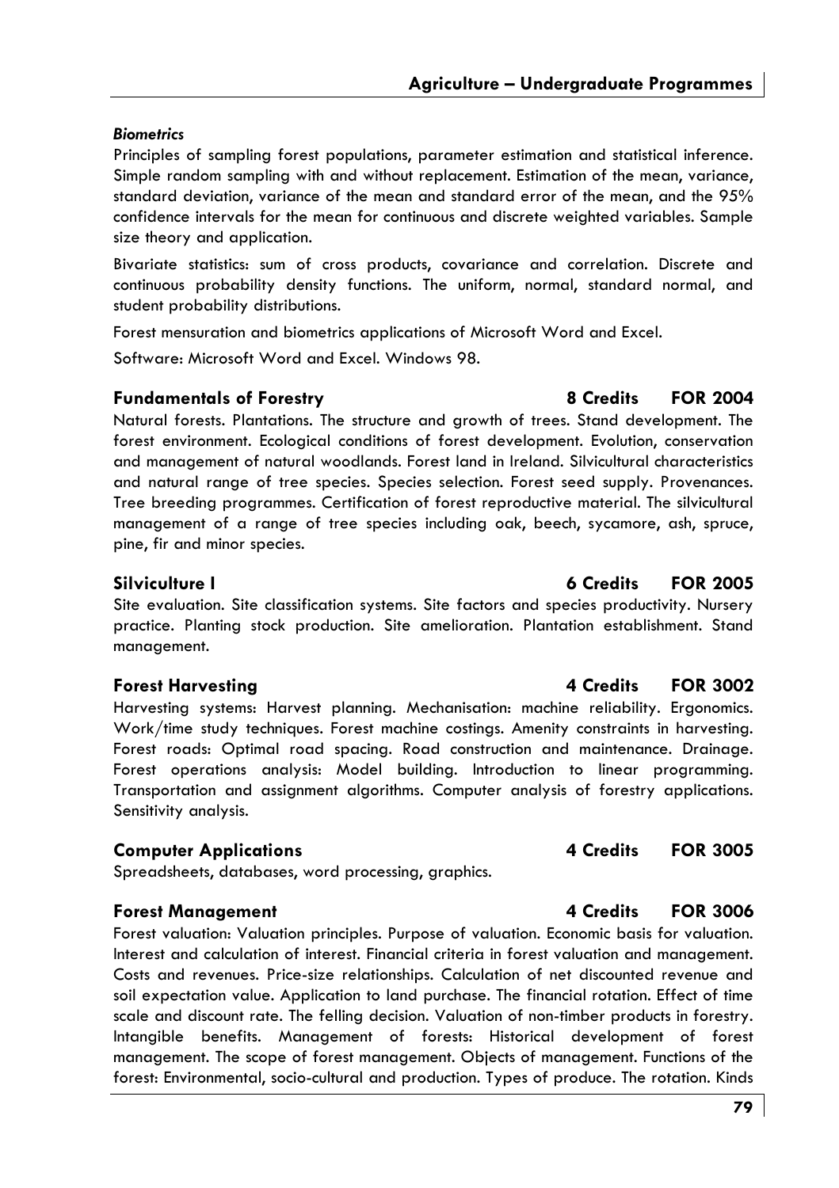*Biometrics*

Principles of sampling forest populations, parameter estimation and statistical inference. Simple random sampling with and without replacement. Estimation of the mean, variance, standard deviation, variance of the mean and standard error of the mean, and the 95% confidence intervals for the mean for continuous and discrete weighted variables. Sample size theory and application.

Bivariate statistics: sum of cross products, covariance and correlation. Discrete and continuous probability density functions. The uniform, normal, standard normal, and student probability distributions.

Forest mensuration and biometrics applications of Microsoft Word and Excel.

Software: Microsoft Word and Excel. Windows 98.

### Fundamentals of Forestry — 8 Credits — FOR 2004

Natural forests. Plantations. The structure and growth of trees. Stand development. The forest environment. Ecological conditions of forest development. Evolution, conservation and management of natural woodlands. Forest land in Ireland. Silvicultural characteristics and natural range of tree species. Species selection. Forest seed supply. Provenances. Tree breeding programmes. Certification of forest reproductive material. The silvicultural management of a range of tree species including oak, beech, sycamore, ash, spruce, pine, fir and minor species.

### Silviculture I — 6 Credits — FOR 2005

Site evaluation. Site classification systems. Site factors and species productivity. Nursery practice. Planting stock production. Site amelioration. Plantation establishment. Stand management.

### Forest Harvesting — 4 Credits — FOR 3002

Harvesting systems: Harvest planning. Mechanisation: machine reliability. Ergonomics. Work/time study techniques. Forest machine costings. Amenity constraints in harvesting. Forest roads: Optimal road spacing. Road construction and maintenance. Drainage. Forest operations analysis: Model building. Introduction to linear programming. Transportation and assignment algorithms. Computer analysis of forestry applications. Sensitivity analysis.

### Computer Applications — 4 Credits — FOR 3005

Spreadsheets, databases, word processing, graphics.

### Forest Management — 4 Credits — FOR 3006

Forest valuation: Valuation principles. Purpose of valuation. Economic basis for valuation. Interest and calculation of interest. Financial criteria in forest valuation and management. Costs and revenues. Price-size relationships. Calculation of net discounted revenue and soil expectation value. Application to land purchase. The financial rotation. Effect of time scale and discount rate. The felling decision. Valuation of non-timber products in forestry. Intangible benefits. Management of forests: Historical development of forest management. The scope of forest management. Objects of management. Functions of the forest: Environmental, socio-cultural and production. Types of produce. The rotation. Kinds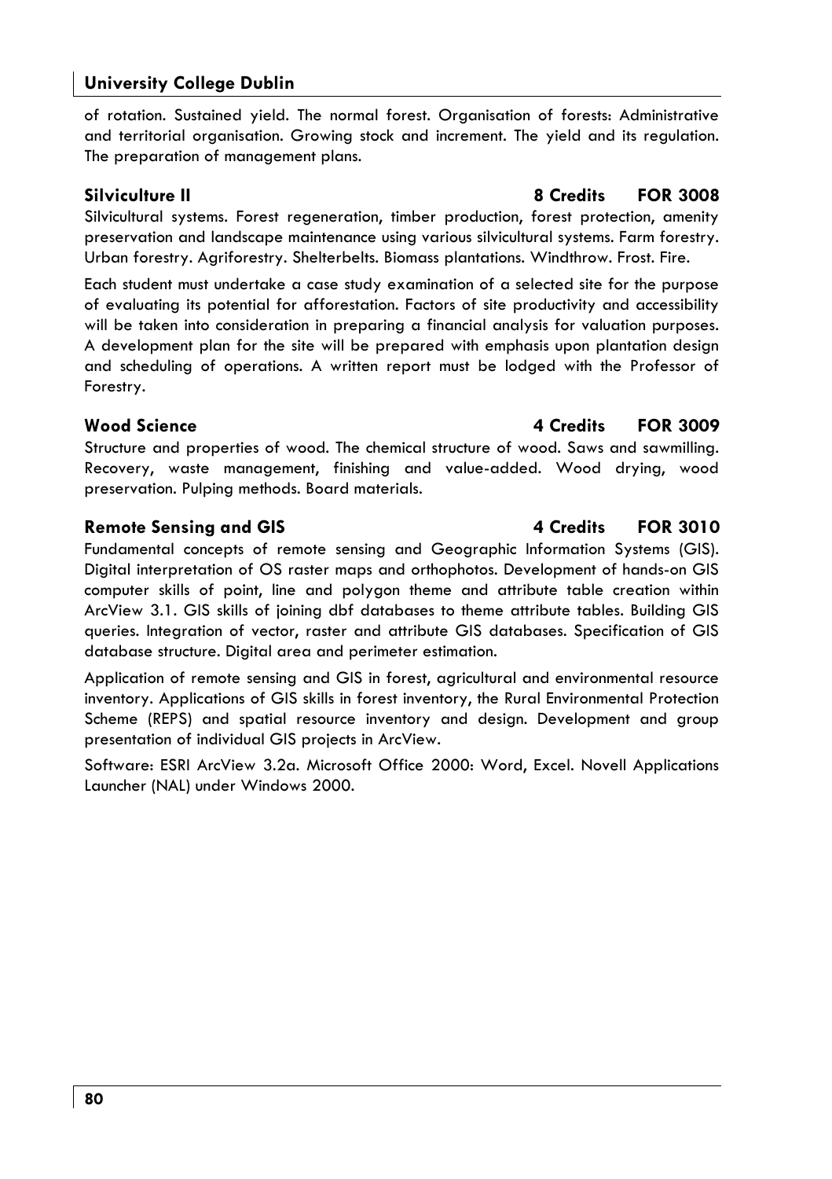of rotation. Sustained yield. The normal forest. Organisation of forests: Administrative and territorial organisation. Growing stock and increment. The yield and its regulation. The preparation of management plans.

### Silviculture II — 8 Credits — FOR 3008

Silvicultural systems. Forest regeneration, timber production, forest protection, amenity preservation and landscape maintenance using various silvicultural systems. Farm forestry. Urban forestry. Agriforestry. Shelterbelts. Biomass plantations. Windthrow. Frost. Fire.

Each student must undertake a case study examination of a selected site for the purpose of evaluating its potential for afforestation. Factors of site productivity and accessibility will be taken into consideration in preparing a financial analysis for valuation purposes. A development plan for the site will be prepared with emphasis upon plantation design and scheduling of operations. A written report must be lodged with the Professor of Forestry.

### Wood Science — 4 Credits — FOR 3009

Structure and properties of wood. The chemical structure of wood. Saws and sawmilling. Recovery, waste management, finishing and value-added. Wood drying, wood preservation. Pulping methods. Board materials.

### Remote Sensing and GIS — 4 Credits — FOR 3010

Fundamental concepts of remote sensing and Geographic Information Systems (GIS). Digital interpretation of OS raster maps and orthophotos. Development of hands-on GIS computer skills of point, line and polygon theme and attribute table creation within ArcView 3.1. GIS skills of joining dbf databases to theme attribute tables. Building GIS queries. Integration of vector, raster and attribute GIS databases. Specification of GIS database structure. Digital area and perimeter estimation.

Application of remote sensing and GIS in forest, agricultural and environmental resource inventory. Applications of GIS skills in forest inventory, the Rural Environmental Protection Scheme (REPS) and spatial resource inventory and design. Development and group presentation of individual GIS projects in ArcView.

Software: ESRI ArcView 3.2a. Microsoft Office 2000: Word, Excel. Novell Applications Launcher (NAL) under Windows 2000.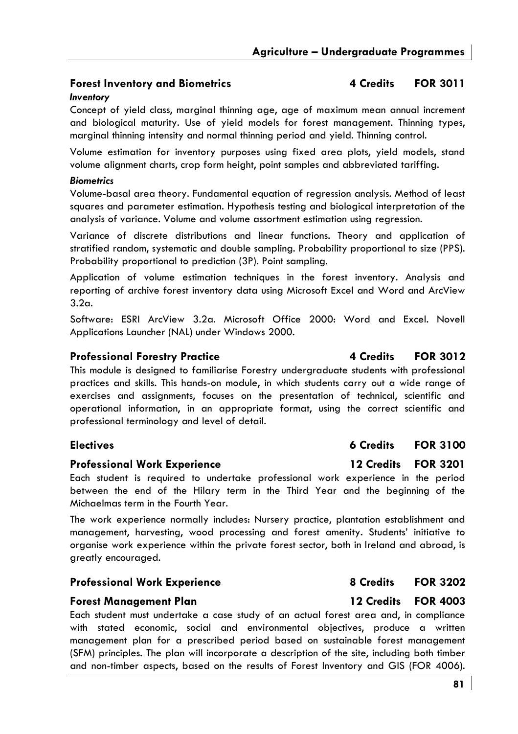### Forest Inventory and Biometrics 4 Credits FOR 3011

***Inventory***

Concept of yield class, marginal thinning age, age of maximum mean annual increment and biological maturity. Use of yield models for forest management. Thinning types, marginal thinning intensity and normal thinning period and yield. Thinning control.

Volume estimation for inventory purposes using fixed area plots, yield models, stand volume alignment charts, crop form height, point samples and abbreviated tariffing.

***Biometrics***

Volume-basal area theory. Fundamental equation of regression analysis. Method of least squares and parameter estimation. Hypothesis testing and biological interpretation of the analysis of variance. Volume and volume assortment estimation using regression.

Variance of discrete distributions and linear functions. Theory and application of stratified random, systematic and double sampling. Probability proportional to size (PPS). Probability proportional to prediction (3P). Point sampling.

Application of volume estimation techniques in the forest inventory. Analysis and reporting of archive forest inventory data using Microsoft Excel and Word and ArcView 3.2a.

Software: ESRI ArcView 3.2a. Microsoft Office 2000: Word and Excel. Novell Applications Launcher (NAL) under Windows 2000.

### Professional Forestry Practice 4 Credits FOR 3012

This module is designed to familiarise Forestry undergraduate students with professional practices and skills. This hands-on module, in which students carry out a wide range of exercises and assignments, focuses on the presentation of technical, scientific and operational information, in an appropriate format, using the correct scientific and professional terminology and level of detail.

### Electives 6 Credits FOR 3100

### Professional Work Experience 12 Credits FOR 3201

Each student is required to undertake professional work experience in the period between the end of the Hilary term in the Third Year and the beginning of the Michaelmas term in the Fourth Year.

The work experience normally includes: Nursery practice, plantation establishment and management, harvesting, wood processing and forest amenity. Students' initiative to organise work experience within the private forest sector, both in Ireland and abroad, is greatly encouraged.

### Professional Work Experience 8 Credits FOR 3202

### Forest Management Plan 12 Credits FOR 4003

Each student must undertake a case study of an actual forest area and, in compliance with stated economic, social and environmental objectives, produce a written management plan for a prescribed period based on sustainable forest management (SFM) principles. The plan will incorporate a description of the site, including both timber and non-timber aspects, based on the results of Forest Inventory and GIS (FOR 4006).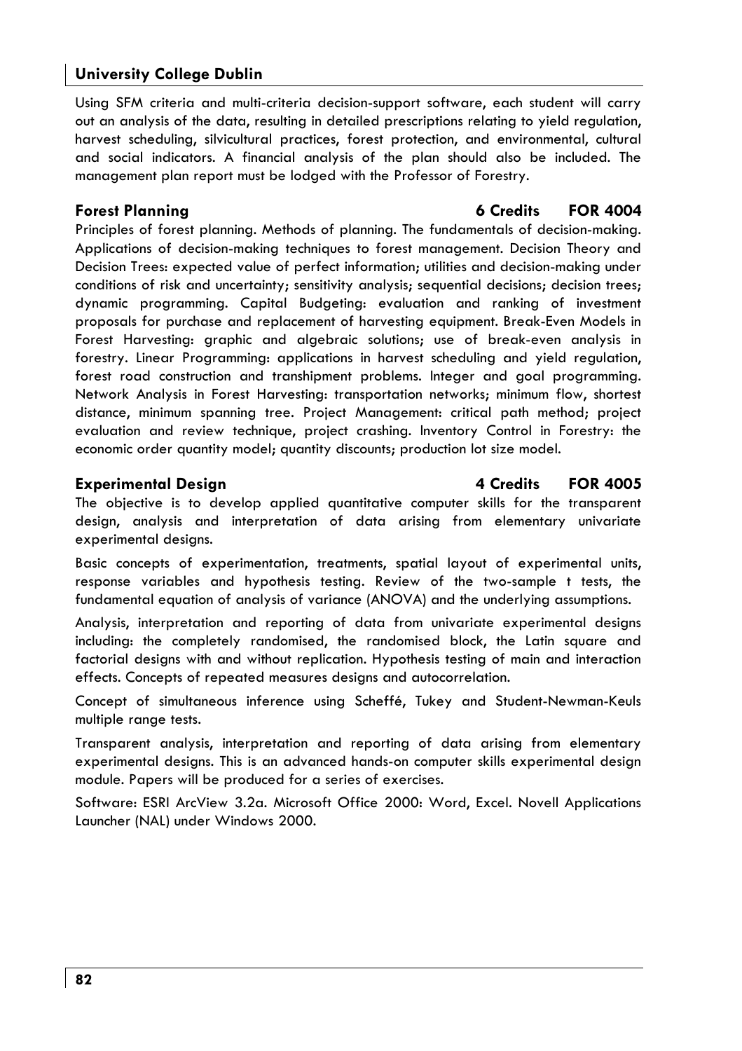Using SFM criteria and multi-criteria decision-support software, each student will carry out an analysis of the data, resulting in detailed prescriptions relating to yield regulation, harvest scheduling, silvicultural practices, forest protection, and environmental, cultural and social indicators. A financial analysis of the plan should also be included. The management plan report must be lodged with the Professor of Forestry.

### Forest Planning — 6 Credits — FOR 4004

Principles of forest planning. Methods of planning. The fundamentals of decision-making. Applications of decision-making techniques to forest management. Decision Theory and Decision Trees: expected value of perfect information; utilities and decision-making under conditions of risk and uncertainty; sensitivity analysis; sequential decisions; decision trees; dynamic programming. Capital Budgeting: evaluation and ranking of investment proposals for purchase and replacement of harvesting equipment. Break-Even Models in Forest Harvesting: graphic and algebraic solutions; use of break-even analysis in forestry. Linear Programming: applications in harvest scheduling and yield regulation, forest road construction and transhipment problems. Integer and goal programming. Network Analysis in Forest Harvesting: transportation networks; minimum flow, shortest distance, minimum spanning tree. Project Management: critical path method; project evaluation and review technique, project crashing. Inventory Control in Forestry: the economic order quantity model; quantity discounts; production lot size model.

### Experimental Design — 4 Credits — FOR 4005

The objective is to develop applied quantitative computer skills for the transparent design, analysis and interpretation of data arising from elementary univariate experimental designs.

Basic concepts of experimentation, treatments, spatial layout of experimental units, response variables and hypothesis testing. Review of the two-sample t tests, the fundamental equation of analysis of variance (ANOVA) and the underlying assumptions.

Analysis, interpretation and reporting of data from univariate experimental designs including: the completely randomised, the randomised block, the Latin square and factorial designs with and without replication. Hypothesis testing of main and interaction effects. Concepts of repeated measures designs and autocorrelation.

Concept of simultaneous inference using Scheffé, Tukey and Student-Newman-Keuls multiple range tests.

Transparent analysis, interpretation and reporting of data arising from elementary experimental designs. This is an advanced hands-on computer skills experimental design module. Papers will be produced for a series of exercises.

Software: ESRI ArcView 3.2a. Microsoft Office 2000: Word, Excel. Novell Applications Launcher (NAL) under Windows 2000.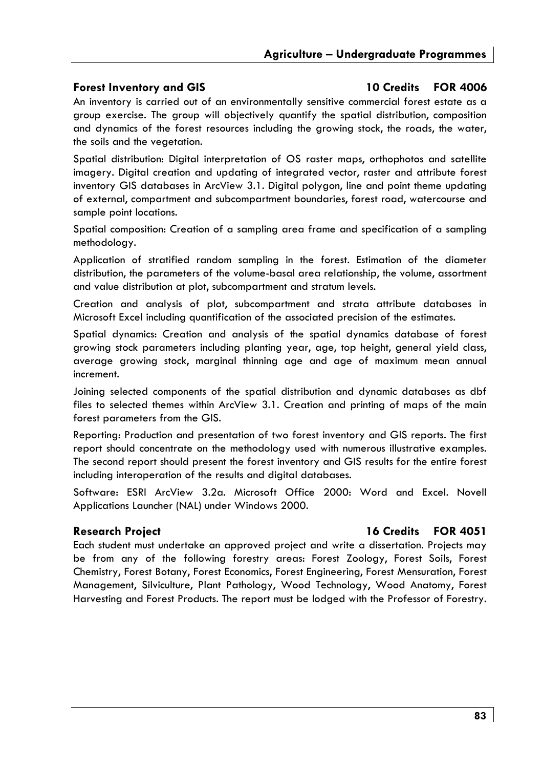## Forest Inventory and GIS — 10 Credits — FOR 4006

An inventory is carried out of an environmentally sensitive commercial forest estate as a group exercise. The group will objectively quantify the spatial distribution, composition and dynamics of the forest resources including the growing stock, the roads, the water, the soils and the vegetation.

Spatial distribution: Digital interpretation of OS raster maps, orthophotos and satellite imagery. Digital creation and updating of integrated vector, raster and attribute forest inventory GIS databases in ArcView 3.1. Digital polygon, line and point theme updating of external, compartment and subcompartment boundaries, forest road, watercourse and sample point locations.

Spatial composition: Creation of a sampling area frame and specification of a sampling methodology.

Application of stratified random sampling in the forest. Estimation of the diameter distribution, the parameters of the volume-basal area relationship, the volume, assortment and value distribution at plot, subcompartment and stratum levels.

Creation and analysis of plot, subcompartment and strata attribute databases in Microsoft Excel including quantification of the associated precision of the estimates.

Spatial dynamics: Creation and analysis of the spatial dynamics database of forest growing stock parameters including planting year, age, top height, general yield class, average growing stock, marginal thinning age and age of maximum mean annual increment.

Joining selected components of the spatial distribution and dynamic databases as dbf files to selected themes within ArcView 3.1. Creation and printing of maps of the main forest parameters from the GIS.

Reporting: Production and presentation of two forest inventory and GIS reports. The first report should concentrate on the methodology used with numerous illustrative examples. The second report should present the forest inventory and GIS results for the entire forest including interoperation of the results and digital databases.

Software: ESRI ArcView 3.2a. Microsoft Office 2000: Word and Excel. Novell Applications Launcher (NAL) under Windows 2000.

## Research Project — 16 Credits — FOR 4051

Each student must undertake an approved project and write a dissertation. Projects may be from any of the following forestry areas: Forest Zoology, Forest Soils, Forest Chemistry, Forest Botany, Forest Economics, Forest Engineering, Forest Mensuration, Forest Management, Silviculture, Plant Pathology, Wood Technology, Wood Anatomy, Forest Harvesting and Forest Products. The report must be lodged with the Professor of Forestry.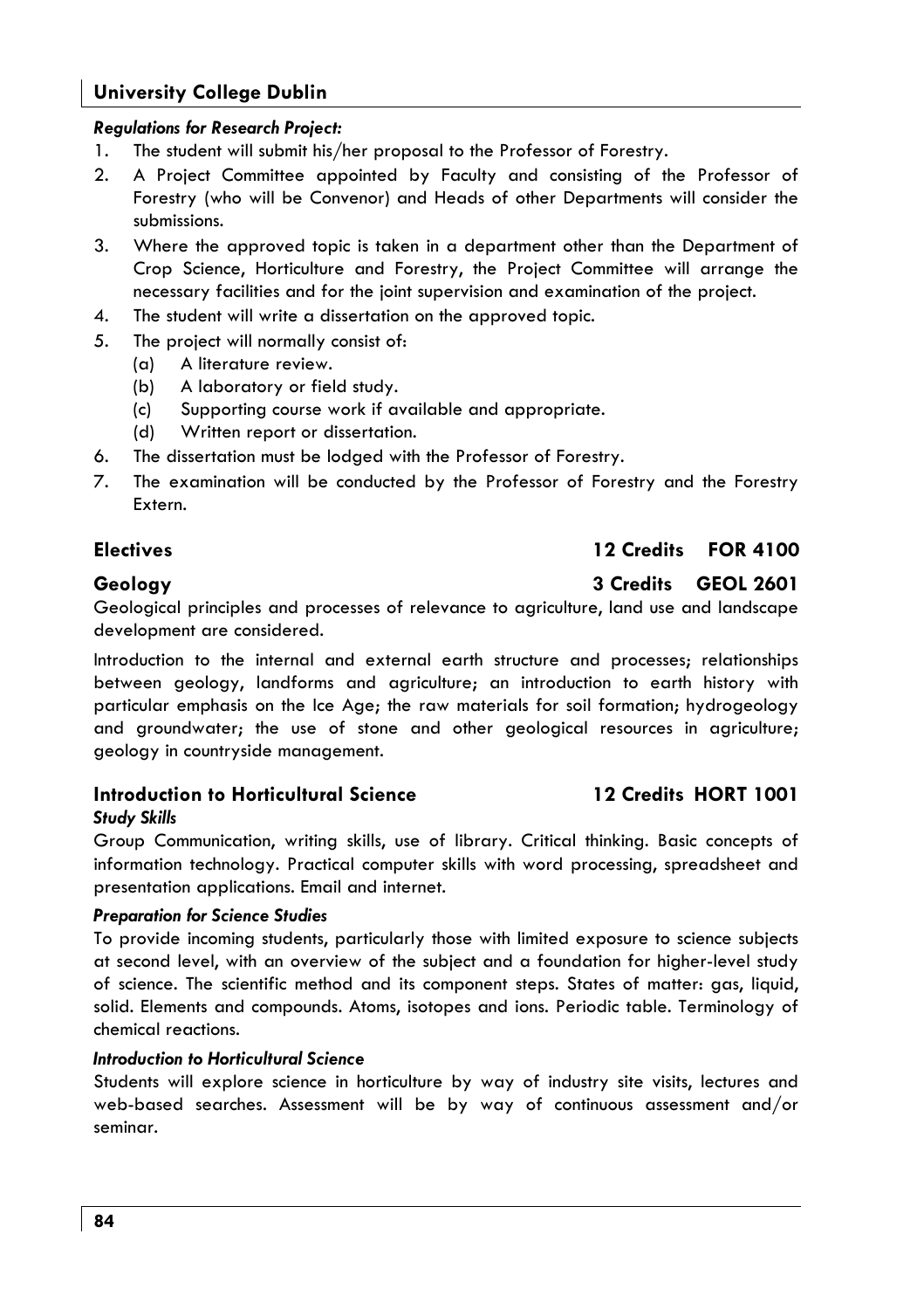*Regulations for Research Project:*

1. The student will submit his/her proposal to the Professor of Forestry.
2. A Project Committee appointed by Faculty and consisting of the Professor of Forestry (who will be Convenor) and Heads of other Departments will consider the submissions.
3. Where the approved topic is taken in a department other than the Department of Crop Science, Horticulture and Forestry, the Project Committee will arrange the necessary facilities and for the joint supervision and examination of the project.
4. The student will write a dissertation on the approved topic.
5. The project will normally consist of:
   - (a) A literature review.
   - (b) A laboratory or field study.
   - (c) Supporting course work if available and appropriate.
   - (d) Written report or dissertation.
6. The dissertation must be lodged with the Professor of Forestry.
7. The examination will be conducted by the Professor of Forestry and the Forestry Extern.

## Electives — 12 Credits — FOR 4100

## Geology — 3 Credits — GEOL 2601

Geological principles and processes of relevance to agriculture, land use and landscape development are considered.

Introduction to the internal and external earth structure and processes; relationships between geology, landforms and agriculture; an introduction to earth history with particular emphasis on the Ice Age; the raw materials for soil formation; hydrogeology and groundwater; the use of stone and other geological resources in agriculture; geology in countryside management.

## Introduction to Horticultural Science — 12 Credits — HORT 1001

***Study Skills***

Group Communication, writing skills, use of library. Critical thinking. Basic concepts of information technology. Practical computer skills with word processing, spreadsheet and presentation applications. Email and internet.

***Preparation for Science Studies***

To provide incoming students, particularly those with limited exposure to science subjects at second level, with an overview of the subject and a foundation for higher-level study of science. The scientific method and its component steps. States of matter: gas, liquid, solid. Elements and compounds. Atoms, isotopes and ions. Periodic table. Terminology of chemical reactions.

***Introduction to Horticultural Science***

Students will explore science in horticulture by way of industry site visits, lectures and web-based searches. Assessment will be by way of continuous assessment and/or seminar.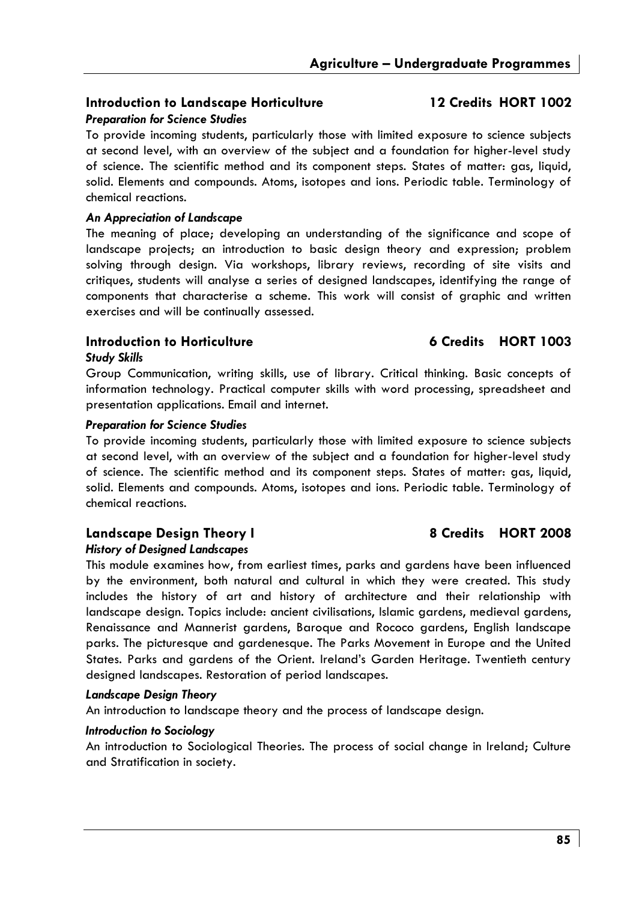## Introduction to Landscape Horticulture 12 Credits HORT 1002

***Preparation for Science Studies***

To provide incoming students, particularly those with limited exposure to science subjects at second level, with an overview of the subject and a foundation for higher-level study of science. The scientific method and its component steps. States of matter: gas, liquid, solid. Elements and compounds. Atoms, isotopes and ions. Periodic table. Terminology of chemical reactions.

***An Appreciation of Landscape***

The meaning of place; developing an understanding of the significance and scope of landscape projects; an introduction to basic design theory and expression; problem solving through design. Via workshops, library reviews, recording of site visits and critiques, students will analyse a series of designed landscapes, identifying the range of components that characterise a scheme. This work will consist of graphic and written exercises and will be continually assessed.

## Introduction to Horticulture 6 Credits HORT 1003

***Study Skills***

Group Communication, writing skills, use of library. Critical thinking. Basic concepts of information technology. Practical computer skills with word processing, spreadsheet and presentation applications. Email and internet.

***Preparation for Science Studies***

To provide incoming students, particularly those with limited exposure to science subjects at second level, with an overview of the subject and a foundation for higher-level study of science. The scientific method and its component steps. States of matter: gas, liquid, solid. Elements and compounds. Atoms, isotopes and ions. Periodic table. Terminology of chemical reactions.

## Landscape Design Theory I 8 Credits HORT 2008

***History of Designed Landscapes***

This module examines how, from earliest times, parks and gardens have been influenced by the environment, both natural and cultural in which they were created. This study includes the history of art and history of architecture and their relationship with landscape design. Topics include: ancient civilisations, Islamic gardens, medieval gardens, Renaissance and Mannerist gardens, Baroque and Rococo gardens, English landscape parks. The picturesque and gardenesque. The Parks Movement in Europe and the United States. Parks and gardens of the Orient. Ireland's Garden Heritage. Twentieth century designed landscapes. Restoration of period landscapes.

***Landscape Design Theory***

An introduction to landscape theory and the process of landscape design.

***Introduction to Sociology***

An introduction to Sociological Theories. The process of social change in Ireland; Culture and Stratification in society.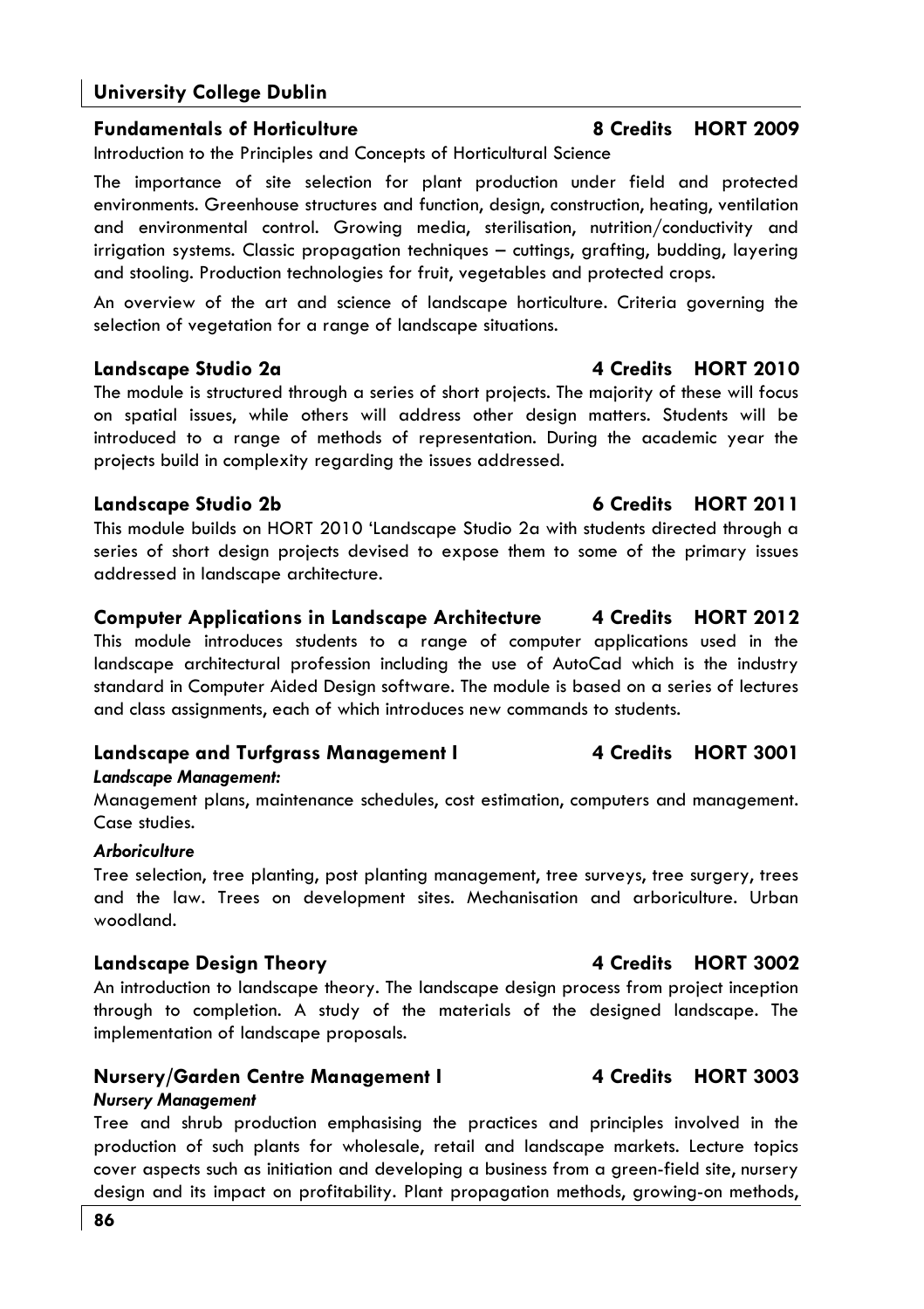## University College Dublin

### Fundamentals of Horticulture — 8 Credits — HORT 2009

Introduction to the Principles and Concepts of Horticultural Science

The importance of site selection for plant production under field and protected environments. Greenhouse structures and function, design, construction, heating, ventilation and environmental control. Growing media, sterilisation, nutrition/conductivity and irrigation systems. Classic propagation techniques – cuttings, grafting, budding, layering and stooling. Production technologies for fruit, vegetables and protected crops.

An overview of the art and science of landscape horticulture. Criteria governing the selection of vegetation for a range of landscape situations.

### Landscape Studio 2a — 4 Credits — HORT 2010

The module is structured through a series of short projects. The majority of these will focus on spatial issues, while others will address other design matters. Students will be introduced to a range of methods of representation. During the academic year the projects build in complexity regarding the issues addressed.

### Landscape Studio 2b — 6 Credits — HORT 2011

This module builds on HORT 2010 'Landscape Studio 2a with students directed through a series of short design projects devised to expose them to some of the primary issues addressed in landscape architecture.

### Computer Applications in Landscape Architecture — 4 Credits — HORT 2012

This module introduces students to a range of computer applications used in the landscape architectural profession including the use of AutoCad which is the industry standard in Computer Aided Design software. The module is based on a series of lectures and class assignments, each of which introduces new commands to students.

### Landscape and Turfgrass Management I — 4 Credits — HORT 3001

***Landscape Management:***

Management plans, maintenance schedules, cost estimation, computers and management. Case studies.

***Arboriculture***

Tree selection, tree planting, post planting management, tree surveys, tree surgery, trees and the law. Trees on development sites. Mechanisation and arboriculture. Urban woodland.

### Landscape Design Theory — 4 Credits — HORT 3002

An introduction to landscape theory. The landscape design process from project inception through to completion. A study of the materials of the designed landscape. The implementation of landscape proposals.

### Nursery/Garden Centre Management I — 4 Credits — HORT 3003

***Nursery Management***

Tree and shrub production emphasising the practices and principles involved in the production of such plants for wholesale, retail and landscape markets. Lecture topics cover aspects such as initiation and developing a business from a green-field site, nursery design and its impact on profitability. Plant propagation methods, growing-on methods,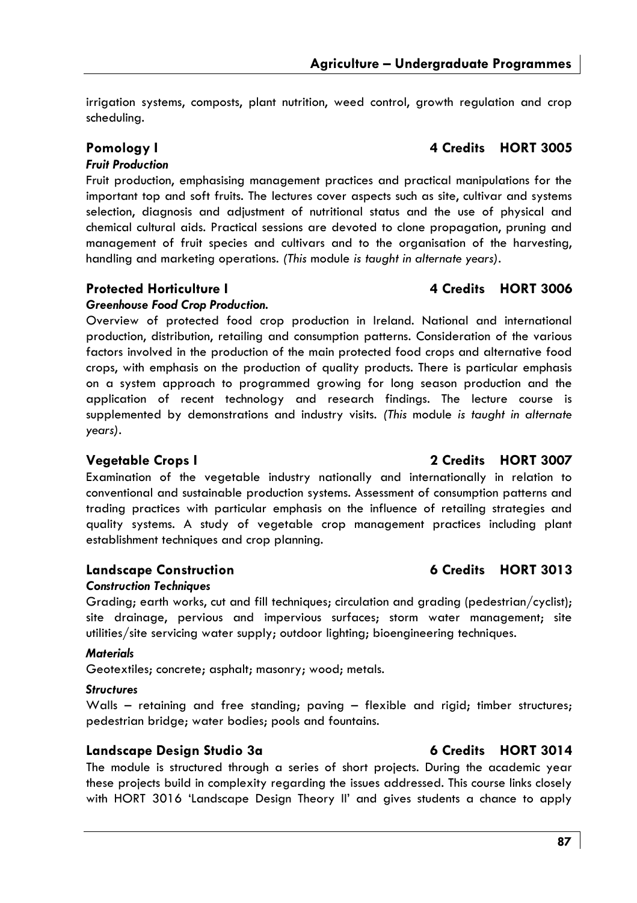irrigation systems, composts, plant nutrition, weed control, growth regulation and crop scheduling.

### Pomology I — 4 Credits — HORT 3005

***Fruit Production***

Fruit production, emphasising management practices and practical manipulations for the important top and soft fruits. The lectures cover aspects such as site, cultivar and systems selection, diagnosis and adjustment of nutritional status and the use of physical and chemical cultural aids. Practical sessions are devoted to clone propagation, pruning and management of fruit species and cultivars and to the organisation of the harvesting, handling and marketing operations. *(This module is taught in alternate years)*.

### Protected Horticulture I — 4 Credits — HORT 3006

***Greenhouse Food Crop Production.***

Overview of protected food crop production in Ireland. National and international production, distribution, retailing and consumption patterns. Consideration of the various factors involved in the production of the main protected food crops and alternative food crops, with emphasis on the production of quality products. There is particular emphasis on a system approach to programmed growing for long season production and the application of recent technology and research findings. The lecture course is supplemented by demonstrations and industry visits. *(This module is taught in alternate years)*.

### Vegetable Crops I — 2 Credits — HORT 3007

Examination of the vegetable industry nationally and internationally in relation to conventional and sustainable production systems. Assessment of consumption patterns and trading practices with particular emphasis on the influence of retailing strategies and quality systems. A study of vegetable crop management practices including plant establishment techniques and crop planning.

### Landscape Construction — 6 Credits — HORT 3013

***Construction Techniques***

Grading; earth works, cut and fill techniques; circulation and grading (pedestrian/cyclist); site drainage, pervious and impervious surfaces; storm water management; site utilities/site servicing water supply; outdoor lighting; bioengineering techniques.

***Materials***

Geotextiles; concrete; asphalt; masonry; wood; metals.

***Structures***

Walls – retaining and free standing; paving – flexible and rigid; timber structures; pedestrian bridge; water bodies; pools and fountains.

### Landscape Design Studio 3a — 6 Credits — HORT 3014

The module is structured through a series of short projects. During the academic year these projects build in complexity regarding the issues addressed. This course links closely with HORT 3016 'Landscape Design Theory II' and gives students a chance to apply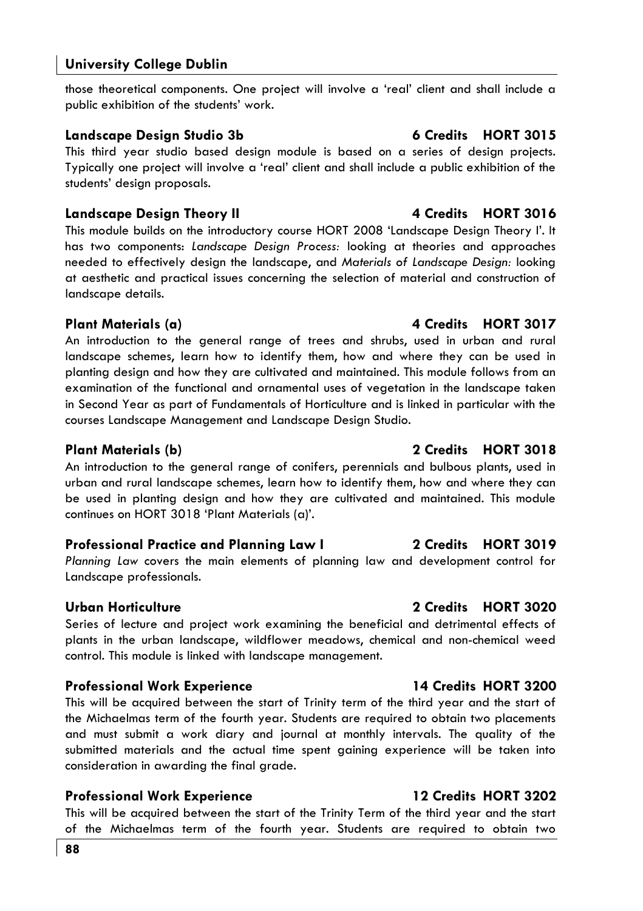those theoretical components. One project will involve a 'real' client and shall include a public exhibition of the students' work.

### Landscape Design Studio 3b — 6 Credits HORT 3015

This third year studio based design module is based on a series of design projects. Typically one project will involve a 'real' client and shall include a public exhibition of the students' design proposals.

### Landscape Design Theory II — 4 Credits HORT 3016

This module builds on the introductory course HORT 2008 'Landscape Design Theory I'. It has two components: *Landscape Design Process:* looking at theories and approaches needed to effectively design the landscape, and *Materials of Landscape Design:* looking at aesthetic and practical issues concerning the selection of material and construction of landscape details.

### Plant Materials (a) — 4 Credits HORT 3017

An introduction to the general range of trees and shrubs, used in urban and rural landscape schemes, learn how to identify them, how and where they can be used in planting design and how they are cultivated and maintained. This module follows from an examination of the functional and ornamental uses of vegetation in the landscape taken in Second Year as part of Fundamentals of Horticulture and is linked in particular with the courses Landscape Management and Landscape Design Studio.

### Plant Materials (b) — 2 Credits HORT 3018

An introduction to the general range of conifers, perennials and bulbous plants, used in urban and rural landscape schemes, learn how to identify them, how and where they can be used in planting design and how they are cultivated and maintained. This module continues on HORT 3018 'Plant Materials (a)'.

### Professional Practice and Planning Law I — 2 Credits HORT 3019

*Planning Law* covers the main elements of planning law and development control for Landscape professionals.

### Urban Horticulture — 2 Credits HORT 3020

Series of lecture and project work examining the beneficial and detrimental effects of plants in the urban landscape, wildflower meadows, chemical and non-chemical weed control. This module is linked with landscape management.

### Professional Work Experience — 14 Credits HORT 3200

This will be acquired between the start of Trinity term of the third year and the start of the Michaelmas term of the fourth year. Students are required to obtain two placements and must submit a work diary and journal at monthly intervals. The quality of the submitted materials and the actual time spent gaining experience will be taken into consideration in awarding the final grade.

### Professional Work Experience — 12 Credits HORT 3202

This will be acquired between the start of the Trinity Term of the third year and the start of the Michaelmas term of the fourth year. Students are required to obtain two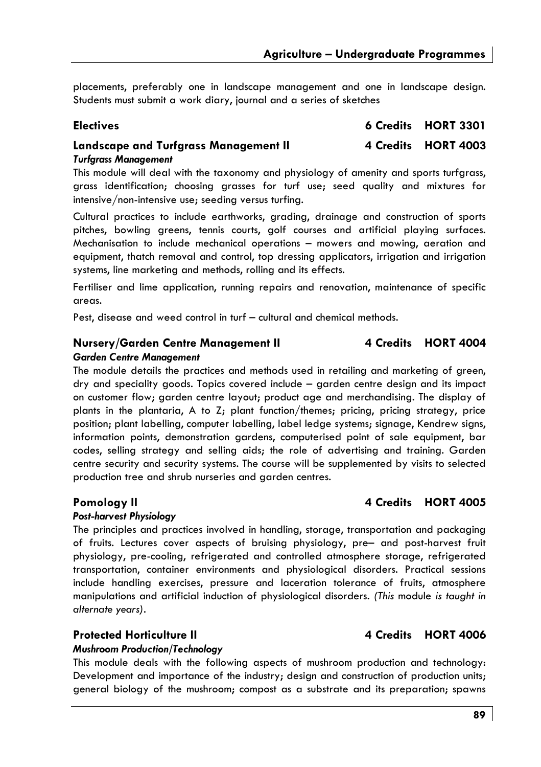placements, preferably one in landscape management and one in landscape design. Students must submit a work diary, journal and a series of sketches

## Electives 6 Credits HORT 3301

## Landscape and Turfgrass Management II 4 Credits HORT 4003

***Turfgrass Management***

This module will deal with the taxonomy and physiology of amenity and sports turfgrass, grass identification; choosing grasses for turf use; seed quality and mixtures for intensive/non-intensive use; seeding versus turfing.

Cultural practices to include earthworks, grading, drainage and construction of sports pitches, bowling greens, tennis courts, golf courses and artificial playing surfaces. Mechanisation to include mechanical operations – mowers and mowing, aeration and equipment, thatch removal and control, top dressing applicators, irrigation and irrigation systems, line marketing and methods, rolling and its effects.

Fertiliser and lime application, running repairs and renovation, maintenance of specific areas.

Pest, disease and weed control in turf – cultural and chemical methods.

## Nursery/Garden Centre Management II 4 Credits HORT 4004

***Garden Centre Management***

The module details the practices and methods used in retailing and marketing of green, dry and speciality goods. Topics covered include – garden centre design and its impact on customer flow; garden centre layout; product age and merchandising. The display of plants in the plantaria, A to Z; plant function/themes; pricing, pricing strategy, price position; plant labelling, computer labelling, label ledge systems; signage, Kendrew signs, information points, demonstration gardens, computerised point of sale equipment, bar codes, selling strategy and selling aids; the role of advertising and training. Garden centre security and security systems. The course will be supplemented by visits to selected production tree and shrub nurseries and garden centres.

## Pomology II 4 Credits HORT 4005

***Post-harvest Physiology***

The principles and practices involved in handling, storage, transportation and packaging of fruits. Lectures cover aspects of bruising physiology, pre– and post-harvest fruit physiology, pre-cooling, refrigerated and controlled atmosphere storage, refrigerated transportation, container environments and physiological disorders. Practical sessions include handling exercises, pressure and laceration tolerance of fruits, atmosphere manipulations and artificial induction of physiological disorders. *(This module is taught in alternate years)*.

## Protected Horticulture II 4 Credits HORT 4006

***Mushroom Production/Technology***

This module deals with the following aspects of mushroom production and technology: Development and importance of the industry; design and construction of production units; general biology of the mushroom; compost as a substrate and its preparation; spawns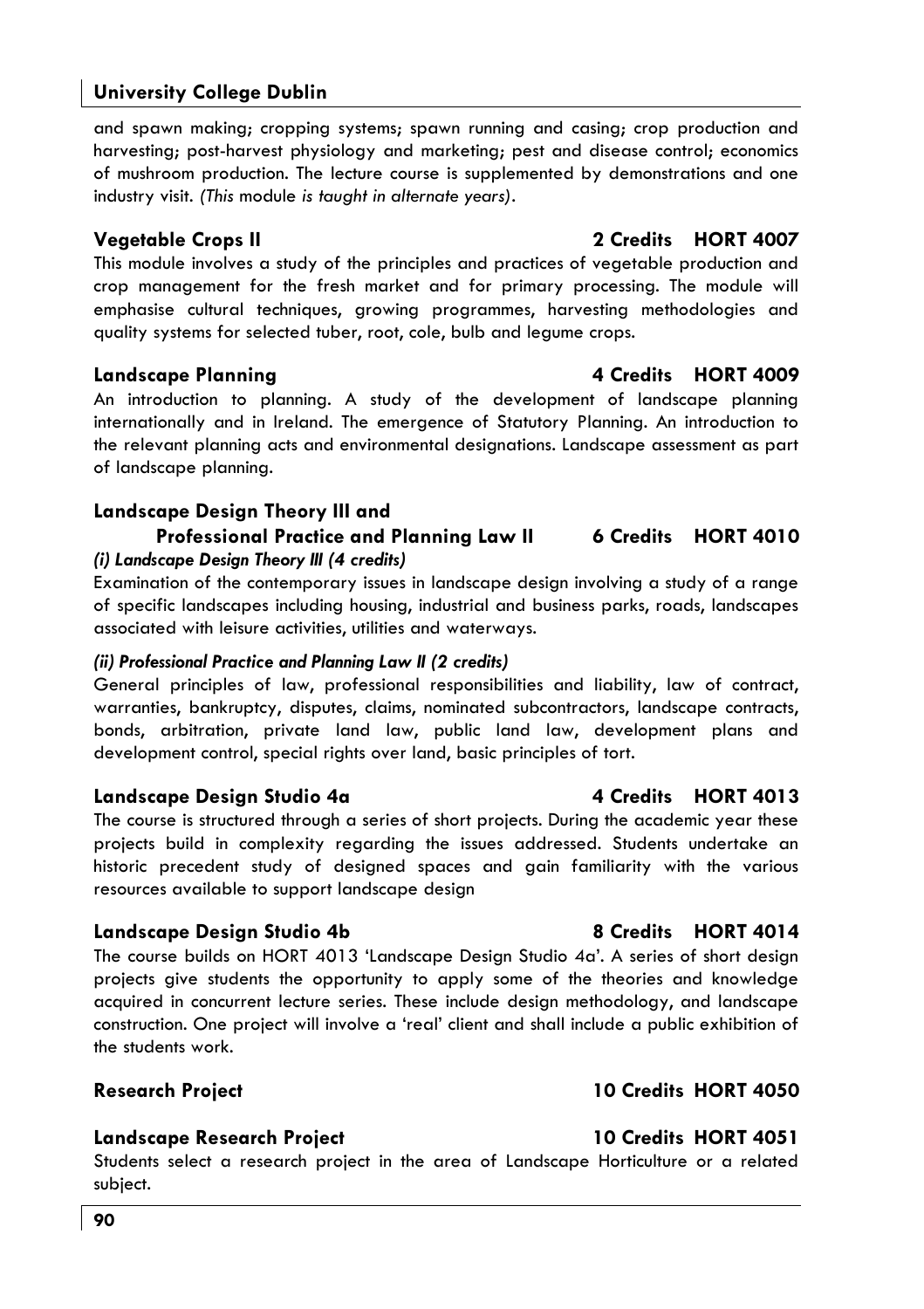and spawn making; cropping systems; spawn running and casing; crop production and harvesting; post-harvest physiology and marketing; pest and disease control; economics of mushroom production. The lecture course is supplemented by demonstrations and one industry visit. *(This module is taught in alternate years)*.

### Vegetable Crops II — 2 Credits — HORT 4007

This module involves a study of the principles and practices of vegetable production and crop management for the fresh market and for primary processing. The module will emphasise cultural techniques, growing programmes, harvesting methodologies and quality systems for selected tuber, root, cole, bulb and legume crops.

### Landscape Planning — 4 Credits — HORT 4009

An introduction to planning. A study of the development of landscape planning internationally and in Ireland. The emergence of Statutory Planning. An introduction to the relevant planning acts and environmental designations. Landscape assessment as part of landscape planning.

### Landscape Design Theory III and Professional Practice and Planning Law II — 6 Credits — HORT 4010

***(i) Landscape Design Theory III (4 credits)***

Examination of the contemporary issues in landscape design involving a study of a range of specific landscapes including housing, industrial and business parks, roads, landscapes associated with leisure activities, utilities and waterways.

***(ii) Professional Practice and Planning Law II (2 credits)***

General principles of law, professional responsibilities and liability, law of contract, warranties, bankruptcy, disputes, claims, nominated subcontractors, landscape contracts, bonds, arbitration, private land law, public land law, development plans and development control, special rights over land, basic principles of tort.

### Landscape Design Studio 4a — 4 Credits — HORT 4013

The course is structured through a series of short projects. During the academic year these projects build in complexity regarding the issues addressed. Students undertake an historic precedent study of designed spaces and gain familiarity with the various resources available to support landscape design

### Landscape Design Studio 4b — 8 Credits — HORT 4014

The course builds on HORT 4013 'Landscape Design Studio 4a'. A series of short design projects give students the opportunity to apply some of the theories and knowledge acquired in concurrent lecture series. These include design methodology, and landscape construction. One project will involve a 'real' client and shall include a public exhibition of the students work.

### Research Project — 10 Credits — HORT 4050

### Landscape Research Project — 10 Credits — HORT 4051

Students select a research project in the area of Landscape Horticulture or a related subject.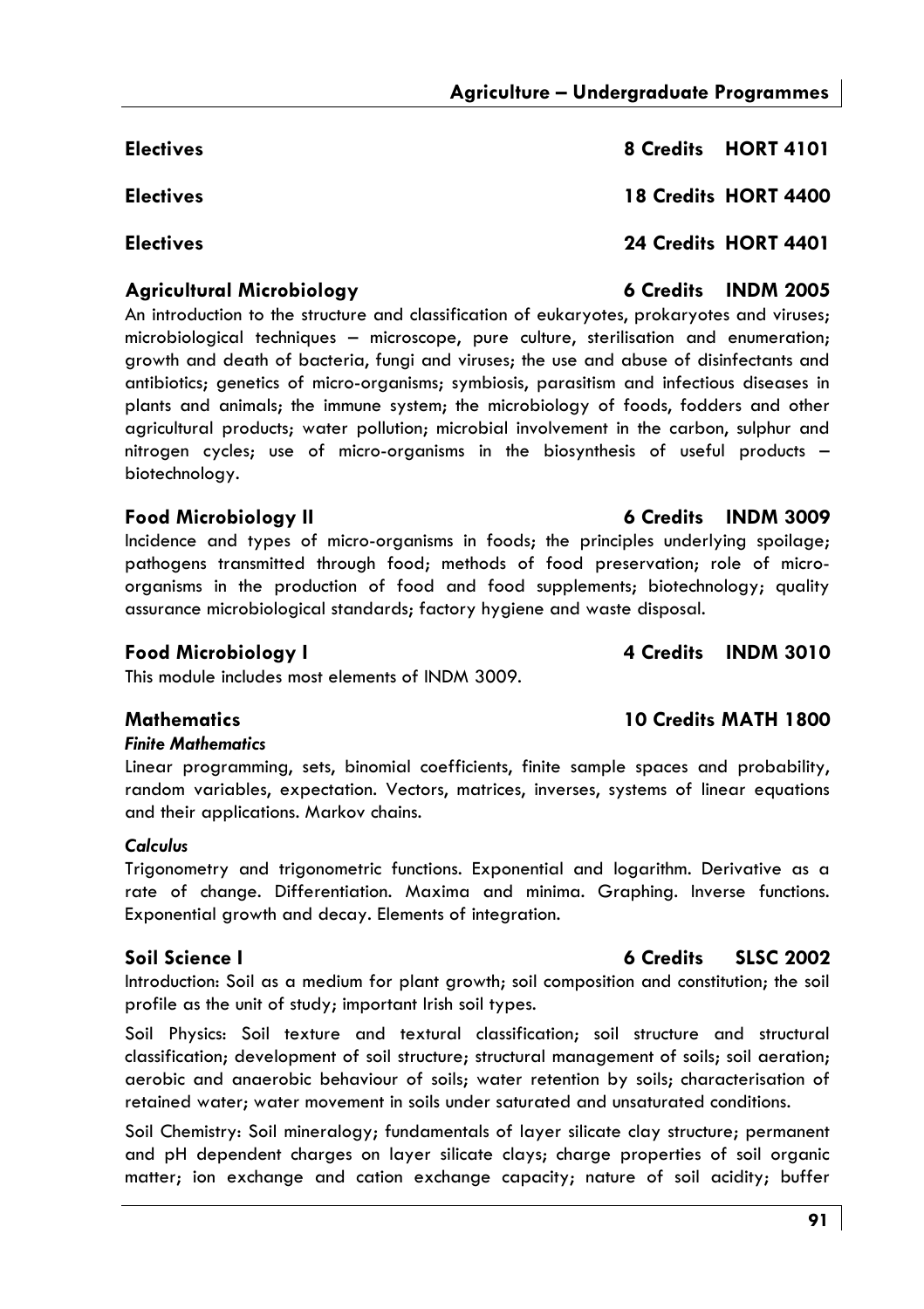**Electives 8 Credits HORT 4101**

**Electives 18 Credits HORT 4400**

**Electives 24 Credits HORT 4401**

**Agricultural Microbiology 6 Credits INDM 2005**

An introduction to the structure and classification of eukaryotes, prokaryotes and viruses; microbiological techniques – microscope, pure culture, sterilisation and enumeration; growth and death of bacteria, fungi and viruses; the use and abuse of disinfectants and antibiotics; genetics of micro-organisms; symbiosis, parasitism and infectious diseases in plants and animals; the immune system; the microbiology of foods, fodders and other agricultural products; water pollution; microbial involvement in the carbon, sulphur and nitrogen cycles; use of micro-organisms in the biosynthesis of useful products – biotechnology.

**Food Microbiology II 6 Credits INDM 3009**

Incidence and types of micro-organisms in foods; the principles underlying spoilage; pathogens transmitted through food; methods of food preservation; role of micro-organisms in the production of food and food supplements; biotechnology; quality assurance microbiological standards; factory hygiene and waste disposal.

**Food Microbiology I 4 Credits INDM 3010**

This module includes most elements of INDM 3009.

**Mathematics 10 Credits MATH 1800**

***Finite Mathematics***

Linear programming, sets, binomial coefficients, finite sample spaces and probability, random variables, expectation. Vectors, matrices, inverses, systems of linear equations and their applications. Markov chains.

***Calculus***

Trigonometry and trigonometric functions. Exponential and logarithm. Derivative as a rate of change. Differentiation. Maxima and minima. Graphing. Inverse functions. Exponential growth and decay. Elements of integration.

**Soil Science I 6 Credits SLSC 2002**

Introduction: Soil as a medium for plant growth; soil composition and constitution; the soil profile as the unit of study; important Irish soil types.

Soil Physics: Soil texture and textural classification; soil structure and structural classification; development of soil structure; structural management of soils; soil aeration; aerobic and anaerobic behaviour of soils; water retention by soils; characterisation of retained water; water movement in soils under saturated and unsaturated conditions.

Soil Chemistry: Soil mineralogy; fundamentals of layer silicate clay structure; permanent and pH dependent charges on layer silicate clays; charge properties of soil organic matter; ion exchange and cation exchange capacity; nature of soil acidity; buffer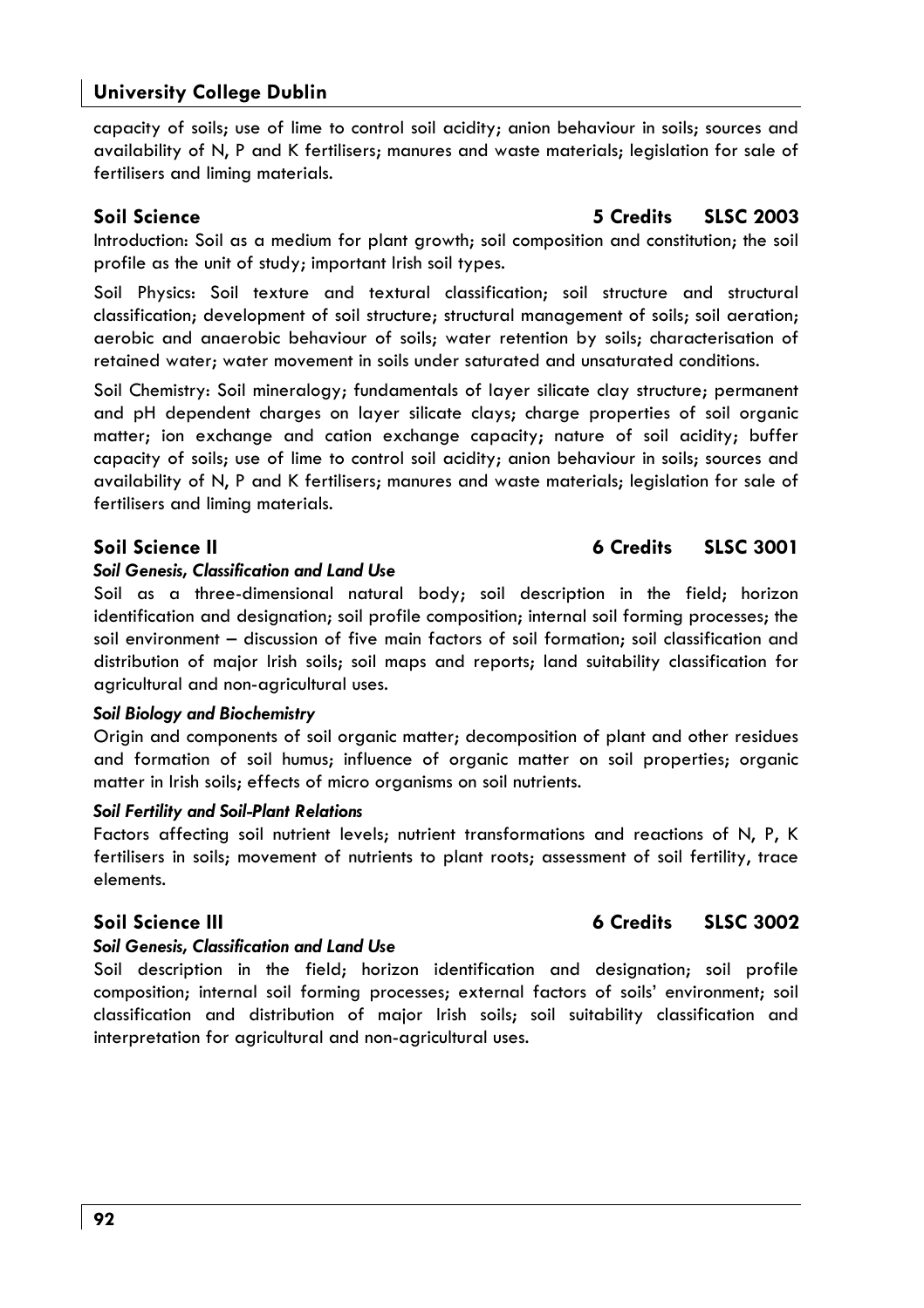capacity of soils; use of lime to control soil acidity; anion behaviour in soils; sources and availability of N, P and K fertilisers; manures and waste materials; legislation for sale of fertilisers and liming materials.

### Soil Science — 5 Credits — SLSC 2003

Introduction: Soil as a medium for plant growth; soil composition and constitution; the soil profile as the unit of study; important Irish soil types.

Soil Physics: Soil texture and textural classification; soil structure and structural classification; development of soil structure; structural management of soils; soil aeration; aerobic and anaerobic behaviour of soils; water retention by soils; characterisation of retained water; water movement in soils under saturated and unsaturated conditions.

Soil Chemistry: Soil mineralogy; fundamentals of layer silicate clay structure; permanent and pH dependent charges on layer silicate clays; charge properties of soil organic matter; ion exchange and cation exchange capacity; nature of soil acidity; buffer capacity of soils; use of lime to control soil acidity; anion behaviour in soils; sources and availability of N, P and K fertilisers; manures and waste materials; legislation for sale of fertilisers and liming materials.

### Soil Science II — 6 Credits — SLSC 3001

***Soil Genesis, Classification and Land Use***

Soil as a three-dimensional natural body; soil description in the field; horizon identification and designation; soil profile composition; internal soil forming processes; the soil environment – discussion of five main factors of soil formation; soil classification and distribution of major Irish soils; soil maps and reports; land suitability classification for agricultural and non-agricultural uses.

***Soil Biology and Biochemistry***

Origin and components of soil organic matter; decomposition of plant and other residues and formation of soil humus; influence of organic matter on soil properties; organic matter in Irish soils; effects of micro organisms on soil nutrients.

***Soil Fertility and Soil-Plant Relations***

Factors affecting soil nutrient levels; nutrient transformations and reactions of N, P, K fertilisers in soils; movement of nutrients to plant roots; assessment of soil fertility, trace elements.

### Soil Science III — 6 Credits — SLSC 3002

***Soil Genesis, Classification and Land Use***

Soil description in the field; horizon identification and designation; soil profile composition; internal soil forming processes; external factors of soils' environment; soil classification and distribution of major Irish soils; soil suitability classification and interpretation for agricultural and non-agricultural uses.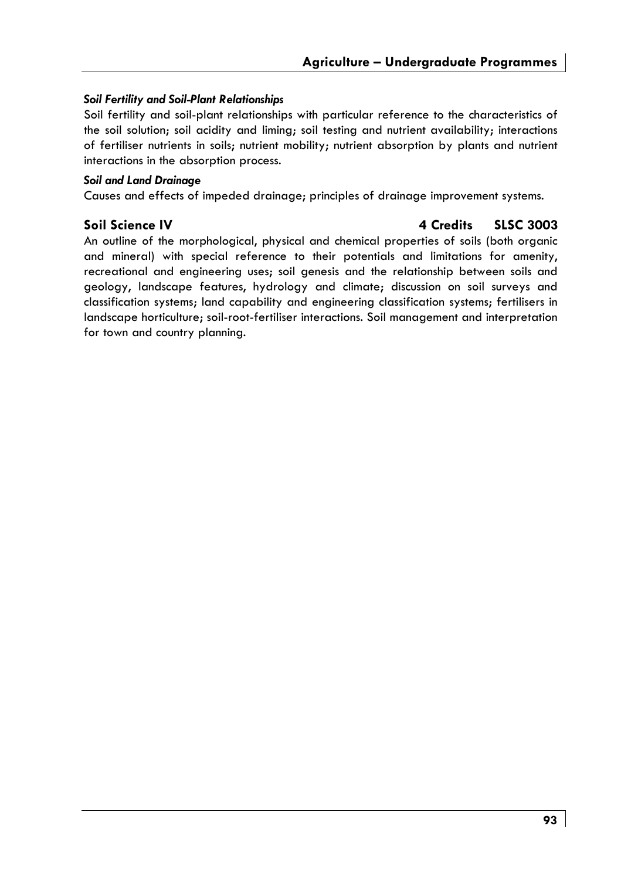***Soil Fertility and Soil-Plant Relationships***

Soil fertility and soil-plant relationships with particular reference to the characteristics of the soil solution; soil acidity and liming; soil testing and nutrient availability; interactions of fertiliser nutrients in soils; nutrient mobility; nutrient absorption by plants and nutrient interactions in the absorption process.

***Soil and Land Drainage***

Causes and effects of impeded drainage; principles of drainage improvement systems.

### Soil Science IV — 4 Credits — SLSC 3003

An outline of the morphological, physical and chemical properties of soils (both organic and mineral) with special reference to their potentials and limitations for amenity, recreational and engineering uses; soil genesis and the relationship between soils and geology, landscape features, hydrology and climate; discussion on soil surveys and classification systems; land capability and engineering classification systems; fertilisers in landscape horticulture; soil-root-fertiliser interactions. Soil management and interpretation for town and country planning.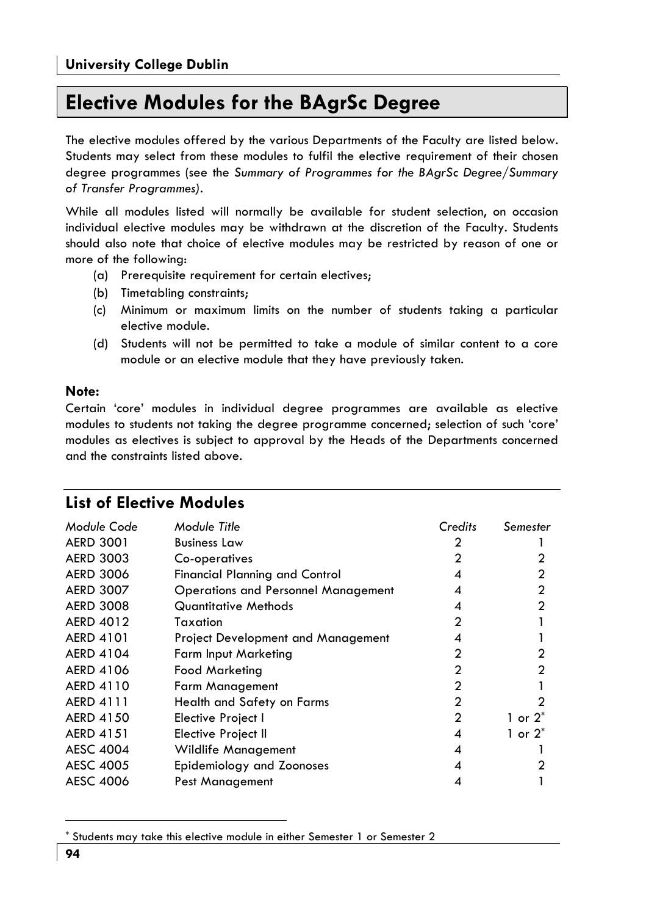# Elective Modules for the BAgrSc Degree

The elective modules offered by the various Departments of the Faculty are listed below. Students may select from these modules to fulfil the elective requirement of their chosen degree programmes (see the *Summary of Programmes for the BAgrSc Degree/Summary of Transfer Programmes)*.

While all modules listed will normally be available for student selection, on occasion individual elective modules may be withdrawn at the discretion of the Faculty. Students should also note that choice of elective modules may be restricted by reason of one or more of the following:

(a) Prerequisite requirement for certain electives;
(b) Timetabling constraints;
(c) Minimum or maximum limits on the number of students taking a particular elective module.
(d) Students will not be permitted to take a module of similar content to a core module or an elective module that they have previously taken.

**Note:**
Certain 'core' modules in individual degree programmes are available as elective modules to students not taking the degree programme concerned; selection of such 'core' modules as electives is subject to approval by the Heads of the Departments concerned and the constraints listed above.

## List of Elective Modules

| *Module Code* | *Module Title* | *Credits* | *Semester* |
|---|---|---|---|
| AERD 3001 | Business Law | 2 | 1 |
| AERD 3003 | Co-operatives | 2 | 2 |
| AERD 3006 | Financial Planning and Control | 4 | 2 |
| AERD 3007 | Operations and Personnel Management | 4 | 2 |
| AERD 3008 | Quantitative Methods | 4 | 2 |
| AERD 4012 | Taxation | 2 | 1 |
| AERD 4101 | Project Development and Management | 4 | 1 |
| AERD 4104 | Farm Input Marketing | 2 | 2 |
| AERD 4106 | Food Marketing | 2 | 2 |
| AERD 4110 | Farm Management | 2 | 1 |
| AERD 4111 | Health and Safety on Farms | 2 | 2 |
| AERD 4150 | Elective Project I | 2 | 1 or 2* |
| AERD 4151 | Elective Project II | 4 | 1 or 2* |
| AESC 4004 | Wildlife Management | 4 | 1 |
| AESC 4005 | Epidemiology and Zoonoses | 4 | 2 |
| AESC 4006 | Pest Management | 4 | 1 |

* Students may take this elective module in either Semester 1 or Semester 2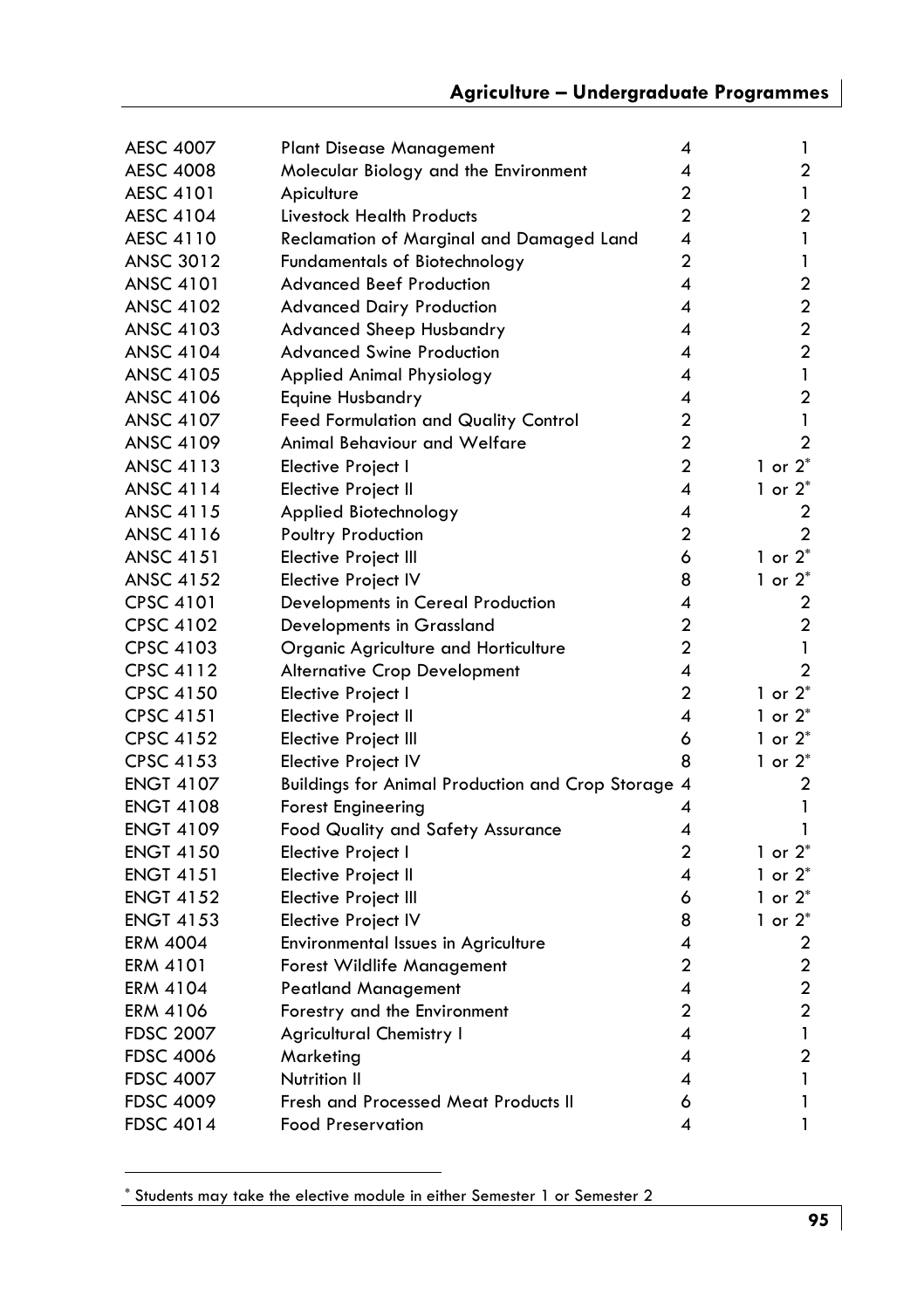| | | | |
|---|---|---|---|
| AESC 4007 | Plant Disease Management | 4 | 1 |
| AESC 4008 | Molecular Biology and the Environment | 4 | 2 |
| AESC 4101 | Apiculture | 2 | 1 |
| AESC 4104 | Livestock Health Products | 2 | 2 |
| AESC 4110 | Reclamation of Marginal and Damaged Land | 4 | 1 |
| ANSC 3012 | Fundamentals of Biotechnology | 2 | 1 |
| ANSC 4101 | Advanced Beef Production | 4 | 2 |
| ANSC 4102 | Advanced Dairy Production | 4 | 2 |
| ANSC 4103 | Advanced Sheep Husbandry | 4 | 2 |
| ANSC 4104 | Advanced Swine Production | 4 | 2 |
| ANSC 4105 | Applied Animal Physiology | 4 | 1 |
| ANSC 4106 | Equine Husbandry | 4 | 2 |
| ANSC 4107 | Feed Formulation and Quality Control | 2 | 1 |
| ANSC 4109 | Animal Behaviour and Welfare | 2 | 2 |
| ANSC 4113 | Elective Project I | 2 | 1 or 2* |
| ANSC 4114 | Elective Project II | 4 | 1 or 2* |
| ANSC 4115 | Applied Biotechnology | 4 | 2 |
| ANSC 4116 | Poultry Production | 2 | 2 |
| ANSC 4151 | Elective Project III | 6 | 1 or 2* |
| ANSC 4152 | Elective Project IV | 8 | 1 or 2* |
| CPSC 4101 | Developments in Cereal Production | 4 | 2 |
| CPSC 4102 | Developments in Grassland | 2 | 2 |
| CPSC 4103 | Organic Agriculture and Horticulture | 2 | 1 |
| CPSC 4112 | Alternative Crop Development | 4 | 2 |
| CPSC 4150 | Elective Project I | 2 | 1 or 2* |
| CPSC 4151 | Elective Project II | 4 | 1 or 2* |
| CPSC 4152 | Elective Project III | 6 | 1 or 2* |
| CPSC 4153 | Elective Project IV | 8 | 1 or 2* |
| ENGT 4107 | Buildings for Animal Production and Crop Storage | 4 | 2 |
| ENGT 4108 | Forest Engineering | 4 | 1 |
| ENGT 4109 | Food Quality and Safety Assurance | 4 | 1 |
| ENGT 4150 | Elective Project I | 2 | 1 or 2* |
| ENGT 4151 | Elective Project II | 4 | 1 or 2* |
| ENGT 4152 | Elective Project III | 6 | 1 or 2* |
| ENGT 4153 | Elective Project IV | 8 | 1 or 2* |
| ERM 4004 | Environmental Issues in Agriculture | 4 | 2 |
| ERM 4101 | Forest Wildlife Management | 2 | 2 |
| ERM 4104 | Peatland Management | 4 | 2 |
| ERM 4106 | Forestry and the Environment | 2 | 2 |
| FDSC 2007 | Agricultural Chemistry I | 4 | 1 |
| FDSC 4006 | Marketing | 4 | 2 |
| FDSC 4007 | Nutrition II | 4 | 1 |
| FDSC 4009 | Fresh and Processed Meat Products II | 6 | 1 |
| FDSC 4014 | Food Preservation | 4 | 1 |

\* Students may take the elective module in either Semester 1 or Semester 2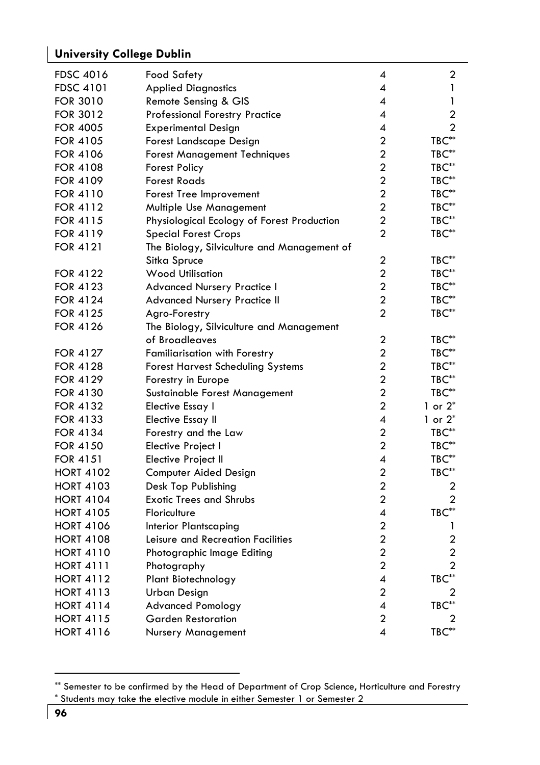| | | | |
|---|---|---|---|
| FDSC 4016 | Food Safety | 4 | 2 |
| FDSC 4101 | Applied Diagnostics | 4 | 1 |
| FOR 3010 | Remote Sensing & GIS | 4 | 1 |
| FOR 3012 | Professional Forestry Practice | 4 | 2 |
| FOR 4005 | Experimental Design | 4 | 2 |
| FOR 4105 | Forest Landscape Design | 2 | TBC** |
| FOR 4106 | Forest Management Techniques | 2 | TBC** |
| FOR 4108 | Forest Policy | 2 | TBC** |
| FOR 4109 | Forest Roads | 2 | TBC** |
| FOR 4110 | Forest Tree Improvement | 2 | TBC** |
| FOR 4112 | Multiple Use Management | 2 | TBC** |
| FOR 4115 | Physiological Ecology of Forest Production | 2 | TBC** |
| FOR 4119 | Special Forest Crops | 2 | TBC** |
| FOR 4121 | The Biology, Silviculture and Management of Sitka Spruce | 2 | TBC** |
| FOR 4122 | Wood Utilisation | 2 | TBC** |
| FOR 4123 | Advanced Nursery Practice I | 2 | TBC** |
| FOR 4124 | Advanced Nursery Practice II | 2 | TBC** |
| FOR 4125 | Agro-Forestry | 2 | TBC** |
| FOR 4126 | The Biology, Silviculture and Management of Broadleaves | 2 | TBC** |
| FOR 4127 | Familiarisation with Forestry | 2 | TBC** |
| FOR 4128 | Forest Harvest Scheduling Systems | 2 | TBC** |
| FOR 4129 | Forestry in Europe | 2 | TBC** |
| FOR 4130 | Sustainable Forest Management | 2 | TBC** |
| FOR 4132 | Elective Essay I | 2 | 1 or 2* |
| FOR 4133 | Elective Essay II | 4 | 1 or 2* |
| FOR 4134 | Forestry and the Law | 2 | TBC** |
| FOR 4150 | Elective Project I | 2 | TBC** |
| FOR 4151 | Elective Project II | 4 | TBC** |
| HORT 4102 | Computer Aided Design | 2 | TBC** |
| HORT 4103 | Desk Top Publishing | 2 | 2 |
| HORT 4104 | Exotic Trees and Shrubs | 2 | 2 |
| HORT 4105 | Floriculture | 4 | TBC** |
| HORT 4106 | Interior Plantscaping | 2 | 1 |
| HORT 4108 | Leisure and Recreation Facilities | 2 | 2 |
| HORT 4110 | Photographic Image Editing | 2 | 2 |
| HORT 4111 | Photography | 2 | 2 |
| HORT 4112 | Plant Biotechnology | 4 | TBC** |
| HORT 4113 | Urban Design | 2 | 2 |
| HORT 4114 | Advanced Pomology | 4 | TBC** |
| HORT 4115 | Garden Restoration | 2 | 2 |
| HORT 4116 | Nursery Management | 4 | TBC** |

** Semester to be confirmed by the Head of Department of Crop Science, Horticulture and Forestry
* Students may take the elective module in either Semester 1 or Semester 2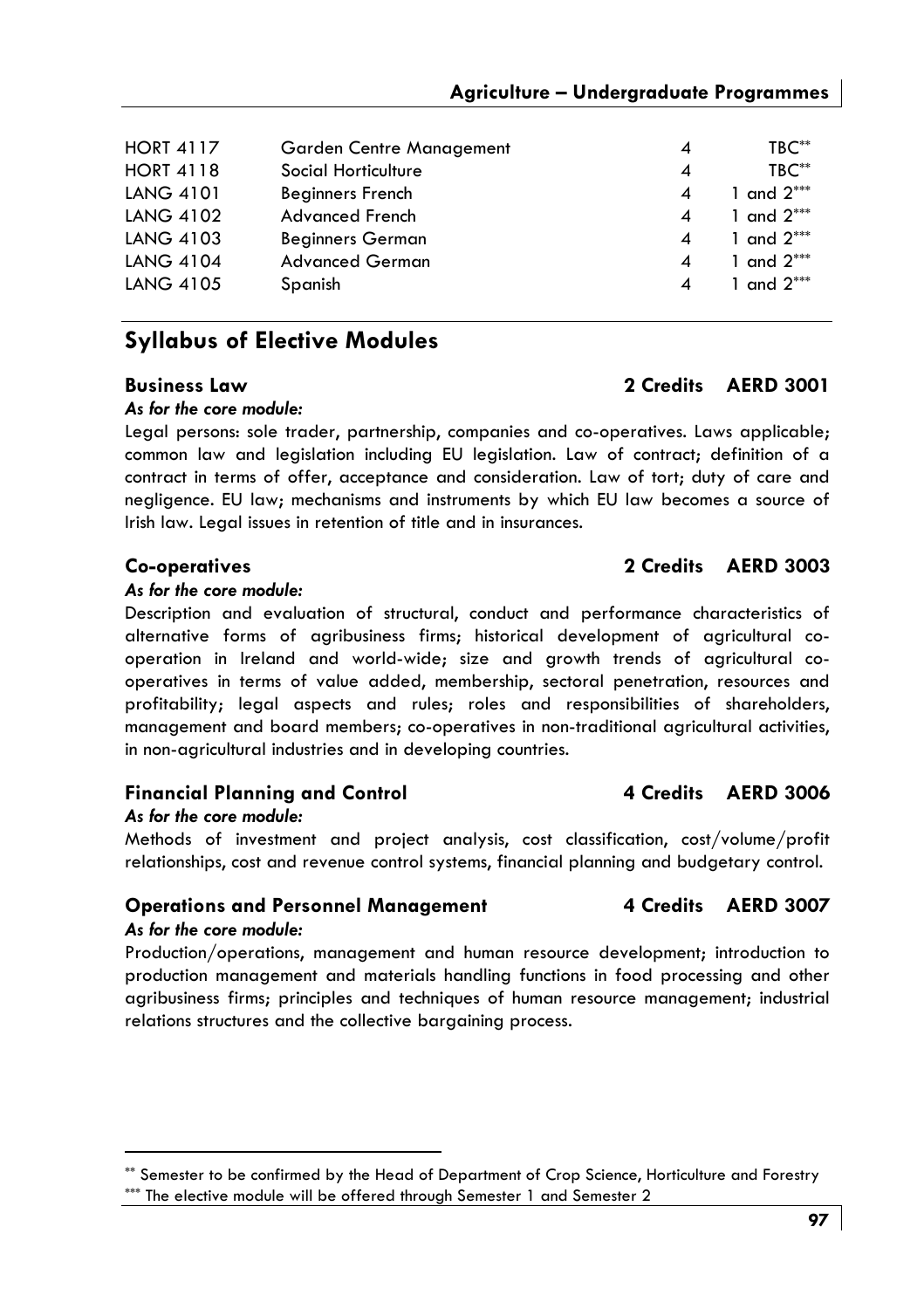| | | | |
|---|---|---|---|
| HORT 4117 | Garden Centre Management | 4 | TBC** |
| HORT 4118 | Social Horticulture | 4 | TBC** |
| LANG 4101 | Beginners French | 4 | 1 and 2*** |
| LANG 4102 | Advanced French | 4 | 1 and 2*** |
| LANG 4103 | Beginners German | 4 | 1 and 2*** |
| LANG 4104 | Advanced German | 4 | 1 and 2*** |
| LANG 4105 | Spanish | 4 | 1 and 2*** |

## Syllabus of Elective Modules

### Business Law — 2 Credits — AERD 3001

*As for the core module:*

Legal persons: sole trader, partnership, companies and co-operatives. Laws applicable; common law and legislation including EU legislation. Law of contract; definition of a contract in terms of offer, acceptance and consideration. Law of tort; duty of care and negligence. EU law; mechanisms and instruments by which EU law becomes a source of Irish law. Legal issues in retention of title and in insurances.

### Co-operatives — 2 Credits — AERD 3003

*As for the core module:*

Description and evaluation of structural, conduct and performance characteristics of alternative forms of agribusiness firms; historical development of agricultural co-operation in Ireland and world-wide; size and growth trends of agricultural co-operatives in terms of value added, membership, sectoral penetration, resources and profitability; legal aspects and rules; roles and responsibilities of shareholders, management and board members; co-operatives in non-traditional agricultural activities, in non-agricultural industries and in developing countries.

### Financial Planning and Control — 4 Credits — AERD 3006

*As for the core module:*

Methods of investment and project analysis, cost classification, cost/volume/profit relationships, cost and revenue control systems, financial planning and budgetary control.

### Operations and Personnel Management — 4 Credits — AERD 3007

*As for the core module:*

Production/operations, management and human resource development; introduction to production management and materials handling functions in food processing and other agribusiness firms; principles and techniques of human resource management; industrial relations structures and the collective bargaining process.

---

** Semester to be confirmed by the Head of Department of Crop Science, Horticulture and Forestry

*** The elective module will be offered through Semester 1 and Semester 2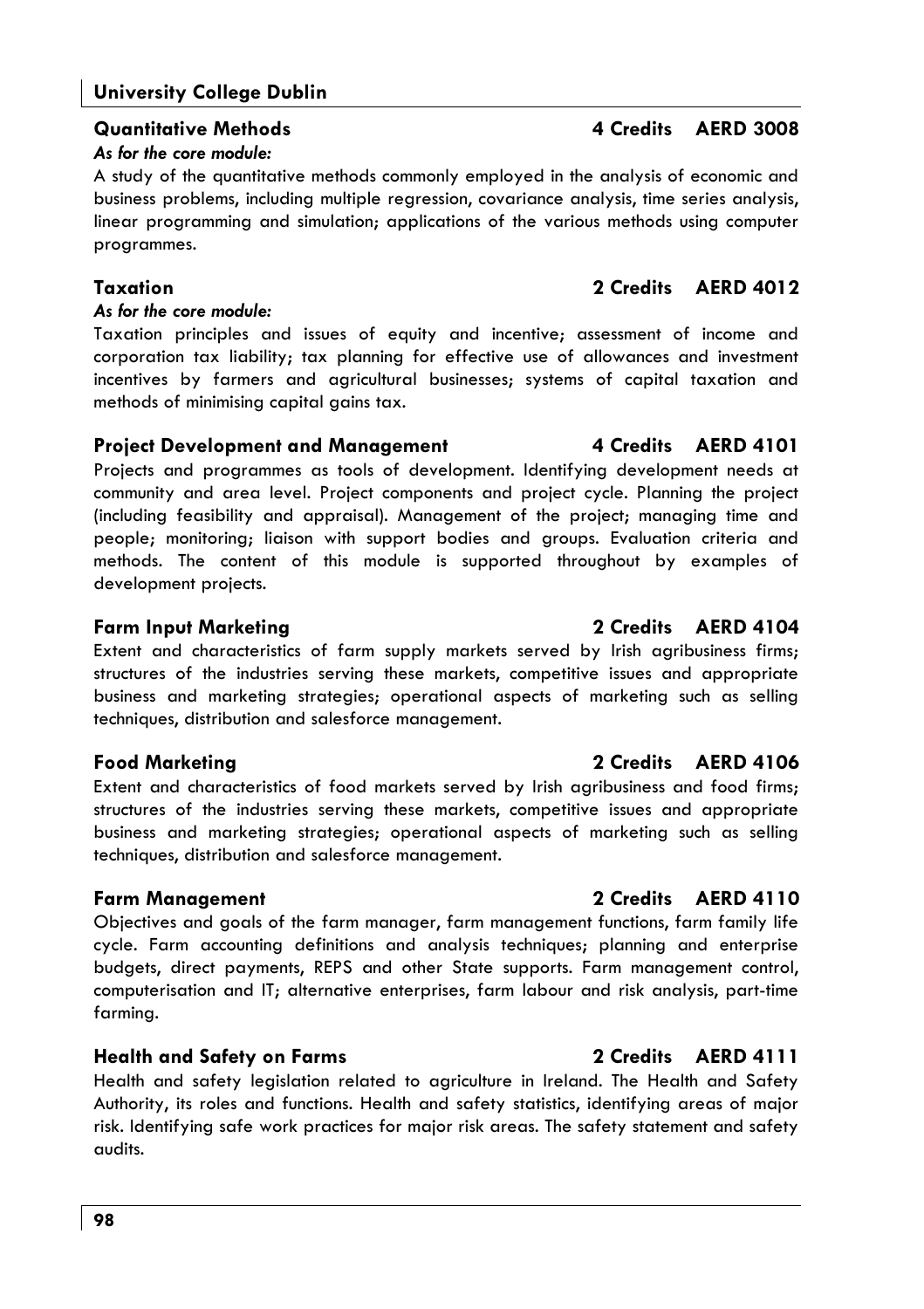### Quantitative Methods — 4 Credits — AERD 3008

*As for the core module:*

A study of the quantitative methods commonly employed in the analysis of economic and business problems, including multiple regression, covariance analysis, time series analysis, linear programming and simulation; applications of the various methods using computer programmes.

### Taxation — 2 Credits — AERD 4012

*As for the core module:*

Taxation principles and issues of equity and incentive; assessment of income and corporation tax liability; tax planning for effective use of allowances and investment incentives by farmers and agricultural businesses; systems of capital taxation and methods of minimising capital gains tax.

### Project Development and Management — 4 Credits — AERD 4101

Projects and programmes as tools of development. Identifying development needs at community and area level. Project components and project cycle. Planning the project (including feasibility and appraisal). Management of the project; managing time and people; monitoring; liaison with support bodies and groups. Evaluation criteria and methods. The content of this module is supported throughout by examples of development projects.

### Farm Input Marketing — 2 Credits — AERD 4104

Extent and characteristics of farm supply markets served by Irish agribusiness firms; structures of the industries serving these markets, competitive issues and appropriate business and marketing strategies; operational aspects of marketing such as selling techniques, distribution and salesforce management.

### Food Marketing — 2 Credits — AERD 4106

Extent and characteristics of food markets served by Irish agribusiness and food firms; structures of the industries serving these markets, competitive issues and appropriate business and marketing strategies; operational aspects of marketing such as selling techniques, distribution and salesforce management.

### Farm Management — 2 Credits — AERD 4110

Objectives and goals of the farm manager, farm management functions, farm family life cycle. Farm accounting definitions and analysis techniques; planning and enterprise budgets, direct payments, REPS and other State supports. Farm management control, computerisation and IT; alternative enterprises, farm labour and risk analysis, part-time farming.

### Health and Safety on Farms — 2 Credits — AERD 4111

Health and safety legislation related to agriculture in Ireland. The Health and Safety Authority, its roles and functions. Health and safety statistics, identifying areas of major risk. Identifying safe work practices for major risk areas. The safety statement and safety audits.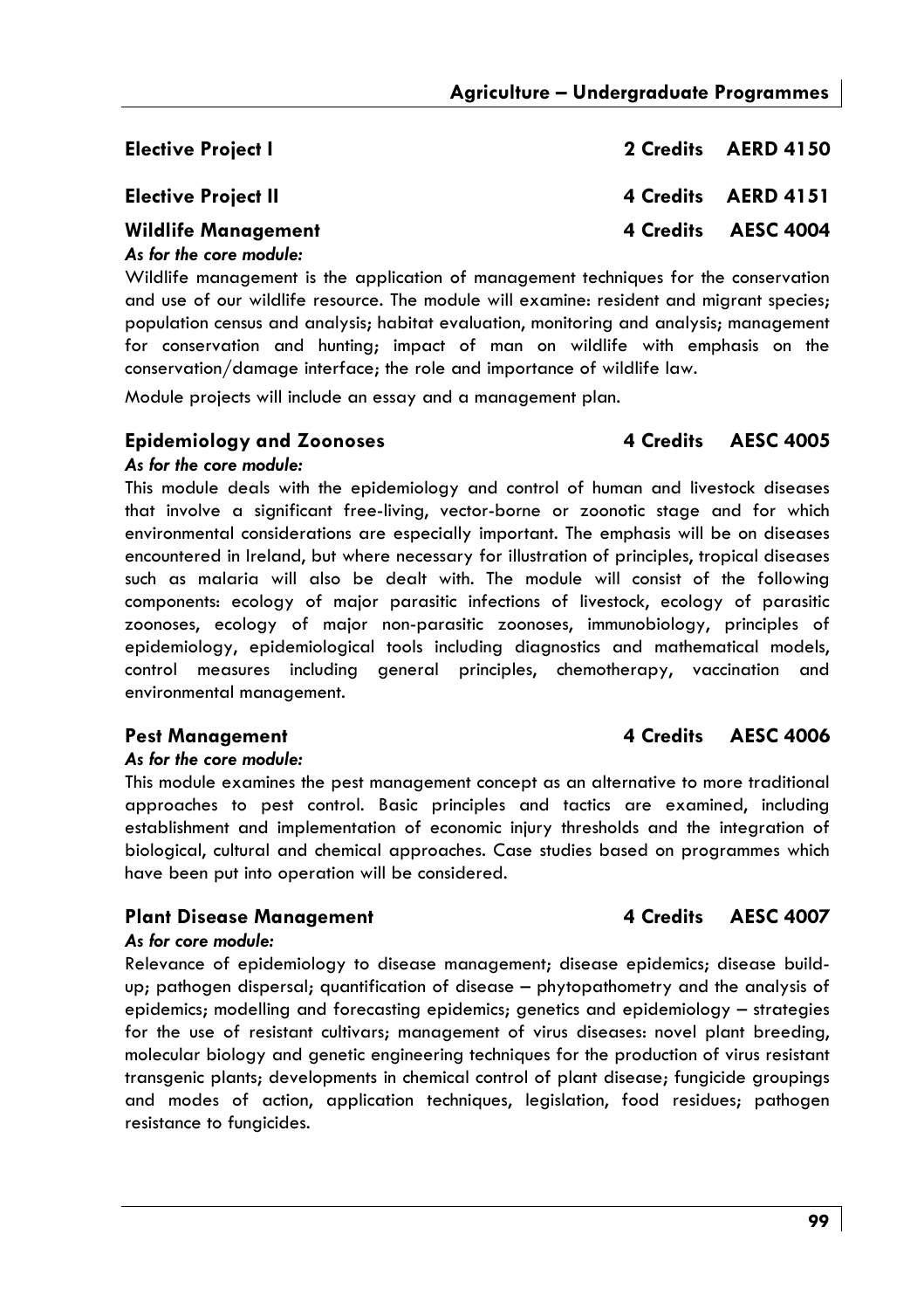### Elective Project I — 2 Credits — AERD 4150

### Elective Project II — 4 Credits — AERD 4151

### Wildlife Management — 4 Credits — AESC 4004

*As for the core module:*

Wildlife management is the application of management techniques for the conservation and use of our wildlife resource. The module will examine: resident and migrant species; population census and analysis; habitat evaluation, monitoring and analysis; management for conservation and hunting; impact of man on wildlife with emphasis on the conservation/damage interface; the role and importance of wildlife law.

Module projects will include an essay and a management plan.

### Epidemiology and Zoonoses — 4 Credits — AESC 4005

*As for the core module:*

This module deals with the epidemiology and control of human and livestock diseases that involve a significant free-living, vector-borne or zoonotic stage and for which environmental considerations are especially important. The emphasis will be on diseases encountered in Ireland, but where necessary for illustration of principles, tropical diseases such as malaria will also be dealt with. The module will consist of the following components: ecology of major parasitic infections of livestock, ecology of parasitic zoonoses, ecology of major non-parasitic zoonoses, immunobiology, principles of epidemiology, epidemiological tools including diagnostics and mathematical models, control measures including general principles, chemotherapy, vaccination and environmental management.

### Pest Management — 4 Credits — AESC 4006

*As for the core module:*

This module examines the pest management concept as an alternative to more traditional approaches to pest control. Basic principles and tactics are examined, including establishment and implementation of economic injury thresholds and the integration of biological, cultural and chemical approaches. Case studies based on programmes which have been put into operation will be considered.

### Plant Disease Management — 4 Credits — AESC 4007

*As for core module:*

Relevance of epidemiology to disease management; disease epidemics; disease build-up; pathogen dispersal; quantification of disease – phytopathometry and the analysis of epidemics; modelling and forecasting epidemics; genetics and epidemiology – strategies for the use of resistant cultivars; management of virus diseases: novel plant breeding, molecular biology and genetic engineering techniques for the production of virus resistant transgenic plants; developments in chemical control of plant disease; fungicide groupings and modes of action, application techniques, legislation, food residues; pathogen resistance to fungicides.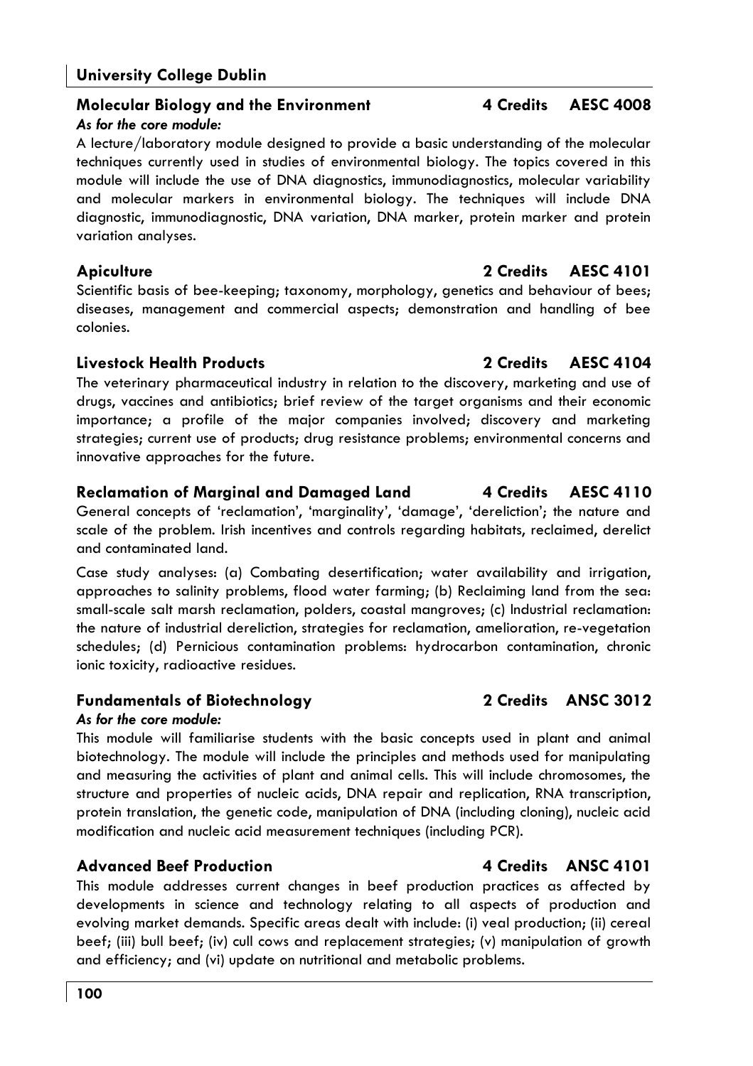### Molecular Biology and the Environment — 4 Credits — AESC 4008

*As for the core module:*

A lecture/laboratory module designed to provide a basic understanding of the molecular techniques currently used in studies of environmental biology. The topics covered in this module will include the use of DNA diagnostics, immunodiagnostics, molecular variability and molecular markers in environmental biology. The techniques will include DNA diagnostic, immunodiagnostic, DNA variation, DNA marker, protein marker and protein variation analyses.

### Apiculture — 2 Credits — AESC 4101

Scientific basis of bee-keeping; taxonomy, morphology, genetics and behaviour of bees; diseases, management and commercial aspects; demonstration and handling of bee colonies.

### Livestock Health Products — 2 Credits — AESC 4104

The veterinary pharmaceutical industry in relation to the discovery, marketing and use of drugs, vaccines and antibiotics; brief review of the target organisms and their economic importance; a profile of the major companies involved; discovery and marketing strategies; current use of products; drug resistance problems; environmental concerns and innovative approaches for the future.

### Reclamation of Marginal and Damaged Land — 4 Credits — AESC 4110

General concepts of 'reclamation', 'marginality', 'damage', 'dereliction'; the nature and scale of the problem. Irish incentives and controls regarding habitats, reclaimed, derelict and contaminated land.

Case study analyses: (a) Combating desertification; water availability and irrigation, approaches to salinity problems, flood water farming; (b) Reclaiming land from the sea: small-scale salt marsh reclamation, polders, coastal mangroves; (c) Industrial reclamation: the nature of industrial dereliction, strategies for reclamation, amelioration, re-vegetation schedules; (d) Pernicious contamination problems: hydrocarbon contamination, chronic ionic toxicity, radioactive residues.

### Fundamentals of Biotechnology — 2 Credits — ANSC 3012

*As for the core module:*

This module will familiarise students with the basic concepts used in plant and animal biotechnology. The module will include the principles and methods used for manipulating and measuring the activities of plant and animal cells. This will include chromosomes, the structure and properties of nucleic acids, DNA repair and replication, RNA transcription, protein translation, the genetic code, manipulation of DNA (including cloning), nucleic acid modification and nucleic acid measurement techniques (including PCR).

### Advanced Beef Production — 4 Credits — ANSC 4101

This module addresses current changes in beef production practices as affected by developments in science and technology relating to all aspects of production and evolving market demands. Specific areas dealt with include: (i) veal production; (ii) cereal beef; (iii) bull beef; (iv) cull cows and replacement strategies; (v) manipulation of growth and efficiency; and (vi) update on nutritional and metabolic problems.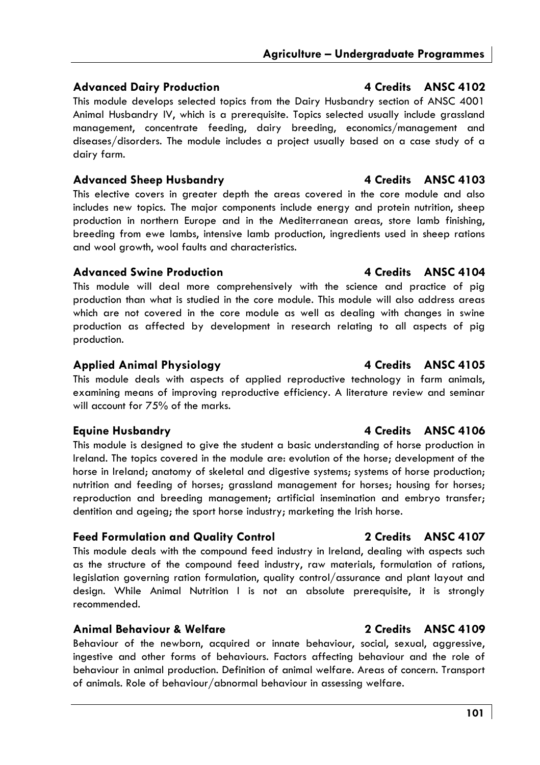### Advanced Dairy Production 4 Credits ANSC 4102

This module develops selected topics from the Dairy Husbandry section of ANSC 4001 Animal Husbandry IV, which is a prerequisite. Topics selected usually include grassland management, concentrate feeding, dairy breeding, economics/management and diseases/disorders. The module includes a project usually based on a case study of a dairy farm.

### Advanced Sheep Husbandry 4 Credits ANSC 4103

This elective covers in greater depth the areas covered in the core module and also includes new topics. The major components include energy and protein nutrition, sheep production in northern Europe and in the Mediterranean areas, store lamb finishing, breeding from ewe lambs, intensive lamb production, ingredients used in sheep rations and wool growth, wool faults and characteristics.

### Advanced Swine Production 4 Credits ANSC 4104

This module will deal more comprehensively with the science and practice of pig production than what is studied in the core module. This module will also address areas which are not covered in the core module as well as dealing with changes in swine production as affected by development in research relating to all aspects of pig production.

### Applied Animal Physiology 4 Credits ANSC 4105

This module deals with aspects of applied reproductive technology in farm animals, examining means of improving reproductive efficiency. A literature review and seminar will account for 75% of the marks.

### Equine Husbandry 4 Credits ANSC 4106

This module is designed to give the student a basic understanding of horse production in Ireland. The topics covered in the module are: evolution of the horse; development of the horse in Ireland; anatomy of skeletal and digestive systems; systems of horse production; nutrition and feeding of horses; grassland management for horses; housing for horses; reproduction and breeding management; artificial insemination and embryo transfer; dentition and ageing; the sport horse industry; marketing the Irish horse.

### Feed Formulation and Quality Control 2 Credits ANSC 4107

This module deals with the compound feed industry in Ireland, dealing with aspects such as the structure of the compound feed industry, raw materials, formulation of rations, legislation governing ration formulation, quality control/assurance and plant layout and design. While Animal Nutrition I is not an absolute prerequisite, it is strongly recommended.

### Animal Behaviour & Welfare 2 Credits ANSC 4109

Behaviour of the newborn, acquired or innate behaviour, social, sexual, aggressive, ingestive and other forms of behaviours. Factors affecting behaviour and the role of behaviour in animal production. Definition of animal welfare. Areas of concern. Transport of animals. Role of behaviour/abnormal behaviour in assessing welfare.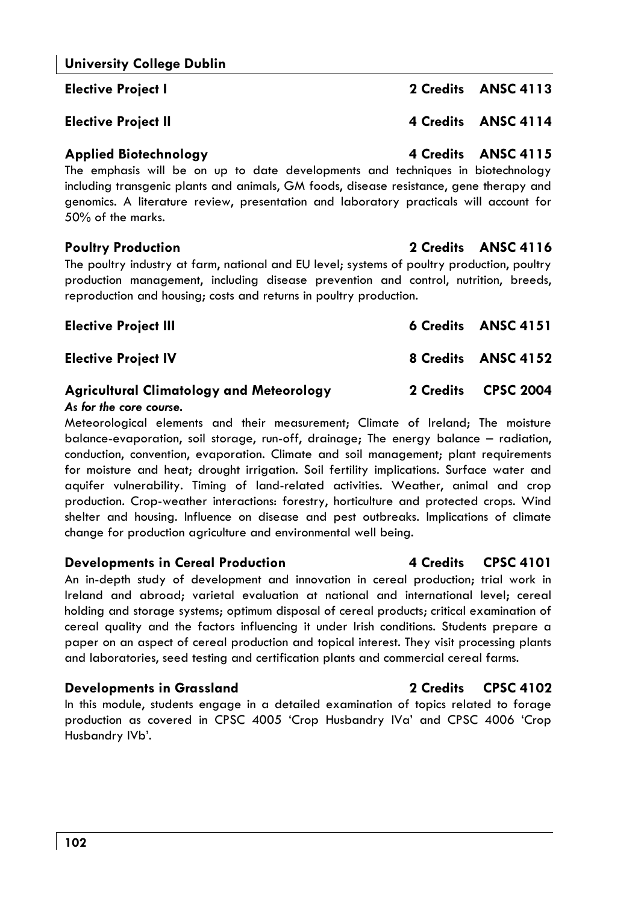### Elective Project I — 2 Credits — ANSC 4113

### Elective Project II — 4 Credits — ANSC 4114

### Applied Biotechnology — 4 Credits — ANSC 4115

The emphasis will be on up to date developments and techniques in biotechnology including transgenic plants and animals, GM foods, disease resistance, gene therapy and genomics. A literature review, presentation and laboratory practicals will account for 50% of the marks.

### Poultry Production — 2 Credits — ANSC 4116

The poultry industry at farm, national and EU level; systems of poultry production, poultry production management, including disease prevention and control, nutrition, breeds, reproduction and housing; costs and returns in poultry production.

### Elective Project III — 6 Credits — ANSC 4151

### Elective Project IV — 8 Credits — ANSC 4152

### Agricultural Climatology and Meteorology — 2 Credits — CPSC 2004

*As for the core course.*

Meteorological elements and their measurement; Climate of Ireland; The moisture balance-evaporation, soil storage, run-off, drainage; The energy balance – radiation, conduction, convention, evaporation. Climate and soil management; plant requirements for moisture and heat; drought irrigation. Soil fertility implications. Surface water and aquifer vulnerability. Timing of land-related activities. Weather, animal and crop production. Crop-weather interactions: forestry, horticulture and protected crops. Wind shelter and housing. Influence on disease and pest outbreaks. Implications of climate change for production agriculture and environmental well being.

### Developments in Cereal Production — 4 Credits — CPSC 4101

An in-depth study of development and innovation in cereal production; trial work in Ireland and abroad; varietal evaluation at national and international level; cereal holding and storage systems; optimum disposal of cereal products; critical examination of cereal quality and the factors influencing it under Irish conditions. Students prepare a paper on an aspect of cereal production and topical interest. They visit processing plants and laboratories, seed testing and certification plants and commercial cereal farms.

### Developments in Grassland — 2 Credits — CPSC 4102

In this module, students engage in a detailed examination of topics related to forage production as covered in CPSC 4005 'Crop Husbandry IVa' and CPSC 4006 'Crop Husbandry IVb'.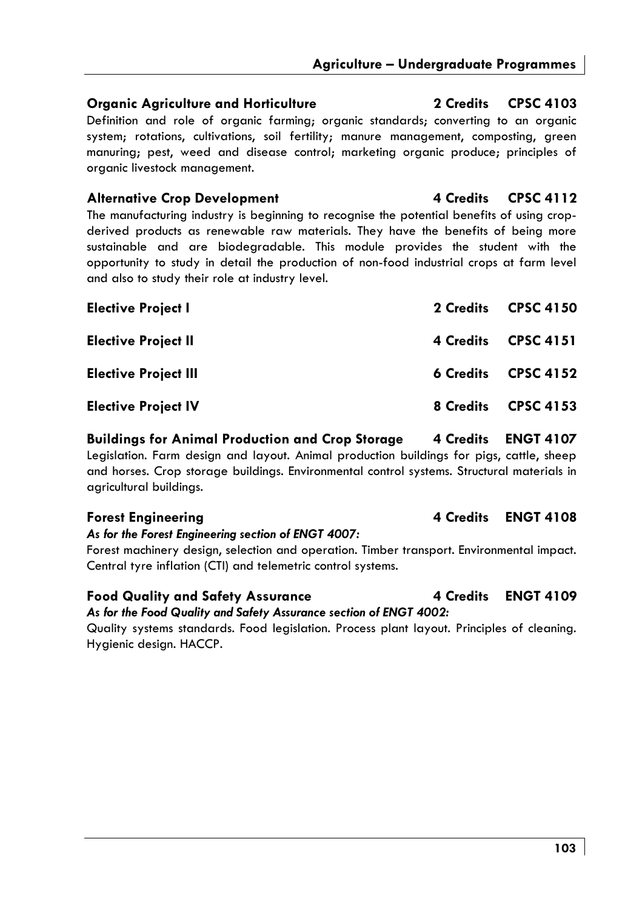### Organic Agriculture and Horticulture — 2 Credits — CPSC 4103

Definition and role of organic farming; organic standards; converting to an organic system; rotations, cultivations, soil fertility; manure management, composting, green manuring; pest, weed and disease control; marketing organic produce; principles of organic livestock management.

### Alternative Crop Development — 4 Credits — CPSC 4112

The manufacturing industry is beginning to recognise the potential benefits of using crop-derived products as renewable raw materials. They have the benefits of being more sustainable and are biodegradable. This module provides the student with the opportunity to study in detail the production of non-food industrial crops at farm level and also to study their role at industry level.

### Elective Project I — 2 Credits — CPSC 4150

### Elective Project II — 4 Credits — CPSC 4151

### Elective Project III — 6 Credits — CPSC 4152

### Elective Project IV — 8 Credits — CPSC 4153

### Buildings for Animal Production and Crop Storage — 4 Credits — ENGT 4107

Legislation. Farm design and layout. Animal production buildings for pigs, cattle, sheep and horses. Crop storage buildings. Environmental control systems. Structural materials in agricultural buildings.

### Forest Engineering — 4 Credits — ENGT 4108

***As for the Forest Engineering section of ENGT 4007:***

Forest machinery design, selection and operation. Timber transport. Environmental impact. Central tyre inflation (CTI) and telemetric control systems.

### Food Quality and Safety Assurance — 4 Credits — ENGT 4109

***As for the Food Quality and Safety Assurance section of ENGT 4002:***

Quality systems standards. Food legislation. Process plant layout. Principles of cleaning. Hygienic design. HACCP.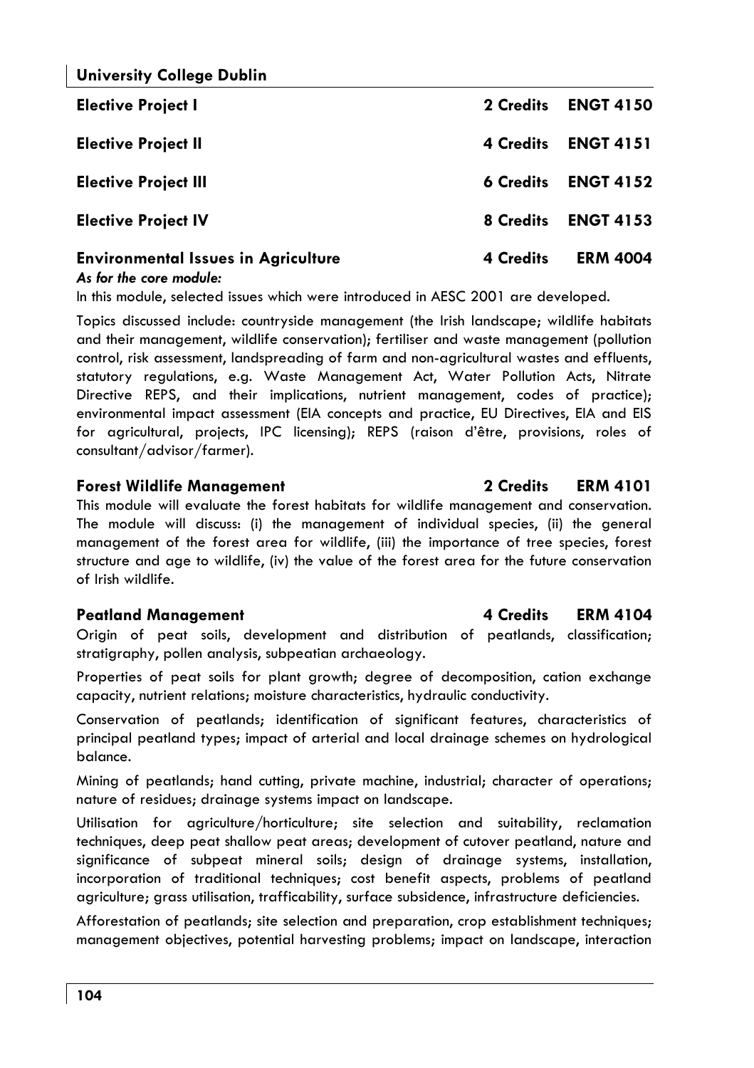### Elective Project I — 2 Credits — ENGT 4150

### Elective Project II — 4 Credits — ENGT 4151

### Elective Project III — 6 Credits — ENGT 4152

### Elective Project IV — 8 Credits — ENGT 4153

### Environmental Issues in Agriculture — 4 Credits — ERM 4004

***As for the core module:***

In this module, selected issues which were introduced in AESC 2001 are developed.

Topics discussed include: countryside management (the Irish landscape; wildlife habitats and their management, wildlife conservation); fertiliser and waste management (pollution control, risk assessment, landspreading of farm and non-agricultural wastes and effluents, statutory regulations, e.g. Waste Management Act, Water Pollution Acts, Nitrate Directive REPS, and their implications, nutrient management, codes of practice); environmental impact assessment (EIA concepts and practice, EU Directives, EIA and EIS for agricultural, projects, IPC licensing); REPS (raison d'être, provisions, roles of consultant/advisor/farmer).

### Forest Wildlife Management — 2 Credits — ERM 4101

This module will evaluate the forest habitats for wildlife management and conservation. The module will discuss: (i) the management of individual species, (ii) the general management of the forest area for wildlife, (iii) the importance of tree species, forest structure and age to wildlife, (iv) the value of the forest area for the future conservation of Irish wildlife.

### Peatland Management — 4 Credits — ERM 4104

Origin of peat soils, development and distribution of peatlands, classification; stratigraphy, pollen analysis, subpeatian archaeology.

Properties of peat soils for plant growth; degree of decomposition, cation exchange capacity, nutrient relations; moisture characteristics, hydraulic conductivity.

Conservation of peatlands; identification of significant features, characteristics of principal peatland types; impact of arterial and local drainage schemes on hydrological balance.

Mining of peatlands; hand cutting, private machine, industrial; character of operations; nature of residues; drainage systems impact on landscape.

Utilisation for agriculture/horticulture; site selection and suitability, reclamation techniques, deep peat shallow peat areas; development of cutover peatland, nature and significance of subpeat mineral soils; design of drainage systems, installation, incorporation of traditional techniques; cost benefit aspects, problems of peatland agriculture; grass utilisation, trafficability, surface subsidence, infrastructure deficiencies.

Afforestation of peatlands; site selection and preparation, crop establishment techniques; management objectives, potential harvesting problems; impact on landscape, interaction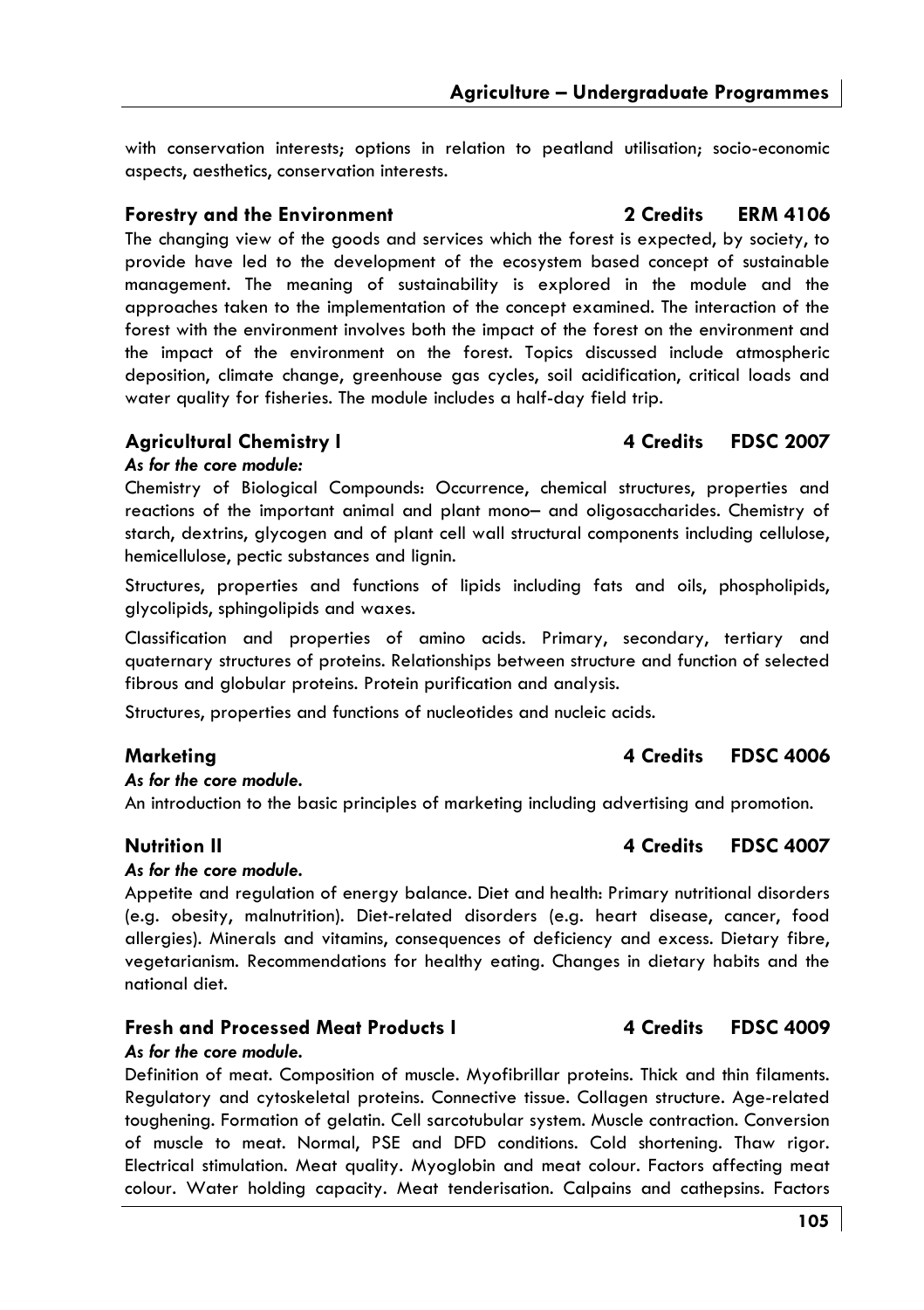with conservation interests; options in relation to peatland utilisation; socio-economic aspects, aesthetics, conservation interests.

### Forestry and the Environment — 2 Credits — ERM 4106

The changing view of the goods and services which the forest is expected, by society, to provide have led to the development of the ecosystem based concept of sustainable management. The meaning of sustainability is explored in the module and the approaches taken to the implementation of the concept examined. The interaction of the forest with the environment involves both the impact of the forest on the environment and the impact of the environment on the forest. Topics discussed include atmospheric deposition, climate change, greenhouse gas cycles, soil acidification, critical loads and water quality for fisheries. The module includes a half-day field trip.

### Agricultural Chemistry I — 4 Credits — FDSC 2007

***As for the core module:***

Chemistry of Biological Compounds: Occurrence, chemical structures, properties and reactions of the important animal and plant mono– and oligosaccharides. Chemistry of starch, dextrins, glycogen and of plant cell wall structural components including cellulose, hemicellulose, pectic substances and lignin.

Structures, properties and functions of lipids including fats and oils, phospholipids, glycolipids, sphingolipids and waxes.

Classification and properties of amino acids. Primary, secondary, tertiary and quaternary structures of proteins. Relationships between structure and function of selected fibrous and globular proteins. Protein purification and analysis.

Structures, properties and functions of nucleotides and nucleic acids.

### Marketing — 4 Credits — FDSC 4006

***As for the core module.***

An introduction to the basic principles of marketing including advertising and promotion.

### Nutrition II — 4 Credits — FDSC 4007

***As for the core module.***

Appetite and regulation of energy balance. Diet and health: Primary nutritional disorders (e.g. obesity, malnutrition). Diet-related disorders (e.g. heart disease, cancer, food allergies). Minerals and vitamins, consequences of deficiency and excess. Dietary fibre, vegetarianism. Recommendations for healthy eating. Changes in dietary habits and the national diet.

### Fresh and Processed Meat Products I — 4 Credits — FDSC 4009

***As for the core module.***

Definition of meat. Composition of muscle. Myofibrillar proteins. Thick and thin filaments. Regulatory and cytoskeletal proteins. Connective tissue. Collagen structure. Age-related toughening. Formation of gelatin. Cell sarcotubular system. Muscle contraction. Conversion of muscle to meat. Normal, PSE and DFD conditions. Cold shortening. Thaw rigor. Electrical stimulation. Meat quality. Myoglobin and meat colour. Factors affecting meat colour. Water holding capacity. Meat tenderisation. Calpains and cathepsins. Factors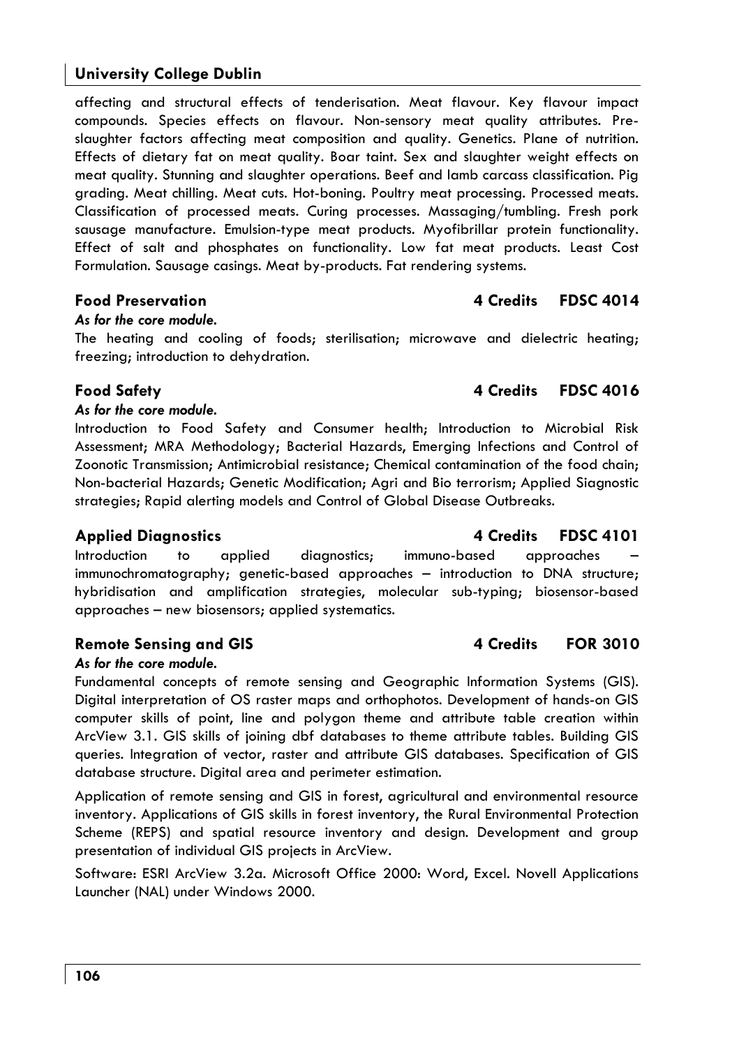affecting and structural effects of tenderisation. Meat flavour. Key flavour impact compounds. Species effects on flavour. Non-sensory meat quality attributes. Pre-slaughter factors affecting meat composition and quality. Genetics. Plane of nutrition. Effects of dietary fat on meat quality. Boar taint. Sex and slaughter weight effects on meat quality. Stunning and slaughter operations. Beef and lamb carcass classification. Pig grading. Meat chilling. Meat cuts. Hot-boning. Poultry meat processing. Processed meats. Classification of processed meats. Curing processes. Massaging/tumbling. Fresh pork sausage manufacture. Emulsion-type meat products. Myofibrillar protein functionality. Effect of salt and phosphates on functionality. Low fat meat products. Least Cost Formulation. Sausage casings. Meat by-products. Fat rendering systems.

### Food Preservation — 4 Credits — FDSC 4014

*As for the core module.*

The heating and cooling of foods; sterilisation; microwave and dielectric heating; freezing; introduction to dehydration.

### Food Safety — 4 Credits — FDSC 4016

*As for the core module.*

Introduction to Food Safety and Consumer health; Introduction to Microbial Risk Assessment; MRA Methodology; Bacterial Hazards, Emerging Infections and Control of Zoonotic Transmission; Antimicrobial resistance; Chemical contamination of the food chain; Non-bacterial Hazards; Genetic Modification; Agri and Bio terrorism; Applied Siagnostic strategies; Rapid alerting models and Control of Global Disease Outbreaks.

### Applied Diagnostics — 4 Credits — FDSC 4101

Introduction to applied diagnostics; immuno-based approaches – immunochromatography; genetic-based approaches – introduction to DNA structure; hybridisation and amplification strategies, molecular sub-typing; biosensor-based approaches – new biosensors; applied systematics.

### Remote Sensing and GIS — 4 Credits — FOR 3010

*As for the core module.*

Fundamental concepts of remote sensing and Geographic Information Systems (GIS). Digital interpretation of OS raster maps and orthophotos. Development of hands-on GIS computer skills of point, line and polygon theme and attribute table creation within ArcView 3.1. GIS skills of joining dbf databases to theme attribute tables. Building GIS queries. Integration of vector, raster and attribute GIS databases. Specification of GIS database structure. Digital area and perimeter estimation.

Application of remote sensing and GIS in forest, agricultural and environmental resource inventory. Applications of GIS skills in forest inventory, the Rural Environmental Protection Scheme (REPS) and spatial resource inventory and design. Development and group presentation of individual GIS projects in ArcView.

Software: ESRI ArcView 3.2a. Microsoft Office 2000: Word, Excel. Novell Applications Launcher (NAL) under Windows 2000.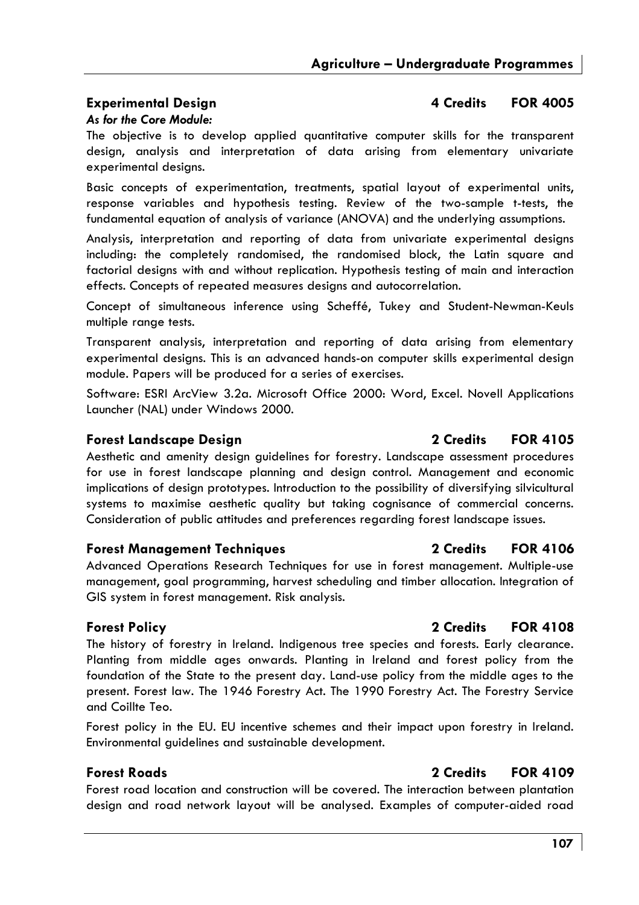### Experimental Design — 4 Credits — FOR 4005

*As for the Core Module:*

The objective is to develop applied quantitative computer skills for the transparent design, analysis and interpretation of data arising from elementary univariate experimental designs.

Basic concepts of experimentation, treatments, spatial layout of experimental units, response variables and hypothesis testing. Review of the two-sample t-tests, the fundamental equation of analysis of variance (ANOVA) and the underlying assumptions.

Analysis, interpretation and reporting of data from univariate experimental designs including: the completely randomised, the randomised block, the Latin square and factorial designs with and without replication. Hypothesis testing of main and interaction effects. Concepts of repeated measures designs and autocorrelation.

Concept of simultaneous inference using Scheffé, Tukey and Student-Newman-Keuls multiple range tests.

Transparent analysis, interpretation and reporting of data arising from elementary experimental designs. This is an advanced hands-on computer skills experimental design module. Papers will be produced for a series of exercises.

Software: ESRI ArcView 3.2a. Microsoft Office 2000: Word, Excel. Novell Applications Launcher (NAL) under Windows 2000.

### Forest Landscape Design — 2 Credits — FOR 4105

Aesthetic and amenity design guidelines for forestry. Landscape assessment procedures for use in forest landscape planning and design control. Management and economic implications of design prototypes. Introduction to the possibility of diversifying silvicultural systems to maximise aesthetic quality but taking cognisance of commercial concerns. Consideration of public attitudes and preferences regarding forest landscape issues.

### Forest Management Techniques — 2 Credits — FOR 4106

Advanced Operations Research Techniques for use in forest management. Multiple-use management, goal programming, harvest scheduling and timber allocation. Integration of GIS system in forest management. Risk analysis.

### Forest Policy — 2 Credits — FOR 4108

The history of forestry in Ireland. Indigenous tree species and forests. Early clearance. Planting from middle ages onwards. Planting in Ireland and forest policy from the foundation of the State to the present day. Land-use policy from the middle ages to the present. Forest law. The 1946 Forestry Act. The 1990 Forestry Act. The Forestry Service and Coillte Teo.

Forest policy in the EU. EU incentive schemes and their impact upon forestry in Ireland. Environmental guidelines and sustainable development.

### Forest Roads — 2 Credits — FOR 4109

Forest road location and construction will be covered. The interaction between plantation design and road network layout will be analysed. Examples of computer-aided road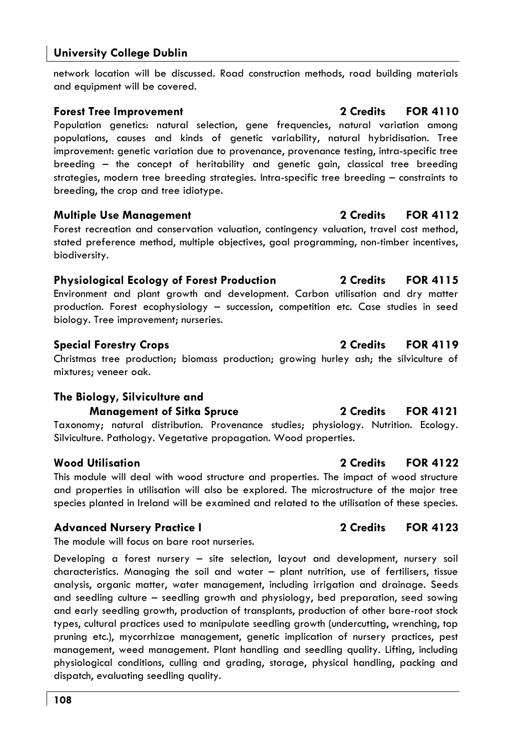network location will be discussed. Road construction methods, road building materials and equipment will be covered.

### Forest Tree Improvement — 2 Credits — FOR 4110

Population genetics: natural selection, gene frequencies, natural variation among populations, causes and kinds of genetic variability, natural hybridisation. Tree improvement: genetic variation due to provenance, provenance testing, intra-specific tree breeding – the concept of heritability and genetic gain, classical tree breeding strategies, modern tree breeding strategies. Intra-specific tree breeding – constraints to breeding, the crop and tree idiotype.

### Multiple Use Management — 2 Credits — FOR 4112

Forest recreation and conservation valuation, contingency valuation, travel cost method, stated preference method, multiple objectives, goal programming, non-timber incentives, biodiversity.

### Physiological Ecology of Forest Production — 2 Credits — FOR 4115

Environment and plant growth and development. Carbon utilisation and dry matter production. Forest ecophysiology – succession, competition etc. Case studies in seed biology. Tree improvement; nurseries.

### Special Forestry Crops — 2 Credits — FOR 4119

Christmas tree production; biomass production; growing hurley ash; the silviculture of mixtures; veneer oak.

### The Biology, Silviculture and Management of Sitka Spruce — 2 Credits — FOR 4121

Taxonomy; natural distribution. Provenance studies; physiology. Nutrition. Ecology. Silviculture. Pathology. Vegetative propagation. Wood properties.

### Wood Utilisation — 2 Credits — FOR 4122

This module will deal with wood structure and properties. The impact of wood structure and properties in utilisation will also be explored. The microstructure of the major tree species planted in Ireland will be examined and related to the utilisation of these species.

### Advanced Nursery Practice I — 2 Credits — FOR 4123

The module will focus on bare root nurseries.

Developing a forest nursery – site selection, layout and development, nursery soil characteristics. Managing the soil and water – plant nutrition, use of fertilisers, tissue analysis, organic matter, water management, including irrigation and drainage. Seeds and seedling culture – seedling growth and physiology, bed preparation, seed sowing and early seedling growth, production of transplants, production of other bare-root stock types, cultural practices used to manipulate seedling growth (undercutting, wrenching, top pruning etc.), mycorrhizae management, genetic implication of nursery practices, pest management, weed management. Plant handling and seedling quality. Lifting, including physiological conditions, culling and grading, storage, physical handling, packing and dispatch, evaluating seedling quality.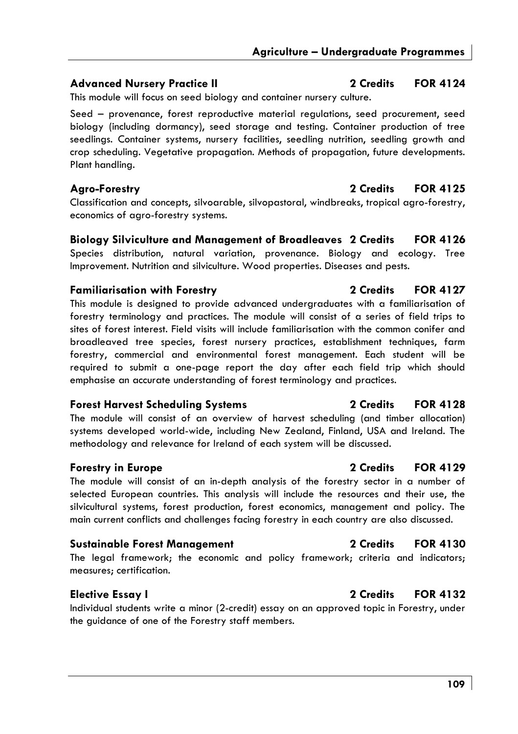### Advanced Nursery Practice II — 2 Credits — FOR 4124

This module will focus on seed biology and container nursery culture.

Seed – provenance, forest reproductive material regulations, seed procurement, seed biology (including dormancy), seed storage and testing. Container production of tree seedlings. Container systems, nursery facilities, seedling nutrition, seedling growth and crop scheduling. Vegetative propagation. Methods of propagation, future developments. Plant handling.

### Agro-Forestry — 2 Credits — FOR 4125

Classification and concepts, silvoarable, silvopastoral, windbreaks, tropical agro-forestry, economics of agro-forestry systems.

### Biology Silviculture and Management of Broadleaves — 2 Credits — FOR 4126

Species distribution, natural variation, provenance. Biology and ecology. Tree Improvement. Nutrition and silviculture. Wood properties. Diseases and pests.

### Familiarisation with Forestry — 2 Credits — FOR 4127

This module is designed to provide advanced undergraduates with a familiarisation of forestry terminology and practices. The module will consist of a series of field trips to sites of forest interest. Field visits will include familiarisation with the common conifer and broadleaved tree species, forest nursery practices, establishment techniques, farm forestry, commercial and environmental forest management. Each student will be required to submit a one-page report the day after each field trip which should emphasise an accurate understanding of forest terminology and practices.

### Forest Harvest Scheduling Systems — 2 Credits — FOR 4128

The module will consist of an overview of harvest scheduling (and timber allocation) systems developed world-wide, including New Zealand, Finland, USA and Ireland. The methodology and relevance for Ireland of each system will be discussed.

### Forestry in Europe — 2 Credits — FOR 4129

The module will consist of an in-depth analysis of the forestry sector in a number of selected European countries. This analysis will include the resources and their use, the silvicultural systems, forest production, forest economics, management and policy. The main current conflicts and challenges facing forestry in each country are also discussed.

### Sustainable Forest Management — 2 Credits — FOR 4130

The legal framework; the economic and policy framework; criteria and indicators; measures; certification.

### Elective Essay I — 2 Credits — FOR 4132

Individual students write a minor (2-credit) essay on an approved topic in Forestry, under the guidance of one of the Forestry staff members.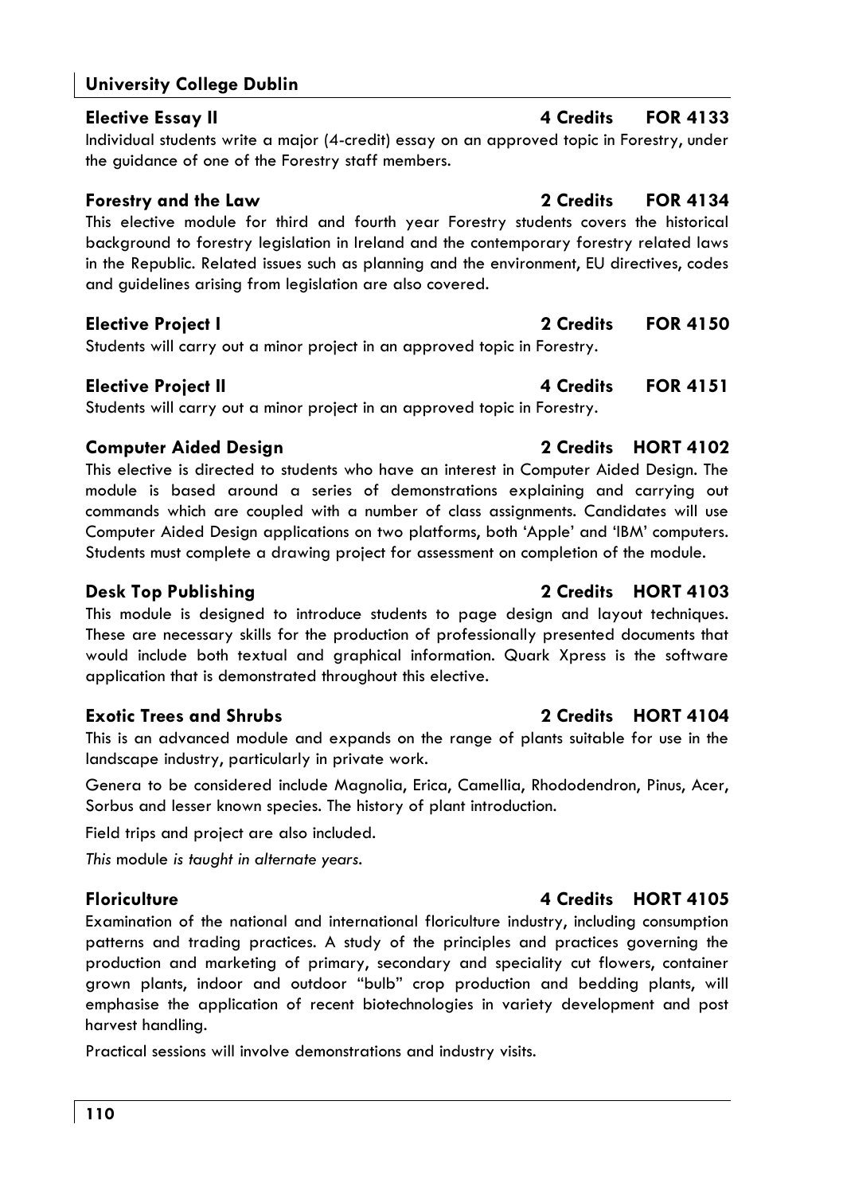### Elective Essay II — 4 Credits — FOR 4133

Individual students write a major (4-credit) essay on an approved topic in Forestry, under the guidance of one of the Forestry staff members.

### Forestry and the Law — 2 Credits — FOR 4134

This elective module for third and fourth year Forestry students covers the historical background to forestry legislation in Ireland and the contemporary forestry related laws in the Republic. Related issues such as planning and the environment, EU directives, codes and guidelines arising from legislation are also covered.

### Elective Project I — 2 Credits — FOR 4150

Students will carry out a minor project in an approved topic in Forestry.

### Elective Project II — 4 Credits — FOR 4151

Students will carry out a minor project in an approved topic in Forestry.

### Computer Aided Design — 2 Credits — HORT 4102

This elective is directed to students who have an interest in Computer Aided Design. The module is based around a series of demonstrations explaining and carrying out commands which are coupled with a number of class assignments. Candidates will use Computer Aided Design applications on two platforms, both 'Apple' and 'IBM' computers. Students must complete a drawing project for assessment on completion of the module.

### Desk Top Publishing — 2 Credits — HORT 4103

This module is designed to introduce students to page design and layout techniques. These are necessary skills for the production of professionally presented documents that would include both textual and graphical information. Quark Xpress is the software application that is demonstrated throughout this elective.

### Exotic Trees and Shrubs — 2 Credits — HORT 4104

This is an advanced module and expands on the range of plants suitable for use in the landscape industry, particularly in private work.

Genera to be considered include Magnolia, Erica, Camellia, Rhododendron, Pinus, Acer, Sorbus and lesser known species. The history of plant introduction.

Field trips and project are also included.

*This module is taught in alternate years.*

### Floriculture — 4 Credits — HORT 4105

Examination of the national and international floriculture industry, including consumption patterns and trading practices. A study of the principles and practices governing the production and marketing of primary, secondary and speciality cut flowers, container grown plants, indoor and outdoor "bulb" crop production and bedding plants, will emphasise the application of recent biotechnologies in variety development and post harvest handling.

Practical sessions will involve demonstrations and industry visits.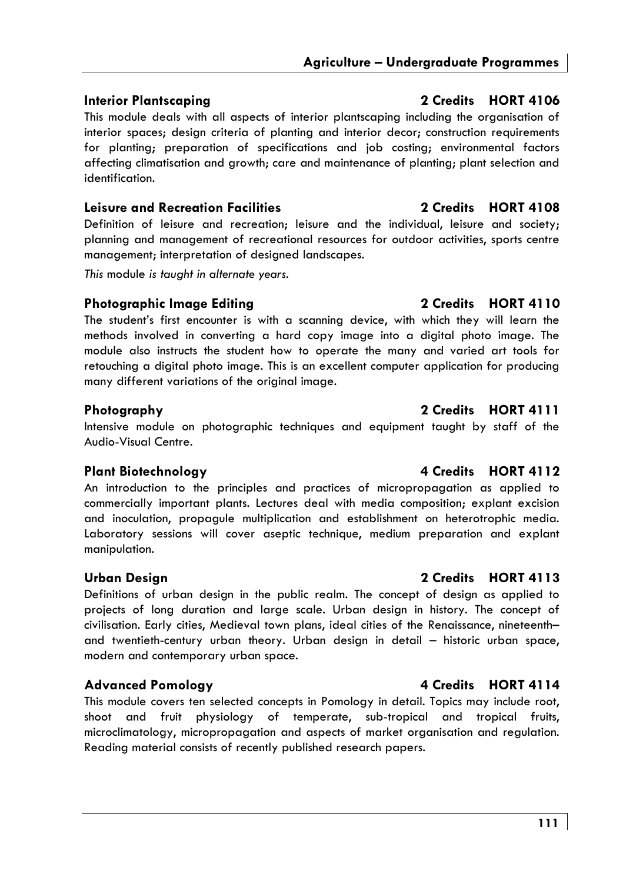### Interior Plantscaping — 2 Credits — HORT 4106

This module deals with all aspects of interior plantscaping including the organisation of interior spaces; design criteria of planting and interior decor; construction requirements for planting; preparation of specifications and job costing; environmental factors affecting climatisation and growth; care and maintenance of planting; plant selection and identification.

### Leisure and Recreation Facilities — 2 Credits — HORT 4108

Definition of leisure and recreation; leisure and the individual, leisure and society; planning and management of recreational resources for outdoor activities, sports centre management; interpretation of designed landscapes.

*This module is taught in alternate years.*

### Photographic Image Editing — 2 Credits — HORT 4110

The student's first encounter is with a scanning device, with which they will learn the methods involved in converting a hard copy image into a digital photo image. The module also instructs the student how to operate the many and varied art tools for retouching a digital photo image. This is an excellent computer application for producing many different variations of the original image.

### Photography — 2 Credits — HORT 4111

Intensive module on photographic techniques and equipment taught by staff of the Audio-Visual Centre.

### Plant Biotechnology — 4 Credits — HORT 4112

An introduction to the principles and practices of micropropagation as applied to commercially important plants. Lectures deal with media composition; explant excision and inoculation, propagule multiplication and establishment on heterotrophic media. Laboratory sessions will cover aseptic technique, medium preparation and explant manipulation.

### Urban Design — 2 Credits — HORT 4113

Definitions of urban design in the public realm. The concept of design as applied to projects of long duration and large scale. Urban design in history. The concept of civilisation. Early cities, Medieval town plans, ideal cities of the Renaissance, nineteenth– and twentieth-century urban theory. Urban design in detail – historic urban space, modern and contemporary urban space.

### Advanced Pomology — 4 Credits — HORT 4114

This module covers ten selected concepts in Pomology in detail. Topics may include root, shoot and fruit physiology of temperate, sub-tropical and tropical fruits, microclimatology, micropropagation and aspects of market organisation and regulation. Reading material consists of recently published research papers.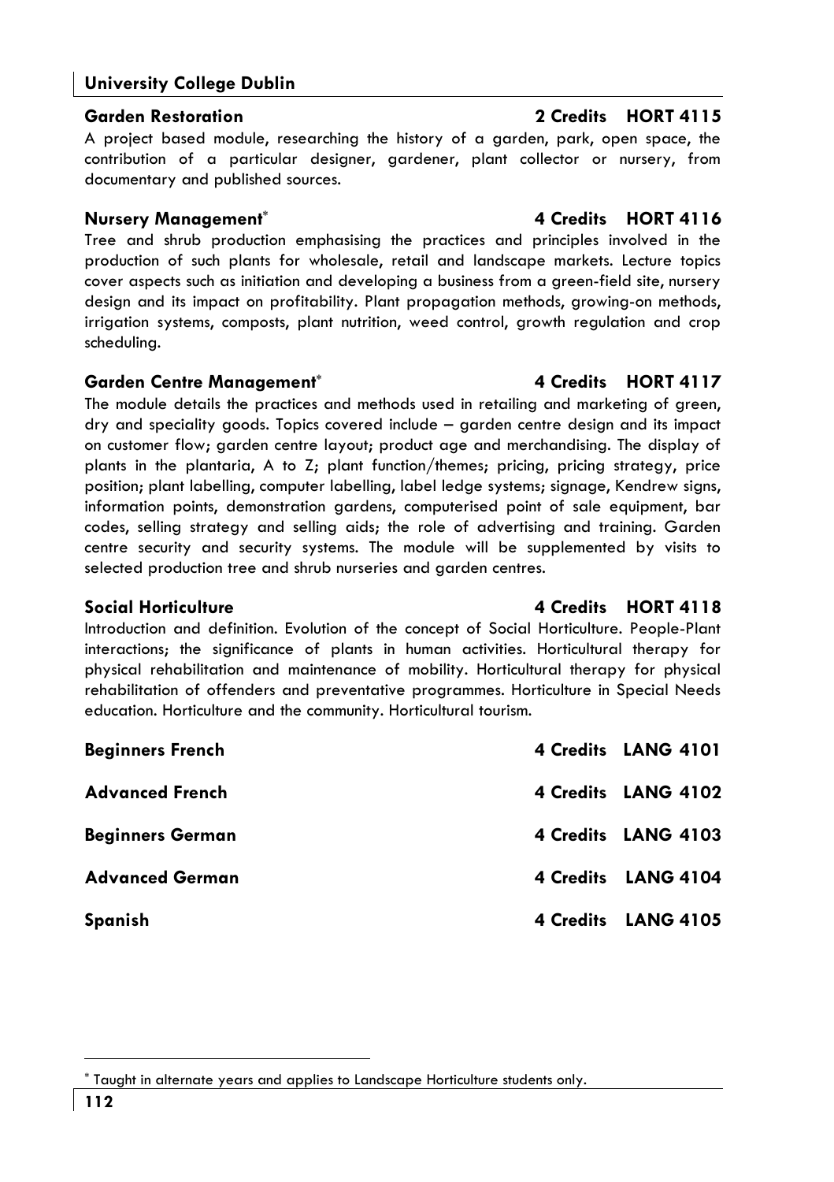### Garden Restoration — 2 Credits — HORT 4115

A project based module, researching the history of a garden, park, open space, the contribution of a particular designer, gardener, plant collector or nursery, from documentary and published sources.

### Nursery Management* — 4 Credits — HORT 4116

Tree and shrub production emphasising the practices and principles involved in the production of such plants for wholesale, retail and landscape markets. Lecture topics cover aspects such as initiation and developing a business from a green-field site, nursery design and its impact on profitability. Plant propagation methods, growing-on methods, irrigation systems, composts, plant nutrition, weed control, growth regulation and crop scheduling.

### Garden Centre Management* — 4 Credits — HORT 4117

The module details the practices and methods used in retailing and marketing of green, dry and speciality goods. Topics covered include – garden centre design and its impact on customer flow; garden centre layout; product age and merchandising. The display of plants in the plantaria, A to Z; plant function/themes; pricing, pricing strategy, price position; plant labelling, computer labelling, label ledge systems; signage, Kendrew signs, information points, demonstration gardens, computerised point of sale equipment, bar codes, selling strategy and selling aids; the role of advertising and training. Garden centre security and security systems. The module will be supplemented by visits to selected production tree and shrub nurseries and garden centres.

### Social Horticulture — 4 Credits — HORT 4118

Introduction and definition. Evolution of the concept of Social Horticulture. People-Plant interactions; the significance of plants in human activities. Horticultural therapy for physical rehabilitation and maintenance of mobility. Horticultural therapy for physical rehabilitation of offenders and preventative programmes. Horticulture in Special Needs education. Horticulture and the community. Horticultural tourism.

### Beginners French — 4 Credits — LANG 4101

### Advanced French — 4 Credits — LANG 4102

### Beginners German — 4 Credits — LANG 4103

### Advanced German — 4 Credits — LANG 4104

### Spanish — 4 Credits — LANG 4105

---

* Taught in alternate years and applies to Landscape Horticulture students only.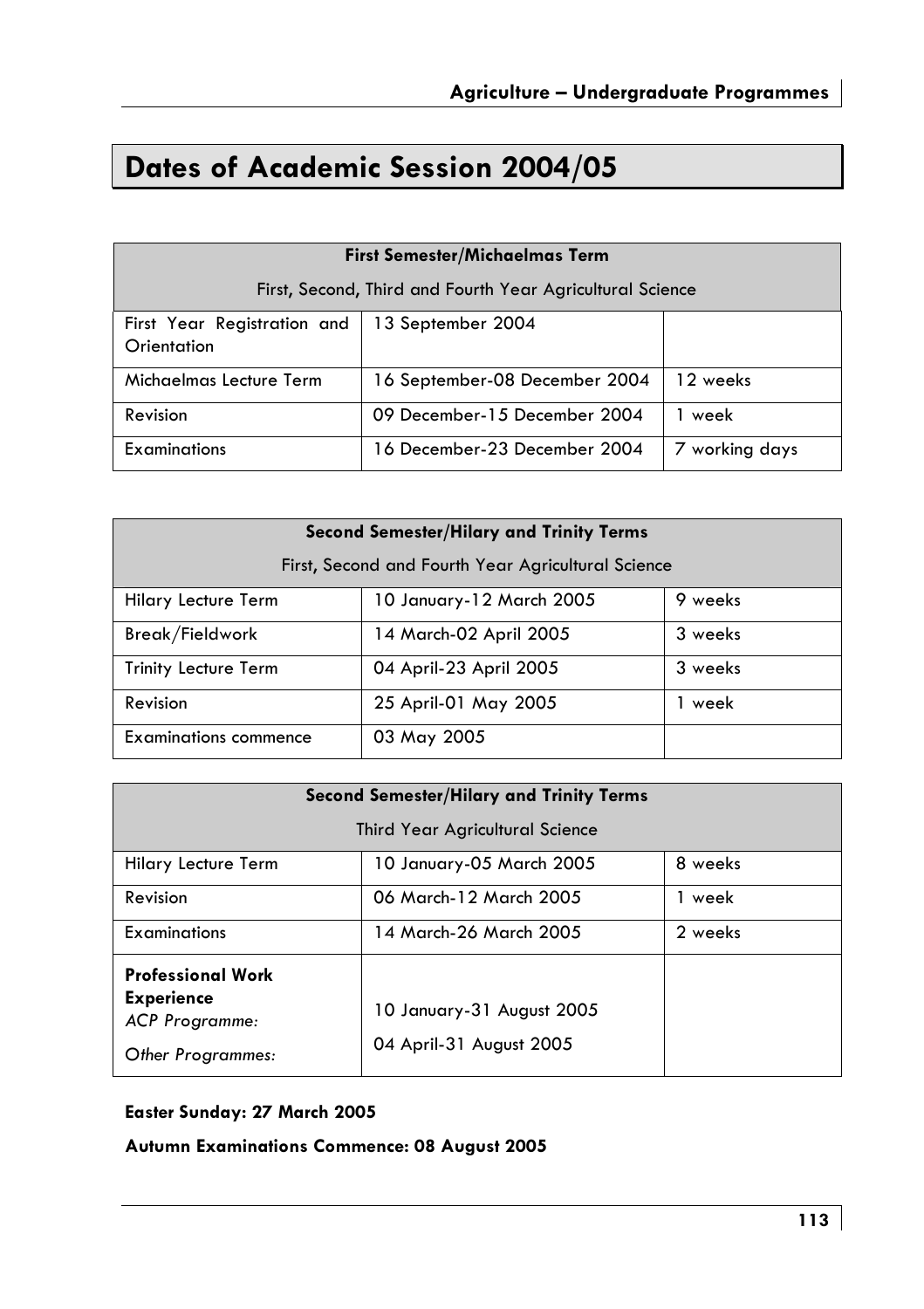# Dates of Academic Session 2004/05

| First Semester/Michaelmas Term<br>First, Second, Third and Fourth Year Agricultural Science | | |
|---|---|---|
| First Year Registration and Orientation | 13 September 2004 | |
| Michaelmas Lecture Term | 16 September-08 December 2004 | 12 weeks |
| Revision | 09 December-15 December 2004 | 1 week |
| Examinations | 16 December-23 December 2004 | 7 working days |

| Second Semester/Hilary and Trinity Terms<br>First, Second and Fourth Year Agricultural Science | | |
|---|---|---|
| Hilary Lecture Term | 10 January-12 March 2005 | 9 weeks |
| Break/Fieldwork | 14 March-02 April 2005 | 3 weeks |
| Trinity Lecture Term | 04 April-23 April 2005 | 3 weeks |
| Revision | 25 April-01 May 2005 | 1 week |
| Examinations commence | 03 May 2005 | |

| Second Semester/Hilary and Trinity Terms<br>Third Year Agricultural Science | | |
|---|---|---|
| Hilary Lecture Term | 10 January-05 March 2005 | 8 weeks |
| Revision | 06 March-12 March 2005 | 1 week |
| Examinations | 14 March-26 March 2005 | 2 weeks |
| **Professional Work Experience**<br>*ACP Programme:*<br>*Other Programmes:* | 10 January-31 August 2005<br>04 April-31 August 2005 | |

**Easter Sunday: 27 March 2005**

**Autumn Examinations Commence: 08 August 2005**